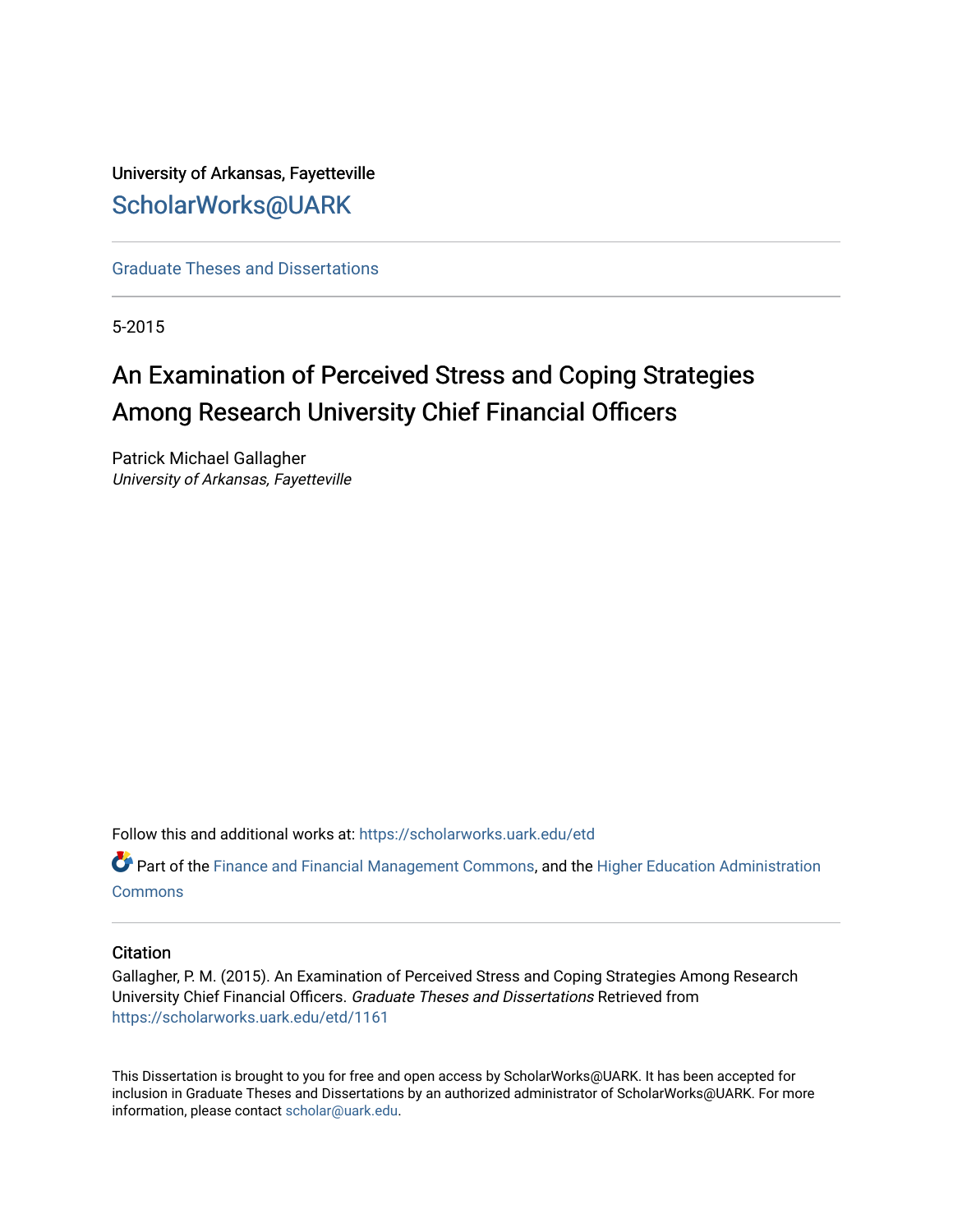University of Arkansas, Fayetteville

# ScholarWorks@UARK

Graduate Theses and Dissertations

5-2015

# An Examination of Perceived Stress and Coping Strategies Among Research University Chief Financial Officers

Patrick Michael Gallagher
*University of Arkansas, Fayetteville*

Follow this and additional works at: https://scholarworks.uark.edu/etd

Part of the Finance and Financial Management Commons, and the Higher Education Administration Commons

## Citation

Gallagher, P. M. (2015). An Examination of Perceived Stress and Coping Strategies Among Research University Chief Financial Officers. *Graduate Theses and Dissertations* Retrieved from https://scholarworks.uark.edu/etd/1161

This Dissertation is brought to you for free and open access by ScholarWorks@UARK. It has been accepted for inclusion in Graduate Theses and Dissertations by an authorized administrator of ScholarWorks@UARK. For more information, please contact scholar@uark.edu.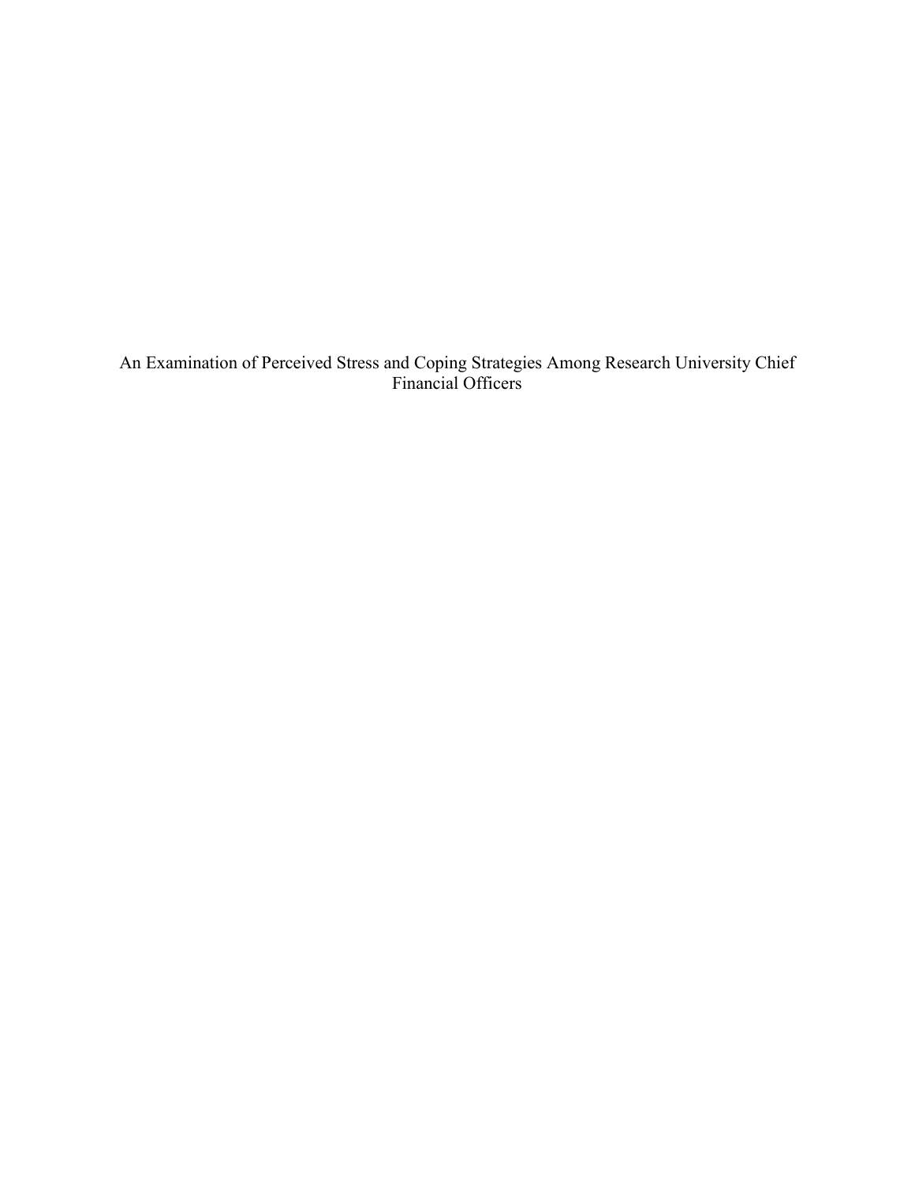An Examination of Perceived Stress and Coping Strategies Among Research University Chief Financial Officers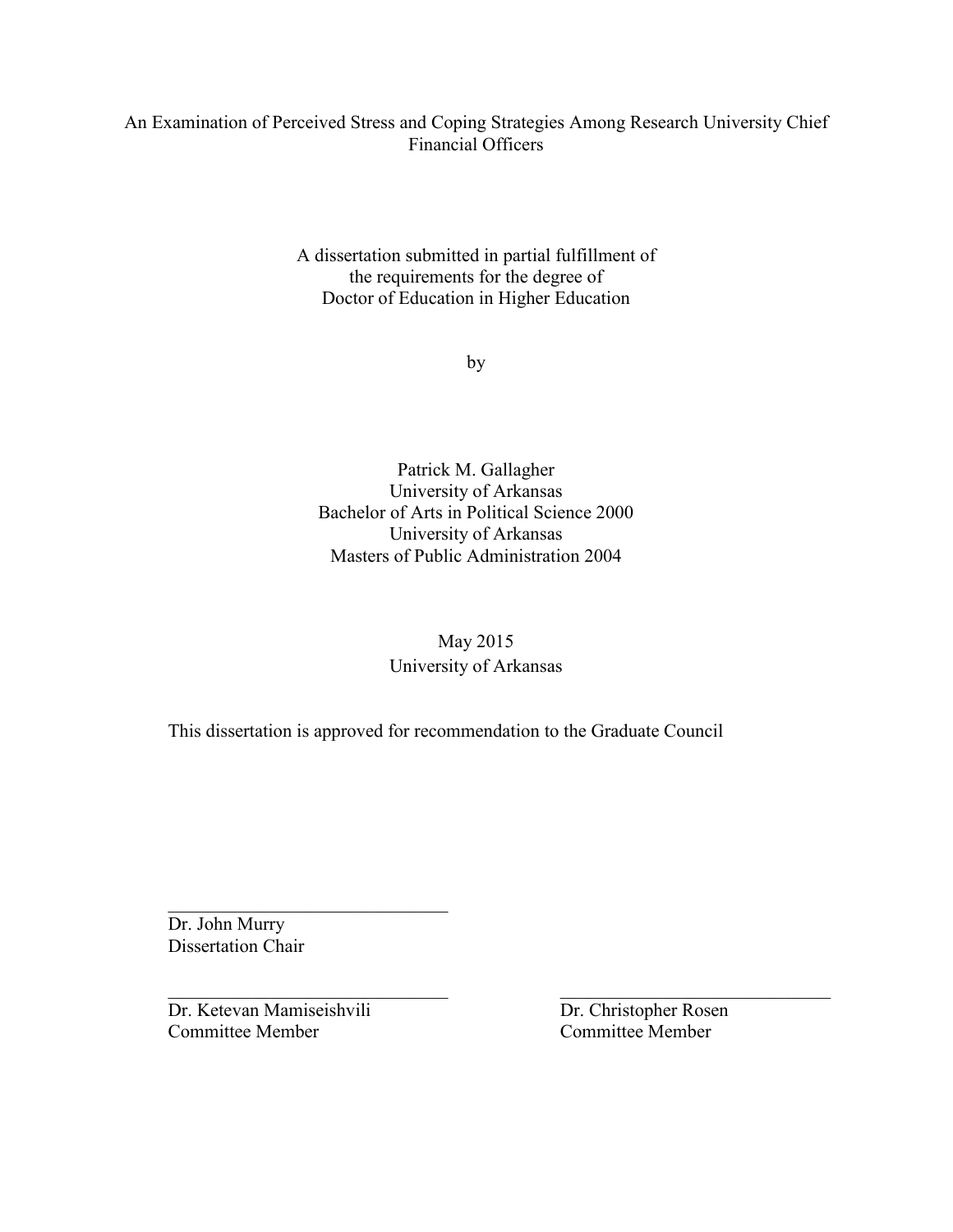An Examination of Perceived Stress and Coping Strategies Among Research University Chief Financial Officers

A dissertation submitted in partial fulfillment of
the requirements for the degree of
Doctor of Education in Higher Education

by

Patrick M. Gallagher
University of Arkansas
Bachelor of Arts in Political Science 2000
University of Arkansas
Masters of Public Administration 2004

May 2015
University of Arkansas

This dissertation is approved for recommendation to the Graduate Council

______________________________
Dr. John Murry
Dissertation Chair

______________________________
Dr. Ketevan Mamiseishvili
Committee Member

______________________________
Dr. Christopher Rosen
Committee Member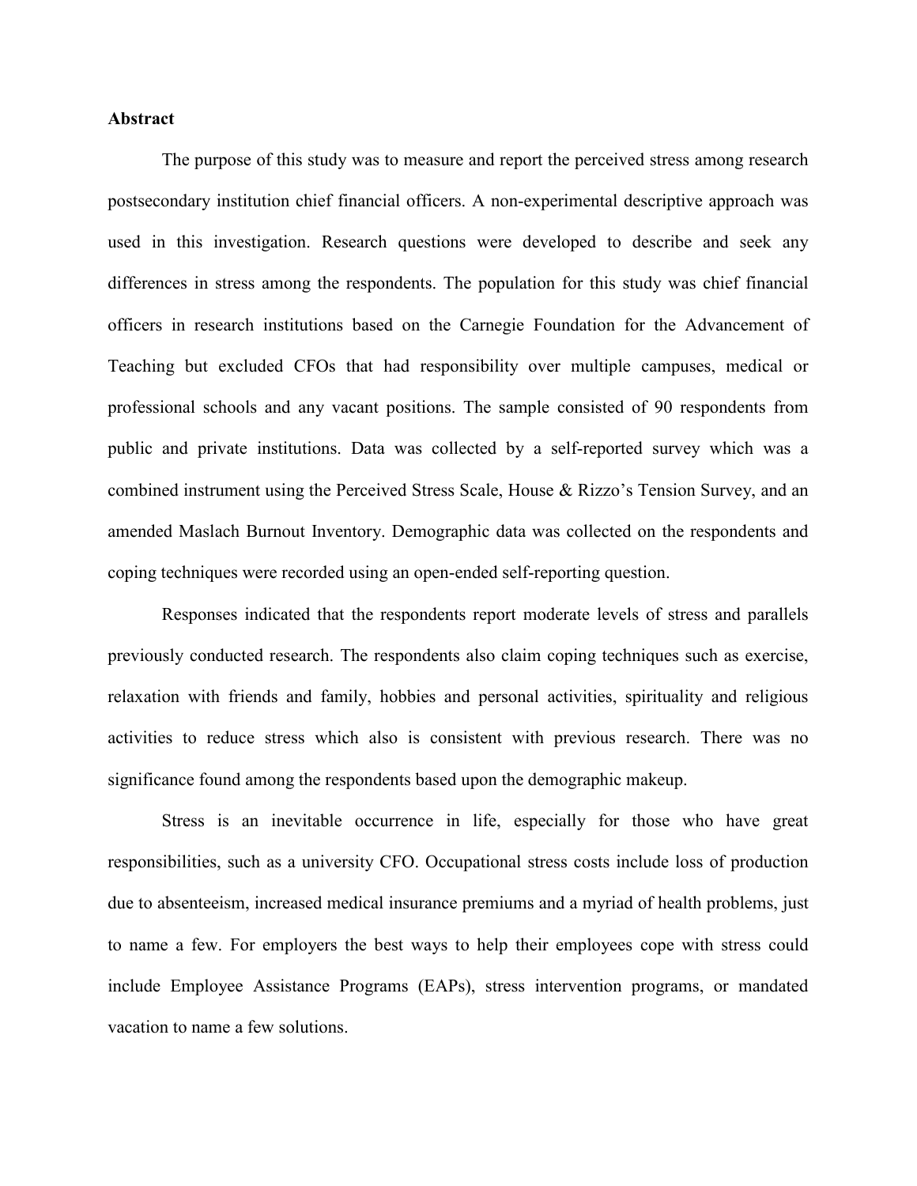**Abstract**

The purpose of this study was to measure and report the perceived stress among research postsecondary institution chief financial officers. A non-experimental descriptive approach was used in this investigation. Research questions were developed to describe and seek any differences in stress among the respondents. The population for this study was chief financial officers in research institutions based on the Carnegie Foundation for the Advancement of Teaching but excluded CFOs that had responsibility over multiple campuses, medical or professional schools and any vacant positions. The sample consisted of 90 respondents from public and private institutions. Data was collected by a self-reported survey which was a combined instrument using the Perceived Stress Scale, House & Rizzo's Tension Survey, and an amended Maslach Burnout Inventory. Demographic data was collected on the respondents and coping techniques were recorded using an open-ended self-reporting question.

Responses indicated that the respondents report moderate levels of stress and parallels previously conducted research. The respondents also claim coping techniques such as exercise, relaxation with friends and family, hobbies and personal activities, spirituality and religious activities to reduce stress which also is consistent with previous research. There was no significance found among the respondents based upon the demographic makeup.

Stress is an inevitable occurrence in life, especially for those who have great responsibilities, such as a university CFO. Occupational stress costs include loss of production due to absenteeism, increased medical insurance premiums and a myriad of health problems, just to name a few. For employers the best ways to help their employees cope with stress could include Employee Assistance Programs (EAPs), stress intervention programs, or mandated vacation to name a few solutions.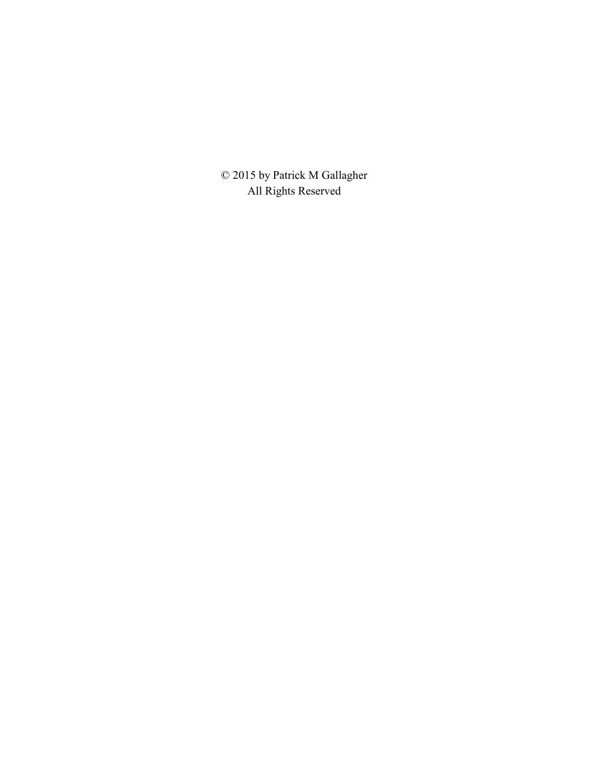© 2015 by Patrick M Gallagher
All Rights Reserved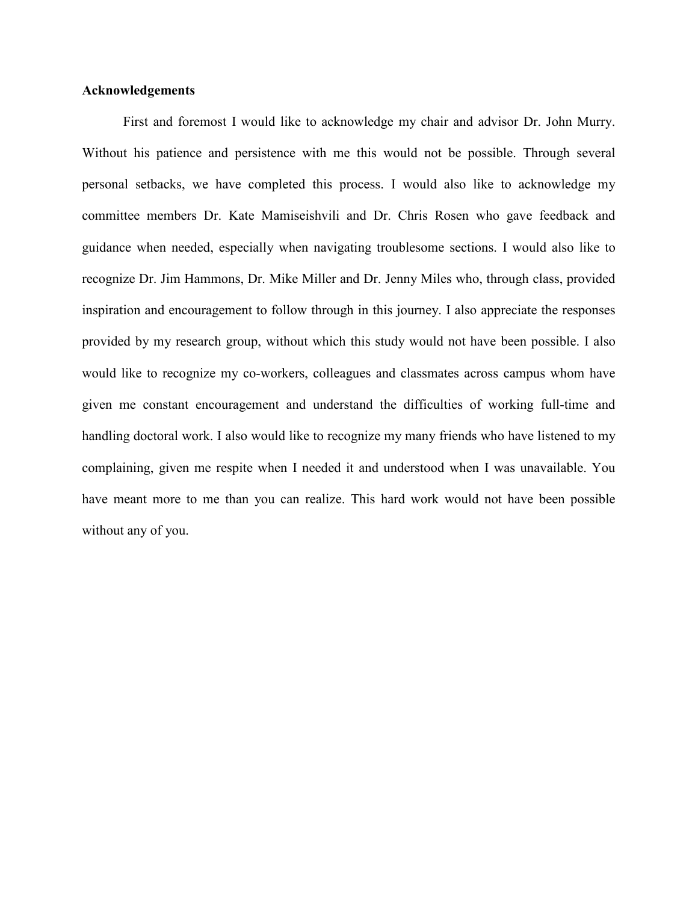**Acknowledgements**

First and foremost I would like to acknowledge my chair and advisor Dr. John Murry. Without his patience and persistence with me this would not be possible. Through several personal setbacks, we have completed this process. I would also like to acknowledge my committee members Dr. Kate Mamiseishvili and Dr. Chris Rosen who gave feedback and guidance when needed, especially when navigating troublesome sections. I would also like to recognize Dr. Jim Hammons, Dr. Mike Miller and Dr. Jenny Miles who, through class, provided inspiration and encouragement to follow through in this journey. I also appreciate the responses provided by my research group, without which this study would not have been possible. I also would like to recognize my co-workers, colleagues and classmates across campus whom have given me constant encouragement and understand the difficulties of working full-time and handling doctoral work. I also would like to recognize my many friends who have listened to my complaining, given me respite when I needed it and understood when I was unavailable. You have meant more to me than you can realize. This hard work would not have been possible without any of you.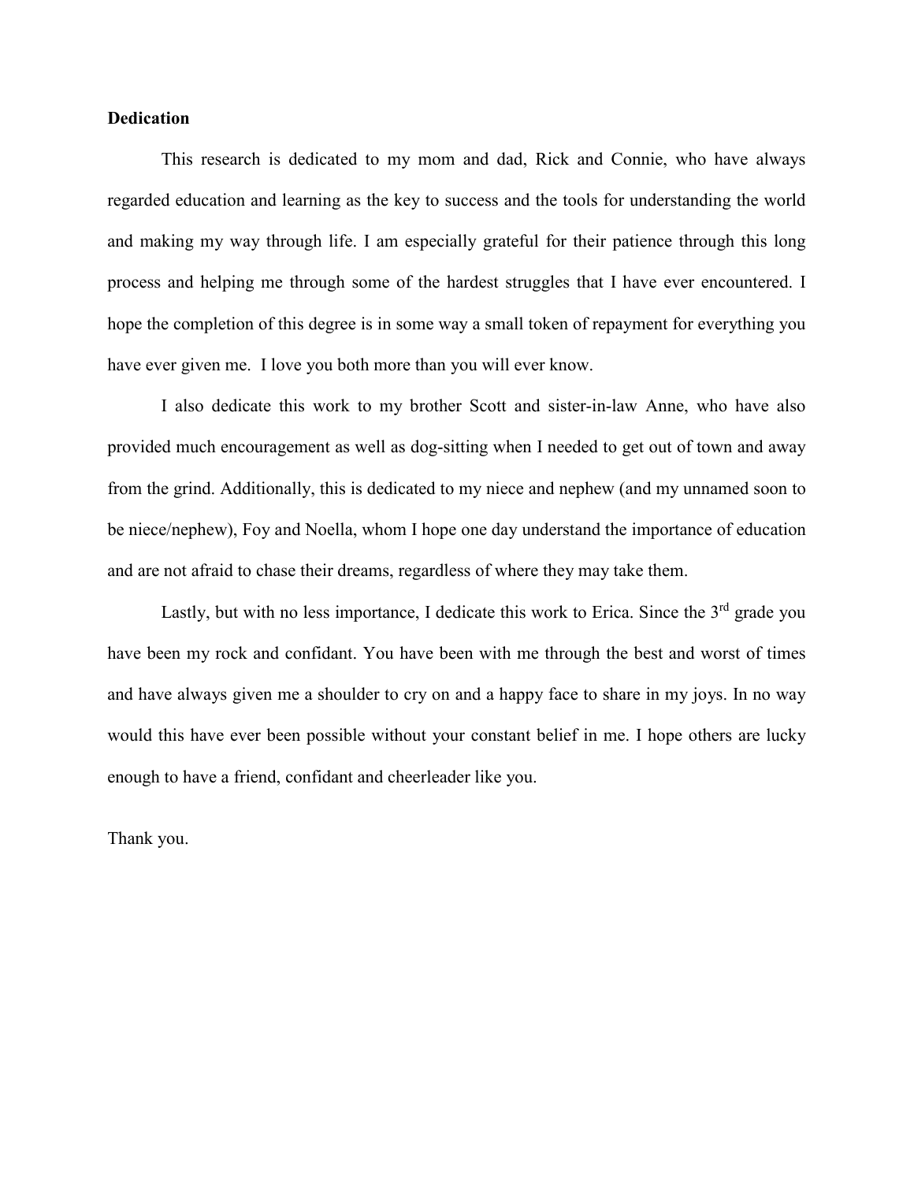**Dedication**

This research is dedicated to my mom and dad, Rick and Connie, who have always regarded education and learning as the key to success and the tools for understanding the world and making my way through life. I am especially grateful for their patience through this long process and helping me through some of the hardest struggles that I have ever encountered. I hope the completion of this degree is in some way a small token of repayment for everything you have ever given me. I love you both more than you will ever know.

I also dedicate this work to my brother Scott and sister-in-law Anne, who have also provided much encouragement as well as dog-sitting when I needed to get out of town and away from the grind. Additionally, this is dedicated to my niece and nephew (and my unnamed soon to be niece/nephew), Foy and Noella, whom I hope one day understand the importance of education and are not afraid to chase their dreams, regardless of where they may take them.

Lastly, but with no less importance, I dedicate this work to Erica. Since the 3rd grade you have been my rock and confidant. You have been with me through the best and worst of times and have always given me a shoulder to cry on and a happy face to share in my joys. In no way would this have ever been possible without your constant belief in me. I hope others are lucky enough to have a friend, confidant and cheerleader like you.

Thank you.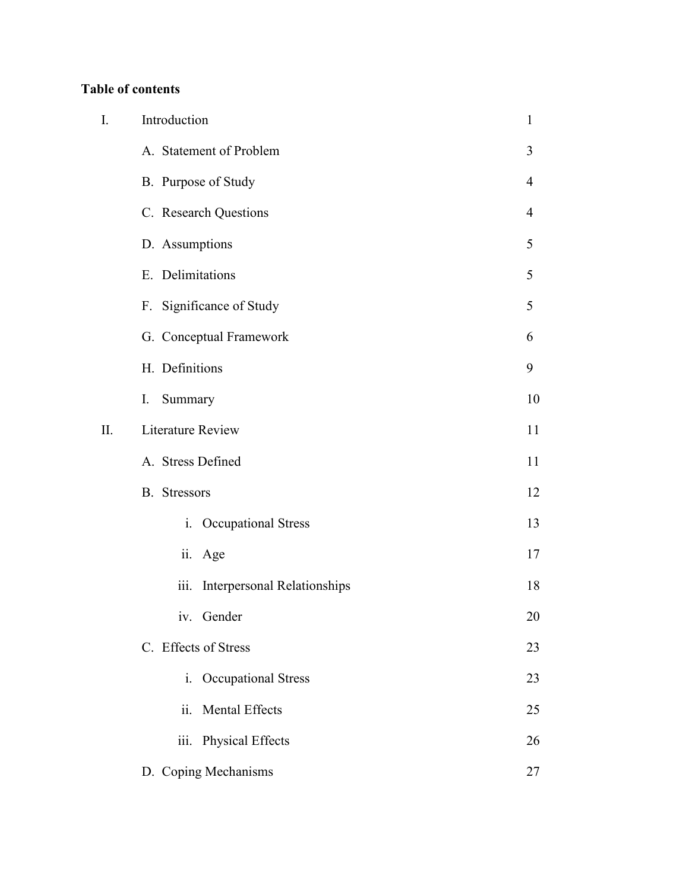**Table of contents**

| | | |
|---|---|---|
| I. | Introduction | 1 |
| | A. Statement of Problem | 3 |
| | B. Purpose of Study | 4 |
| | C. Research Questions | 4 |
| | D. Assumptions | 5 |
| | E. Delimitations | 5 |
| | F. Significance of Study | 5 |
| | G. Conceptual Framework | 6 |
| | H. Definitions | 9 |
| | I. Summary | 10 |
| II. | Literature Review | 11 |
| | A. Stress Defined | 11 |
| | B. Stressors | 12 |
| | i. Occupational Stress | 13 |
| | ii. Age | 17 |
| | iii. Interpersonal Relationships | 18 |
| | iv. Gender | 20 |
| | C. Effects of Stress | 23 |
| | i. Occupational Stress | 23 |
| | ii. Mental Effects | 25 |
| | iii. Physical Effects | 26 |
| | D. Coping Mechanisms | 27 |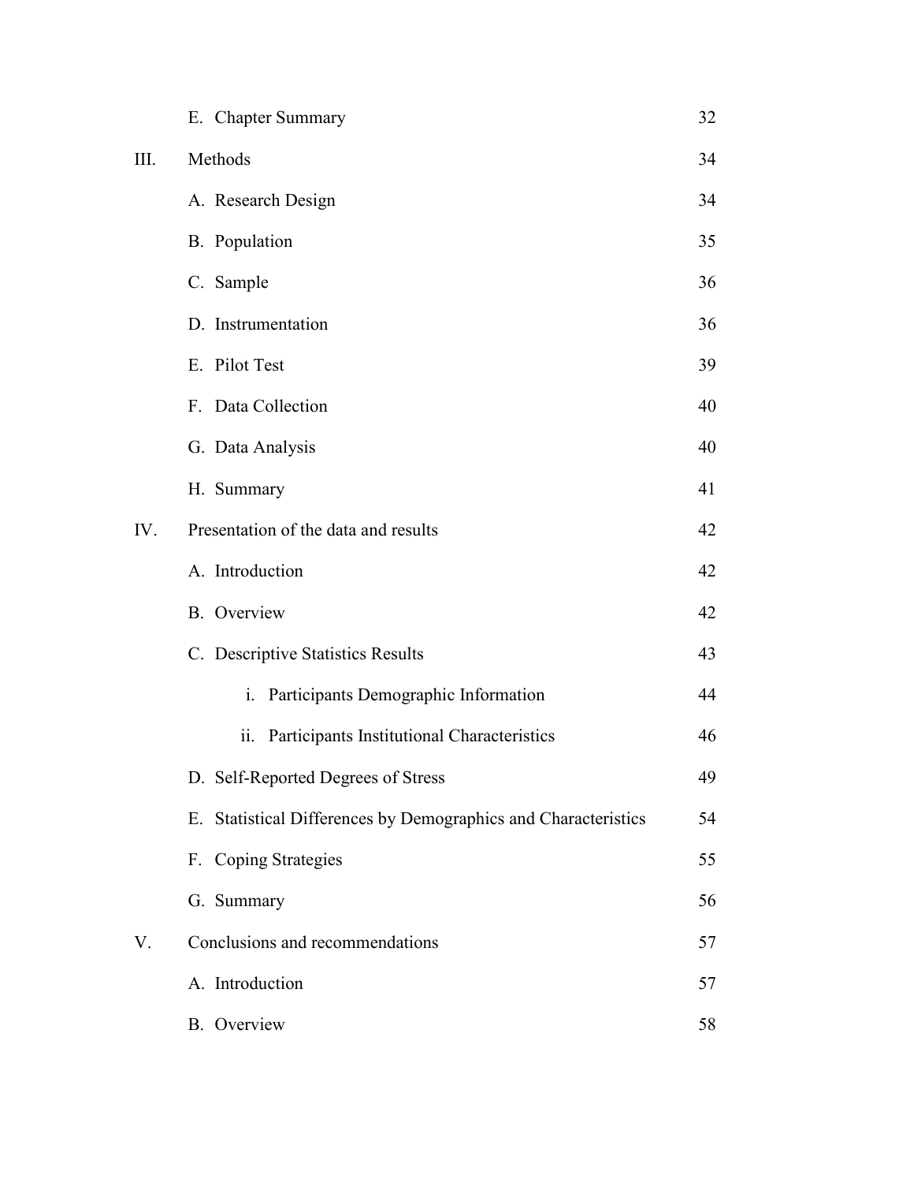| | | |
|---|---|---|
| | E. Chapter Summary | 32 |
| III. | Methods | 34 |
| | A. Research Design | 34 |
| | B. Population | 35 |
| | C. Sample | 36 |
| | D. Instrumentation | 36 |
| | E. Pilot Test | 39 |
| | F. Data Collection | 40 |
| | G. Data Analysis | 40 |
| | H. Summary | 41 |
| IV. | Presentation of the data and results | 42 |
| | A. Introduction | 42 |
| | B. Overview | 42 |
| | C. Descriptive Statistics Results | 43 |
| | i. Participants Demographic Information | 44 |
| | ii. Participants Institutional Characteristics | 46 |
| | D. Self-Reported Degrees of Stress | 49 |
| | E. Statistical Differences by Demographics and Characteristics | 54 |
| | F. Coping Strategies | 55 |
| | G. Summary | 56 |
| V. | Conclusions and recommendations | 57 |
| | A. Introduction | 57 |
| | B. Overview | 58 |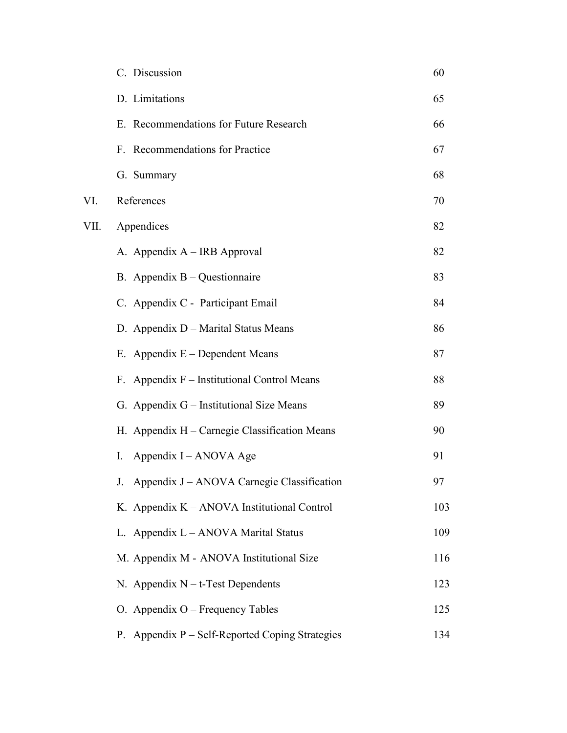| | | |
|---|---|---|
| | C. Discussion | 60 |
| | D. Limitations | 65 |
| | E. Recommendations for Future Research | 66 |
| | F. Recommendations for Practice | 67 |
| | G. Summary | 68 |
| VI. | References | 70 |
| VII. | Appendices | 82 |
| | A. Appendix A – IRB Approval | 82 |
| | B. Appendix B – Questionnaire | 83 |
| | C. Appendix C - Participant Email | 84 |
| | D. Appendix D – Marital Status Means | 86 |
| | E. Appendix E – Dependent Means | 87 |
| | F. Appendix F – Institutional Control Means | 88 |
| | G. Appendix G – Institutional Size Means | 89 |
| | H. Appendix H – Carnegie Classification Means | 90 |
| | I. Appendix I – ANOVA Age | 91 |
| | J. Appendix J – ANOVA Carnegie Classification | 97 |
| | K. Appendix K – ANOVA Institutional Control | 103 |
| | L. Appendix L – ANOVA Marital Status | 109 |
| | M. Appendix M - ANOVA Institutional Size | 116 |
| | N. Appendix N – t-Test Dependents | 123 |
| | O. Appendix O – Frequency Tables | 125 |
| | P. Appendix P – Self-Reported Coping Strategies | 134 |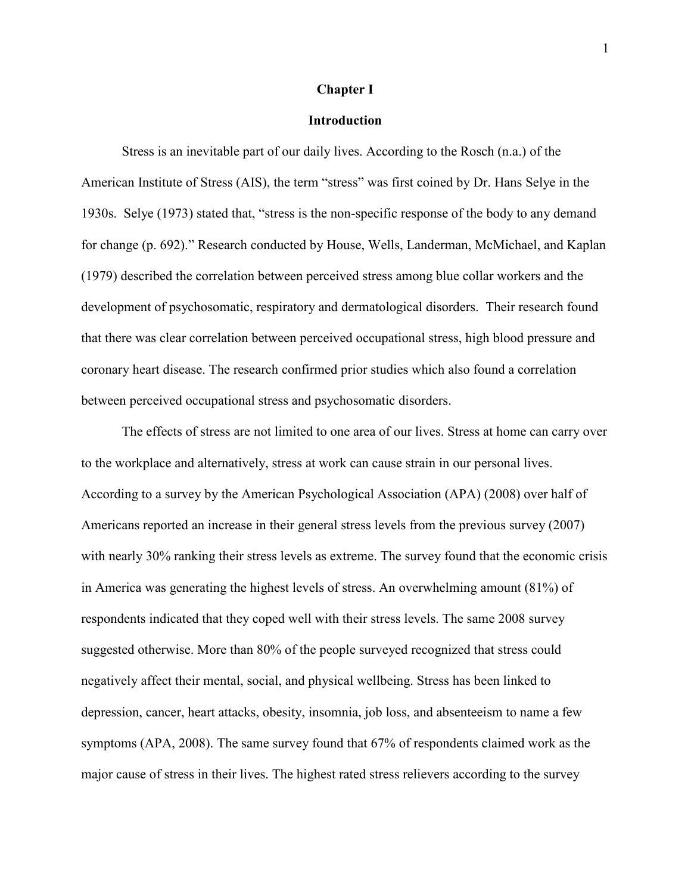# Chapter I

## Introduction

Stress is an inevitable part of our daily lives. According to the Rosch (n.a.) of the American Institute of Stress (AIS), the term "stress" was first coined by Dr. Hans Selye in the 1930s. Selye (1973) stated that, "stress is the non-specific response of the body to any demand for change (p. 692)." Research conducted by House, Wells, Landerman, McMichael, and Kaplan (1979) described the correlation between perceived stress among blue collar workers and the development of psychosomatic, respiratory and dermatological disorders. Their research found that there was clear correlation between perceived occupational stress, high blood pressure and coronary heart disease. The research confirmed prior studies which also found a correlation between perceived occupational stress and psychosomatic disorders.

The effects of stress are not limited to one area of our lives. Stress at home can carry over to the workplace and alternatively, stress at work can cause strain in our personal lives. According to a survey by the American Psychological Association (APA) (2008) over half of Americans reported an increase in their general stress levels from the previous survey (2007) with nearly 30% ranking their stress levels as extreme. The survey found that the economic crisis in America was generating the highest levels of stress. An overwhelming amount (81%) of respondents indicated that they coped well with their stress levels. The same 2008 survey suggested otherwise. More than 80% of the people surveyed recognized that stress could negatively affect their mental, social, and physical wellbeing. Stress has been linked to depression, cancer, heart attacks, obesity, insomnia, job loss, and absenteeism to name a few symptoms (APA, 2008). The same survey found that 67% of respondents claimed work as the major cause of stress in their lives. The highest rated stress relievers according to the survey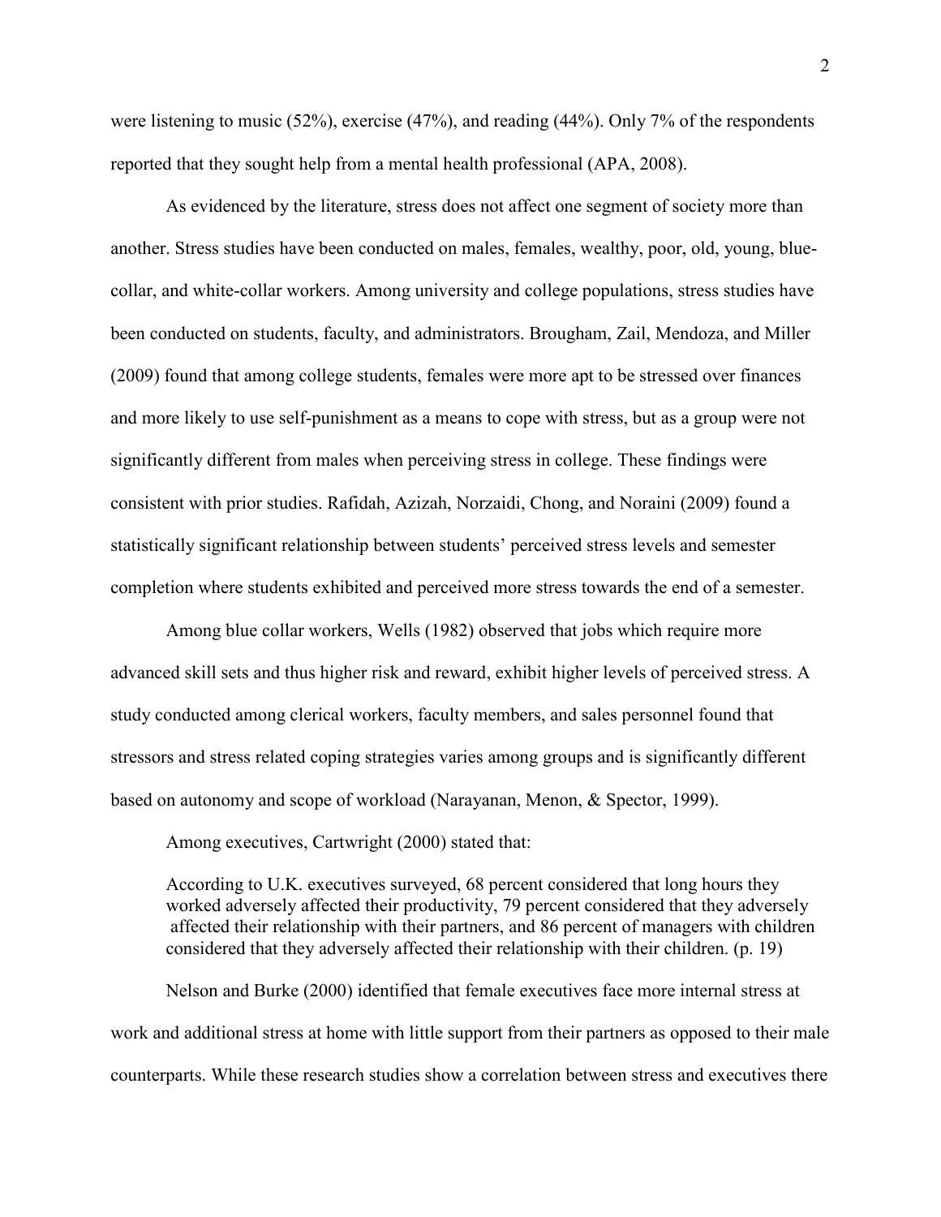were listening to music (52%), exercise (47%), and reading (44%). Only 7% of the respondents reported that they sought help from a mental health professional (APA, 2008).

As evidenced by the literature, stress does not affect one segment of society more than another. Stress studies have been conducted on males, females, wealthy, poor, old, young, blue-collar, and white-collar workers. Among university and college populations, stress studies have been conducted on students, faculty, and administrators. Brougham, Zail, Mendoza, and Miller (2009) found that among college students, females were more apt to be stressed over finances and more likely to use self-punishment as a means to cope with stress, but as a group were not significantly different from males when perceiving stress in college. These findings were consistent with prior studies. Rafidah, Azizah, Norzaidi, Chong, and Noraini (2009) found a statistically significant relationship between students' perceived stress levels and semester completion where students exhibited and perceived more stress towards the end of a semester.

Among blue collar workers, Wells (1982) observed that jobs which require more advanced skill sets and thus higher risk and reward, exhibit higher levels of perceived stress. A study conducted among clerical workers, faculty members, and sales personnel found that stressors and stress related coping strategies varies among groups and is significantly different based on autonomy and scope of workload (Narayanan, Menon, & Spector, 1999).

Among executives, Cartwright (2000) stated that:

> According to U.K. executives surveyed, 68 percent considered that long hours they worked adversely affected their productivity, 79 percent considered that they adversely affected their relationship with their partners, and 86 percent of managers with children considered that they adversely affected their relationship with their children. (p. 19)

Nelson and Burke (2000) identified that female executives face more internal stress at work and additional stress at home with little support from their partners as opposed to their male counterparts. While these research studies show a correlation between stress and executives there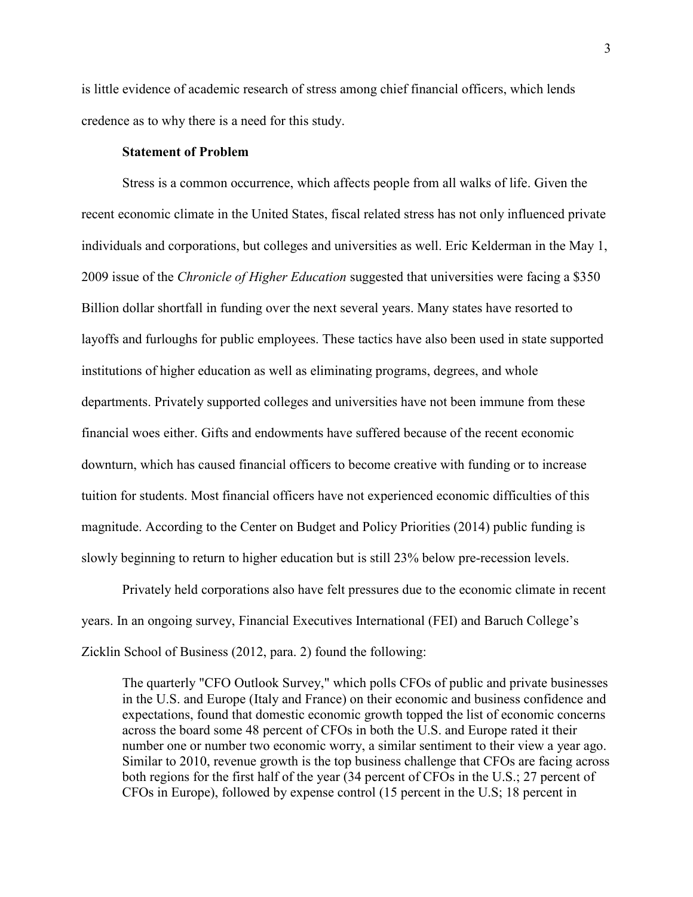is little evidence of academic research of stress among chief financial officers, which lends credence as to why there is a need for this study.

### Statement of Problem

Stress is a common occurrence, which affects people from all walks of life. Given the recent economic climate in the United States, fiscal related stress has not only influenced private individuals and corporations, but colleges and universities as well. Eric Kelderman in the May 1, 2009 issue of the *Chronicle of Higher Education* suggested that universities were facing a $350 Billion dollar shortfall in funding over the next several years. Many states have resorted to layoffs and furloughs for public employees. These tactics have also been used in state supported institutions of higher education as well as eliminating programs, degrees, and whole departments. Privately supported colleges and universities have not been immune from these financial woes either. Gifts and endowments have suffered because of the recent economic downturn, which has caused financial officers to become creative with funding or to increase tuition for students. Most financial officers have not experienced economic difficulties of this magnitude. According to the Center on Budget and Policy Priorities (2014) public funding is slowly beginning to return to higher education but is still 23% below pre-recession levels.

Privately held corporations also have felt pressures due to the economic climate in recent years. In an ongoing survey, Financial Executives International (FEI) and Baruch College's Zicklin School of Business (2012, para. 2) found the following:

> The quarterly "CFO Outlook Survey," which polls CFOs of public and private businesses in the U.S. and Europe (Italy and France) on their economic and business confidence and expectations, found that domestic economic growth topped the list of economic concerns across the board some 48 percent of CFOs in both the U.S. and Europe rated it their number one or number two economic worry, a similar sentiment to their view a year ago. Similar to 2010, revenue growth is the top business challenge that CFOs are facing across both regions for the first half of the year (34 percent of CFOs in the U.S.; 27 percent of CFOs in Europe), followed by expense control (15 percent in the U.S; 18 percent in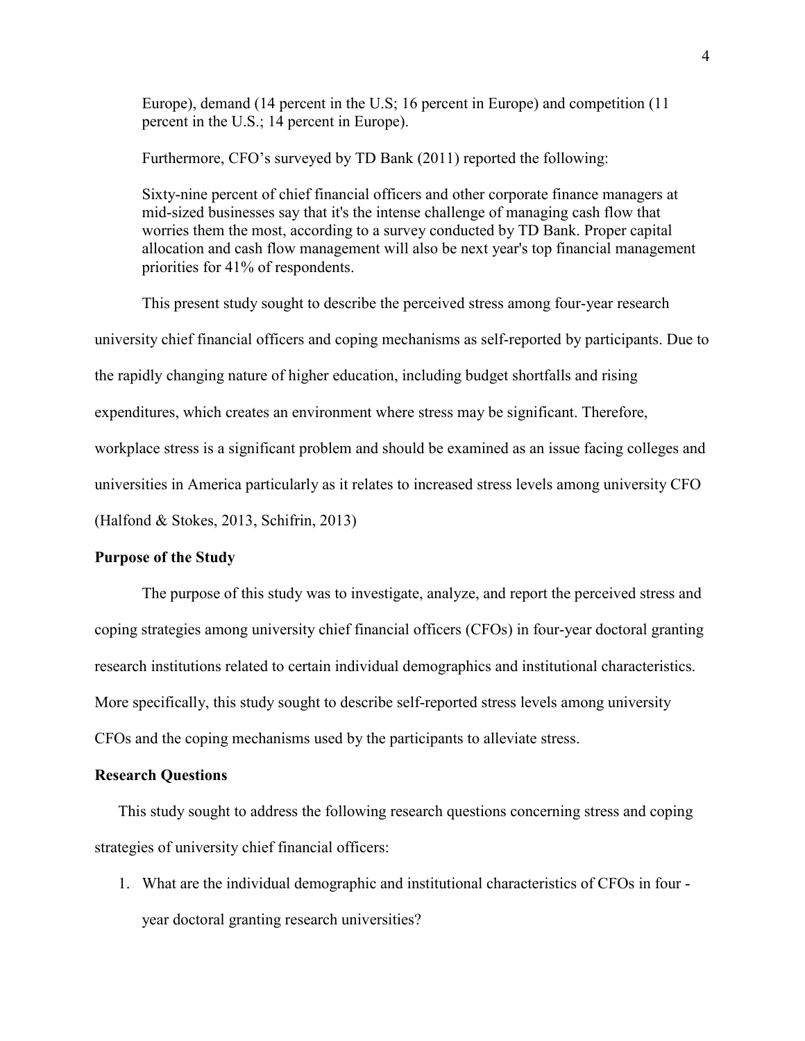Europe), demand (14 percent in the U.S; 16 percent in Europe) and competition (11 percent in the U.S.; 14 percent in Europe).

Furthermore, CFO's surveyed by TD Bank (2011) reported the following:

> Sixty-nine percent of chief financial officers and other corporate finance managers at mid-sized businesses say that it's the intense challenge of managing cash flow that worries them the most, according to a survey conducted by TD Bank. Proper capital allocation and cash flow management will also be next year's top financial management priorities for 41% of respondents.

This present study sought to describe the perceived stress among four-year research university chief financial officers and coping mechanisms as self-reported by participants. Due to the rapidly changing nature of higher education, including budget shortfalls and rising expenditures, which creates an environment where stress may be significant. Therefore, workplace stress is a significant problem and should be examined as an issue facing colleges and universities in America particularly as it relates to increased stress levels among university CFO (Halfond & Stokes, 2013, Schifrin, 2013)

## Purpose of the Study

The purpose of this study was to investigate, analyze, and report the perceived stress and coping strategies among university chief financial officers (CFOs) in four-year doctoral granting research institutions related to certain individual demographics and institutional characteristics. More specifically, this study sought to describe self-reported stress levels among university CFOs and the coping mechanisms used by the participants to alleviate stress.

## Research Questions

This study sought to address the following research questions concerning stress and coping strategies of university chief financial officers:

1. What are the individual demographic and institutional characteristics of CFOs in four - year doctoral granting research universities?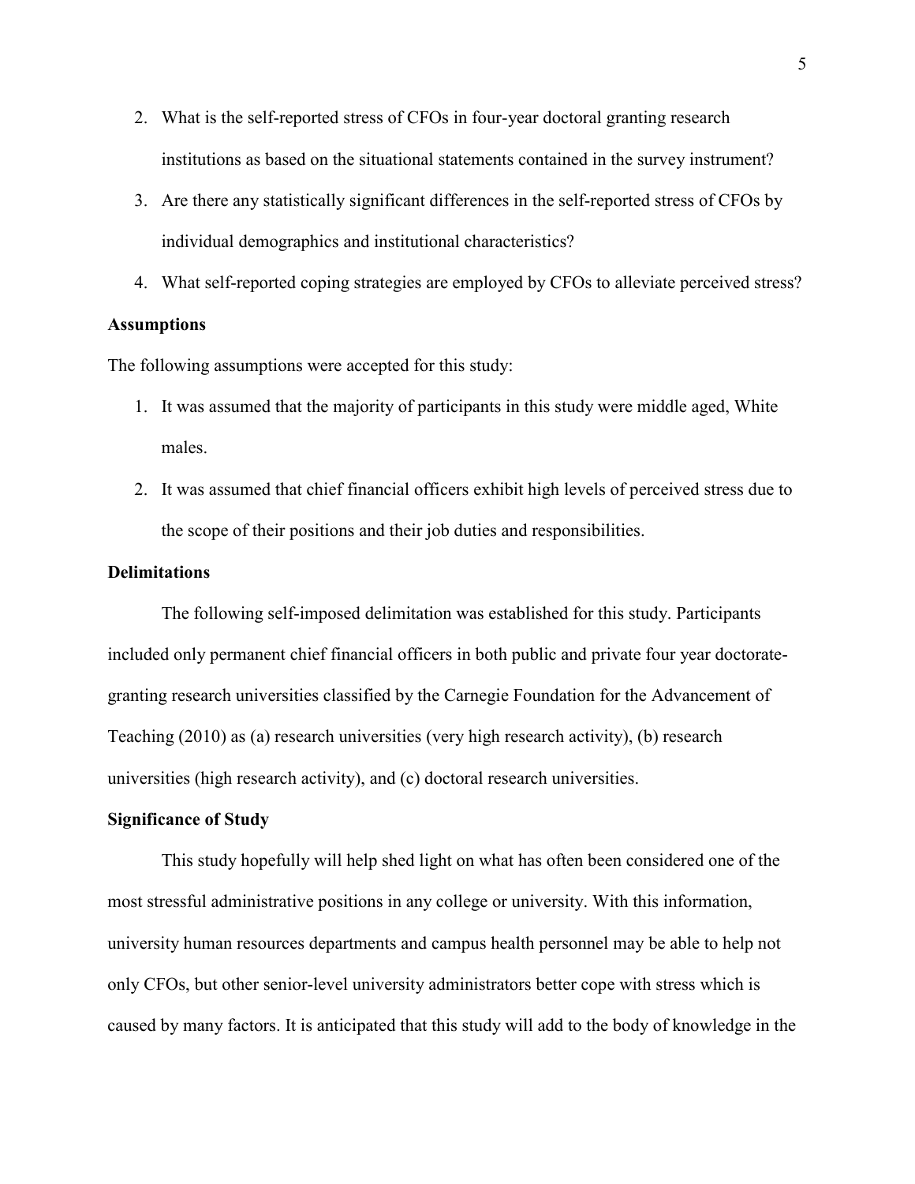2. What is the self-reported stress of CFOs in four-year doctoral granting research institutions as based on the situational statements contained in the survey instrument?
3. Are there any statistically significant differences in the self-reported stress of CFOs by individual demographics and institutional characteristics?
4. What self-reported coping strategies are employed by CFOs to alleviate perceived stress?

**Assumptions**

The following assumptions were accepted for this study:

1. It was assumed that the majority of participants in this study were middle aged, White males.
2. It was assumed that chief financial officers exhibit high levels of perceived stress due to the scope of their positions and their job duties and responsibilities.

**Delimitations**

The following self-imposed delimitation was established for this study. Participants included only permanent chief financial officers in both public and private four year doctorate-granting research universities classified by the Carnegie Foundation for the Advancement of Teaching (2010) as (a) research universities (very high research activity), (b) research universities (high research activity), and (c) doctoral research universities.

**Significance of Study**

This study hopefully will help shed light on what has often been considered one of the most stressful administrative positions in any college or university. With this information, university human resources departments and campus health personnel may be able to help not only CFOs, but other senior-level university administrators better cope with stress which is caused by many factors. It is anticipated that this study will add to the body of knowledge in the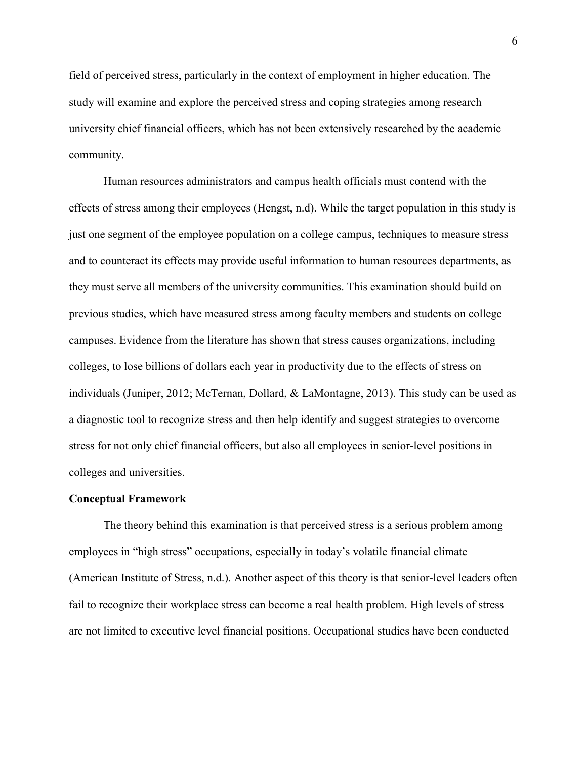field of perceived stress, particularly in the context of employment in higher education. The study will examine and explore the perceived stress and coping strategies among research university chief financial officers, which has not been extensively researched by the academic community.

Human resources administrators and campus health officials must contend with the effects of stress among their employees (Hengst, n.d). While the target population in this study is just one segment of the employee population on a college campus, techniques to measure stress and to counteract its effects may provide useful information to human resources departments, as they must serve all members of the university communities. This examination should build on previous studies, which have measured stress among faculty members and students on college campuses. Evidence from the literature has shown that stress causes organizations, including colleges, to lose billions of dollars each year in productivity due to the effects of stress on individuals (Juniper, 2012; McTernan, Dollard, & LaMontagne, 2013). This study can be used as a diagnostic tool to recognize stress and then help identify and suggest strategies to overcome stress for not only chief financial officers, but also all employees in senior-level positions in colleges and universities.

**Conceptual Framework**

The theory behind this examination is that perceived stress is a serious problem among employees in "high stress" occupations, especially in today's volatile financial climate (American Institute of Stress, n.d.). Another aspect of this theory is that senior-level leaders often fail to recognize their workplace stress can become a real health problem. High levels of stress are not limited to executive level financial positions. Occupational studies have been conducted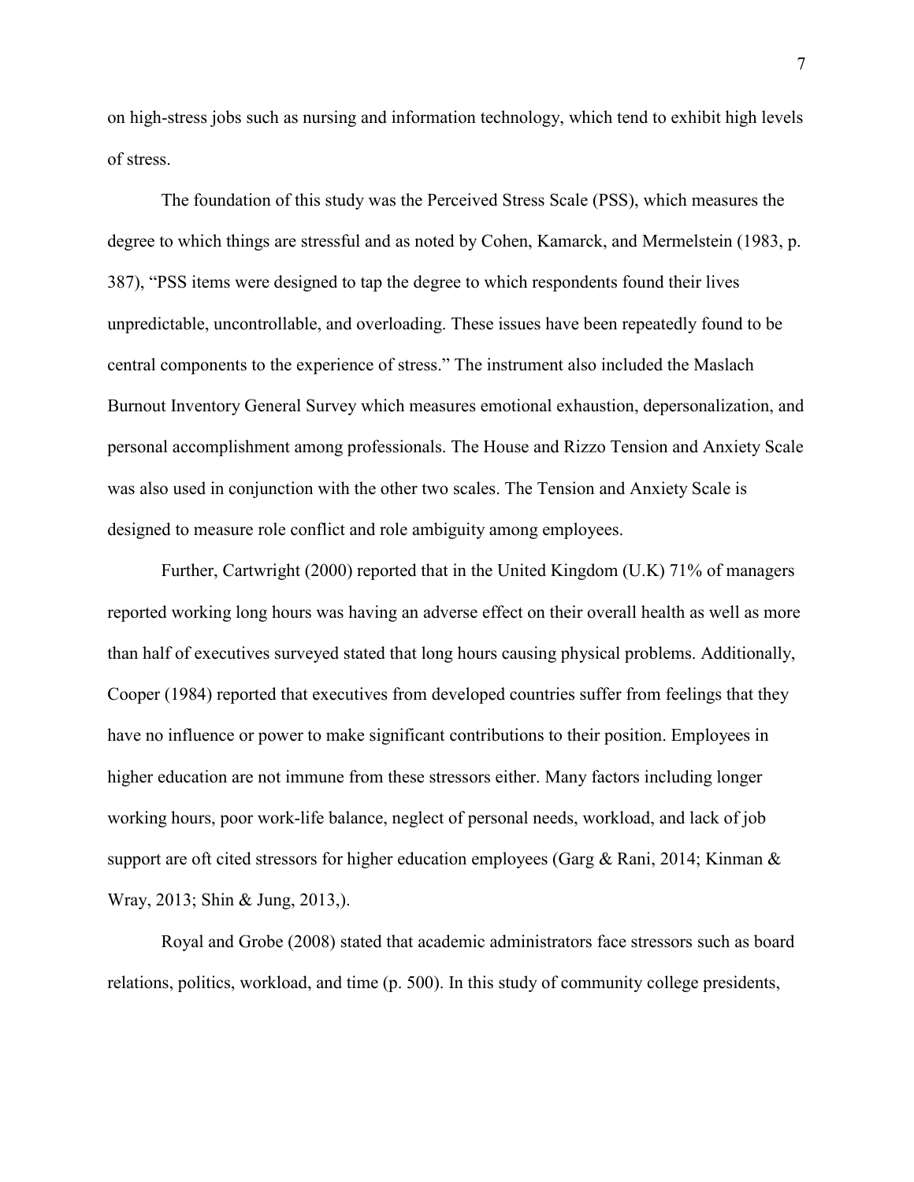on high-stress jobs such as nursing and information technology, which tend to exhibit high levels of stress.

The foundation of this study was the Perceived Stress Scale (PSS), which measures the degree to which things are stressful and as noted by Cohen, Kamarck, and Mermelstein (1983, p. 387), "PSS items were designed to tap the degree to which respondents found their lives unpredictable, uncontrollable, and overloading. These issues have been repeatedly found to be central components to the experience of stress." The instrument also included the Maslach Burnout Inventory General Survey which measures emotional exhaustion, depersonalization, and personal accomplishment among professionals. The House and Rizzo Tension and Anxiety Scale was also used in conjunction with the other two scales. The Tension and Anxiety Scale is designed to measure role conflict and role ambiguity among employees.

Further, Cartwright (2000) reported that in the United Kingdom (U.K) 71% of managers reported working long hours was having an adverse effect on their overall health as well as more than half of executives surveyed stated that long hours causing physical problems. Additionally, Cooper (1984) reported that executives from developed countries suffer from feelings that they have no influence or power to make significant contributions to their position. Employees in higher education are not immune from these stressors either. Many factors including longer working hours, poor work-life balance, neglect of personal needs, workload, and lack of job support are oft cited stressors for higher education employees (Garg & Rani, 2014; Kinman & Wray, 2013; Shin & Jung, 2013,).

Royal and Grobe (2008) stated that academic administrators face stressors such as board relations, politics, workload, and time (p. 500). In this study of community college presidents,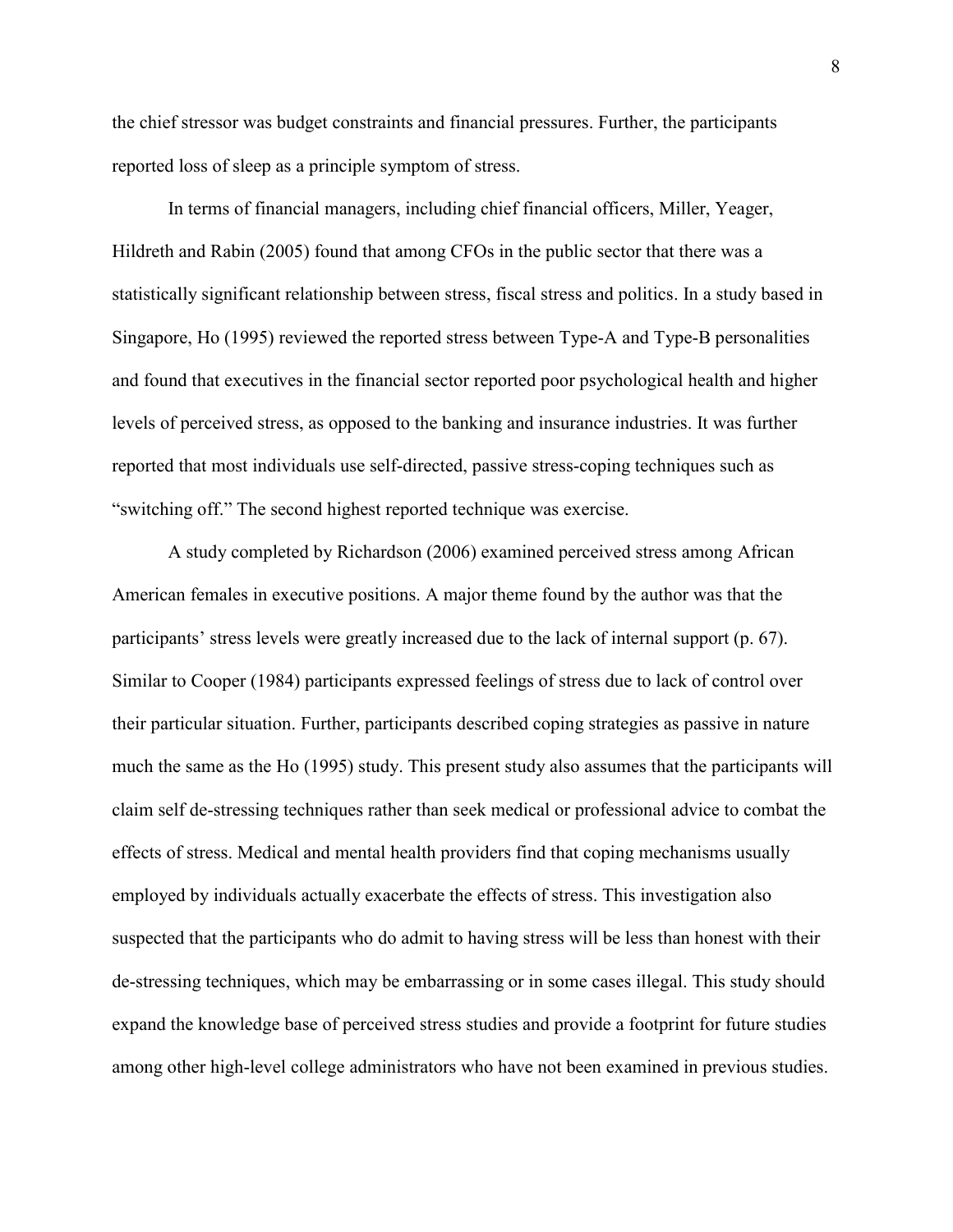the chief stressor was budget constraints and financial pressures. Further, the participants reported loss of sleep as a principle symptom of stress.

In terms of financial managers, including chief financial officers, Miller, Yeager, Hildreth and Rabin (2005) found that among CFOs in the public sector that there was a statistically significant relationship between stress, fiscal stress and politics. In a study based in Singapore, Ho (1995) reviewed the reported stress between Type-A and Type-B personalities and found that executives in the financial sector reported poor psychological health and higher levels of perceived stress, as opposed to the banking and insurance industries. It was further reported that most individuals use self-directed, passive stress-coping techniques such as "switching off." The second highest reported technique was exercise.

A study completed by Richardson (2006) examined perceived stress among African American females in executive positions. A major theme found by the author was that the participants' stress levels were greatly increased due to the lack of internal support (p. 67). Similar to Cooper (1984) participants expressed feelings of stress due to lack of control over their particular situation. Further, participants described coping strategies as passive in nature much the same as the Ho (1995) study. This present study also assumes that the participants will claim self de-stressing techniques rather than seek medical or professional advice to combat the effects of stress. Medical and mental health providers find that coping mechanisms usually employed by individuals actually exacerbate the effects of stress. This investigation also suspected that the participants who do admit to having stress will be less than honest with their de-stressing techniques, which may be embarrassing or in some cases illegal. This study should expand the knowledge base of perceived stress studies and provide a footprint for future studies among other high-level college administrators who have not been examined in previous studies.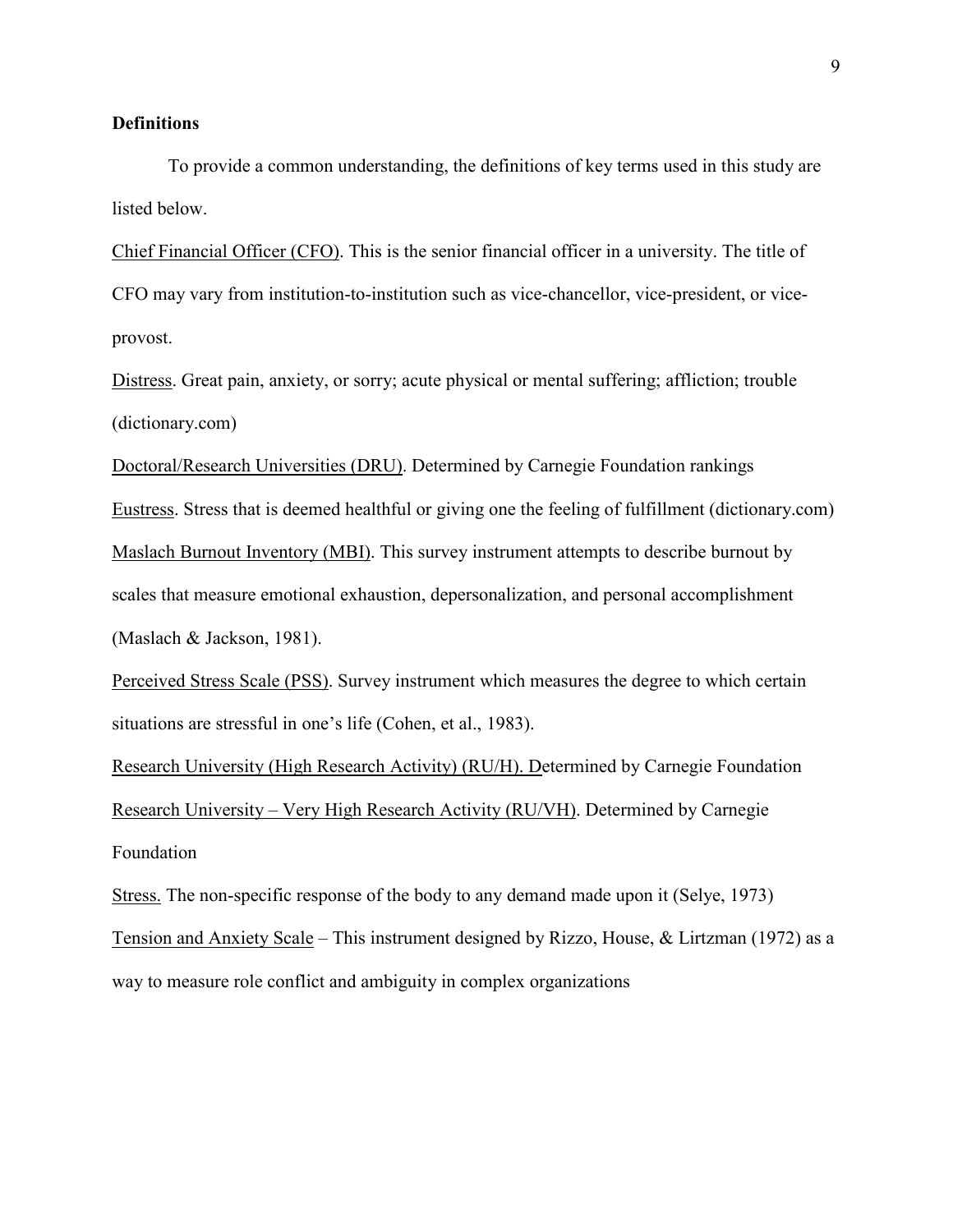**Definitions**

To provide a common understanding, the definitions of key terms used in this study are listed below.

<u>Chief Financial Officer (CFO)</u>. This is the senior financial officer in a university. The title of CFO may vary from institution-to-institution such as vice-chancellor, vice-president, or vice-provost.

<u>Distress</u>. Great pain, anxiety, or sorry; acute physical or mental suffering; affliction; trouble (dictionary.com)

<u>Doctoral/Research Universities (DRU)</u>. Determined by Carnegie Foundation rankings

<u>Eustress</u>. Stress that is deemed healthful or giving one the feeling of fulfillment (dictionary.com)

<u>Maslach Burnout Inventory (MBI)</u>. This survey instrument attempts to describe burnout by scales that measure emotional exhaustion, depersonalization, and personal accomplishment (Maslach & Jackson, 1981).

<u>Perceived Stress Scale (PSS)</u>. Survey instrument which measures the degree to which certain situations are stressful in one's life (Cohen, et al., 1983).

<u>Research University (High Research Activity) (RU/H). D</u>etermined by Carnegie Foundation

<u>Research University – Very High Research Activity (RU/VH)</u>. Determined by Carnegie Foundation

<u>Stress.</u> The non-specific response of the body to any demand made upon it (Selye, 1973)

<u>Tension and Anxiety Scale</u> – This instrument designed by Rizzo, House, & Lirtzman (1972) as a way to measure role conflict and ambiguity in complex organizations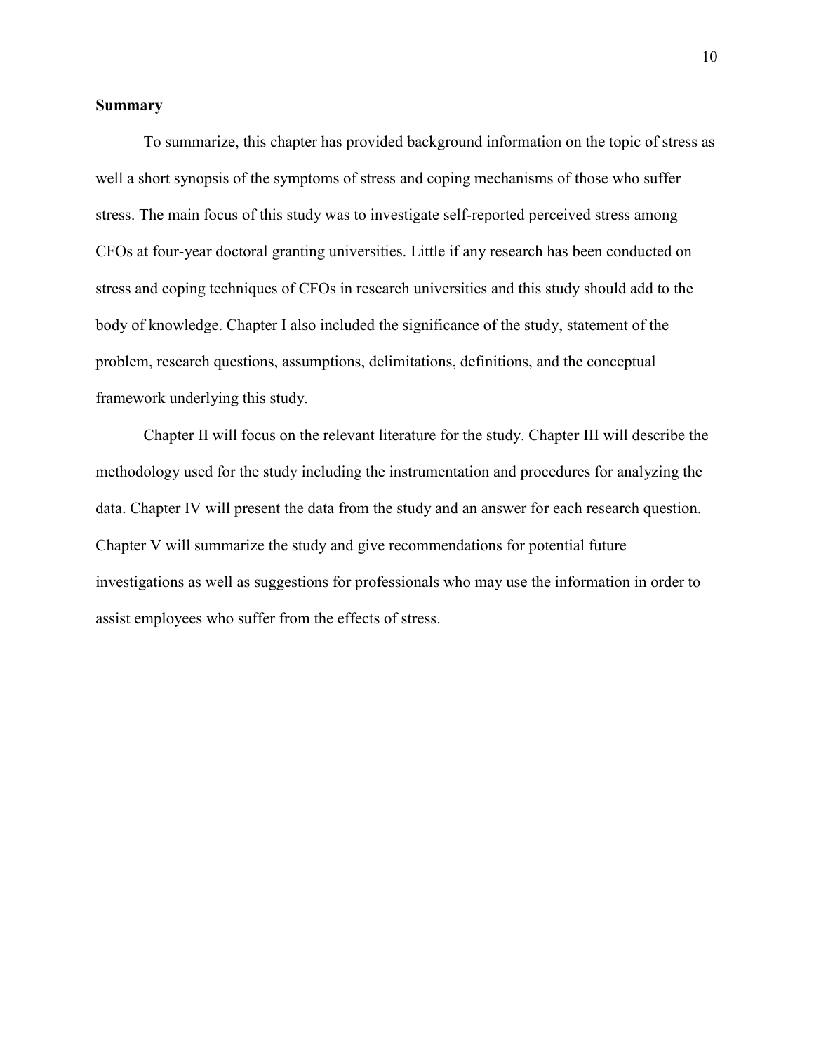**Summary**

To summarize, this chapter has provided background information on the topic of stress as well a short synopsis of the symptoms of stress and coping mechanisms of those who suffer stress. The main focus of this study was to investigate self-reported perceived stress among CFOs at four-year doctoral granting universities. Little if any research has been conducted on stress and coping techniques of CFOs in research universities and this study should add to the body of knowledge. Chapter I also included the significance of the study, statement of the problem, research questions, assumptions, delimitations, definitions, and the conceptual framework underlying this study.

Chapter II will focus on the relevant literature for the study. Chapter III will describe the methodology used for the study including the instrumentation and procedures for analyzing the data. Chapter IV will present the data from the study and an answer for each research question. Chapter V will summarize the study and give recommendations for potential future investigations as well as suggestions for professionals who may use the information in order to assist employees who suffer from the effects of stress.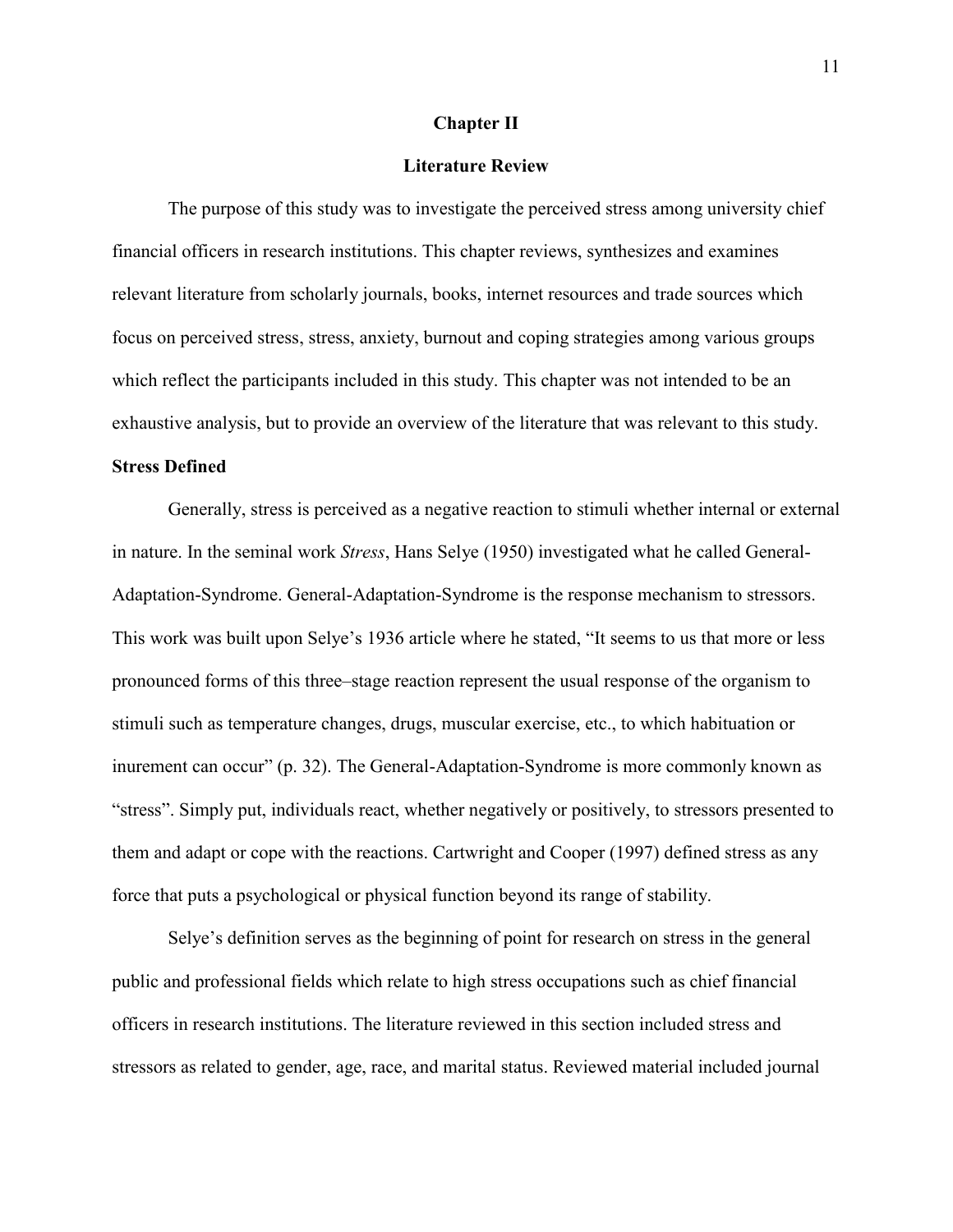# Chapter II

## Literature Review

The purpose of this study was to investigate the perceived stress among university chief financial officers in research institutions. This chapter reviews, synthesizes and examines relevant literature from scholarly journals, books, internet resources and trade sources which focus on perceived stress, stress, anxiety, burnout and coping strategies among various groups which reflect the participants included in this study. This chapter was not intended to be an exhaustive analysis, but to provide an overview of the literature that was relevant to this study.

### Stress Defined

Generally, stress is perceived as a negative reaction to stimuli whether internal or external in nature. In the seminal work *Stress*, Hans Selye (1950) investigated what he called General-Adaptation-Syndrome. General-Adaptation-Syndrome is the response mechanism to stressors. This work was built upon Selye's 1936 article where he stated, "It seems to us that more or less pronounced forms of this three–stage reaction represent the usual response of the organism to stimuli such as temperature changes, drugs, muscular exercise, etc., to which habituation or inurement can occur" (p. 32). The General-Adaptation-Syndrome is more commonly known as "stress". Simply put, individuals react, whether negatively or positively, to stressors presented to them and adapt or cope with the reactions. Cartwright and Cooper (1997) defined stress as any force that puts a psychological or physical function beyond its range of stability.

Selye's definition serves as the beginning of point for research on stress in the general public and professional fields which relate to high stress occupations such as chief financial officers in research institutions. The literature reviewed in this section included stress and stressors as related to gender, age, race, and marital status. Reviewed material included journal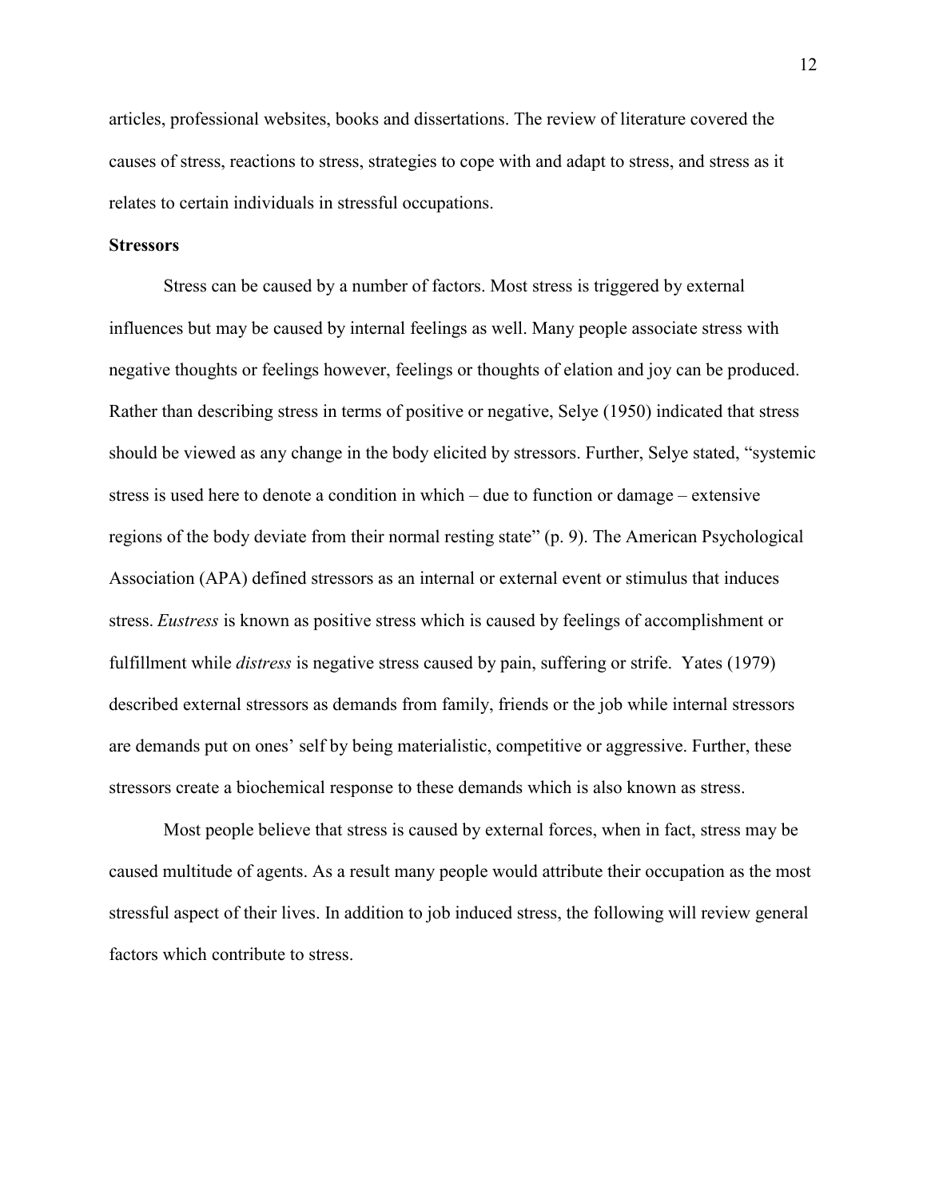articles, professional websites, books and dissertations. The review of literature covered the causes of stress, reactions to stress, strategies to cope with and adapt to stress, and stress as it relates to certain individuals in stressful occupations.

**Stressors**

Stress can be caused by a number of factors. Most stress is triggered by external influences but may be caused by internal feelings as well. Many people associate stress with negative thoughts or feelings however, feelings or thoughts of elation and joy can be produced. Rather than describing stress in terms of positive or negative, Selye (1950) indicated that stress should be viewed as any change in the body elicited by stressors. Further, Selye stated, "systemic stress is used here to denote a condition in which – due to function or damage – extensive regions of the body deviate from their normal resting state" (p. 9). The American Psychological Association (APA) defined stressors as an internal or external event or stimulus that induces stress. *Eustress* is known as positive stress which is caused by feelings of accomplishment or fulfillment while *distress* is negative stress caused by pain, suffering or strife. Yates (1979) described external stressors as demands from family, friends or the job while internal stressors are demands put on ones' self by being materialistic, competitive or aggressive. Further, these stressors create a biochemical response to these demands which is also known as stress.

Most people believe that stress is caused by external forces, when in fact, stress may be caused multitude of agents. As a result many people would attribute their occupation as the most stressful aspect of their lives. In addition to job induced stress, the following will review general factors which contribute to stress.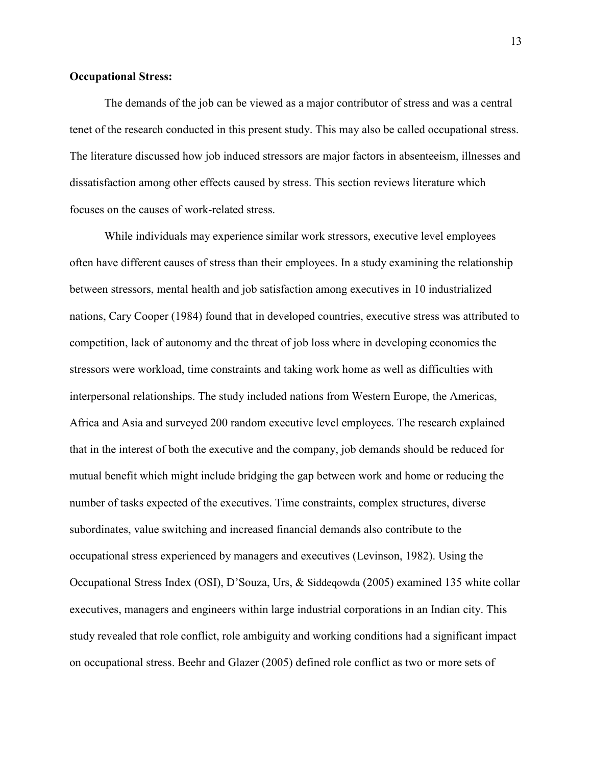**Occupational Stress:**

The demands of the job can be viewed as a major contributor of stress and was a central tenet of the research conducted in this present study. This may also be called occupational stress. The literature discussed how job induced stressors are major factors in absenteeism, illnesses and dissatisfaction among other effects caused by stress. This section reviews literature which focuses on the causes of work-related stress.

While individuals may experience similar work stressors, executive level employees often have different causes of stress than their employees. In a study examining the relationship between stressors, mental health and job satisfaction among executives in 10 industrialized nations, Cary Cooper (1984) found that in developed countries, executive stress was attributed to competition, lack of autonomy and the threat of job loss where in developing economies the stressors were workload, time constraints and taking work home as well as difficulties with interpersonal relationships. The study included nations from Western Europe, the Americas, Africa and Asia and surveyed 200 random executive level employees. The research explained that in the interest of both the executive and the company, job demands should be reduced for mutual benefit which might include bridging the gap between work and home or reducing the number of tasks expected of the executives. Time constraints, complex structures, diverse subordinates, value switching and increased financial demands also contribute to the occupational stress experienced by managers and executives (Levinson, 1982). Using the Occupational Stress Index (OSI), D'Souza, Urs, & Siddeqowda (2005) examined 135 white collar executives, managers and engineers within large industrial corporations in an Indian city. This study revealed that role conflict, role ambiguity and working conditions had a significant impact on occupational stress. Beehr and Glazer (2005) defined role conflict as two or more sets of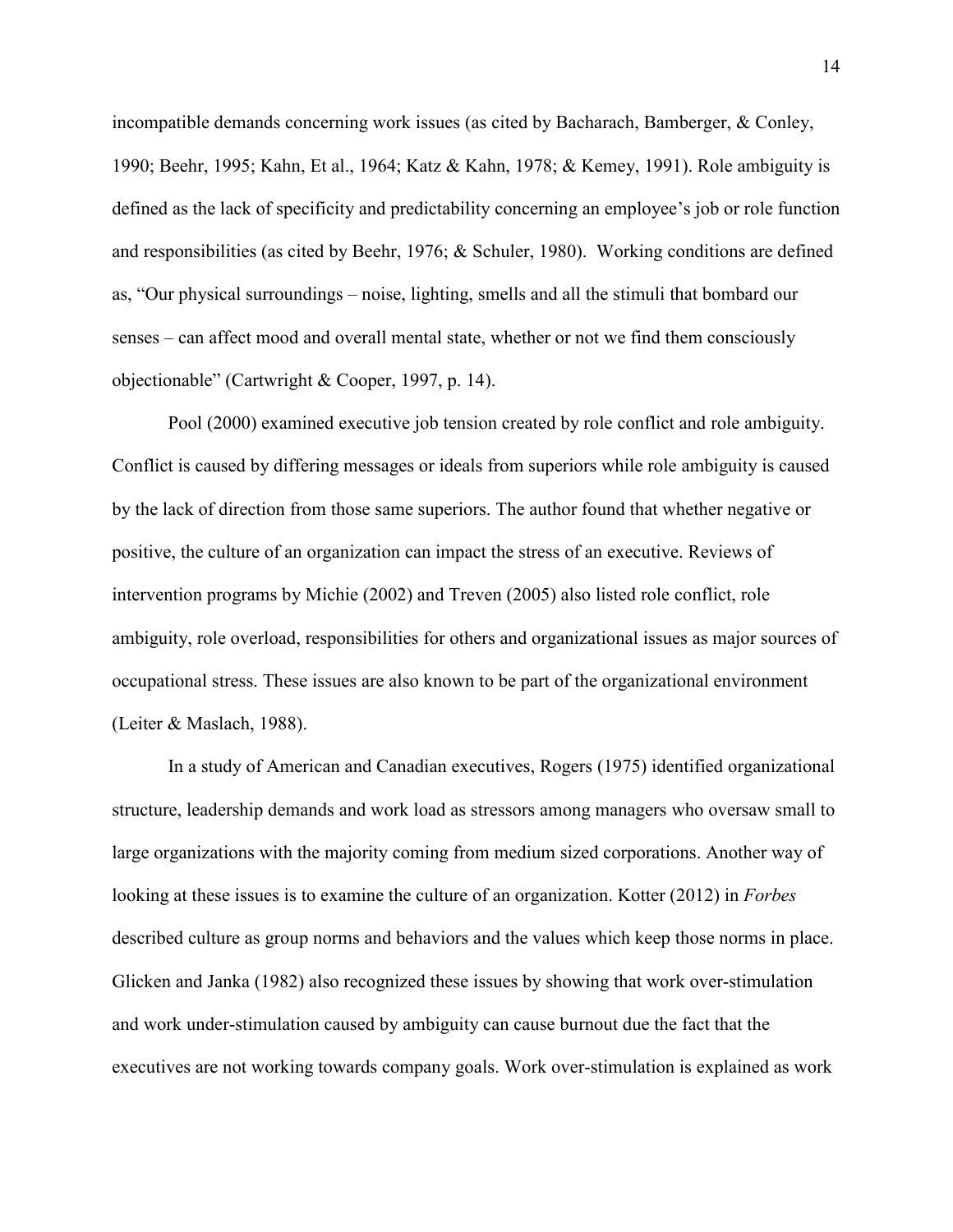incompatible demands concerning work issues (as cited by Bacharach, Bamberger, & Conley, 1990; Beehr, 1995; Kahn, Et al., 1964; Katz & Kahn, 1978; & Kemey, 1991). Role ambiguity is defined as the lack of specificity and predictability concerning an employee's job or role function and responsibilities (as cited by Beehr, 1976; & Schuler, 1980). Working conditions are defined as, "Our physical surroundings – noise, lighting, smells and all the stimuli that bombard our senses – can affect mood and overall mental state, whether or not we find them consciously objectionable" (Cartwright & Cooper, 1997, p. 14).

Pool (2000) examined executive job tension created by role conflict and role ambiguity. Conflict is caused by differing messages or ideals from superiors while role ambiguity is caused by the lack of direction from those same superiors. The author found that whether negative or positive, the culture of an organization can impact the stress of an executive. Reviews of intervention programs by Michie (2002) and Treven (2005) also listed role conflict, role ambiguity, role overload, responsibilities for others and organizational issues as major sources of occupational stress. These issues are also known to be part of the organizational environment (Leiter & Maslach, 1988).

In a study of American and Canadian executives, Rogers (1975) identified organizational structure, leadership demands and work load as stressors among managers who oversaw small to large organizations with the majority coming from medium sized corporations. Another way of looking at these issues is to examine the culture of an organization. Kotter (2012) in *Forbes* described culture as group norms and behaviors and the values which keep those norms in place. Glicken and Janka (1982) also recognized these issues by showing that work over-stimulation and work under-stimulation caused by ambiguity can cause burnout due the fact that the executives are not working towards company goals. Work over-stimulation is explained as work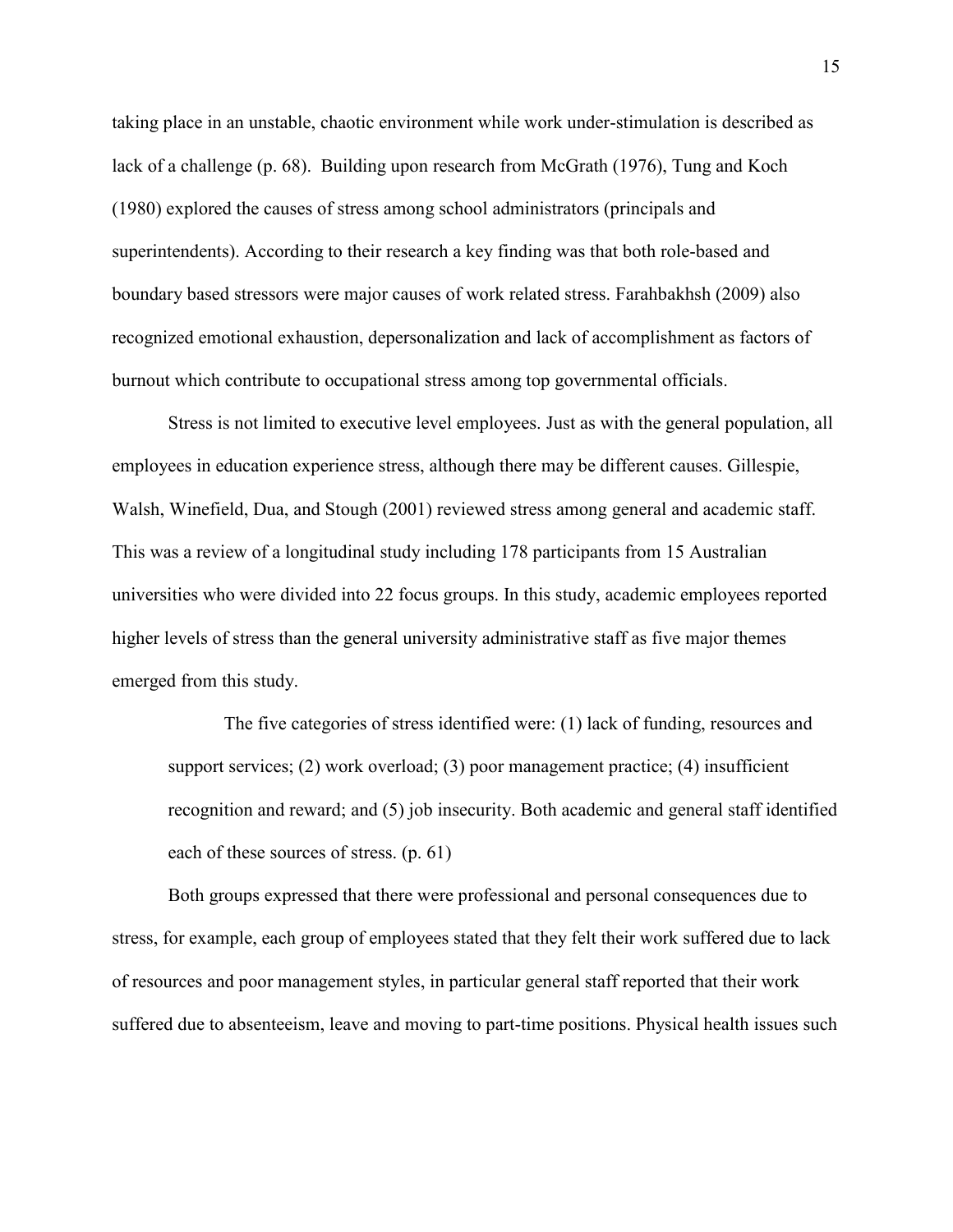taking place in an unstable, chaotic environment while work under-stimulation is described as lack of a challenge (p. 68).  Building upon research from McGrath (1976), Tung and Koch (1980) explored the causes of stress among school administrators (principals and superintendents). According to their research a key finding was that both role-based and boundary based stressors were major causes of work related stress. Farahbakhsh (2009) also recognized emotional exhaustion, depersonalization and lack of accomplishment as factors of burnout which contribute to occupational stress among top governmental officials.

Stress is not limited to executive level employees. Just as with the general population, all employees in education experience stress, although there may be different causes. Gillespie, Walsh, Winefield, Dua, and Stough (2001) reviewed stress among general and academic staff. This was a review of a longitudinal study including 178 participants from 15 Australian universities who were divided into 22 focus groups. In this study, academic employees reported higher levels of stress than the general university administrative staff as five major themes emerged from this study.

> The five categories of stress identified were: (1) lack of funding, resources and support services; (2) work overload; (3) poor management practice; (4) insufficient recognition and reward; and (5) job insecurity. Both academic and general staff identified each of these sources of stress. (p. 61)

Both groups expressed that there were professional and personal consequences due to stress, for example, each group of employees stated that they felt their work suffered due to lack of resources and poor management styles, in particular general staff reported that their work suffered due to absenteeism, leave and moving to part-time positions. Physical health issues such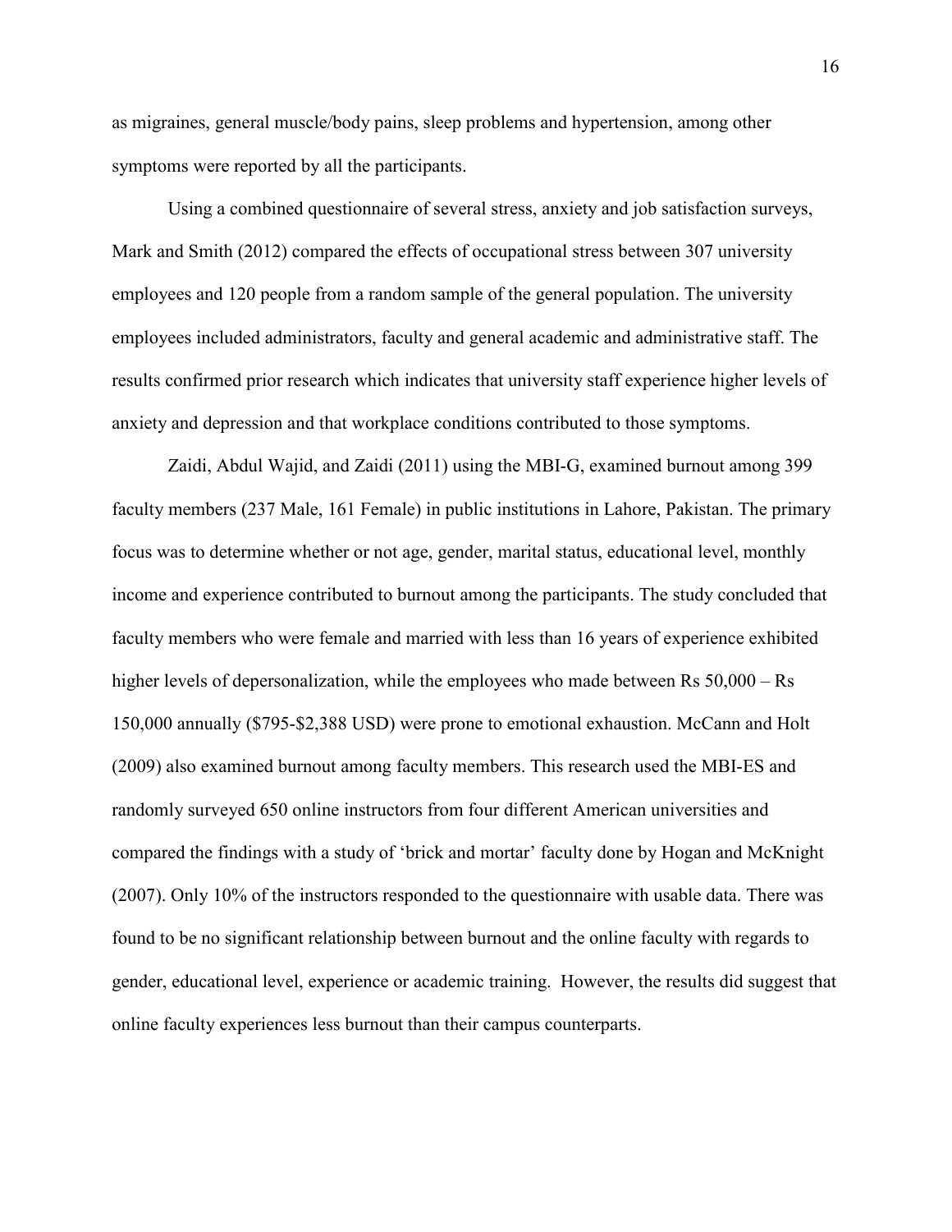as migraines, general muscle/body pains, sleep problems and hypertension, among other symptoms were reported by all the participants.

Using a combined questionnaire of several stress, anxiety and job satisfaction surveys, Mark and Smith (2012) compared the effects of occupational stress between 307 university employees and 120 people from a random sample of the general population. The university employees included administrators, faculty and general academic and administrative staff. The results confirmed prior research which indicates that university staff experience higher levels of anxiety and depression and that workplace conditions contributed to those symptoms.

Zaidi, Abdul Wajid, and Zaidi (2011) using the MBI-G, examined burnout among 399 faculty members (237 Male, 161 Female) in public institutions in Lahore, Pakistan. The primary focus was to determine whether or not age, gender, marital status, educational level, monthly income and experience contributed to burnout among the participants. The study concluded that faculty members who were female and married with less than 16 years of experience exhibited higher levels of depersonalization, while the employees who made between Rs 50,000 – Rs 150,000 annually ($795-$2,388 USD) were prone to emotional exhaustion. McCann and Holt (2009) also examined burnout among faculty members. This research used the MBI-ES and randomly surveyed 650 online instructors from four different American universities and compared the findings with a study of 'brick and mortar' faculty done by Hogan and McKnight (2007). Only 10% of the instructors responded to the questionnaire with usable data. There was found to be no significant relationship between burnout and the online faculty with regards to gender, educational level, experience or academic training. However, the results did suggest that online faculty experiences less burnout than their campus counterparts.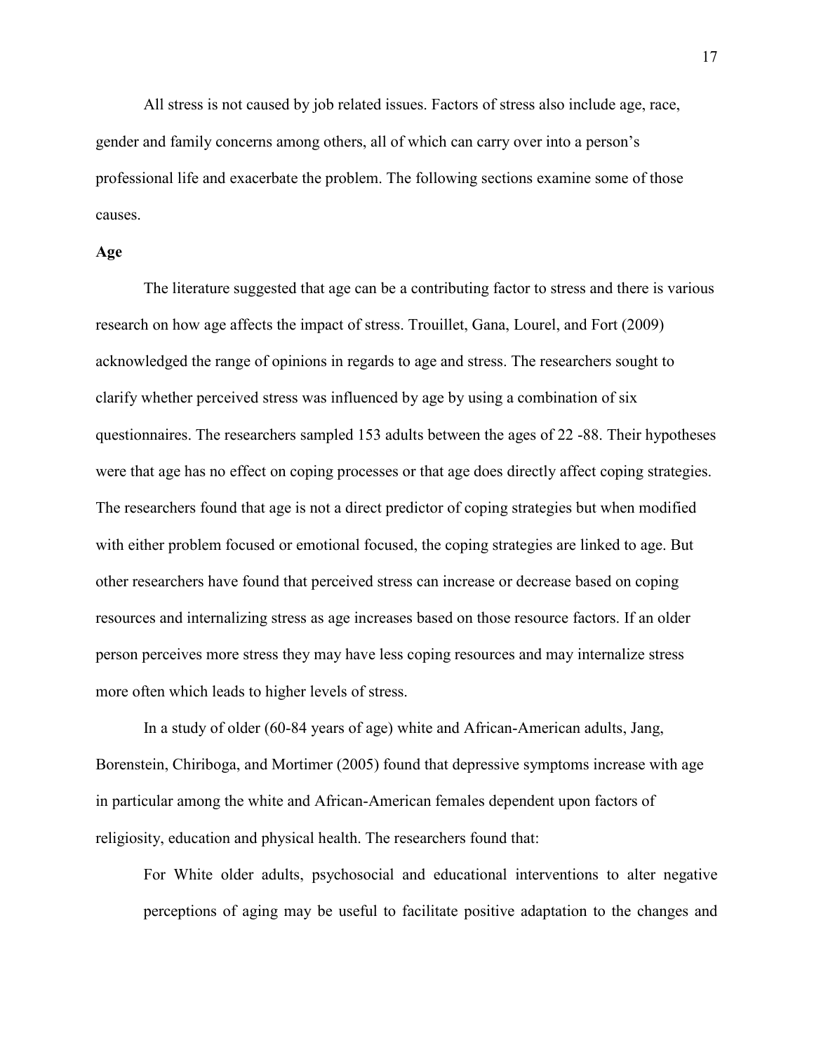All stress is not caused by job related issues. Factors of stress also include age, race, gender and family concerns among others, all of which can carry over into a person's professional life and exacerbate the problem. The following sections examine some of those causes.

**Age**

The literature suggested that age can be a contributing factor to stress and there is various research on how age affects the impact of stress. Trouillet, Gana, Lourel, and Fort (2009) acknowledged the range of opinions in regards to age and stress. The researchers sought to clarify whether perceived stress was influenced by age by using a combination of six questionnaires. The researchers sampled 153 adults between the ages of 22 -88. Their hypotheses were that age has no effect on coping processes or that age does directly affect coping strategies. The researchers found that age is not a direct predictor of coping strategies but when modified with either problem focused or emotional focused, the coping strategies are linked to age. But other researchers have found that perceived stress can increase or decrease based on coping resources and internalizing stress as age increases based on those resource factors. If an older person perceives more stress they may have less coping resources and may internalize stress more often which leads to higher levels of stress.

In a study of older (60-84 years of age) white and African-American adults, Jang, Borenstein, Chiriboga, and Mortimer (2005) found that depressive symptoms increase with age in particular among the white and African-American females dependent upon factors of religiosity, education and physical health. The researchers found that:

> For White older adults, psychosocial and educational interventions to alter negative perceptions of aging may be useful to facilitate positive adaptation to the changes and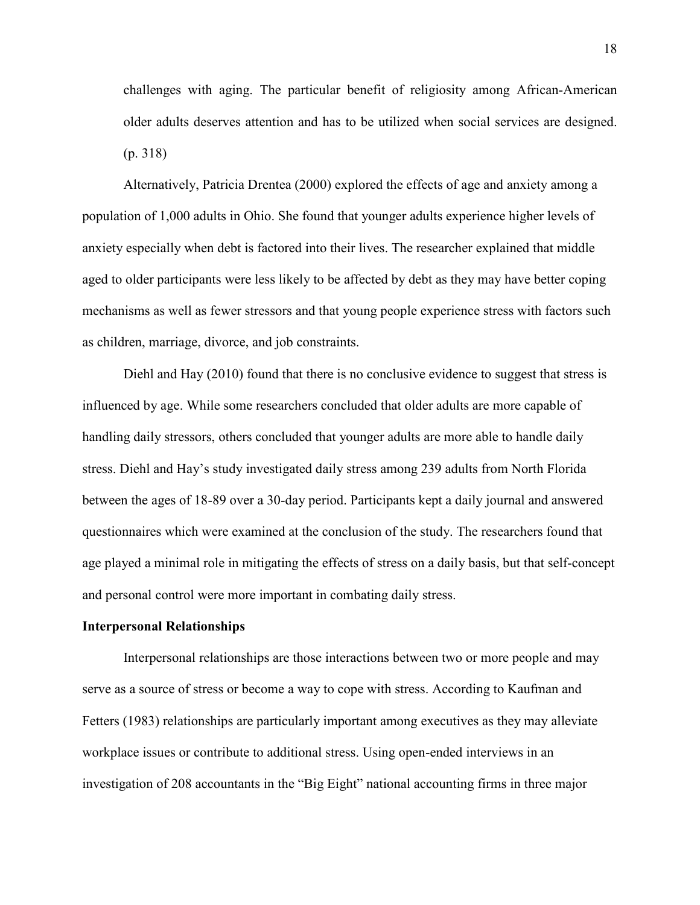challenges with aging. The particular benefit of religiosity among African-American older adults deserves attention and has to be utilized when social services are designed. (p. 318)

Alternatively, Patricia Drentea (2000) explored the effects of age and anxiety among a population of 1,000 adults in Ohio. She found that younger adults experience higher levels of anxiety especially when debt is factored into their lives. The researcher explained that middle aged to older participants were less likely to be affected by debt as they may have better coping mechanisms as well as fewer stressors and that young people experience stress with factors such as children, marriage, divorce, and job constraints.

Diehl and Hay (2010) found that there is no conclusive evidence to suggest that stress is influenced by age. While some researchers concluded that older adults are more capable of handling daily stressors, others concluded that younger adults are more able to handle daily stress. Diehl and Hay's study investigated daily stress among 239 adults from North Florida between the ages of 18-89 over a 30-day period. Participants kept a daily journal and answered questionnaires which were examined at the conclusion of the study. The researchers found that age played a minimal role in mitigating the effects of stress on a daily basis, but that self-concept and personal control were more important in combating daily stress.

**Interpersonal Relationships**

Interpersonal relationships are those interactions between two or more people and may serve as a source of stress or become a way to cope with stress. According to Kaufman and Fetters (1983) relationships are particularly important among executives as they may alleviate workplace issues or contribute to additional stress. Using open-ended interviews in an investigation of 208 accountants in the "Big Eight" national accounting firms in three major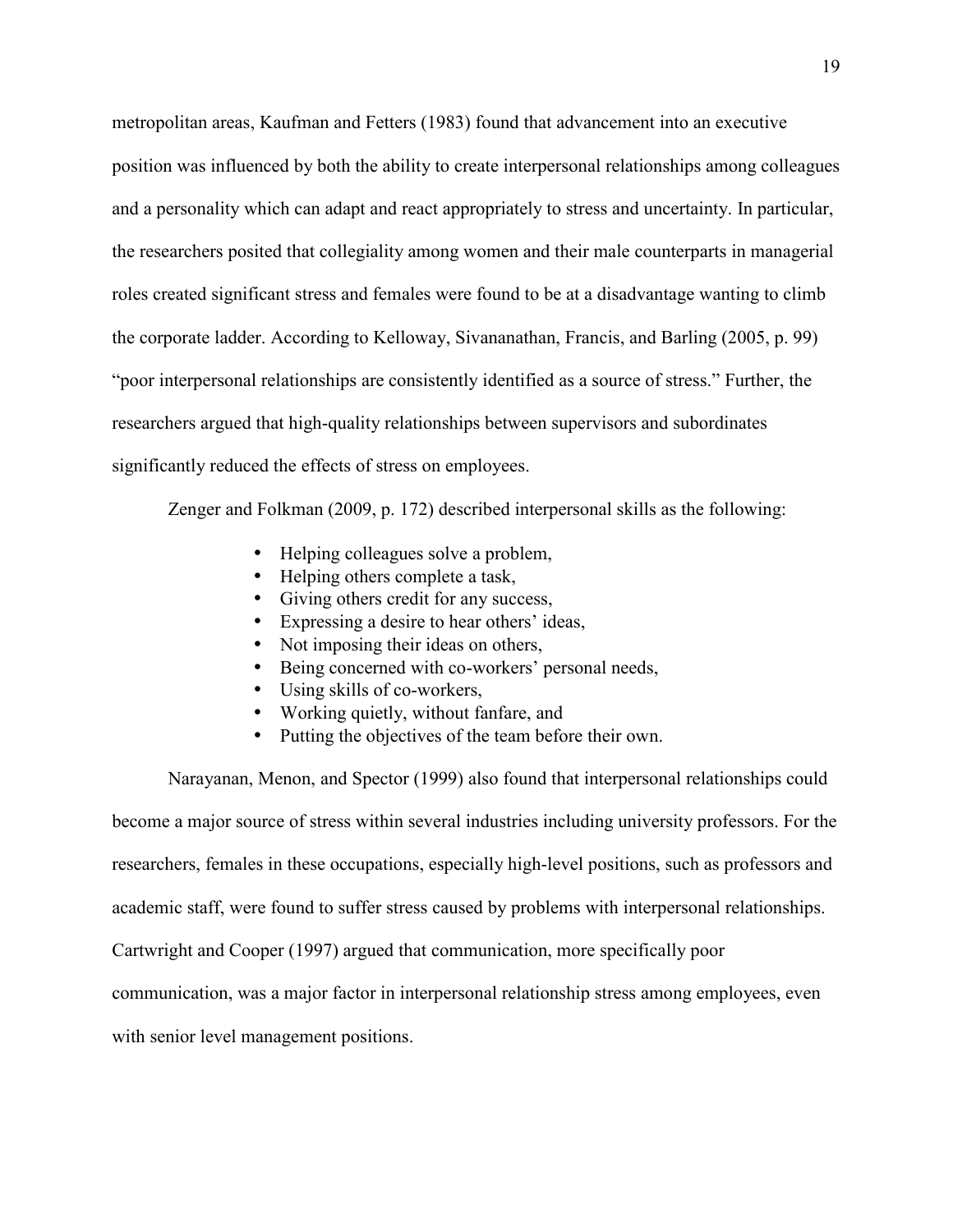metropolitan areas, Kaufman and Fetters (1983) found that advancement into an executive position was influenced by both the ability to create interpersonal relationships among colleagues and a personality which can adapt and react appropriately to stress and uncertainty. In particular, the researchers posited that collegiality among women and their male counterparts in managerial roles created significant stress and females were found to be at a disadvantage wanting to climb the corporate ladder. According to Kelloway, Sivananathan, Francis, and Barling (2005, p. 99) "poor interpersonal relationships are consistently identified as a source of stress." Further, the researchers argued that high-quality relationships between supervisors and subordinates significantly reduced the effects of stress on employees.

Zenger and Folkman (2009, p. 172) described interpersonal skills as the following:

- Helping colleagues solve a problem,
- Helping others complete a task,
- Giving others credit for any success,
- Expressing a desire to hear others' ideas,
- Not imposing their ideas on others,
- Being concerned with co-workers' personal needs,
- Using skills of co-workers,
- Working quietly, without fanfare, and
- Putting the objectives of the team before their own.

Narayanan, Menon, and Spector (1999) also found that interpersonal relationships could become a major source of stress within several industries including university professors. For the researchers, females in these occupations, especially high-level positions, such as professors and academic staff, were found to suffer stress caused by problems with interpersonal relationships. Cartwright and Cooper (1997) argued that communication, more specifically poor communication, was a major factor in interpersonal relationship stress among employees, even with senior level management positions.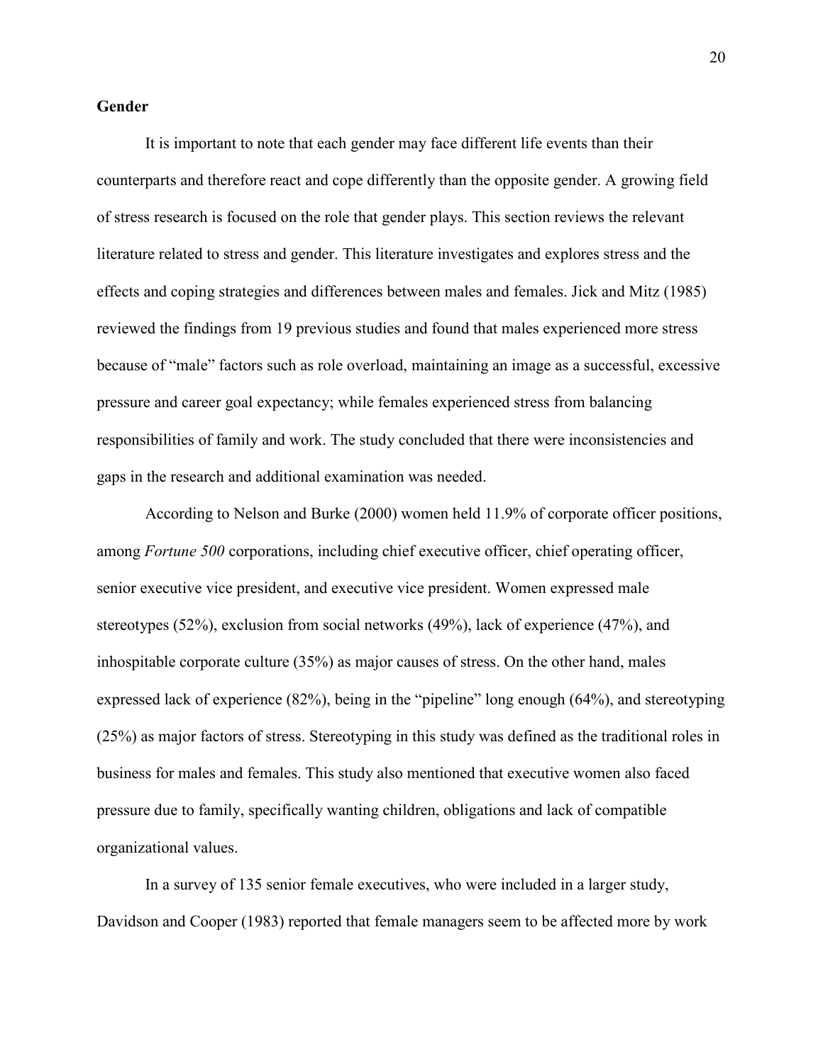**Gender**

It is important to note that each gender may face different life events than their counterparts and therefore react and cope differently than the opposite gender. A growing field of stress research is focused on the role that gender plays. This section reviews the relevant literature related to stress and gender. This literature investigates and explores stress and the effects and coping strategies and differences between males and females. Jick and Mitz (1985) reviewed the findings from 19 previous studies and found that males experienced more stress because of "male" factors such as role overload, maintaining an image as a successful, excessive pressure and career goal expectancy; while females experienced stress from balancing responsibilities of family and work. The study concluded that there were inconsistencies and gaps in the research and additional examination was needed.

According to Nelson and Burke (2000) women held 11.9% of corporate officer positions, among *Fortune 500* corporations, including chief executive officer, chief operating officer, senior executive vice president, and executive vice president. Women expressed male stereotypes (52%), exclusion from social networks (49%), lack of experience (47%), and inhospitable corporate culture (35%) as major causes of stress. On the other hand, males expressed lack of experience (82%), being in the "pipeline" long enough (64%), and stereotyping (25%) as major factors of stress. Stereotyping in this study was defined as the traditional roles in business for males and females. This study also mentioned that executive women also faced pressure due to family, specifically wanting children, obligations and lack of compatible organizational values.

In a survey of 135 senior female executives, who were included in a larger study, Davidson and Cooper (1983) reported that female managers seem to be affected more by work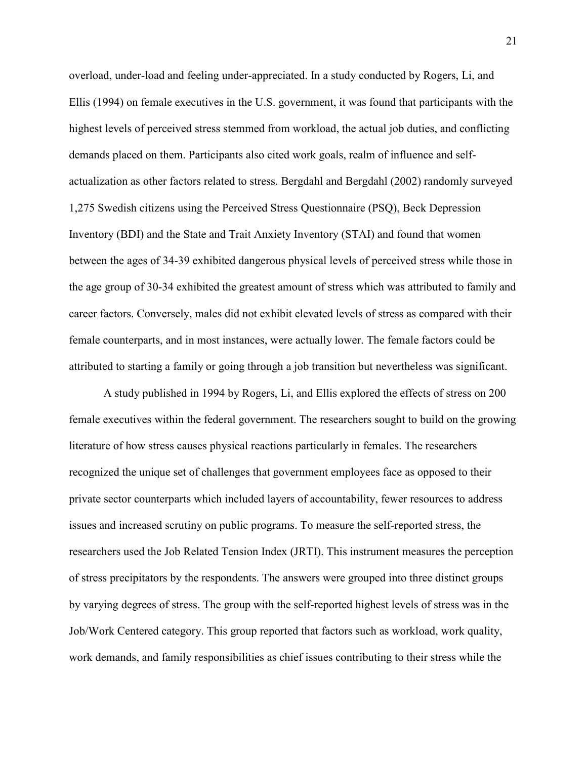overload, under-load and feeling under-appreciated. In a study conducted by Rogers, Li, and Ellis (1994) on female executives in the U.S. government, it was found that participants with the highest levels of perceived stress stemmed from workload, the actual job duties, and conflicting demands placed on them. Participants also cited work goals, realm of influence and self-actualization as other factors related to stress. Bergdahl and Bergdahl (2002) randomly surveyed 1,275 Swedish citizens using the Perceived Stress Questionnaire (PSQ), Beck Depression Inventory (BDI) and the State and Trait Anxiety Inventory (STAI) and found that women between the ages of 34-39 exhibited dangerous physical levels of perceived stress while those in the age group of 30-34 exhibited the greatest amount of stress which was attributed to family and career factors. Conversely, males did not exhibit elevated levels of stress as compared with their female counterparts, and in most instances, were actually lower. The female factors could be attributed to starting a family or going through a job transition but nevertheless was significant.

A study published in 1994 by Rogers, Li, and Ellis explored the effects of stress on 200 female executives within the federal government. The researchers sought to build on the growing literature of how stress causes physical reactions particularly in females. The researchers recognized the unique set of challenges that government employees face as opposed to their private sector counterparts which included layers of accountability, fewer resources to address issues and increased scrutiny on public programs. To measure the self-reported stress, the researchers used the Job Related Tension Index (JRTI). This instrument measures the perception of stress precipitators by the respondents. The answers were grouped into three distinct groups by varying degrees of stress. The group with the self-reported highest levels of stress was in the Job/Work Centered category. This group reported that factors such as workload, work quality, work demands, and family responsibilities as chief issues contributing to their stress while the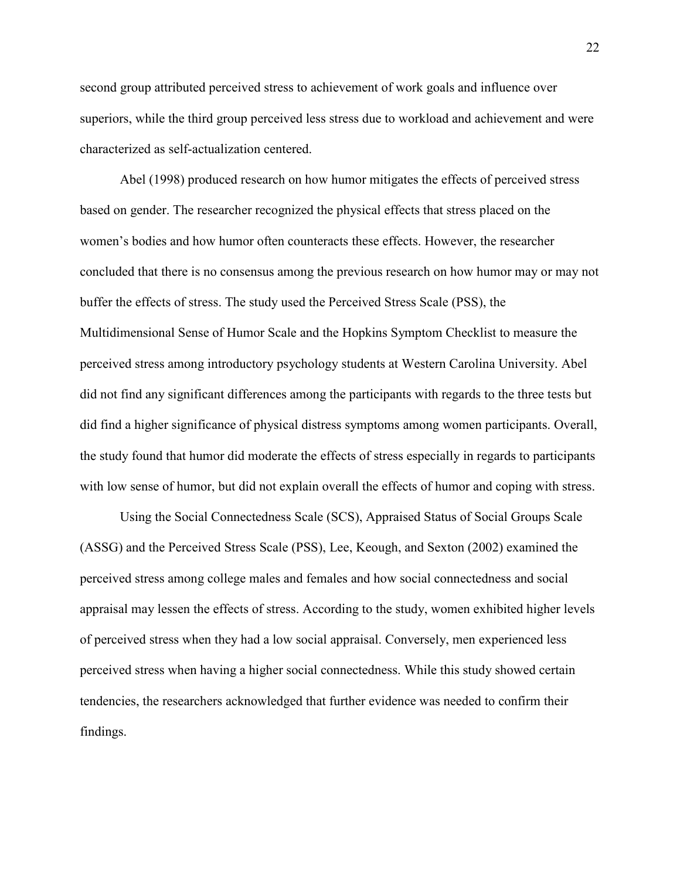second group attributed perceived stress to achievement of work goals and influence over superiors, while the third group perceived less stress due to workload and achievement and were characterized as self-actualization centered.

Abel (1998) produced research on how humor mitigates the effects of perceived stress based on gender. The researcher recognized the physical effects that stress placed on the women's bodies and how humor often counteracts these effects. However, the researcher concluded that there is no consensus among the previous research on how humor may or may not buffer the effects of stress. The study used the Perceived Stress Scale (PSS), the Multidimensional Sense of Humor Scale and the Hopkins Symptom Checklist to measure the perceived stress among introductory psychology students at Western Carolina University. Abel did not find any significant differences among the participants with regards to the three tests but did find a higher significance of physical distress symptoms among women participants. Overall, the study found that humor did moderate the effects of stress especially in regards to participants with low sense of humor, but did not explain overall the effects of humor and coping with stress.

Using the Social Connectedness Scale (SCS), Appraised Status of Social Groups Scale (ASSG) and the Perceived Stress Scale (PSS), Lee, Keough, and Sexton (2002) examined the perceived stress among college males and females and how social connectedness and social appraisal may lessen the effects of stress. According to the study, women exhibited higher levels of perceived stress when they had a low social appraisal. Conversely, men experienced less perceived stress when having a higher social connectedness. While this study showed certain tendencies, the researchers acknowledged that further evidence was needed to confirm their findings.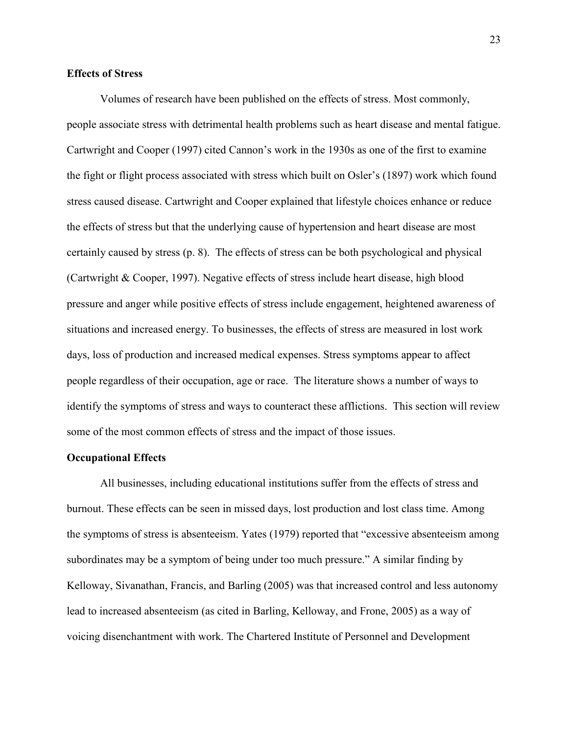**Effects of Stress**

Volumes of research have been published on the effects of stress. Most commonly, people associate stress with detrimental health problems such as heart disease and mental fatigue. Cartwright and Cooper (1997) cited Cannon's work in the 1930s as one of the first to examine the fight or flight process associated with stress which built on Osler's (1897) work which found stress caused disease. Cartwright and Cooper explained that lifestyle choices enhance or reduce the effects of stress but that the underlying cause of hypertension and heart disease are most certainly caused by stress (p. 8). The effects of stress can be both psychological and physical (Cartwright & Cooper, 1997). Negative effects of stress include heart disease, high blood pressure and anger while positive effects of stress include engagement, heightened awareness of situations and increased energy. To businesses, the effects of stress are measured in lost work days, loss of production and increased medical expenses. Stress symptoms appear to affect people regardless of their occupation, age or race. The literature shows a number of ways to identify the symptoms of stress and ways to counteract these afflictions. This section will review some of the most common effects of stress and the impact of those issues.

**Occupational Effects**

All businesses, including educational institutions suffer from the effects of stress and burnout. These effects can be seen in missed days, lost production and lost class time. Among the symptoms of stress is absenteeism. Yates (1979) reported that "excessive absenteeism among subordinates may be a symptom of being under too much pressure." A similar finding by Kelloway, Sivanathan, Francis, and Barling (2005) was that increased control and less autonomy lead to increased absenteeism (as cited in Barling, Kelloway, and Frone, 2005) as a way of voicing disenchantment with work. The Chartered Institute of Personnel and Development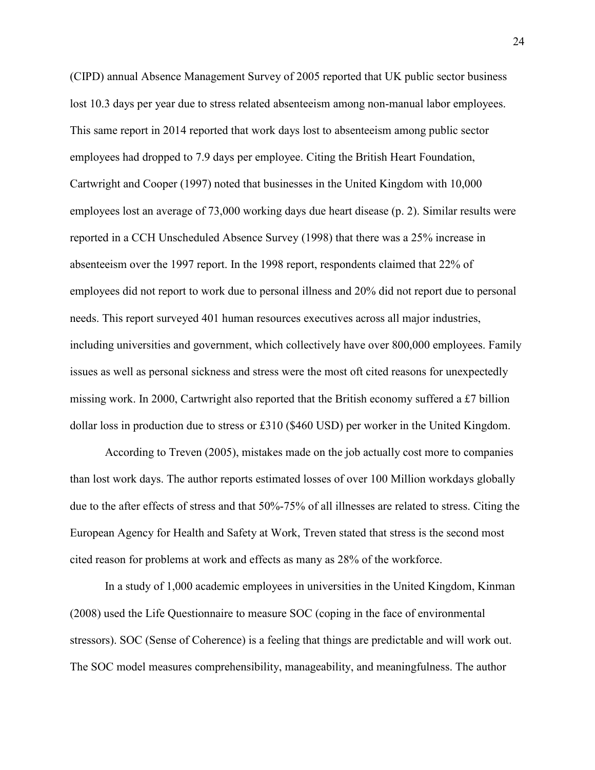(CIPD) annual Absence Management Survey of 2005 reported that UK public sector business lost 10.3 days per year due to stress related absenteeism among non-manual labor employees. This same report in 2014 reported that work days lost to absenteeism among public sector employees had dropped to 7.9 days per employee. Citing the British Heart Foundation, Cartwright and Cooper (1997) noted that businesses in the United Kingdom with 10,000 employees lost an average of 73,000 working days due heart disease (p. 2). Similar results were reported in a CCH Unscheduled Absence Survey (1998) that there was a 25% increase in absenteeism over the 1997 report. In the 1998 report, respondents claimed that 22% of employees did not report to work due to personal illness and 20% did not report due to personal needs. This report surveyed 401 human resources executives across all major industries, including universities and government, which collectively have over 800,000 employees. Family issues as well as personal sickness and stress were the most oft cited reasons for unexpectedly missing work. In 2000, Cartwright also reported that the British economy suffered a £7 billion dollar loss in production due to stress or £310 ($460 USD) per worker in the United Kingdom.

According to Treven (2005), mistakes made on the job actually cost more to companies than lost work days. The author reports estimated losses of over 100 Million workdays globally due to the after effects of stress and that 50%-75% of all illnesses are related to stress. Citing the European Agency for Health and Safety at Work, Treven stated that stress is the second most cited reason for problems at work and effects as many as 28% of the workforce.

In a study of 1,000 academic employees in universities in the United Kingdom, Kinman (2008) used the Life Questionnaire to measure SOC (coping in the face of environmental stressors). SOC (Sense of Coherence) is a feeling that things are predictable and will work out. The SOC model measures comprehensibility, manageability, and meaningfulness. The author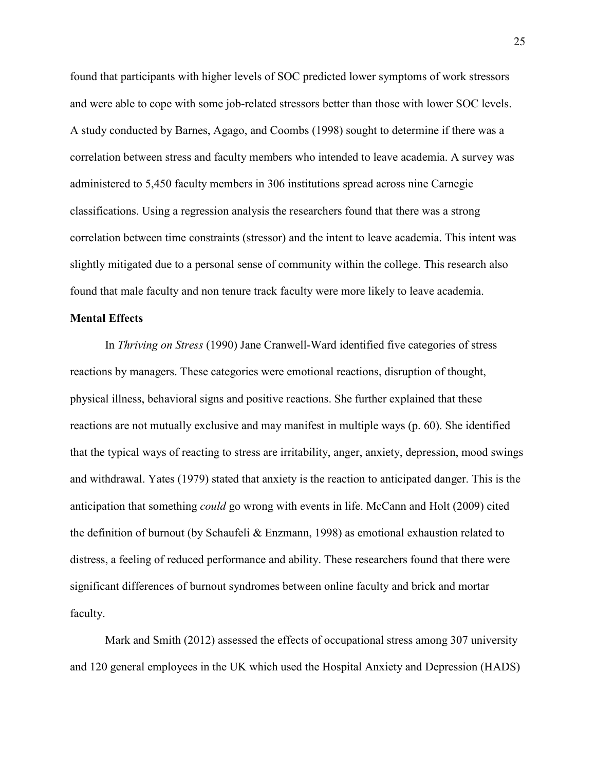found that participants with higher levels of SOC predicted lower symptoms of work stressors and were able to cope with some job-related stressors better than those with lower SOC levels. A study conducted by Barnes, Agago, and Coombs (1998) sought to determine if there was a correlation between stress and faculty members who intended to leave academia. A survey was administered to 5,450 faculty members in 306 institutions spread across nine Carnegie classifications. Using a regression analysis the researchers found that there was a strong correlation between time constraints (stressor) and the intent to leave academia. This intent was slightly mitigated due to a personal sense of community within the college. This research also found that male faculty and non tenure track faculty were more likely to leave academia.

**Mental Effects**

In *Thriving on Stress* (1990) Jane Cranwell-Ward identified five categories of stress reactions by managers. These categories were emotional reactions, disruption of thought, physical illness, behavioral signs and positive reactions. She further explained that these reactions are not mutually exclusive and may manifest in multiple ways (p. 60). She identified that the typical ways of reacting to stress are irritability, anger, anxiety, depression, mood swings and withdrawal. Yates (1979) stated that anxiety is the reaction to anticipated danger. This is the anticipation that something *could* go wrong with events in life. McCann and Holt (2009) cited the definition of burnout (by Schaufeli & Enzmann, 1998) as emotional exhaustion related to distress, a feeling of reduced performance and ability. These researchers found that there were significant differences of burnout syndromes between online faculty and brick and mortar faculty.

Mark and Smith (2012) assessed the effects of occupational stress among 307 university and 120 general employees in the UK which used the Hospital Anxiety and Depression (HADS)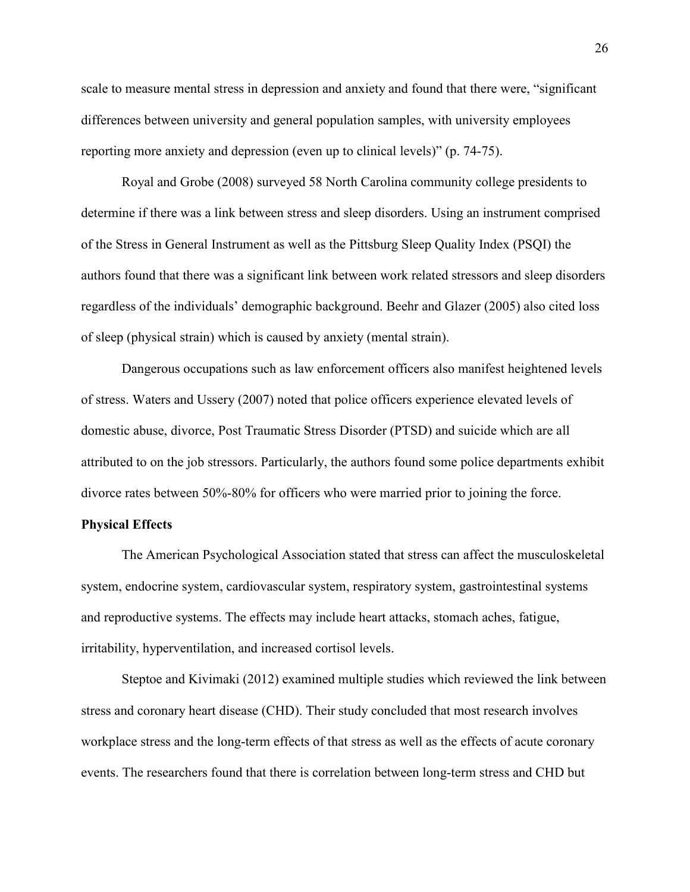scale to measure mental stress in depression and anxiety and found that there were, "significant differences between university and general population samples, with university employees reporting more anxiety and depression (even up to clinical levels)" (p. 74-75).

Royal and Grobe (2008) surveyed 58 North Carolina community college presidents to determine if there was a link between stress and sleep disorders. Using an instrument comprised of the Stress in General Instrument as well as the Pittsburg Sleep Quality Index (PSQI) the authors found that there was a significant link between work related stressors and sleep disorders regardless of the individuals' demographic background. Beehr and Glazer (2005) also cited loss of sleep (physical strain) which is caused by anxiety (mental strain).

Dangerous occupations such as law enforcement officers also manifest heightened levels of stress. Waters and Ussery (2007) noted that police officers experience elevated levels of domestic abuse, divorce, Post Traumatic Stress Disorder (PTSD) and suicide which are all attributed to on the job stressors. Particularly, the authors found some police departments exhibit divorce rates between 50%-80% for officers who were married prior to joining the force.

**Physical Effects**

The American Psychological Association stated that stress can affect the musculoskeletal system, endocrine system, cardiovascular system, respiratory system, gastrointestinal systems and reproductive systems. The effects may include heart attacks, stomach aches, fatigue, irritability, hyperventilation, and increased cortisol levels.

Steptoe and Kivimaki (2012) examined multiple studies which reviewed the link between stress and coronary heart disease (CHD). Their study concluded that most research involves workplace stress and the long-term effects of that stress as well as the effects of acute coronary events. The researchers found that there is correlation between long-term stress and CHD but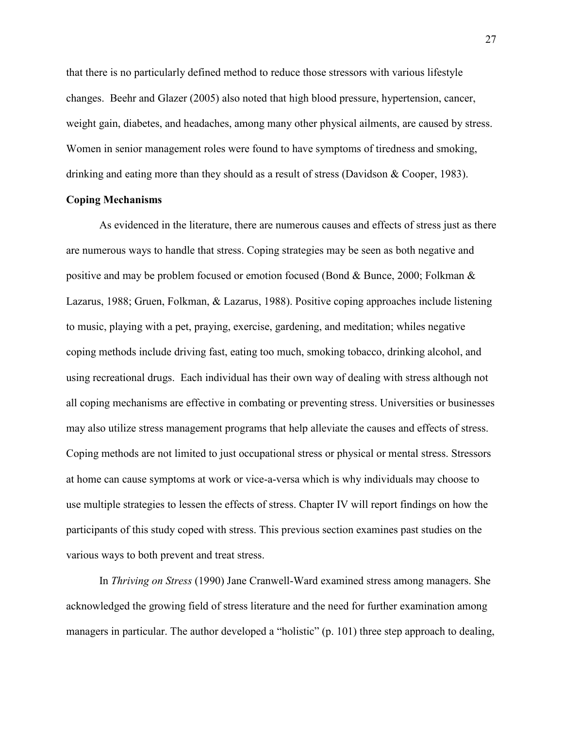that there is no particularly defined method to reduce those stressors with various lifestyle changes. Beehr and Glazer (2005) also noted that high blood pressure, hypertension, cancer, weight gain, diabetes, and headaches, among many other physical ailments, are caused by stress. Women in senior management roles were found to have symptoms of tiredness and smoking, drinking and eating more than they should as a result of stress (Davidson & Cooper, 1983).

**Coping Mechanisms**

As evidenced in the literature, there are numerous causes and effects of stress just as there are numerous ways to handle that stress. Coping strategies may be seen as both negative and positive and may be problem focused or emotion focused (Bond & Bunce, 2000; Folkman & Lazarus, 1988; Gruen, Folkman, & Lazarus, 1988). Positive coping approaches include listening to music, playing with a pet, praying, exercise, gardening, and meditation; whiles negative coping methods include driving fast, eating too much, smoking tobacco, drinking alcohol, and using recreational drugs. Each individual has their own way of dealing with stress although not all coping mechanisms are effective in combating or preventing stress. Universities or businesses may also utilize stress management programs that help alleviate the causes and effects of stress. Coping methods are not limited to just occupational stress or physical or mental stress. Stressors at home can cause symptoms at work or vice-a-versa which is why individuals may choose to use multiple strategies to lessen the effects of stress. Chapter IV will report findings on how the participants of this study coped with stress. This previous section examines past studies on the various ways to both prevent and treat stress.

In *Thriving on Stress* (1990) Jane Cranwell-Ward examined stress among managers. She acknowledged the growing field of stress literature and the need for further examination among managers in particular. The author developed a "holistic" (p. 101) three step approach to dealing,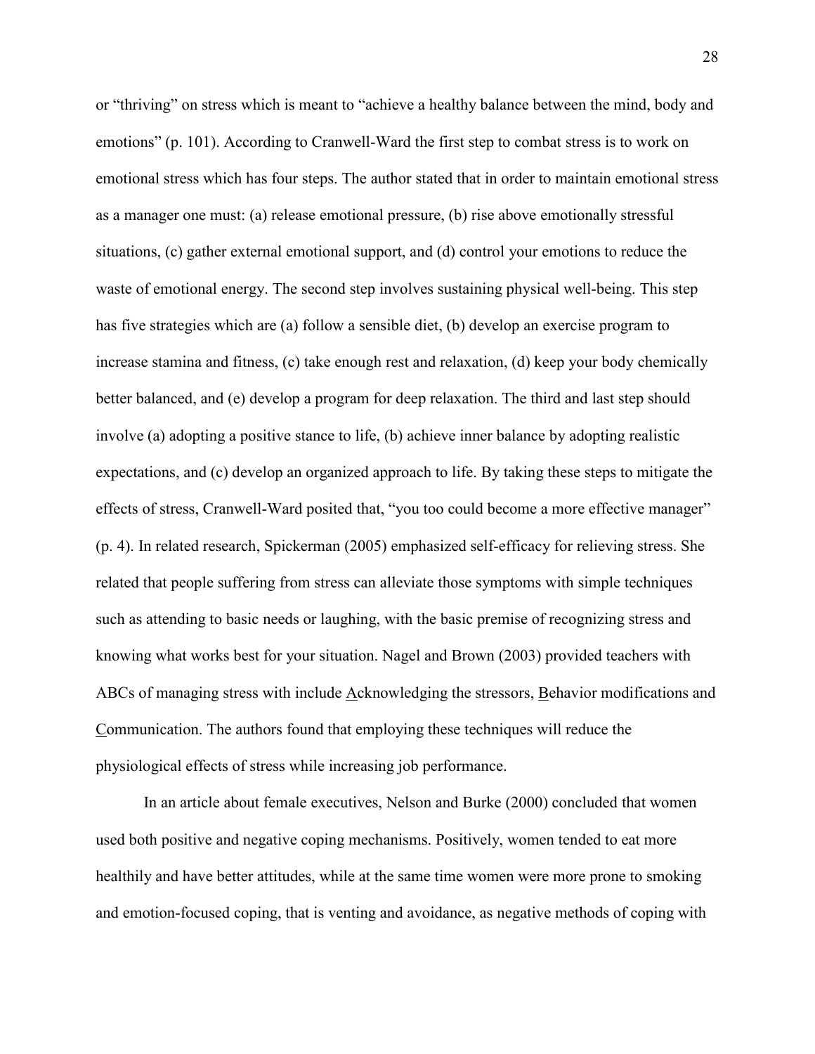or "thriving" on stress which is meant to "achieve a healthy balance between the mind, body and emotions" (p. 101). According to Cranwell-Ward the first step to combat stress is to work on emotional stress which has four steps. The author stated that in order to maintain emotional stress as a manager one must: (a) release emotional pressure, (b) rise above emotionally stressful situations, (c) gather external emotional support, and (d) control your emotions to reduce the waste of emotional energy. The second step involves sustaining physical well-being. This step has five strategies which are (a) follow a sensible diet, (b) develop an exercise program to increase stamina and fitness, (c) take enough rest and relaxation, (d) keep your body chemically better balanced, and (e) develop a program for deep relaxation. The third and last step should involve (a) adopting a positive stance to life, (b) achieve inner balance by adopting realistic expectations, and (c) develop an organized approach to life. By taking these steps to mitigate the effects of stress, Cranwell-Ward posited that, "you too could become a more effective manager" (p. 4). In related research, Spickerman (2005) emphasized self-efficacy for relieving stress. She related that people suffering from stress can alleviate those symptoms with simple techniques such as attending to basic needs or laughing, with the basic premise of recognizing stress and knowing what works best for your situation. Nagel and Brown (2003) provided teachers with ABCs of managing stress with include <u>A</u>cknowledging the stressors, <u>B</u>ehavior modifications and <u>C</u>ommunication. The authors found that employing these techniques will reduce the physiological effects of stress while increasing job performance.

In an article about female executives, Nelson and Burke (2000) concluded that women used both positive and negative coping mechanisms. Positively, women tended to eat more healthily and have better attitudes, while at the same time women were more prone to smoking and emotion-focused coping, that is venting and avoidance, as negative methods of coping with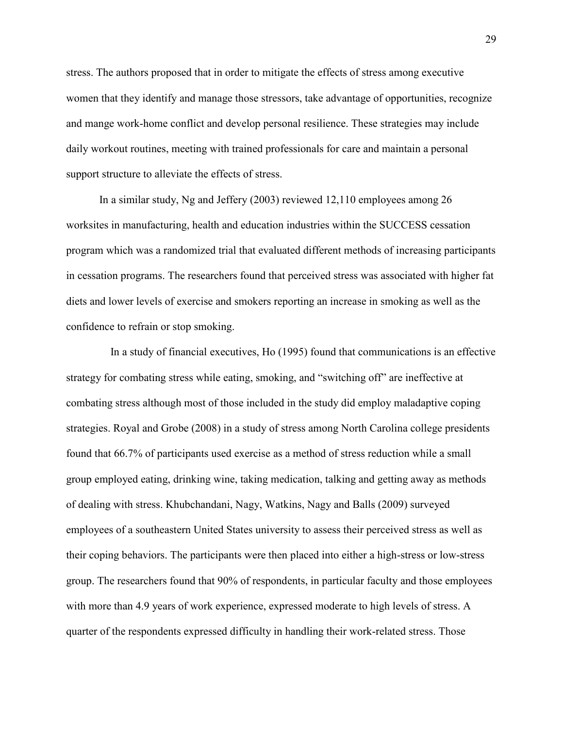stress. The authors proposed that in order to mitigate the effects of stress among executive women that they identify and manage those stressors, take advantage of opportunities, recognize and mange work-home conflict and develop personal resilience. These strategies may include daily workout routines, meeting with trained professionals for care and maintain a personal support structure to alleviate the effects of stress.

In a similar study, Ng and Jeffery (2003) reviewed 12,110 employees among 26 worksites in manufacturing, health and education industries within the SUCCESS cessation program which was a randomized trial that evaluated different methods of increasing participants in cessation programs. The researchers found that perceived stress was associated with higher fat diets and lower levels of exercise and smokers reporting an increase in smoking as well as the confidence to refrain or stop smoking.

In a study of financial executives, Ho (1995) found that communications is an effective strategy for combating stress while eating, smoking, and "switching off" are ineffective at combating stress although most of those included in the study did employ maladaptive coping strategies. Royal and Grobe (2008) in a study of stress among North Carolina college presidents found that 66.7% of participants used exercise as a method of stress reduction while a small group employed eating, drinking wine, taking medication, talking and getting away as methods of dealing with stress. Khubchandani, Nagy, Watkins, Nagy and Balls (2009) surveyed employees of a southeastern United States university to assess their perceived stress as well as their coping behaviors. The participants were then placed into either a high-stress or low-stress group. The researchers found that 90% of respondents, in particular faculty and those employees with more than 4.9 years of work experience, expressed moderate to high levels of stress. A quarter of the respondents expressed difficulty in handling their work-related stress. Those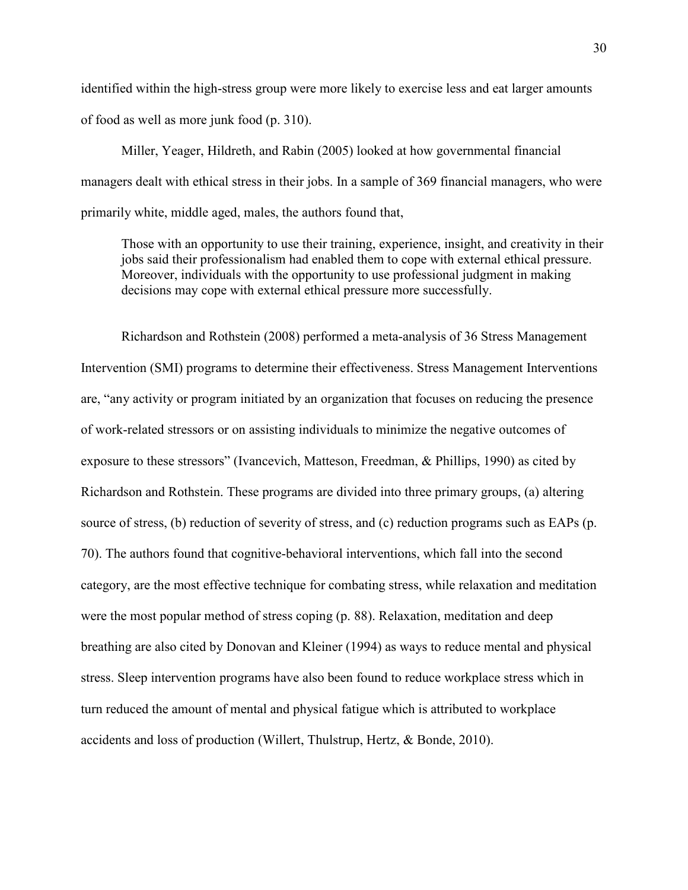identified within the high-stress group were more likely to exercise less and eat larger amounts of food as well as more junk food (p. 310).

Miller, Yeager, Hildreth, and Rabin (2005) looked at how governmental financial managers dealt with ethical stress in their jobs. In a sample of 369 financial managers, who were primarily white, middle aged, males, the authors found that,

> Those with an opportunity to use their training, experience, insight, and creativity in their jobs said their professionalism had enabled them to cope with external ethical pressure. Moreover, individuals with the opportunity to use professional judgment in making decisions may cope with external ethical pressure more successfully.

Richardson and Rothstein (2008) performed a meta-analysis of 36 Stress Management Intervention (SMI) programs to determine their effectiveness. Stress Management Interventions are, "any activity or program initiated by an organization that focuses on reducing the presence of work-related stressors or on assisting individuals to minimize the negative outcomes of exposure to these stressors" (Ivancevich, Matteson, Freedman, & Phillips, 1990) as cited by Richardson and Rothstein. These programs are divided into three primary groups, (a) altering source of stress, (b) reduction of severity of stress, and (c) reduction programs such as EAPs (p. 70). The authors found that cognitive-behavioral interventions, which fall into the second category, are the most effective technique for combating stress, while relaxation and meditation were the most popular method of stress coping (p. 88). Relaxation, meditation and deep breathing are also cited by Donovan and Kleiner (1994) as ways to reduce mental and physical stress. Sleep intervention programs have also been found to reduce workplace stress which in turn reduced the amount of mental and physical fatigue which is attributed to workplace accidents and loss of production (Willert, Thulstrup, Hertz, & Bonde, 2010).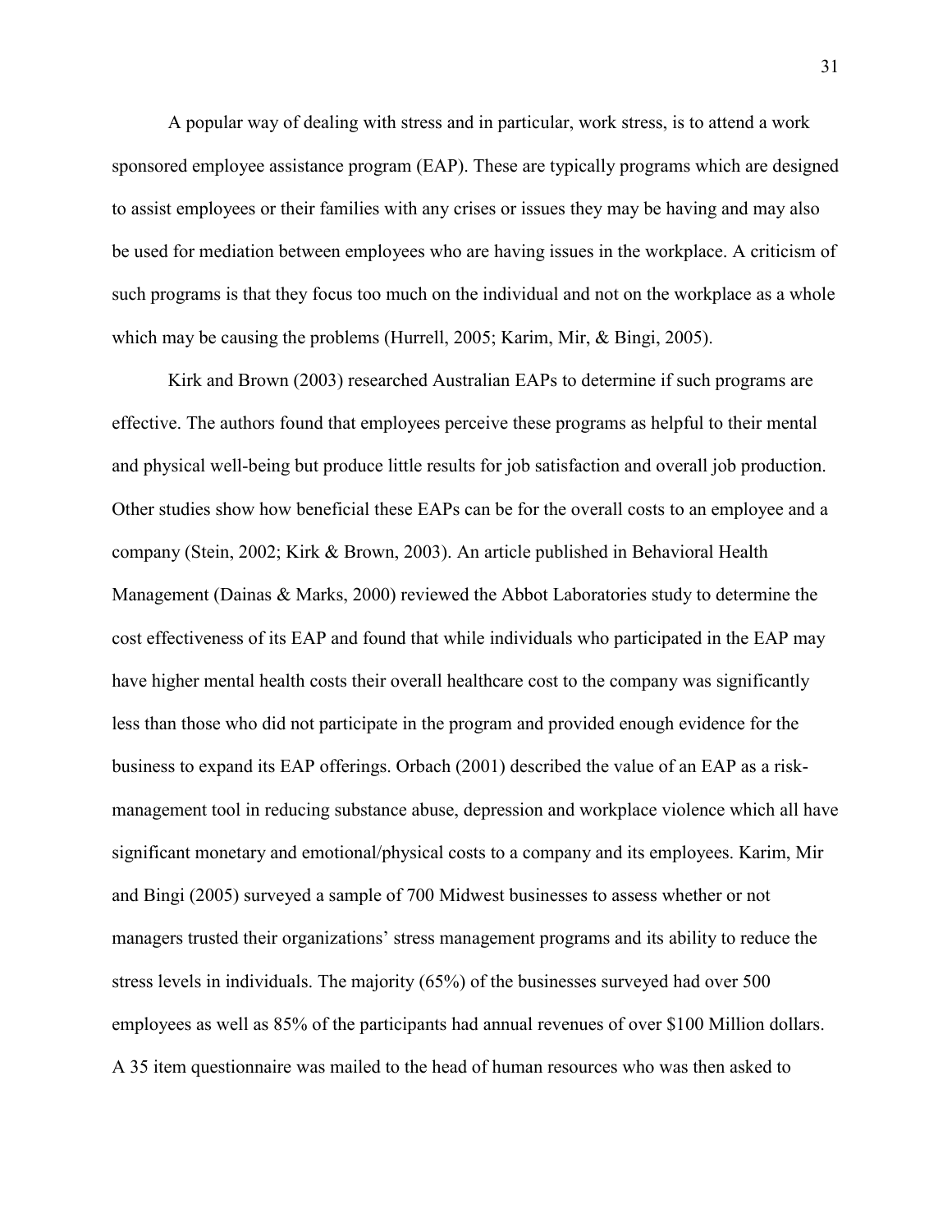A popular way of dealing with stress and in particular, work stress, is to attend a work sponsored employee assistance program (EAP). These are typically programs which are designed to assist employees or their families with any crises or issues they may be having and may also be used for mediation between employees who are having issues in the workplace. A criticism of such programs is that they focus too much on the individual and not on the workplace as a whole which may be causing the problems (Hurrell, 2005; Karim, Mir, & Bingi, 2005).

Kirk and Brown (2003) researched Australian EAPs to determine if such programs are effective. The authors found that employees perceive these programs as helpful to their mental and physical well-being but produce little results for job satisfaction and overall job production. Other studies show how beneficial these EAPs can be for the overall costs to an employee and a company (Stein, 2002; Kirk & Brown, 2003). An article published in Behavioral Health Management (Dainas & Marks, 2000) reviewed the Abbot Laboratories study to determine the cost effectiveness of its EAP and found that while individuals who participated in the EAP may have higher mental health costs their overall healthcare cost to the company was significantly less than those who did not participate in the program and provided enough evidence for the business to expand its EAP offerings. Orbach (2001) described the value of an EAP as a risk-management tool in reducing substance abuse, depression and workplace violence which all have significant monetary and emotional/physical costs to a company and its employees. Karim, Mir and Bingi (2005) surveyed a sample of 700 Midwest businesses to assess whether or not managers trusted their organizations' stress management programs and its ability to reduce the stress levels in individuals. The majority (65%) of the businesses surveyed had over 500 employees as well as 85% of the participants had annual revenues of over $100 Million dollars. A 35 item questionnaire was mailed to the head of human resources who was then asked to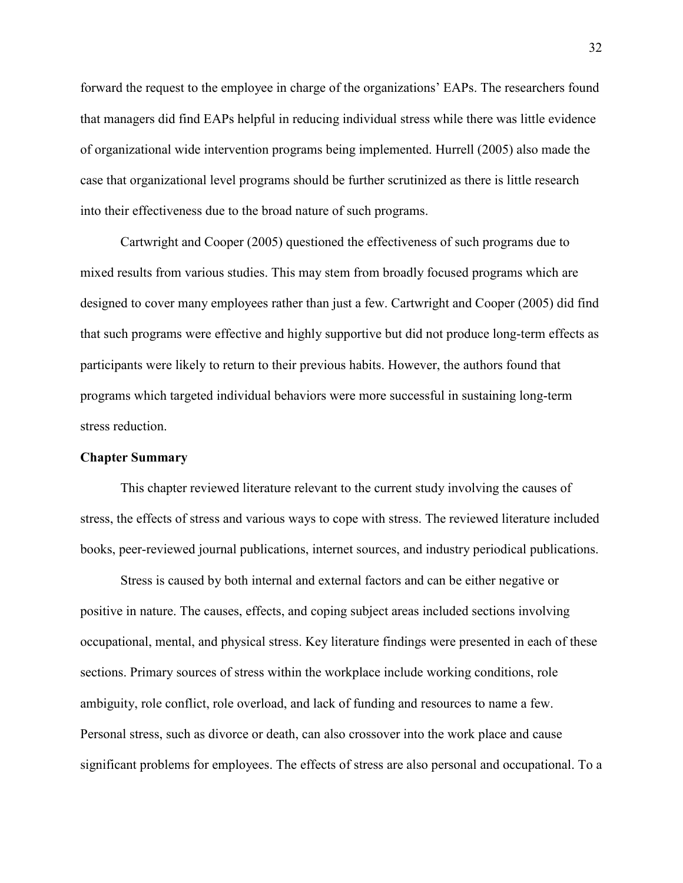forward the request to the employee in charge of the organizations' EAPs. The researchers found that managers did find EAPs helpful in reducing individual stress while there was little evidence of organizational wide intervention programs being implemented. Hurrell (2005) also made the case that organizational level programs should be further scrutinized as there is little research into their effectiveness due to the broad nature of such programs.

Cartwright and Cooper (2005) questioned the effectiveness of such programs due to mixed results from various studies. This may stem from broadly focused programs which are designed to cover many employees rather than just a few. Cartwright and Cooper (2005) did find that such programs were effective and highly supportive but did not produce long-term effects as participants were likely to return to their previous habits. However, the authors found that programs which targeted individual behaviors were more successful in sustaining long-term stress reduction.

**Chapter Summary**

This chapter reviewed literature relevant to the current study involving the causes of stress, the effects of stress and various ways to cope with stress. The reviewed literature included books, peer-reviewed journal publications, internet sources, and industry periodical publications.

Stress is caused by both internal and external factors and can be either negative or positive in nature. The causes, effects, and coping subject areas included sections involving occupational, mental, and physical stress. Key literature findings were presented in each of these sections. Primary sources of stress within the workplace include working conditions, role ambiguity, role conflict, role overload, and lack of funding and resources to name a few. Personal stress, such as divorce or death, can also crossover into the work place and cause significant problems for employees. The effects of stress are also personal and occupational. To a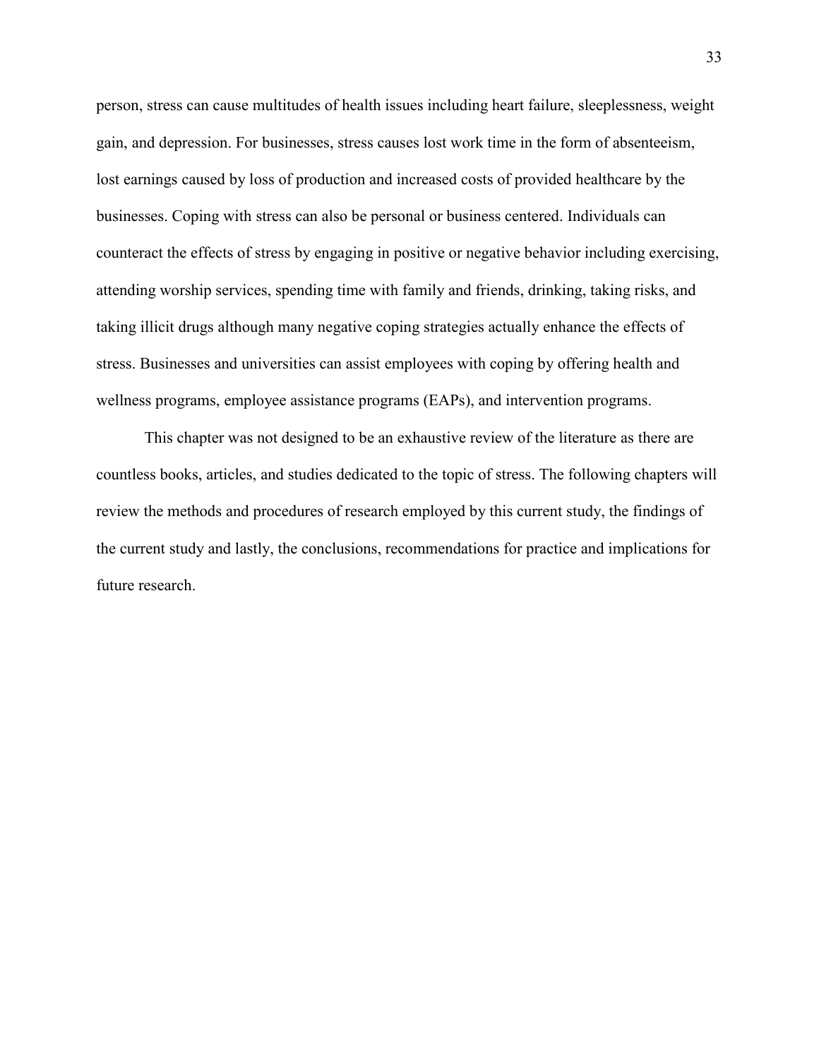person, stress can cause multitudes of health issues including heart failure, sleeplessness, weight gain, and depression. For businesses, stress causes lost work time in the form of absenteeism, lost earnings caused by loss of production and increased costs of provided healthcare by the businesses. Coping with stress can also be personal or business centered. Individuals can counteract the effects of stress by engaging in positive or negative behavior including exercising, attending worship services, spending time with family and friends, drinking, taking risks, and taking illicit drugs although many negative coping strategies actually enhance the effects of stress. Businesses and universities can assist employees with coping by offering health and wellness programs, employee assistance programs (EAPs), and intervention programs.

This chapter was not designed to be an exhaustive review of the literature as there are countless books, articles, and studies dedicated to the topic of stress. The following chapters will review the methods and procedures of research employed by this current study, the findings of the current study and lastly, the conclusions, recommendations for practice and implications for future research.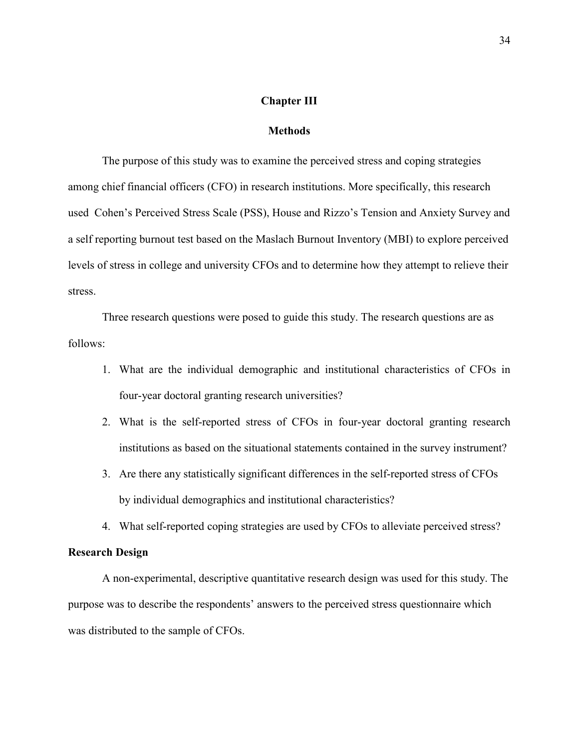# Chapter III

## Methods

The purpose of this study was to examine the perceived stress and coping strategies among chief financial officers (CFO) in research institutions. More specifically, this research used Cohen's Perceived Stress Scale (PSS), House and Rizzo's Tension and Anxiety Survey and a self reporting burnout test based on the Maslach Burnout Inventory (MBI) to explore perceived levels of stress in college and university CFOs and to determine how they attempt to relieve their stress.

Three research questions were posed to guide this study. The research questions are as follows:

1. What are the individual demographic and institutional characteristics of CFOs in four-year doctoral granting research universities?
2. What is the self-reported stress of CFOs in four-year doctoral granting research institutions as based on the situational statements contained in the survey instrument?
3. Are there any statistically significant differences in the self-reported stress of CFOs by individual demographics and institutional characteristics?
4. What self-reported coping strategies are used by CFOs to alleviate perceived stress?

### Research Design

A non-experimental, descriptive quantitative research design was used for this study. The purpose was to describe the respondents' answers to the perceived stress questionnaire which was distributed to the sample of CFOs.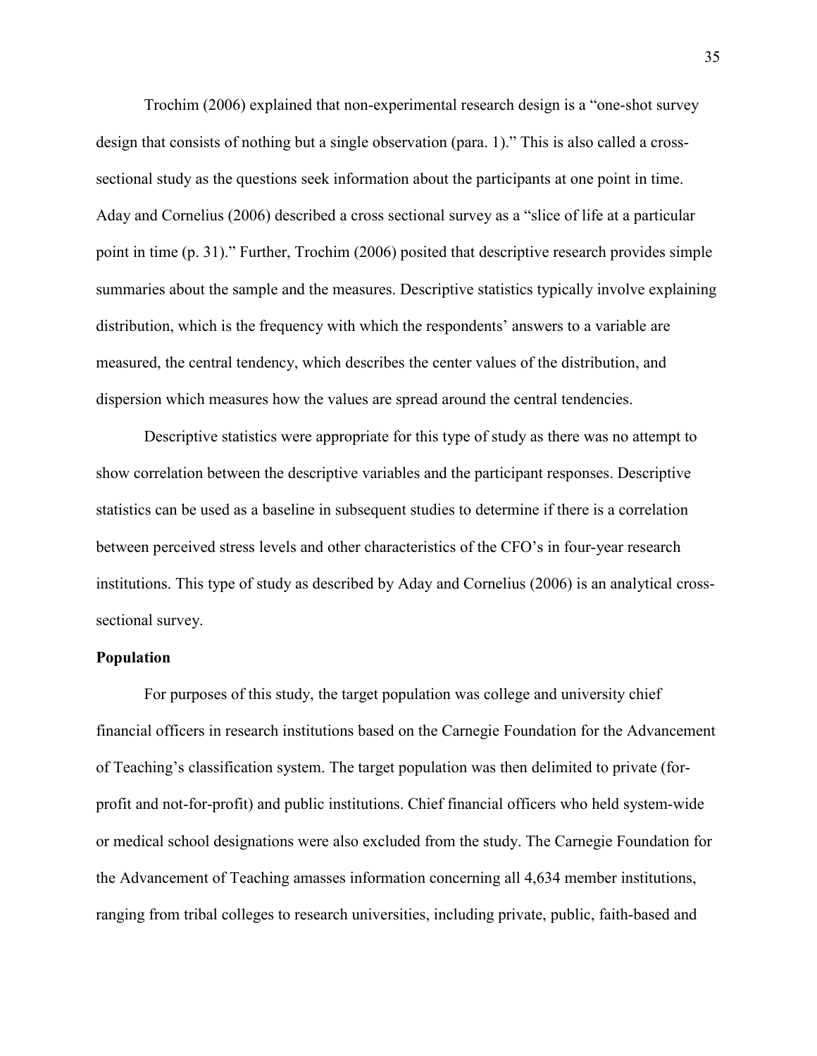Trochim (2006) explained that non-experimental research design is a "one-shot survey design that consists of nothing but a single observation (para. 1)." This is also called a cross-sectional study as the questions seek information about the participants at one point in time. Aday and Cornelius (2006) described a cross sectional survey as a "slice of life at a particular point in time (p. 31)." Further, Trochim (2006) posited that descriptive research provides simple summaries about the sample and the measures. Descriptive statistics typically involve explaining distribution, which is the frequency with which the respondents' answers to a variable are measured, the central tendency, which describes the center values of the distribution, and dispersion which measures how the values are spread around the central tendencies.

Descriptive statistics were appropriate for this type of study as there was no attempt to show correlation between the descriptive variables and the participant responses. Descriptive statistics can be used as a baseline in subsequent studies to determine if there is a correlation between perceived stress levels and other characteristics of the CFO's in four-year research institutions. This type of study as described by Aday and Cornelius (2006) is an analytical cross-sectional survey.

**Population**

For purposes of this study, the target population was college and university chief financial officers in research institutions based on the Carnegie Foundation for the Advancement of Teaching's classification system. The target population was then delimited to private (for-profit and not-for-profit) and public institutions. Chief financial officers who held system-wide or medical school designations were also excluded from the study. The Carnegie Foundation for the Advancement of Teaching amasses information concerning all 4,634 member institutions, ranging from tribal colleges to research universities, including private, public, faith-based and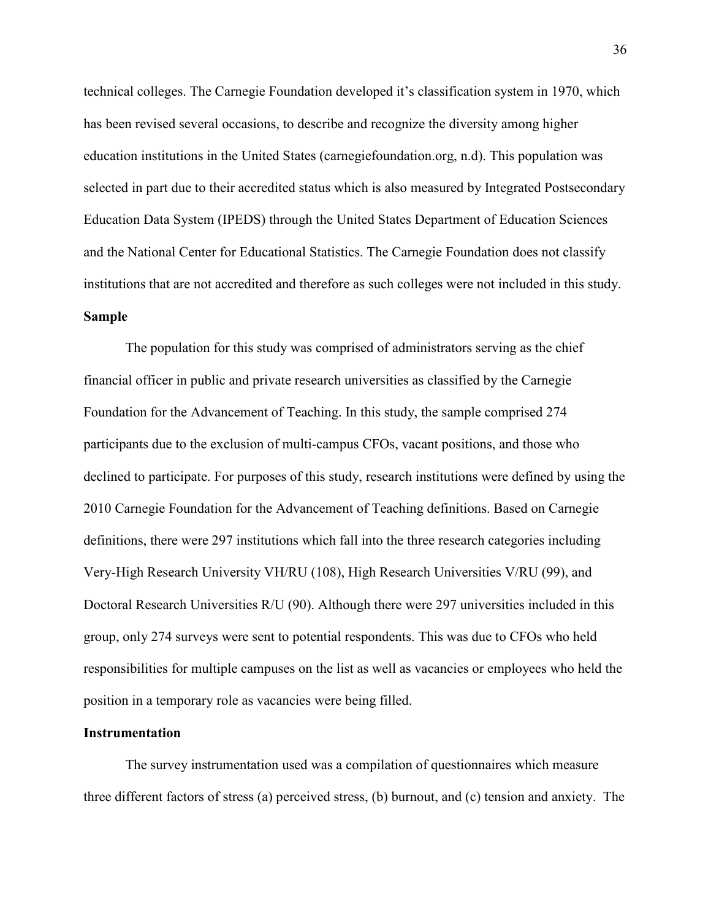technical colleges. The Carnegie Foundation developed it's classification system in 1970, which has been revised several occasions, to describe and recognize the diversity among higher education institutions in the United States (carnegiefoundation.org, n.d). This population was selected in part due to their accredited status which is also measured by Integrated Postsecondary Education Data System (IPEDS) through the United States Department of Education Sciences and the National Center for Educational Statistics. The Carnegie Foundation does not classify institutions that are not accredited and therefore as such colleges were not included in this study.

**Sample**

The population for this study was comprised of administrators serving as the chief financial officer in public and private research universities as classified by the Carnegie Foundation for the Advancement of Teaching. In this study, the sample comprised 274 participants due to the exclusion of multi-campus CFOs, vacant positions, and those who declined to participate. For purposes of this study, research institutions were defined by using the 2010 Carnegie Foundation for the Advancement of Teaching definitions. Based on Carnegie definitions, there were 297 institutions which fall into the three research categories including Very-High Research University VH/RU (108), High Research Universities V/RU (99), and Doctoral Research Universities R/U (90). Although there were 297 universities included in this group, only 274 surveys were sent to potential respondents. This was due to CFOs who held responsibilities for multiple campuses on the list as well as vacancies or employees who held the position in a temporary role as vacancies were being filled.

**Instrumentation**

The survey instrumentation used was a compilation of questionnaires which measure three different factors of stress (a) perceived stress, (b) burnout, and (c) tension and anxiety. The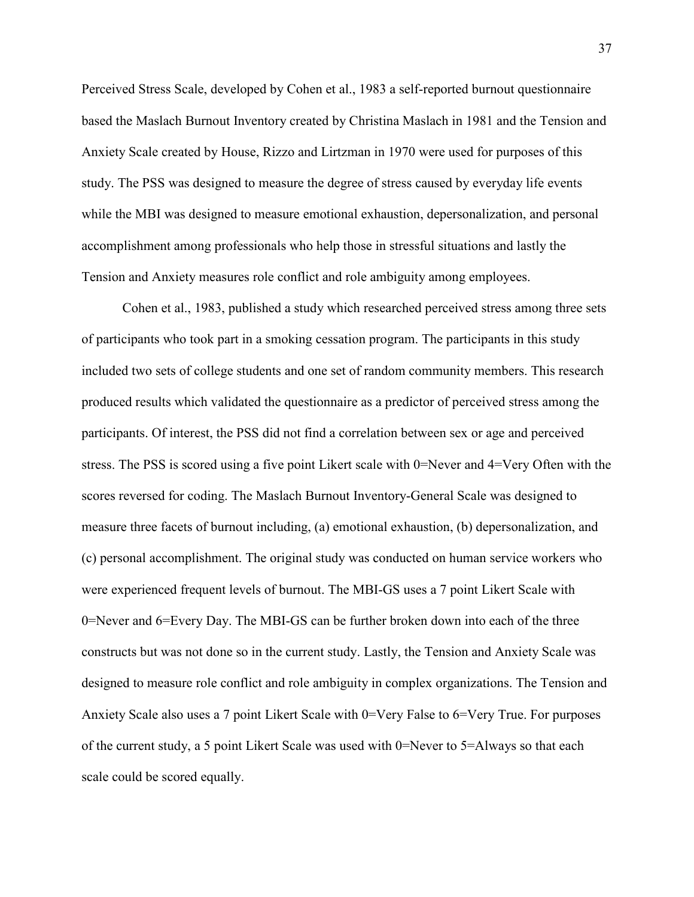Perceived Stress Scale, developed by Cohen et al., 1983 a self-reported burnout questionnaire based the Maslach Burnout Inventory created by Christina Maslach in 1981 and the Tension and Anxiety Scale created by House, Rizzo and Lirtzman in 1970 were used for purposes of this study. The PSS was designed to measure the degree of stress caused by everyday life events while the MBI was designed to measure emotional exhaustion, depersonalization, and personal accomplishment among professionals who help those in stressful situations and lastly the Tension and Anxiety measures role conflict and role ambiguity among employees.

Cohen et al., 1983, published a study which researched perceived stress among three sets of participants who took part in a smoking cessation program. The participants in this study included two sets of college students and one set of random community members. This research produced results which validated the questionnaire as a predictor of perceived stress among the participants. Of interest, the PSS did not find a correlation between sex or age and perceived stress. The PSS is scored using a five point Likert scale with 0=Never and 4=Very Often with the scores reversed for coding. The Maslach Burnout Inventory-General Scale was designed to measure three facets of burnout including, (a) emotional exhaustion, (b) depersonalization, and (c) personal accomplishment. The original study was conducted on human service workers who were experienced frequent levels of burnout. The MBI-GS uses a 7 point Likert Scale with 0=Never and 6=Every Day. The MBI-GS can be further broken down into each of the three constructs but was not done so in the current study. Lastly, the Tension and Anxiety Scale was designed to measure role conflict and role ambiguity in complex organizations. The Tension and Anxiety Scale also uses a 7 point Likert Scale with 0=Very False to 6=Very True. For purposes of the current study, a 5 point Likert Scale was used with 0=Never to 5=Always so that each scale could be scored equally.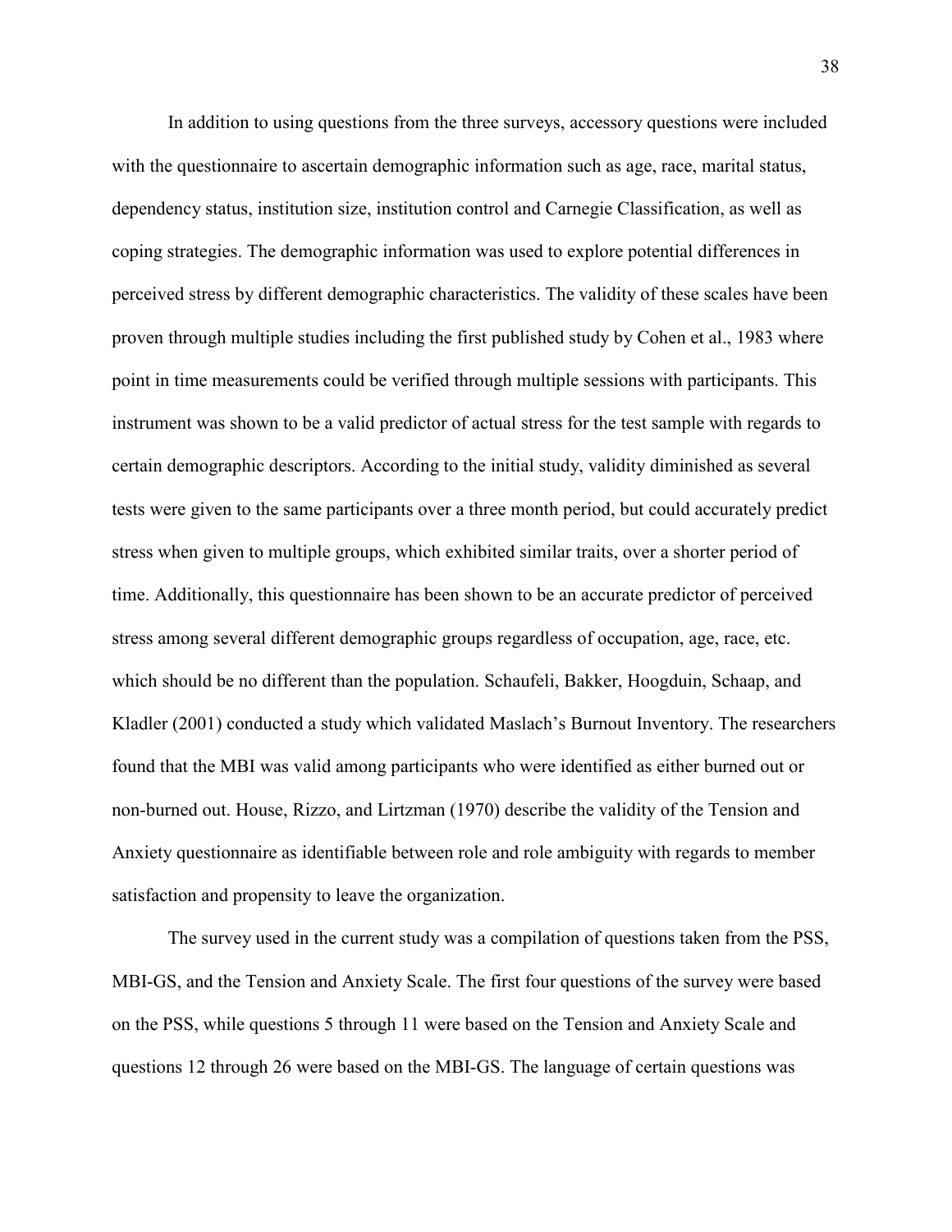In addition to using questions from the three surveys, accessory questions were included with the questionnaire to ascertain demographic information such as age, race, marital status, dependency status, institution size, institution control and Carnegie Classification, as well as coping strategies. The demographic information was used to explore potential differences in perceived stress by different demographic characteristics. The validity of these scales have been proven through multiple studies including the first published study by Cohen et al., 1983 where point in time measurements could be verified through multiple sessions with participants. This instrument was shown to be a valid predictor of actual stress for the test sample with regards to certain demographic descriptors. According to the initial study, validity diminished as several tests were given to the same participants over a three month period, but could accurately predict stress when given to multiple groups, which exhibited similar traits, over a shorter period of time. Additionally, this questionnaire has been shown to be an accurate predictor of perceived stress among several different demographic groups regardless of occupation, age, race, etc. which should be no different than the population. Schaufeli, Bakker, Hoogduin, Schaap, and Kladler (2001) conducted a study which validated Maslach's Burnout Inventory. The researchers found that the MBI was valid among participants who were identified as either burned out or non-burned out. House, Rizzo, and Lirtzman (1970) describe the validity of the Tension and Anxiety questionnaire as identifiable between role and role ambiguity with regards to member satisfaction and propensity to leave the organization.

The survey used in the current study was a compilation of questions taken from the PSS, MBI-GS, and the Tension and Anxiety Scale. The first four questions of the survey were based on the PSS, while questions 5 through 11 were based on the Tension and Anxiety Scale and questions 12 through 26 were based on the MBI-GS. The language of certain questions was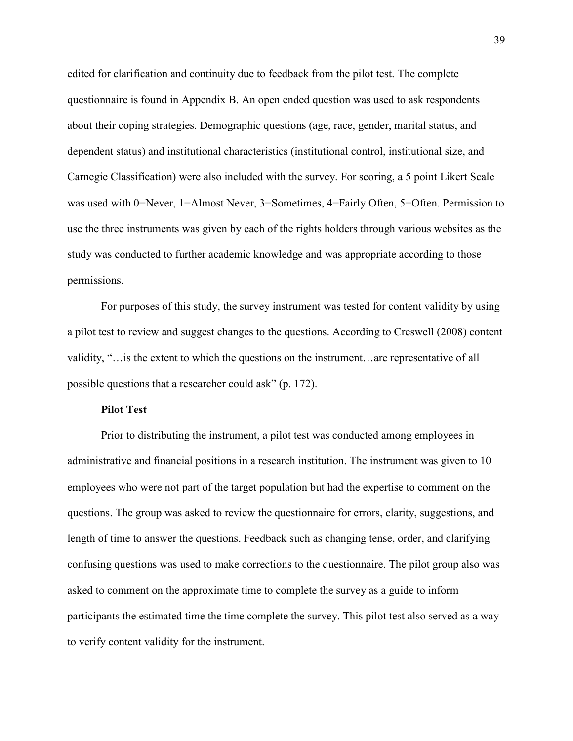edited for clarification and continuity due to feedback from the pilot test. The complete questionnaire is found in Appendix B. An open ended question was used to ask respondents about their coping strategies. Demographic questions (age, race, gender, marital status, and dependent status) and institutional characteristics (institutional control, institutional size, and Carnegie Classification) were also included with the survey. For scoring, a 5 point Likert Scale was used with 0=Never, 1=Almost Never, 3=Sometimes, 4=Fairly Often, 5=Often. Permission to use the three instruments was given by each of the rights holders through various websites as the study was conducted to further academic knowledge and was appropriate according to those permissions.

For purposes of this study, the survey instrument was tested for content validity by using a pilot test to review and suggest changes to the questions. According to Creswell (2008) content validity, "…is the extent to which the questions on the instrument…are representative of all possible questions that a researcher could ask" (p. 172).

**Pilot Test**

Prior to distributing the instrument, a pilot test was conducted among employees in administrative and financial positions in a research institution. The instrument was given to 10 employees who were not part of the target population but had the expertise to comment on the questions. The group was asked to review the questionnaire for errors, clarity, suggestions, and length of time to answer the questions. Feedback such as changing tense, order, and clarifying confusing questions was used to make corrections to the questionnaire. The pilot group also was asked to comment on the approximate time to complete the survey as a guide to inform participants the estimated time the time complete the survey. This pilot test also served as a way to verify content validity for the instrument.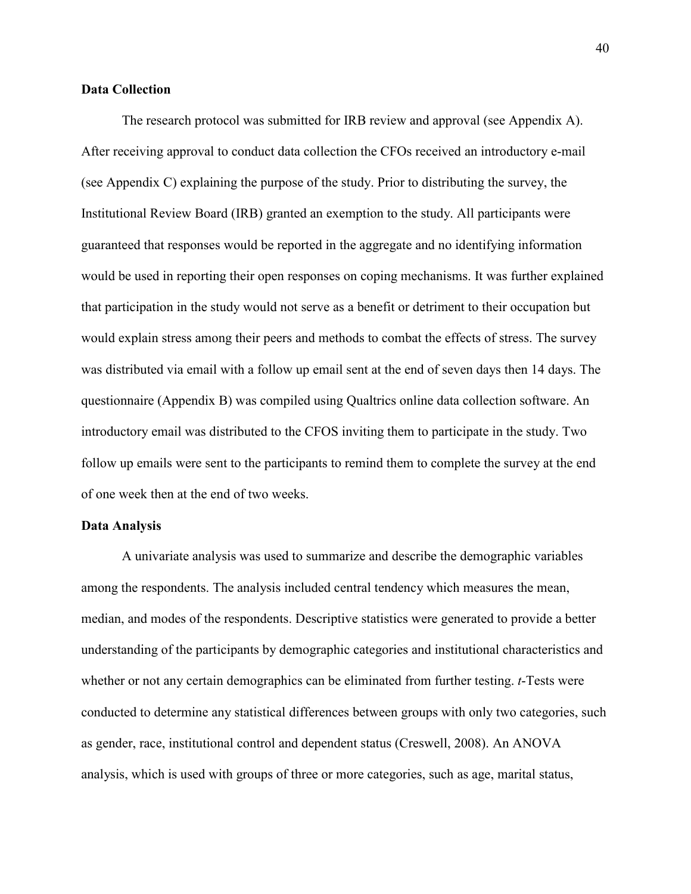**Data Collection**

The research protocol was submitted for IRB review and approval (see Appendix A). After receiving approval to conduct data collection the CFOs received an introductory e-mail (see Appendix C) explaining the purpose of the study. Prior to distributing the survey, the Institutional Review Board (IRB) granted an exemption to the study. All participants were guaranteed that responses would be reported in the aggregate and no identifying information would be used in reporting their open responses on coping mechanisms. It was further explained that participation in the study would not serve as a benefit or detriment to their occupation but would explain stress among their peers and methods to combat the effects of stress. The survey was distributed via email with a follow up email sent at the end of seven days then 14 days. The questionnaire (Appendix B) was compiled using Qualtrics online data collection software. An introductory email was distributed to the CFOS inviting them to participate in the study. Two follow up emails were sent to the participants to remind them to complete the survey at the end of one week then at the end of two weeks.

**Data Analysis**

A univariate analysis was used to summarize and describe the demographic variables among the respondents. The analysis included central tendency which measures the mean, median, and modes of the respondents. Descriptive statistics were generated to provide a better understanding of the participants by demographic categories and institutional characteristics and whether or not any certain demographics can be eliminated from further testing. *t*-Tests were conducted to determine any statistical differences between groups with only two categories, such as gender, race, institutional control and dependent status (Creswell, 2008). An ANOVA analysis, which is used with groups of three or more categories, such as age, marital status,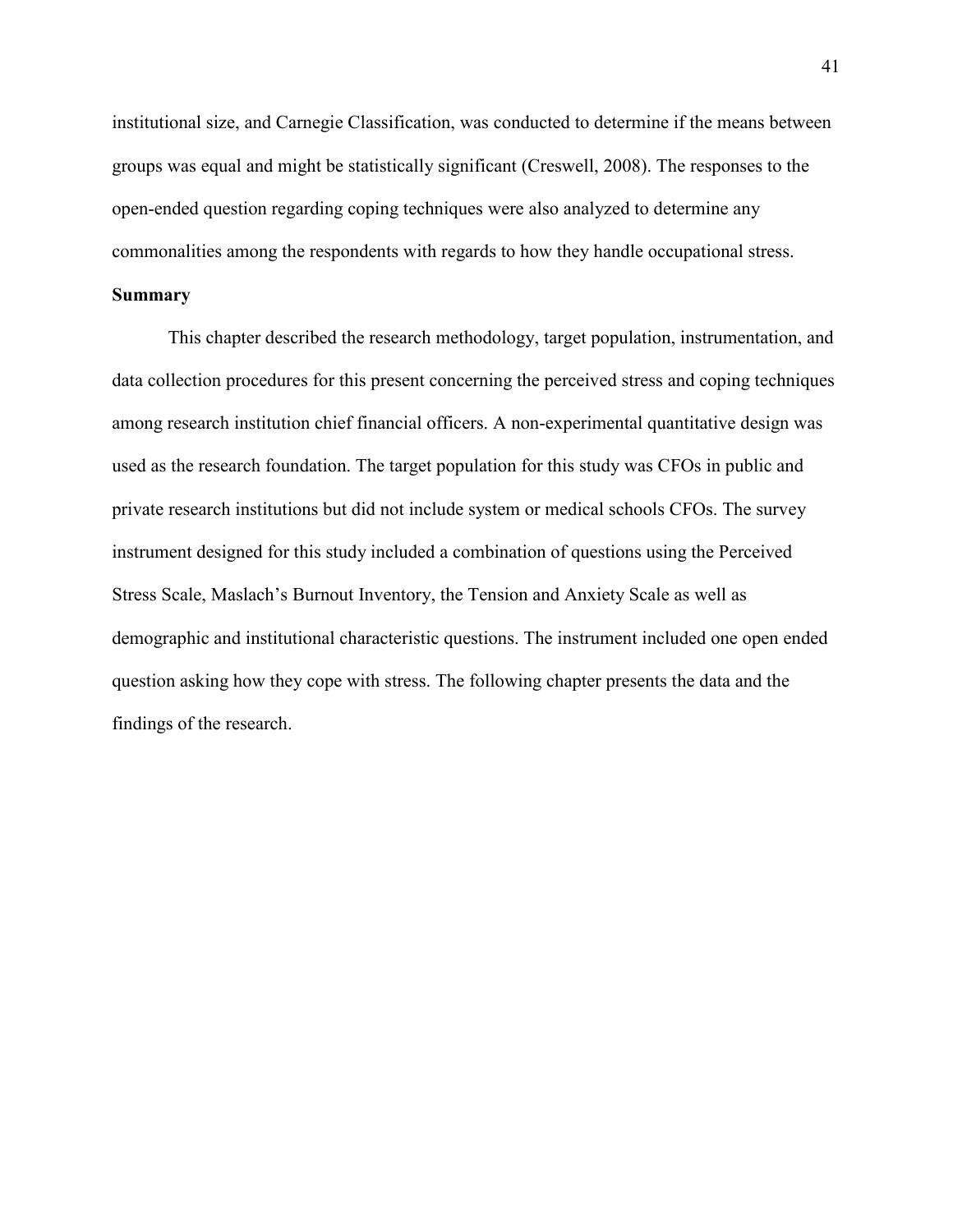institutional size, and Carnegie Classification, was conducted to determine if the means between groups was equal and might be statistically significant (Creswell, 2008). The responses to the open-ended question regarding coping techniques were also analyzed to determine any commonalities among the respondents with regards to how they handle occupational stress.

**Summary**

This chapter described the research methodology, target population, instrumentation, and data collection procedures for this present concerning the perceived stress and coping techniques among research institution chief financial officers. A non-experimental quantitative design was used as the research foundation. The target population for this study was CFOs in public and private research institutions but did not include system or medical schools CFOs. The survey instrument designed for this study included a combination of questions using the Perceived Stress Scale, Maslach's Burnout Inventory, the Tension and Anxiety Scale as well as demographic and institutional characteristic questions. The instrument included one open ended question asking how they cope with stress. The following chapter presents the data and the findings of the research.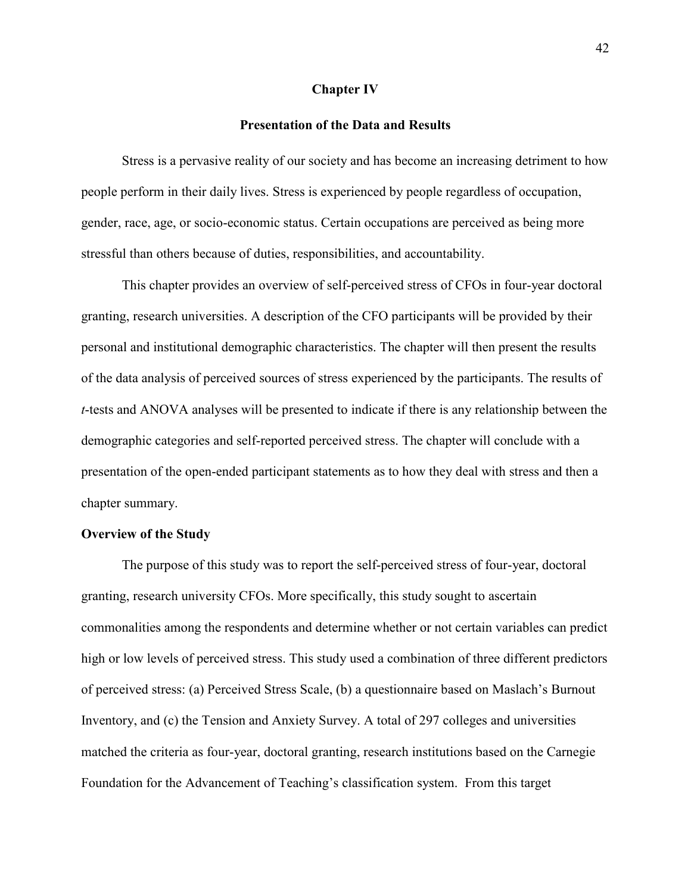# Chapter IV

## Presentation of the Data and Results

Stress is a pervasive reality of our society and has become an increasing detriment to how people perform in their daily lives. Stress is experienced by people regardless of occupation, gender, race, age, or socio-economic status. Certain occupations are perceived as being more stressful than others because of duties, responsibilities, and accountability.

This chapter provides an overview of self-perceived stress of CFOs in four-year doctoral granting, research universities. A description of the CFO participants will be provided by their personal and institutional demographic characteristics. The chapter will then present the results of the data analysis of perceived sources of stress experienced by the participants. The results of *t*-tests and ANOVA analyses will be presented to indicate if there is any relationship between the demographic categories and self-reported perceived stress. The chapter will conclude with a presentation of the open-ended participant statements as to how they deal with stress and then a chapter summary.

### Overview of the Study

The purpose of this study was to report the self-perceived stress of four-year, doctoral granting, research university CFOs. More specifically, this study sought to ascertain commonalities among the respondents and determine whether or not certain variables can predict high or low levels of perceived stress. This study used a combination of three different predictors of perceived stress: (a) Perceived Stress Scale, (b) a questionnaire based on Maslach's Burnout Inventory, and (c) the Tension and Anxiety Survey. A total of 297 colleges and universities matched the criteria as four-year, doctoral granting, research institutions based on the Carnegie Foundation for the Advancement of Teaching's classification system. From this target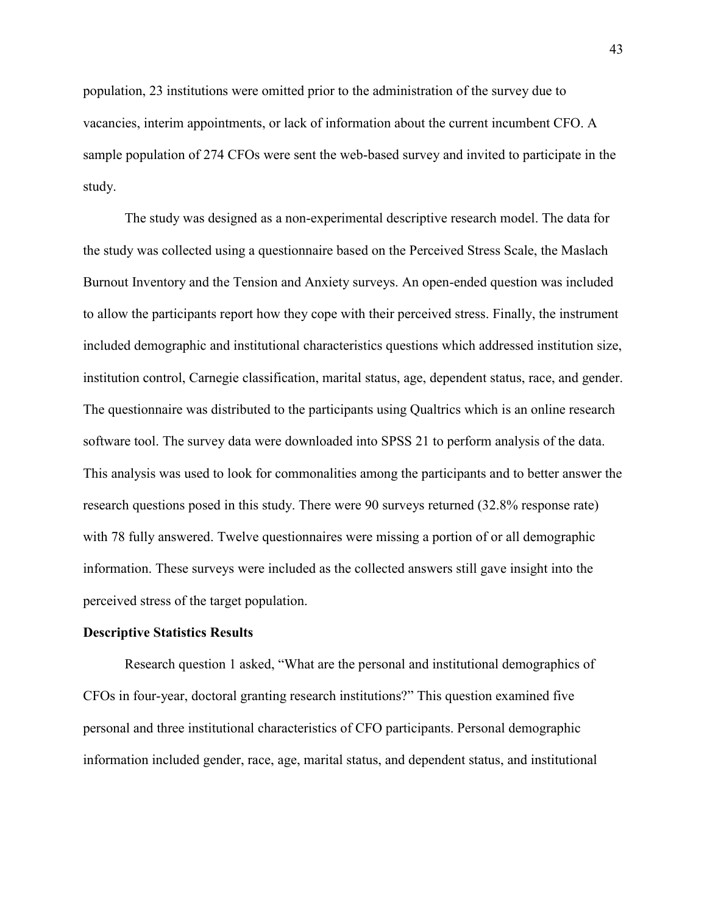population, 23 institutions were omitted prior to the administration of the survey due to vacancies, interim appointments, or lack of information about the current incumbent CFO. A sample population of 274 CFOs were sent the web-based survey and invited to participate in the study.

The study was designed as a non-experimental descriptive research model. The data for the study was collected using a questionnaire based on the Perceived Stress Scale, the Maslach Burnout Inventory and the Tension and Anxiety surveys. An open-ended question was included to allow the participants report how they cope with their perceived stress. Finally, the instrument included demographic and institutional characteristics questions which addressed institution size, institution control, Carnegie classification, marital status, age, dependent status, race, and gender. The questionnaire was distributed to the participants using Qualtrics which is an online research software tool. The survey data were downloaded into SPSS 21 to perform analysis of the data. This analysis was used to look for commonalities among the participants and to better answer the research questions posed in this study. There were 90 surveys returned (32.8% response rate) with 78 fully answered. Twelve questionnaires were missing a portion of or all demographic information. These surveys were included as the collected answers still gave insight into the perceived stress of the target population.

**Descriptive Statistics Results**

Research question 1 asked, "What are the personal and institutional demographics of CFOs in four-year, doctoral granting research institutions?" This question examined five personal and three institutional characteristics of CFO participants. Personal demographic information included gender, race, age, marital status, and dependent status, and institutional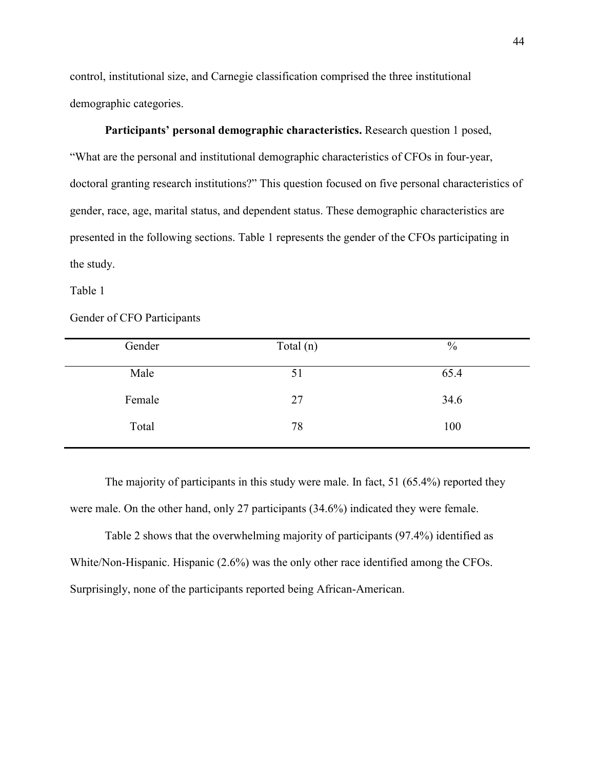control, institutional size, and Carnegie classification comprised the three institutional demographic categories.

**Participants' personal demographic characteristics.** Research question 1 posed, "What are the personal and institutional demographic characteristics of CFOs in four-year, doctoral granting research institutions?" This question focused on five personal characteristics of gender, race, age, marital status, and dependent status. These demographic characteristics are presented in the following sections. Table 1 represents the gender of the CFOs participating in the study.

Table 1

Gender of CFO Participants

| Gender | Total (n) | % |
|---|---|---|
| Male | 51 | 65.4 |
| Female | 27 | 34.6 |
| Total | 78 | 100 |

The majority of participants in this study were male. In fact, 51 (65.4%) reported they were male. On the other hand, only 27 participants (34.6%) indicated they were female.

Table 2 shows that the overwhelming majority of participants (97.4%) identified as White/Non-Hispanic. Hispanic (2.6%) was the only other race identified among the CFOs. Surprisingly, none of the participants reported being African-American.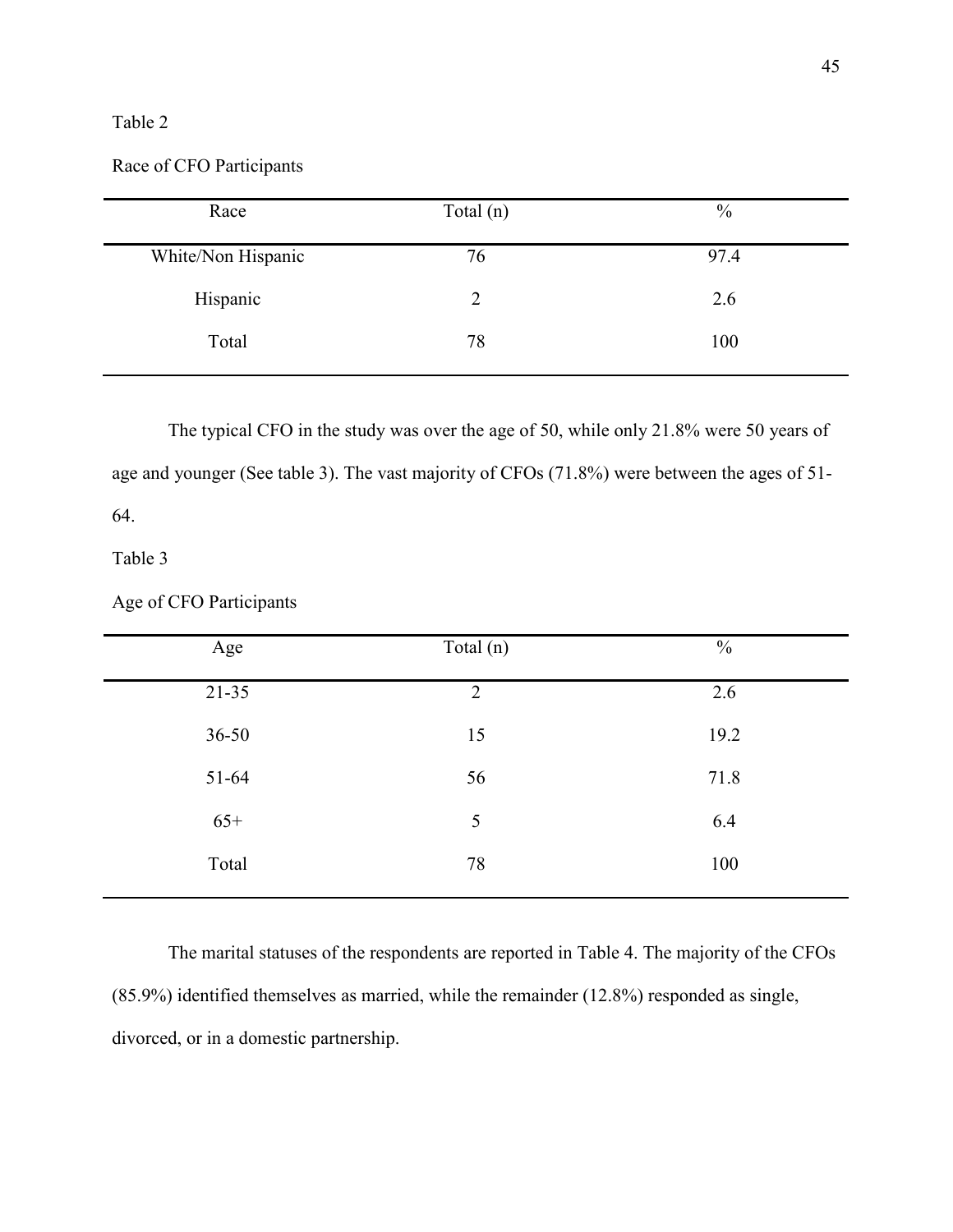Table 2

Race of CFO Participants

| Race | Total (n) | % |
|---|---|---|
| White/Non Hispanic | 76 | 97.4 |
| Hispanic | 2 | 2.6 |
| Total | 78 | 100 |

The typical CFO in the study was over the age of 50, while only 21.8% were 50 years of age and younger (See table 3). The vast majority of CFOs (71.8%) were between the ages of 51-64.

Table 3

Age of CFO Participants

| Age | Total (n) | % |
|---|---|---|
| 21-35 | 2 | 2.6 |
| 36-50 | 15 | 19.2 |
| 51-64 | 56 | 71.8 |
| 65+ | 5 | 6.4 |
| Total | 78 | 100 |

The marital statuses of the respondents are reported in Table 4. The majority of the CFOs (85.9%) identified themselves as married, while the remainder (12.8%) responded as single, divorced, or in a domestic partnership.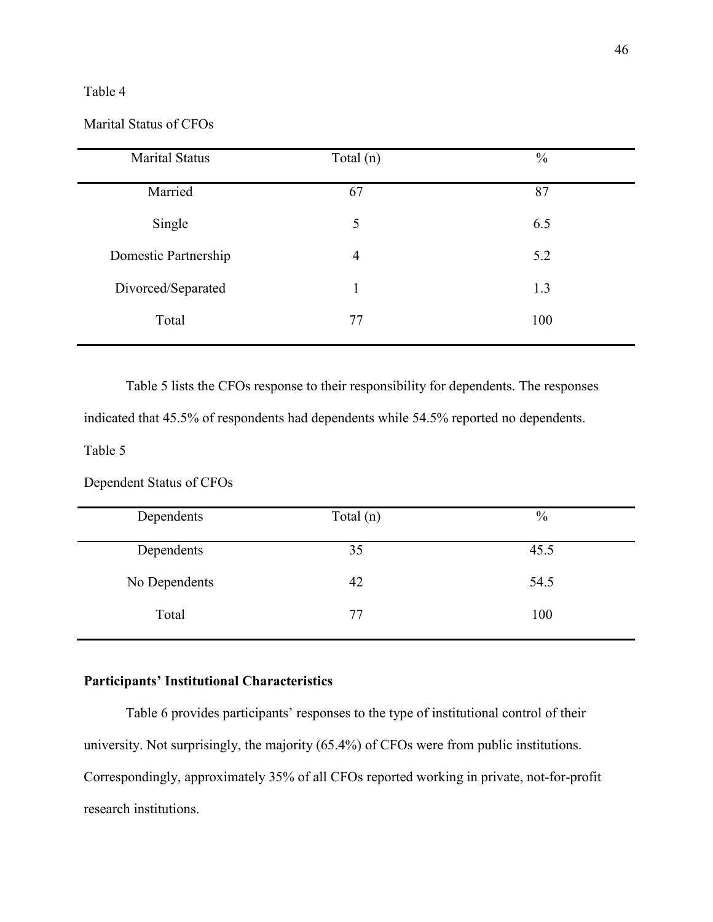Table 4

Marital Status of CFOs

| Marital Status | Total (n) | % |
|---|---|---|
| Married | 67 | 87 |
| Single | 5 | 6.5 |
| Domestic Partnership | 4 | 5.2 |
| Divorced/Separated | 1 | 1.3 |
| Total | 77 | 100 |

Table 5 lists the CFOs response to their responsibility for dependents. The responses indicated that 45.5% of respondents had dependents while 54.5% reported no dependents.

Table 5

Dependent Status of CFOs

| Dependents | Total (n) | % |
|---|---|---|
| Dependents | 35 | 45.5 |
| No Dependents | 42 | 54.5 |
| Total | 77 | 100 |

**Participants' Institutional Characteristics**

Table 6 provides participants' responses to the type of institutional control of their university. Not surprisingly, the majority (65.4%) of CFOs were from public institutions. Correspondingly, approximately 35% of all CFOs reported working in private, not-for-profit research institutions.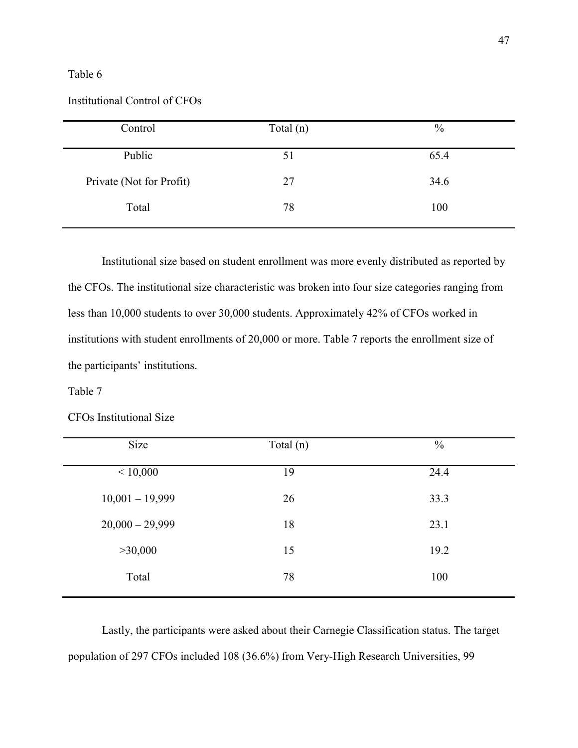Table 6

Institutional Control of CFOs

| Control | Total (n) | % |
|---|---|---|
| Public | 51 | 65.4 |
| Private (Not for Profit) | 27 | 34.6 |
| Total | 78 | 100 |

Institutional size based on student enrollment was more evenly distributed as reported by the CFOs. The institutional size characteristic was broken into four size categories ranging from less than 10,000 students to over 30,000 students. Approximately 42% of CFOs worked in institutions with student enrollments of 20,000 or more. Table 7 reports the enrollment size of the participants' institutions.

Table 7

CFOs Institutional Size

| Size | Total (n) | % |
|---|---|---|
| < 10,000 | 19 | 24.4 |
| 10,001 – 19,999 | 26 | 33.3 |
| 20,000 – 29,999 | 18 | 23.1 |
| >30,000 | 15 | 19.2 |
| Total | 78 | 100 |

Lastly, the participants were asked about their Carnegie Classification status. The target population of 297 CFOs included 108 (36.6%) from Very-High Research Universities, 99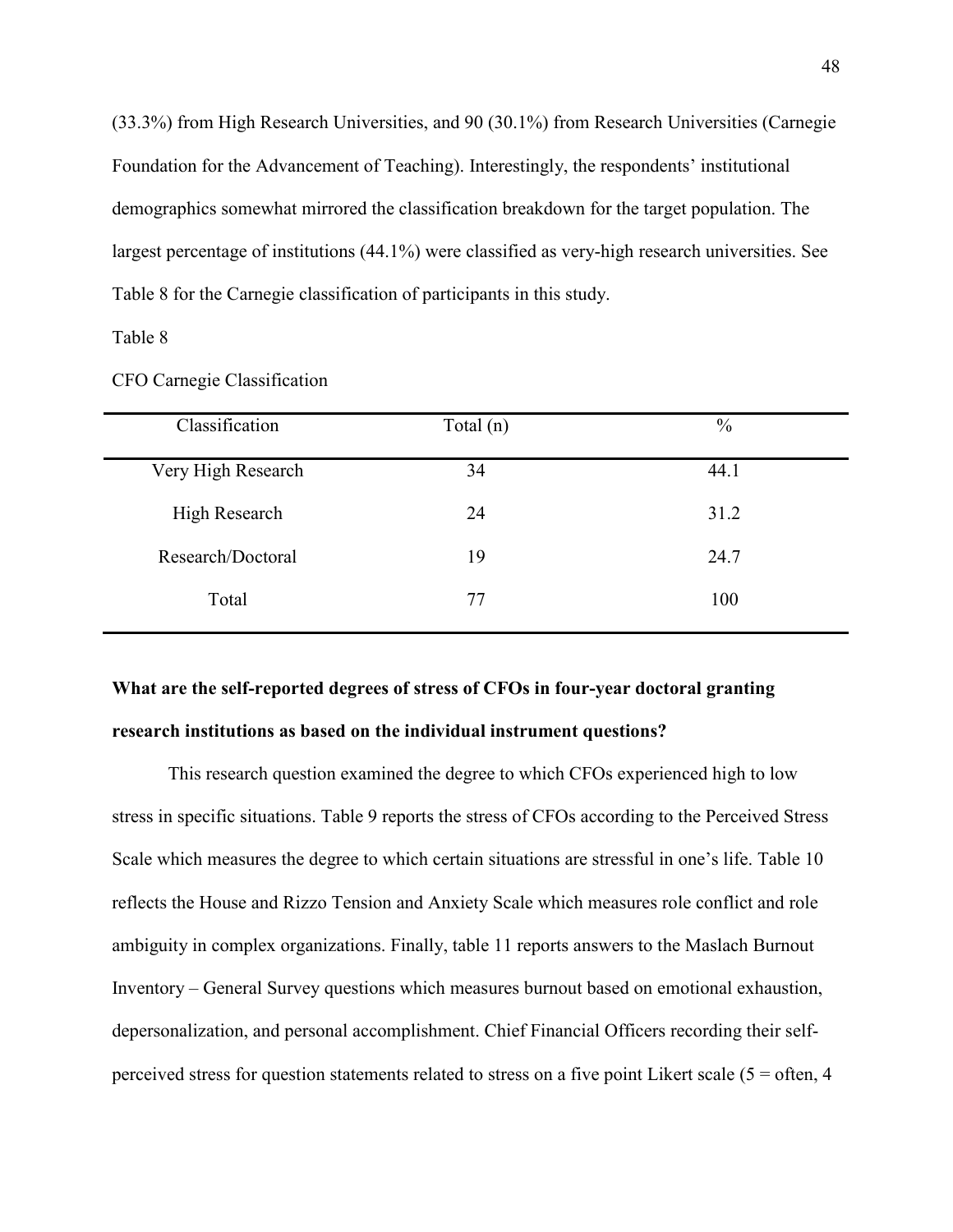(33.3%) from High Research Universities, and 90 (30.1%) from Research Universities (Carnegie Foundation for the Advancement of Teaching). Interestingly, the respondents' institutional demographics somewhat mirrored the classification breakdown for the target population. The largest percentage of institutions (44.1%) were classified as very-high research universities. See Table 8 for the Carnegie classification of participants in this study.

Table 8

CFO Carnegie Classification

| Classification | Total (n) | % |
|---|---|---|
| Very High Research | 34 | 44.1 |
| High Research | 24 | 31.2 |
| Research/Doctoral | 19 | 24.7 |
| Total | 77 | 100 |

**What are the self-reported degrees of stress of CFOs in four-year doctoral granting research institutions as based on the individual instrument questions?**

This research question examined the degree to which CFOs experienced high to low stress in specific situations. Table 9 reports the stress of CFOs according to the Perceived Stress Scale which measures the degree to which certain situations are stressful in one's life. Table 10 reflects the House and Rizzo Tension and Anxiety Scale which measures role conflict and role ambiguity in complex organizations. Finally, table 11 reports answers to the Maslach Burnout Inventory – General Survey questions which measures burnout based on emotional exhaustion, depersonalization, and personal accomplishment. Chief Financial Officers recording their self-perceived stress for question statements related to stress on a five point Likert scale (5 = often, 4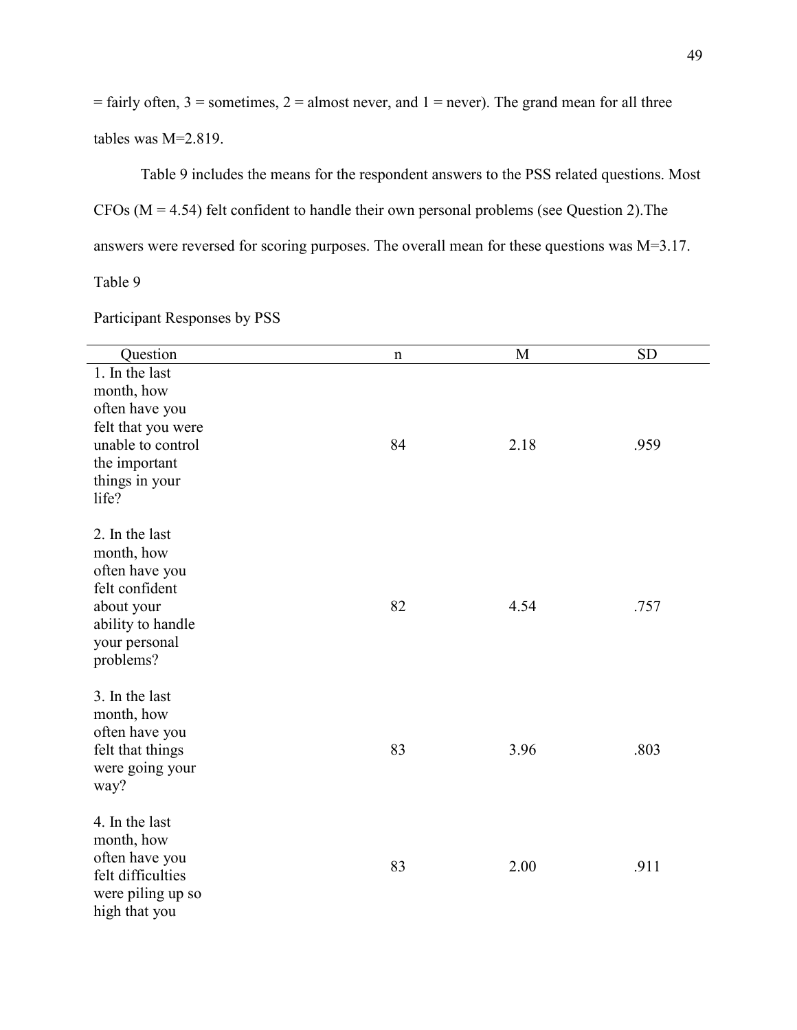= fairly often, 3 = sometimes, 2 = almost never, and 1 = never). The grand mean for all three tables was M=2.819.

Table 9 includes the means for the respondent answers to the PSS related questions. Most CFOs (M = 4.54) felt confident to handle their own personal problems (see Question 2).The answers were reversed for scoring purposes. The overall mean for these questions was M=3.17.

Table 9

Participant Responses by PSS

| Question | n | M | SD |
|---|---|---|---|
| 1. In the last month, how often have you felt that you were unable to control the important things in your life? | 84 | 2.18 | .959 |
| 2. In the last month, how often have you felt confident about your ability to handle your personal problems? | 82 | 4.54 | .757 |
| 3. In the last month, how often have you felt that things were going your way? | 83 | 3.96 | .803 |
| 4. In the last month, how often have you felt difficulties were piling up so high that you | 83 | 2.00 | .911 |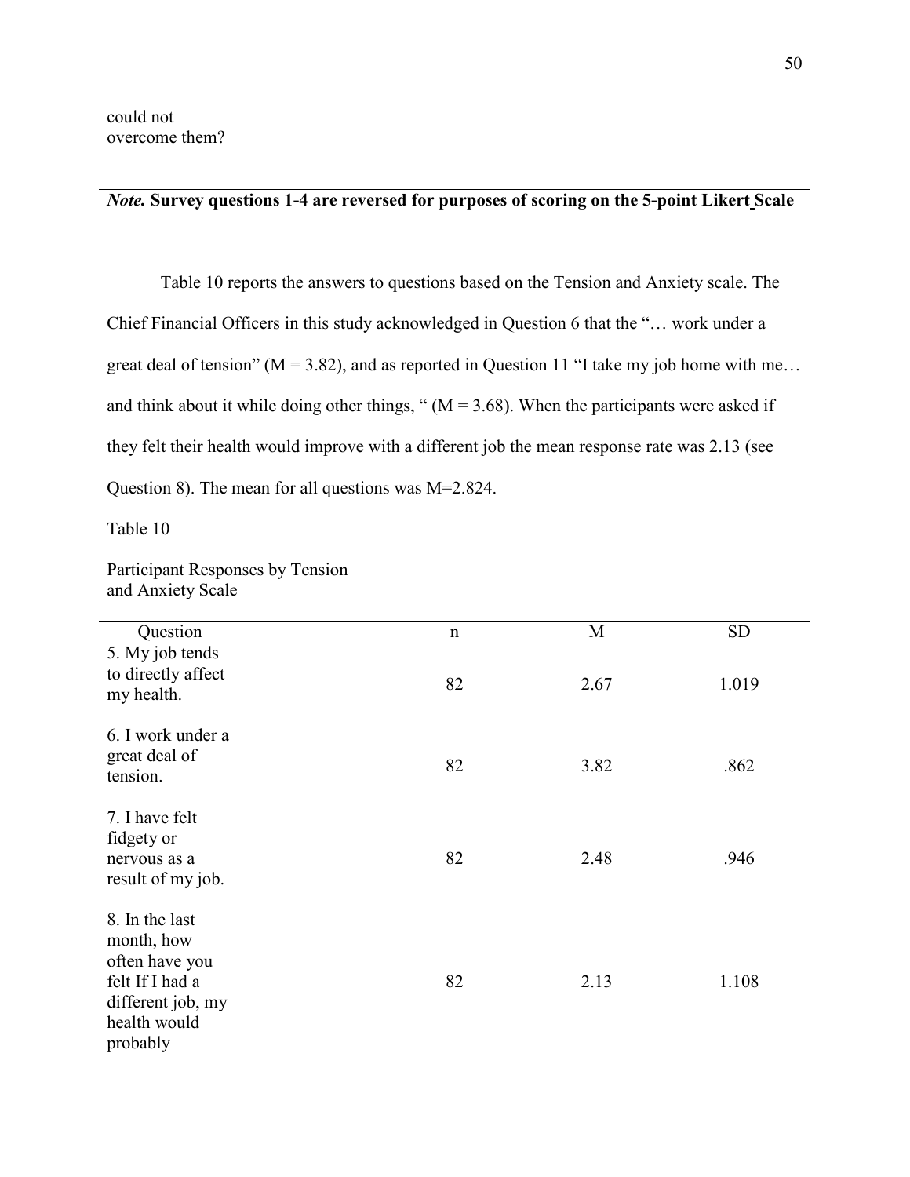could not
overcome them?

***Note.* Survey questions 1-4 are reversed for purposes of scoring on the 5-point Likert Scale**

Table 10 reports the answers to questions based on the Tension and Anxiety scale. The Chief Financial Officers in this study acknowledged in Question 6 that the "… work under a great deal of tension" (M = 3.82), and as reported in Question 11 "I take my job home with me… and think about it while doing other things, " (M = 3.68). When the participants were asked if they felt their health would improve with a different job the mean response rate was 2.13 (see Question 8). The mean for all questions was M=2.824.

Table 10

Participant Responses by Tension and Anxiety Scale

| Question | n | M | SD |
|---|---|---|---|
| 5. My job tends to directly affect my health. | 82 | 2.67 | 1.019 |
| 6. I work under a great deal of tension. | 82 | 3.82 | .862 |
| 7. I have felt fidgety or nervous as a result of my job. | 82 | 2.48 | .946 |
| 8. In the last month, how often have you felt If I had a different job, my health would probably | 82 | 2.13 | 1.108 |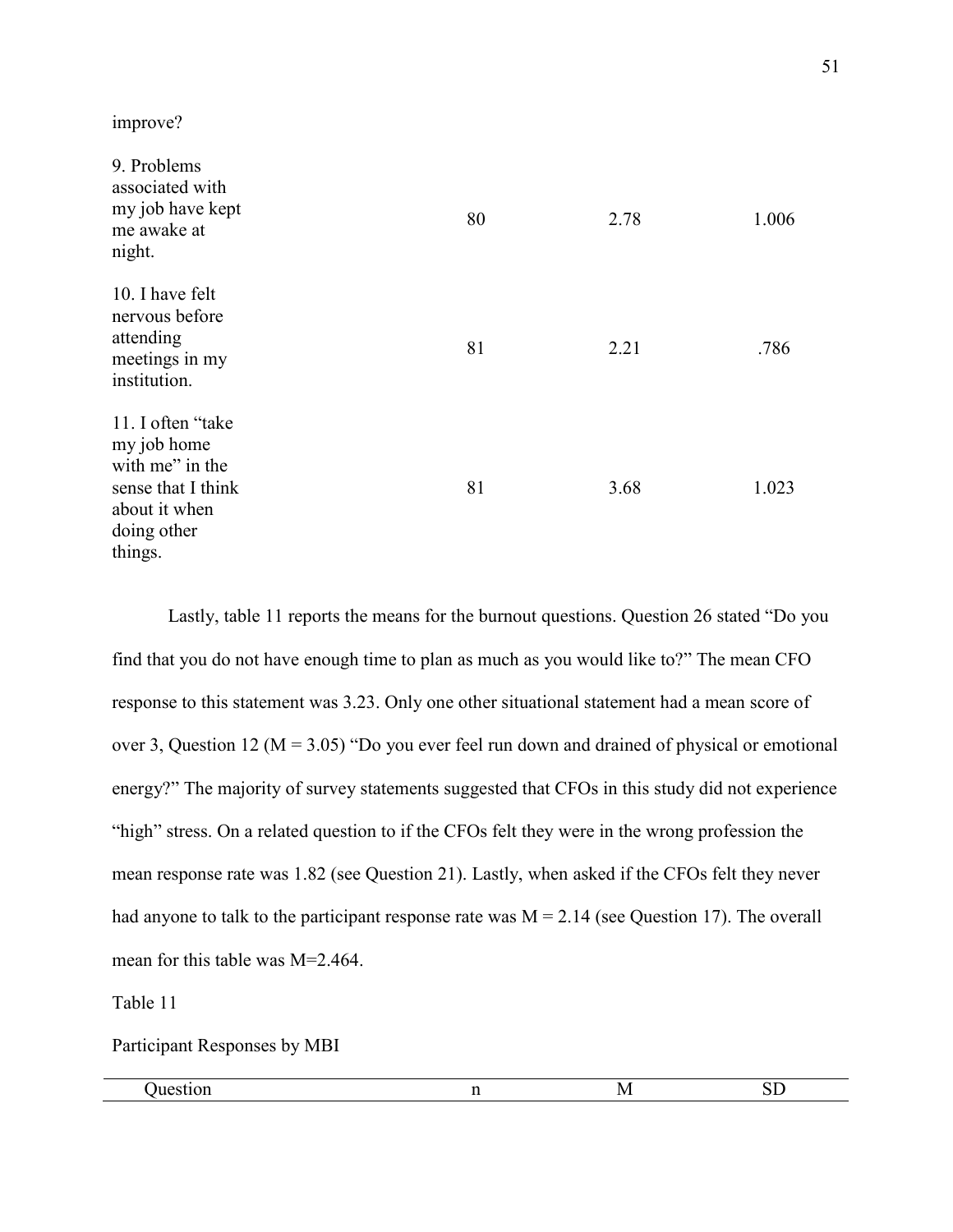| | | | |
|---|---|---|---|
| improve? | | | |
| 9. Problems associated with my job have kept me awake at night. | 80 | 2.78 | 1.006 |
| 10. I have felt nervous before attending meetings in my institution. | 81 | 2.21 | .786 |
| 11. I often "take my job home with me" in the sense that I think about it when doing other things. | 81 | 3.68 | 1.023 |

Lastly, table 11 reports the means for the burnout questions. Question 26 stated "Do you find that you do not have enough time to plan as much as you would like to?" The mean CFO response to this statement was 3.23. Only one other situational statement had a mean score of over 3, Question 12 (M = 3.05) "Do you ever feel run down and drained of physical or emotional energy?" The majority of survey statements suggested that CFOs in this study did not experience "high" stress. On a related question to if the CFOs felt they were in the wrong profession the mean response rate was 1.82 (see Question 21). Lastly, when asked if the CFOs felt they never had anyone to talk to the participant response rate was M = 2.14 (see Question 17). The overall mean for this table was M=2.464.

Table 11

Participant Responses by MBI

| Question | n | M | SD |
|---|---|---|---|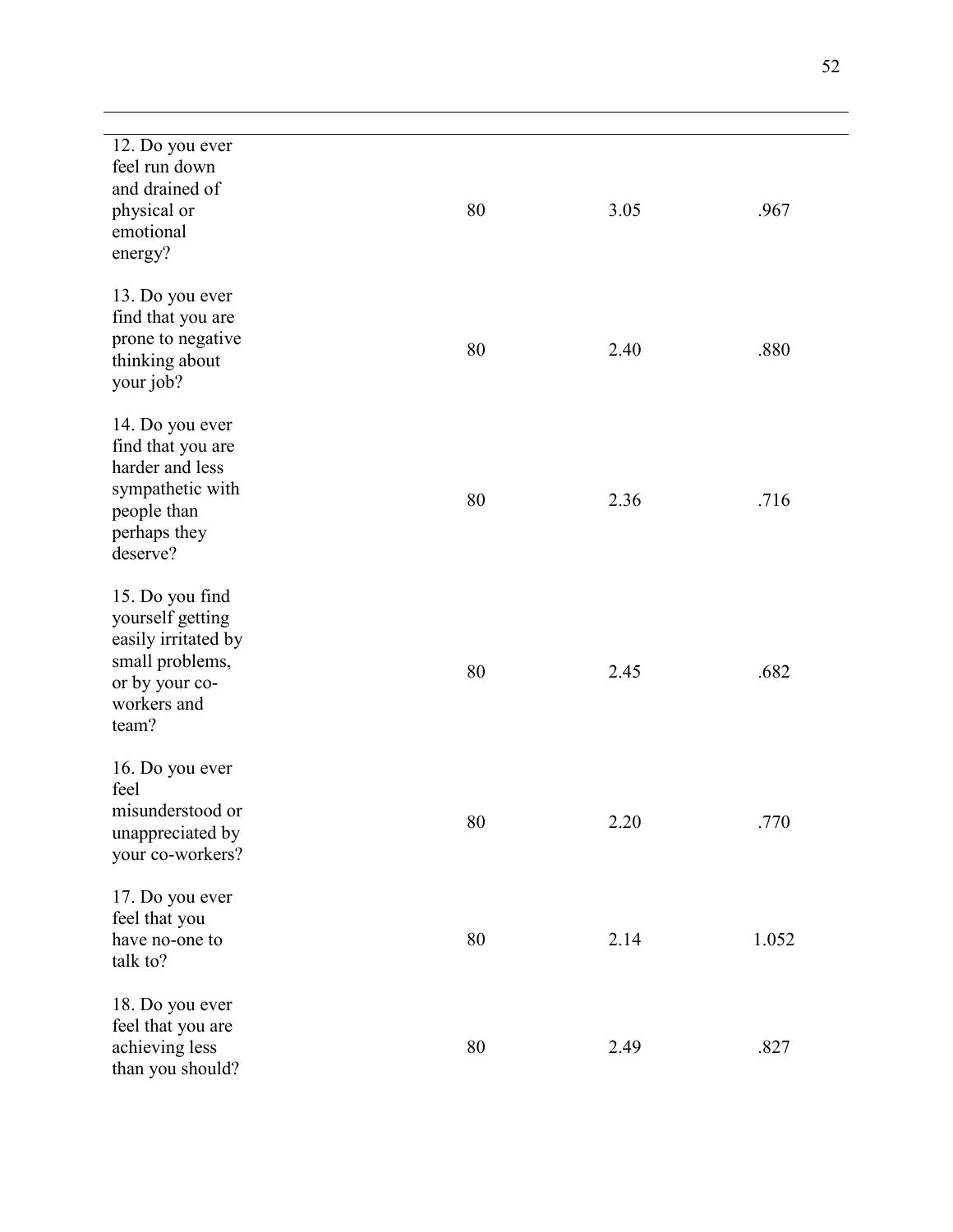| | | | |
|---|---|---|---|
| 12. Do you ever feel run down and drained of physical or emotional energy? | 80 | 3.05 | .967 |
| 13. Do you ever find that you are prone to negative thinking about your job? | 80 | 2.40 | .880 |
| 14. Do you ever find that you are harder and less sympathetic with people than perhaps they deserve? | 80 | 2.36 | .716 |
| 15. Do you find yourself getting easily irritated by small problems, or by your co-workers and team? | 80 | 2.45 | .682 |
| 16. Do you ever feel misunderstood or unappreciated by your co-workers? | 80 | 2.20 | .770 |
| 17. Do you ever feel that you have no-one to talk to? | 80 | 2.14 | 1.052 |
| 18. Do you ever feel that you are achieving less than you should? | 80 | 2.49 | .827 |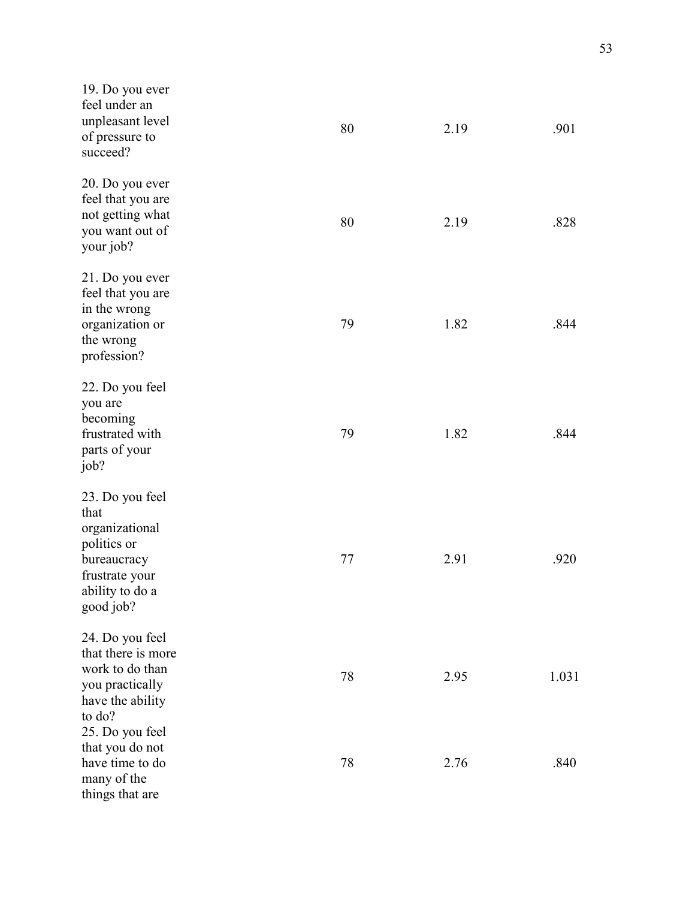| | | | |
|---|---|---|---|
| 19. Do you ever feel under an unpleasant level of pressure to succeed? | 80 | 2.19 | .901 |
| 20. Do you ever feel that you are not getting what you want out of your job? | 80 | 2.19 | .828 |
| 21. Do you ever feel that you are in the wrong organization or the wrong profession? | 79 | 1.82 | .844 |
| 22. Do you feel you are becoming frustrated with parts of your job? | 79 | 1.82 | .844 |
| 23. Do you feel that organizational politics or bureaucracy frustrate your ability to do a good job? | 77 | 2.91 | .920 |
| 24. Do you feel that there is more work to do than you practically have the ability to do? | 78 | 2.95 | 1.031 |
| 25. Do you feel that you do not have time to do many of the things that are | 78 | 2.76 | .840 |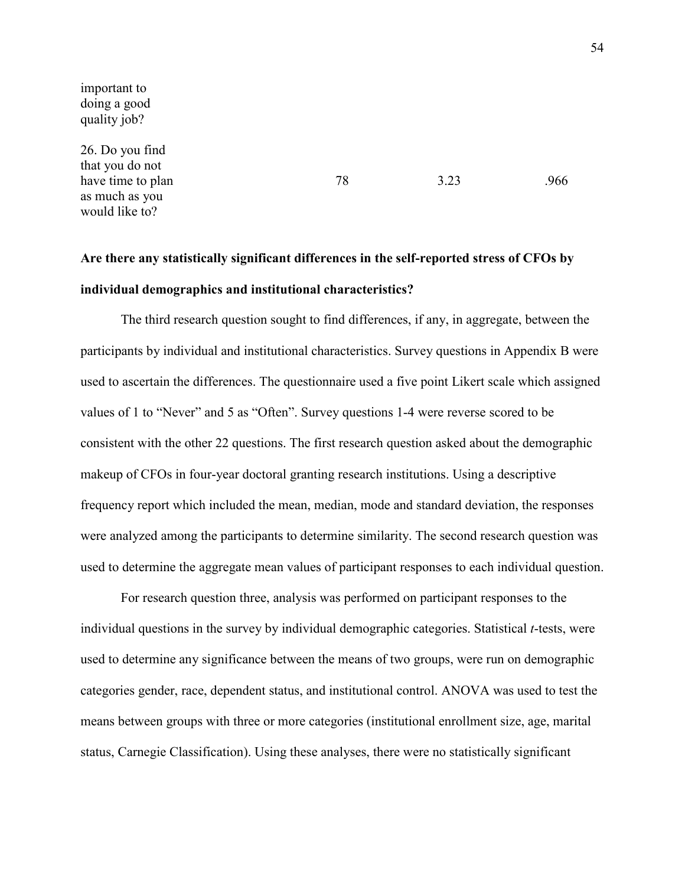| | | | |
|---|---|---|---|
| important to doing a good quality job? | | | |
| 26. Do you find that you do not have time to plan as much as you would like to? | 78 | 3.23 | .966 |

**Are there any statistically significant differences in the self-reported stress of CFOs by individual demographics and institutional characteristics?**

The third research question sought to find differences, if any, in aggregate, between the participants by individual and institutional characteristics. Survey questions in Appendix B were used to ascertain the differences. The questionnaire used a five point Likert scale which assigned values of 1 to "Never" and 5 as "Often". Survey questions 1-4 were reverse scored to be consistent with the other 22 questions. The first research question asked about the demographic makeup of CFOs in four-year doctoral granting research institutions. Using a descriptive frequency report which included the mean, median, mode and standard deviation, the responses were analyzed among the participants to determine similarity. The second research question was used to determine the aggregate mean values of participant responses to each individual question.

For research question three, analysis was performed on participant responses to the individual questions in the survey by individual demographic categories. Statistical *t*-tests, were used to determine any significance between the means of two groups, were run on demographic categories gender, race, dependent status, and institutional control. ANOVA was used to test the means between groups with three or more categories (institutional enrollment size, age, marital status, Carnegie Classification). Using these analyses, there were no statistically significant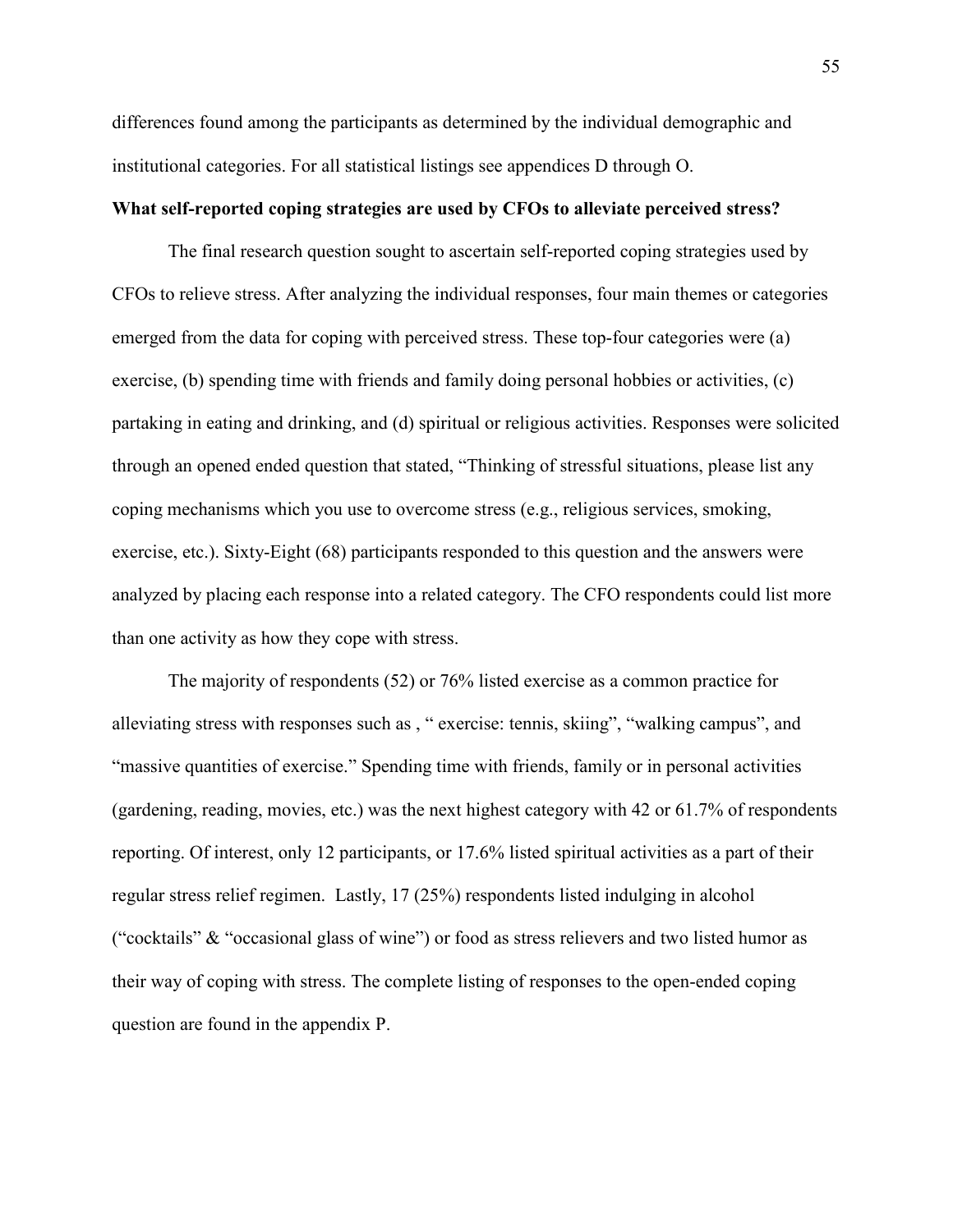differences found among the participants as determined by the individual demographic and institutional categories. For all statistical listings see appendices D through O.

**What self-reported coping strategies are used by CFOs to alleviate perceived stress?**

The final research question sought to ascertain self-reported coping strategies used by CFOs to relieve stress. After analyzing the individual responses, four main themes or categories emerged from the data for coping with perceived stress. These top-four categories were (a) exercise, (b) spending time with friends and family doing personal hobbies or activities, (c) partaking in eating and drinking, and (d) spiritual or religious activities. Responses were solicited through an opened ended question that stated, "Thinking of stressful situations, please list any coping mechanisms which you use to overcome stress (e.g., religious services, smoking, exercise, etc.). Sixty-Eight (68) participants responded to this question and the answers were analyzed by placing each response into a related category. The CFO respondents could list more than one activity as how they cope with stress.

The majority of respondents (52) or 76% listed exercise as a common practice for alleviating stress with responses such as , " exercise: tennis, skiing", "walking campus", and "massive quantities of exercise." Spending time with friends, family or in personal activities (gardening, reading, movies, etc.) was the next highest category with 42 or 61.7% of respondents reporting. Of interest, only 12 participants, or 17.6% listed spiritual activities as a part of their regular stress relief regimen. Lastly, 17 (25%) respondents listed indulging in alcohol ("cocktails" & "occasional glass of wine") or food as stress relievers and two listed humor as their way of coping with stress. The complete listing of responses to the open-ended coping question are found in the appendix P.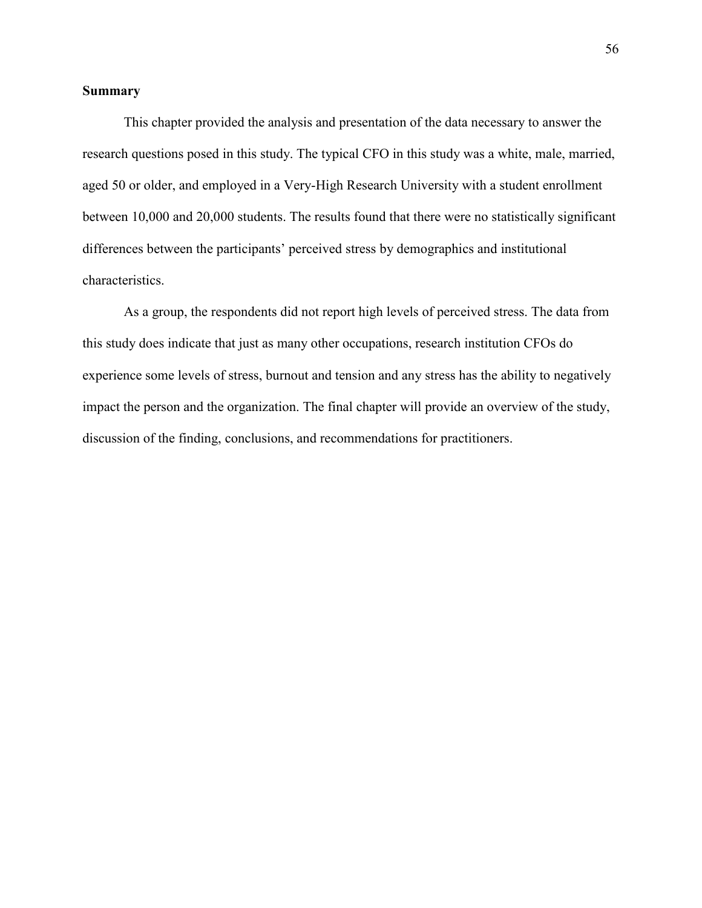## Summary

This chapter provided the analysis and presentation of the data necessary to answer the research questions posed in this study. The typical CFO in this study was a white, male, married, aged 50 or older, and employed in a Very-High Research University with a student enrollment between 10,000 and 20,000 students. The results found that there were no statistically significant differences between the participants' perceived stress by demographics and institutional characteristics.

As a group, the respondents did not report high levels of perceived stress. The data from this study does indicate that just as many other occupations, research institution CFOs do experience some levels of stress, burnout and tension and any stress has the ability to negatively impact the person and the organization. The final chapter will provide an overview of the study, discussion of the finding, conclusions, and recommendations for practitioners.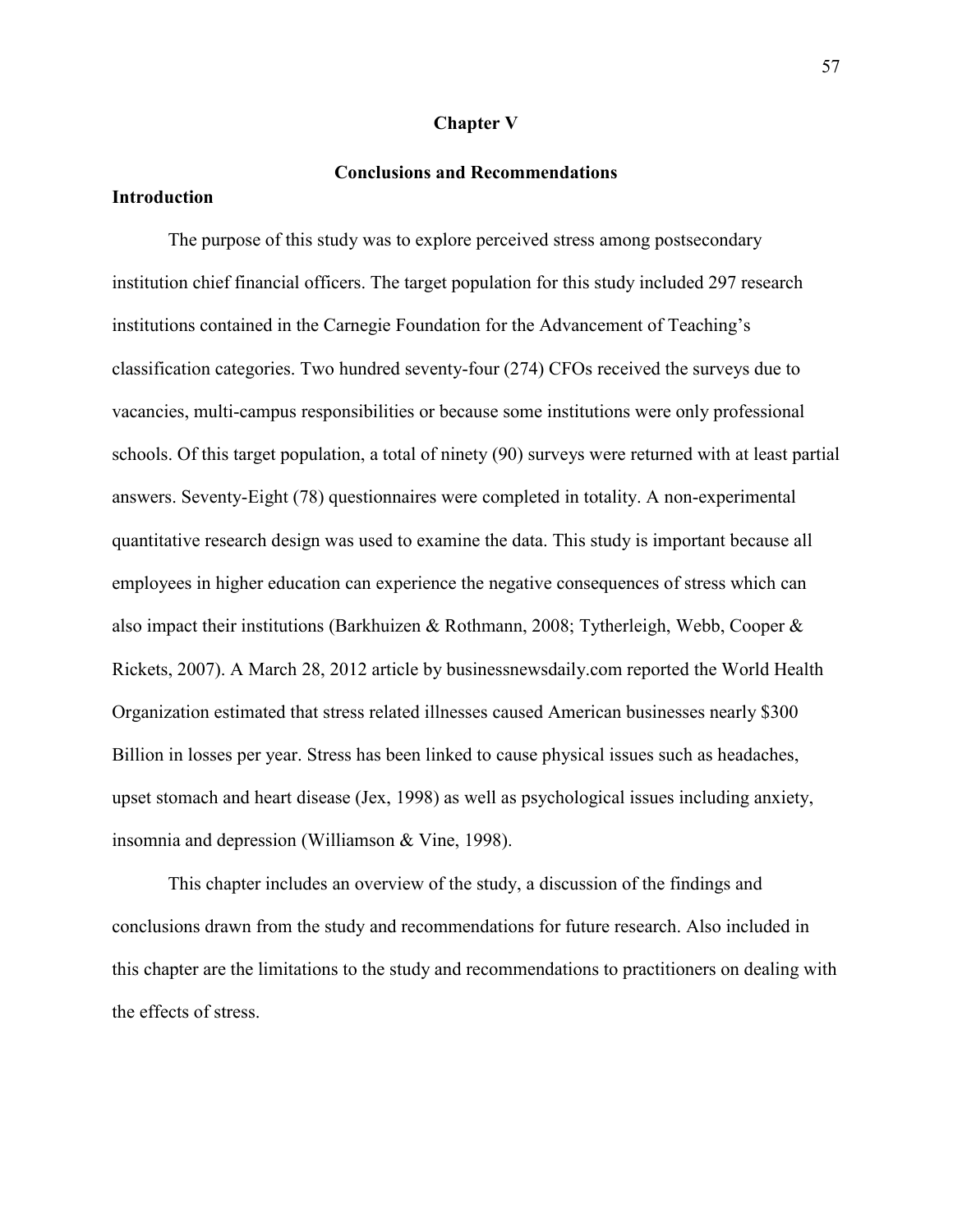# Chapter V

## Conclusions and Recommendations

### Introduction

The purpose of this study was to explore perceived stress among postsecondary institution chief financial officers. The target population for this study included 297 research institutions contained in the Carnegie Foundation for the Advancement of Teaching's classification categories. Two hundred seventy-four (274) CFOs received the surveys due to vacancies, multi-campus responsibilities or because some institutions were only professional schools. Of this target population, a total of ninety (90) surveys were returned with at least partial answers. Seventy-Eight (78) questionnaires were completed in totality. A non-experimental quantitative research design was used to examine the data. This study is important because all employees in higher education can experience the negative consequences of stress which can also impact their institutions (Barkhuizen & Rothmann, 2008; Tytherleigh, Webb, Cooper & Rickets, 2007). A March 28, 2012 article by businessnewsdaily.com reported the World Health Organization estimated that stress related illnesses caused American businesses nearly $300 Billion in losses per year. Stress has been linked to cause physical issues such as headaches, upset stomach and heart disease (Jex, 1998) as well as psychological issues including anxiety, insomnia and depression (Williamson & Vine, 1998).

This chapter includes an overview of the study, a discussion of the findings and conclusions drawn from the study and recommendations for future research. Also included in this chapter are the limitations to the study and recommendations to practitioners on dealing with the effects of stress.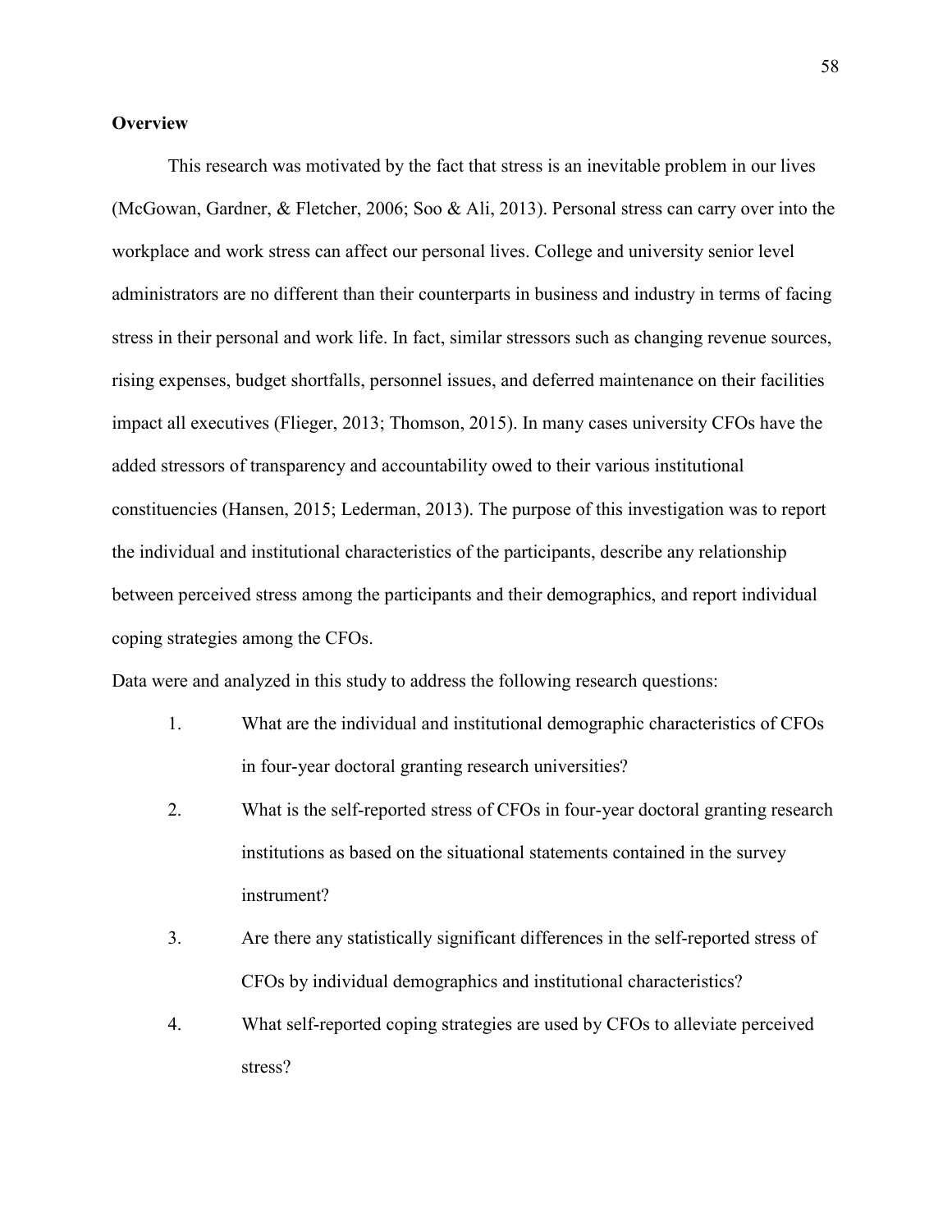**Overview**

This research was motivated by the fact that stress is an inevitable problem in our lives (McGowan, Gardner, & Fletcher, 2006; Soo & Ali, 2013). Personal stress can carry over into the workplace and work stress can affect our personal lives. College and university senior level administrators are no different than their counterparts in business and industry in terms of facing stress in their personal and work life. In fact, similar stressors such as changing revenue sources, rising expenses, budget shortfalls, personnel issues, and deferred maintenance on their facilities impact all executives (Flieger, 2013; Thomson, 2015). In many cases university CFOs have the added stressors of transparency and accountability owed to their various institutional constituencies (Hansen, 2015; Lederman, 2013). The purpose of this investigation was to report the individual and institutional characteristics of the participants, describe any relationship between perceived stress among the participants and their demographics, and report individual coping strategies among the CFOs.

Data were and analyzed in this study to address the following research questions:

1. What are the individual and institutional demographic characteristics of CFOs in four-year doctoral granting research universities?
2. What is the self-reported stress of CFOs in four-year doctoral granting research institutions as based on the situational statements contained in the survey instrument?
3. Are there any statistically significant differences in the self-reported stress of CFOs by individual demographics and institutional characteristics?
4. What self-reported coping strategies are used by CFOs to alleviate perceived stress?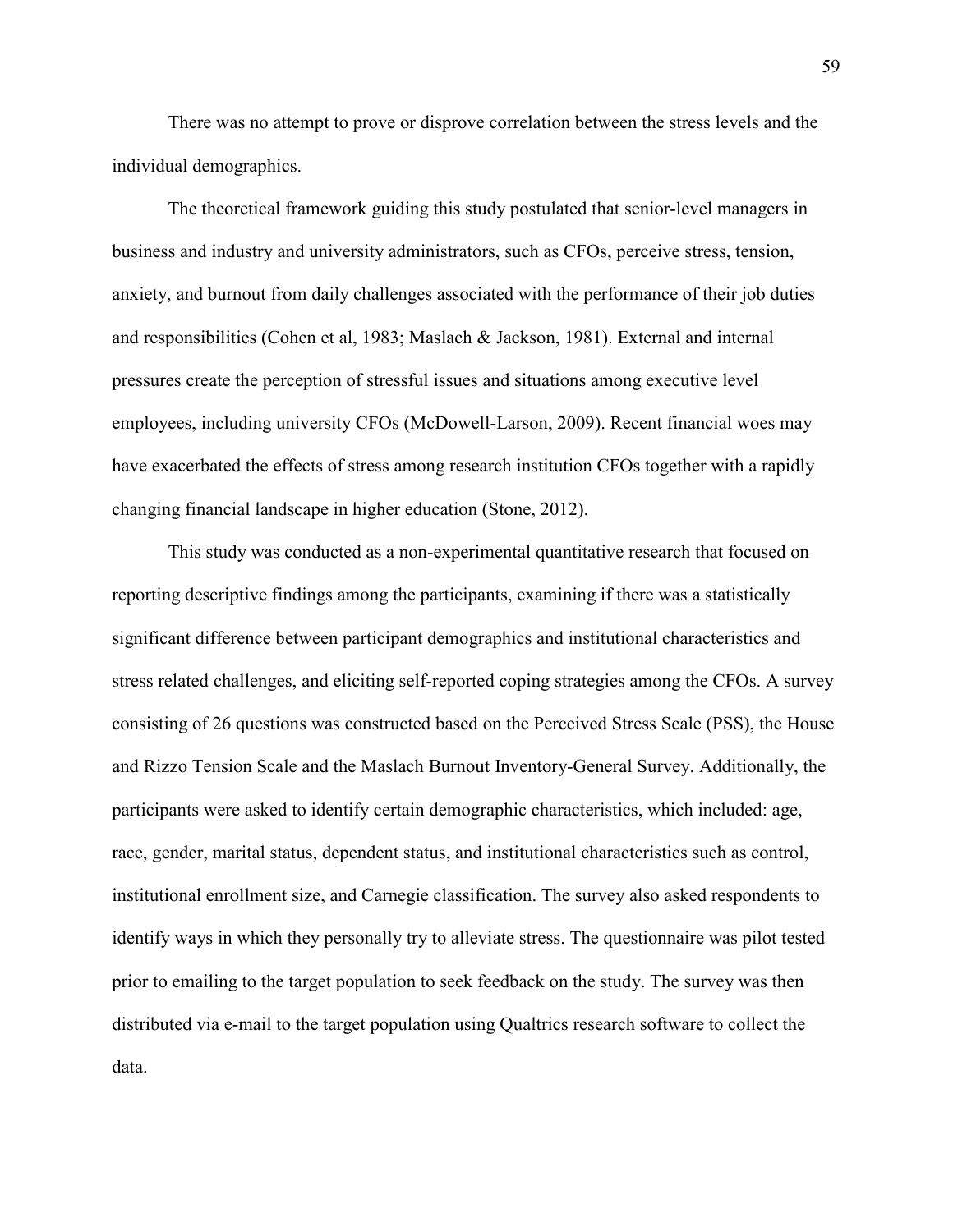There was no attempt to prove or disprove correlation between the stress levels and the individual demographics.

The theoretical framework guiding this study postulated that senior-level managers in business and industry and university administrators, such as CFOs, perceive stress, tension, anxiety, and burnout from daily challenges associated with the performance of their job duties and responsibilities (Cohen et al, 1983; Maslach & Jackson, 1981). External and internal pressures create the perception of stressful issues and situations among executive level employees, including university CFOs (McDowell-Larson, 2009). Recent financial woes may have exacerbated the effects of stress among research institution CFOs together with a rapidly changing financial landscape in higher education (Stone, 2012).

This study was conducted as a non-experimental quantitative research that focused on reporting descriptive findings among the participants, examining if there was a statistically significant difference between participant demographics and institutional characteristics and stress related challenges, and eliciting self-reported coping strategies among the CFOs. A survey consisting of 26 questions was constructed based on the Perceived Stress Scale (PSS), the House and Rizzo Tension Scale and the Maslach Burnout Inventory-General Survey. Additionally, the participants were asked to identify certain demographic characteristics, which included: age, race, gender, marital status, dependent status, and institutional characteristics such as control, institutional enrollment size, and Carnegie classification. The survey also asked respondents to identify ways in which they personally try to alleviate stress. The questionnaire was pilot tested prior to emailing to the target population to seek feedback on the study. The survey was then distributed via e-mail to the target population using Qualtrics research software to collect the data.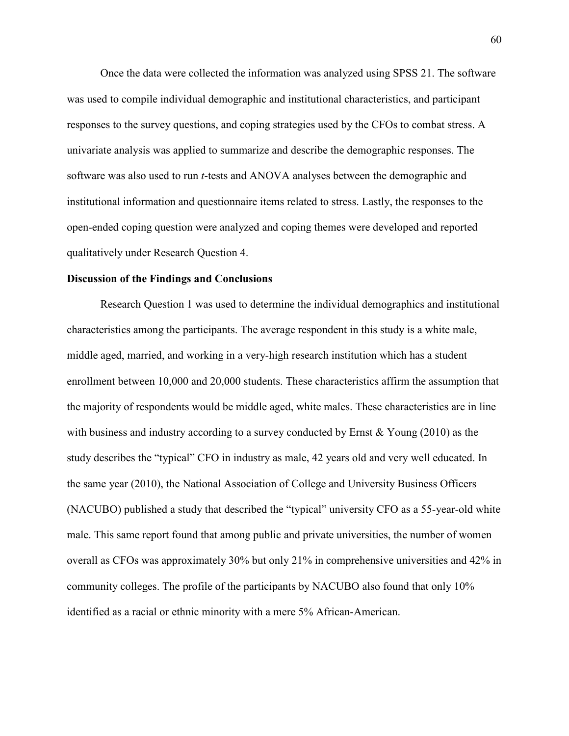Once the data were collected the information was analyzed using SPSS 21. The software was used to compile individual demographic and institutional characteristics, and participant responses to the survey questions, and coping strategies used by the CFOs to combat stress. A univariate analysis was applied to summarize and describe the demographic responses. The software was also used to run *t*-tests and ANOVA analyses between the demographic and institutional information and questionnaire items related to stress. Lastly, the responses to the open-ended coping question were analyzed and coping themes were developed and reported qualitatively under Research Question 4.

**Discussion of the Findings and Conclusions**

Research Question 1 was used to determine the individual demographics and institutional characteristics among the participants. The average respondent in this study is a white male, middle aged, married, and working in a very-high research institution which has a student enrollment between 10,000 and 20,000 students. These characteristics affirm the assumption that the majority of respondents would be middle aged, white males. These characteristics are in line with business and industry according to a survey conducted by Ernst & Young (2010) as the study describes the "typical" CFO in industry as male, 42 years old and very well educated. In the same year (2010), the National Association of College and University Business Officers (NACUBO) published a study that described the "typical" university CFO as a 55-year-old white male. This same report found that among public and private universities, the number of women overall as CFOs was approximately 30% but only 21% in comprehensive universities and 42% in community colleges. The profile of the participants by NACUBO also found that only 10% identified as a racial or ethnic minority with a mere 5% African-American.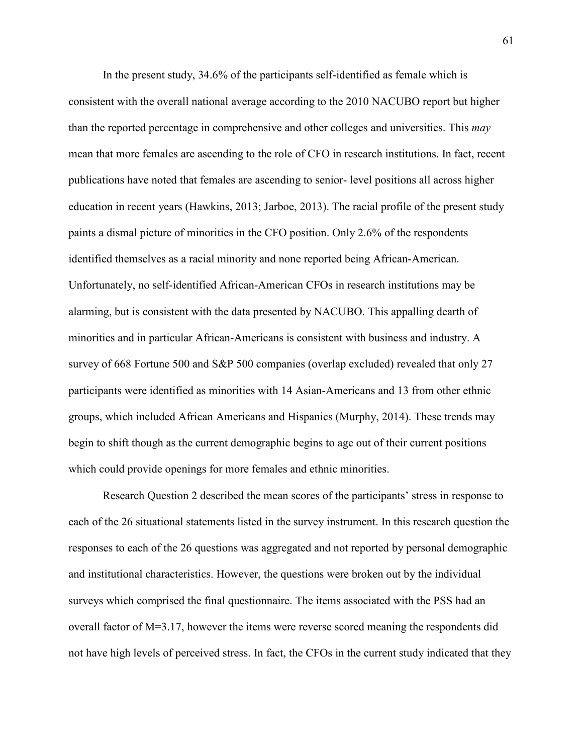In the present study, 34.6% of the participants self-identified as female which is consistent with the overall national average according to the 2010 NACUBO report but higher than the reported percentage in comprehensive and other colleges and universities. This *may* mean that more females are ascending to the role of CFO in research institutions. In fact, recent publications have noted that females are ascending to senior- level positions all across higher education in recent years (Hawkins, 2013; Jarboe, 2013). The racial profile of the present study paints a dismal picture of minorities in the CFO position. Only 2.6% of the respondents identified themselves as a racial minority and none reported being African-American. Unfortunately, no self-identified African-American CFOs in research institutions may be alarming, but is consistent with the data presented by NACUBO. This appalling dearth of minorities and in particular African-Americans is consistent with business and industry. A survey of 668 Fortune 500 and S&P 500 companies (overlap excluded) revealed that only 27 participants were identified as minorities with 14 Asian-Americans and 13 from other ethnic groups, which included African Americans and Hispanics (Murphy, 2014). These trends may begin to shift though as the current demographic begins to age out of their current positions which could provide openings for more females and ethnic minorities.

Research Question 2 described the mean scores of the participants' stress in response to each of the 26 situational statements listed in the survey instrument. In this research question the responses to each of the 26 questions was aggregated and not reported by personal demographic and institutional characteristics. However, the questions were broken out by the individual surveys which comprised the final questionnaire. The items associated with the PSS had an overall factor of $M$=3.17, however the items were reverse scored meaning the respondents did not have high levels of perceived stress. In fact, the CFOs in the current study indicated that they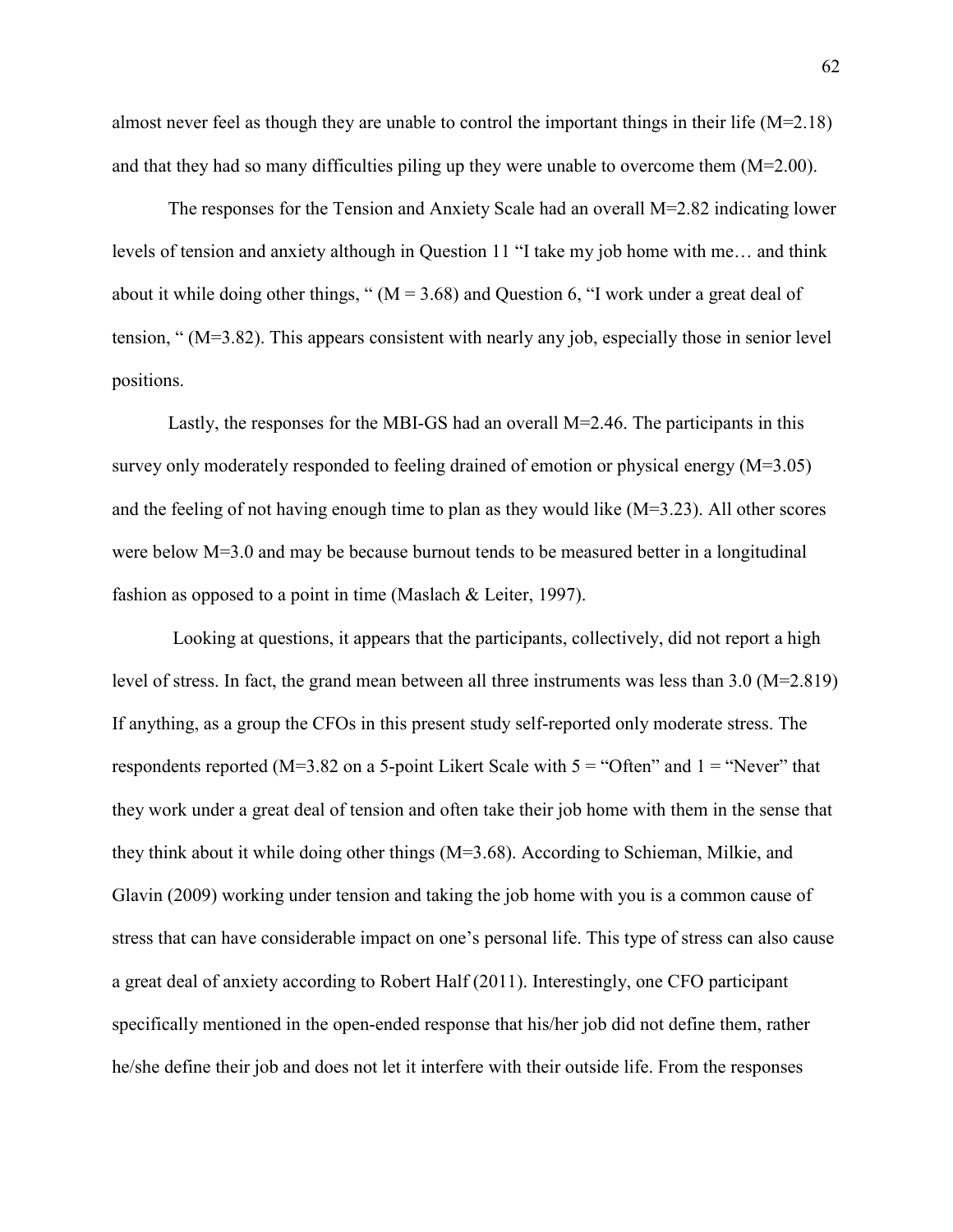almost never feel as though they are unable to control the important things in their life (M=2.18) and that they had so many difficulties piling up they were unable to overcome them (M=2.00).

The responses for the Tension and Anxiety Scale had an overall M=2.82 indicating lower levels of tension and anxiety although in Question 11 "I take my job home with me… and think about it while doing other things, " (M = 3.68) and Question 6, "I work under a great deal of tension, " (M=3.82). This appears consistent with nearly any job, especially those in senior level positions.

Lastly, the responses for the MBI-GS had an overall M=2.46. The participants in this survey only moderately responded to feeling drained of emotion or physical energy (M=3.05) and the feeling of not having enough time to plan as they would like (M=3.23). All other scores were below M=3.0 and may be because burnout tends to be measured better in a longitudinal fashion as opposed to a point in time (Maslach & Leiter, 1997).

Looking at questions, it appears that the participants, collectively, did not report a high level of stress. In fact, the grand mean between all three instruments was less than 3.0 (M=2.819) If anything, as a group the CFOs in this present study self-reported only moderate stress. The respondents reported (M=3.82 on a 5-point Likert Scale with 5 = "Often" and 1 = "Never" that they work under a great deal of tension and often take their job home with them in the sense that they think about it while doing other things (M=3.68). According to Schieman, Milkie, and Glavin (2009) working under tension and taking the job home with you is a common cause of stress that can have considerable impact on one's personal life. This type of stress can also cause a great deal of anxiety according to Robert Half (2011). Interestingly, one CFO participant specifically mentioned in the open-ended response that his/her job did not define them, rather he/she define their job and does not let it interfere with their outside life. From the responses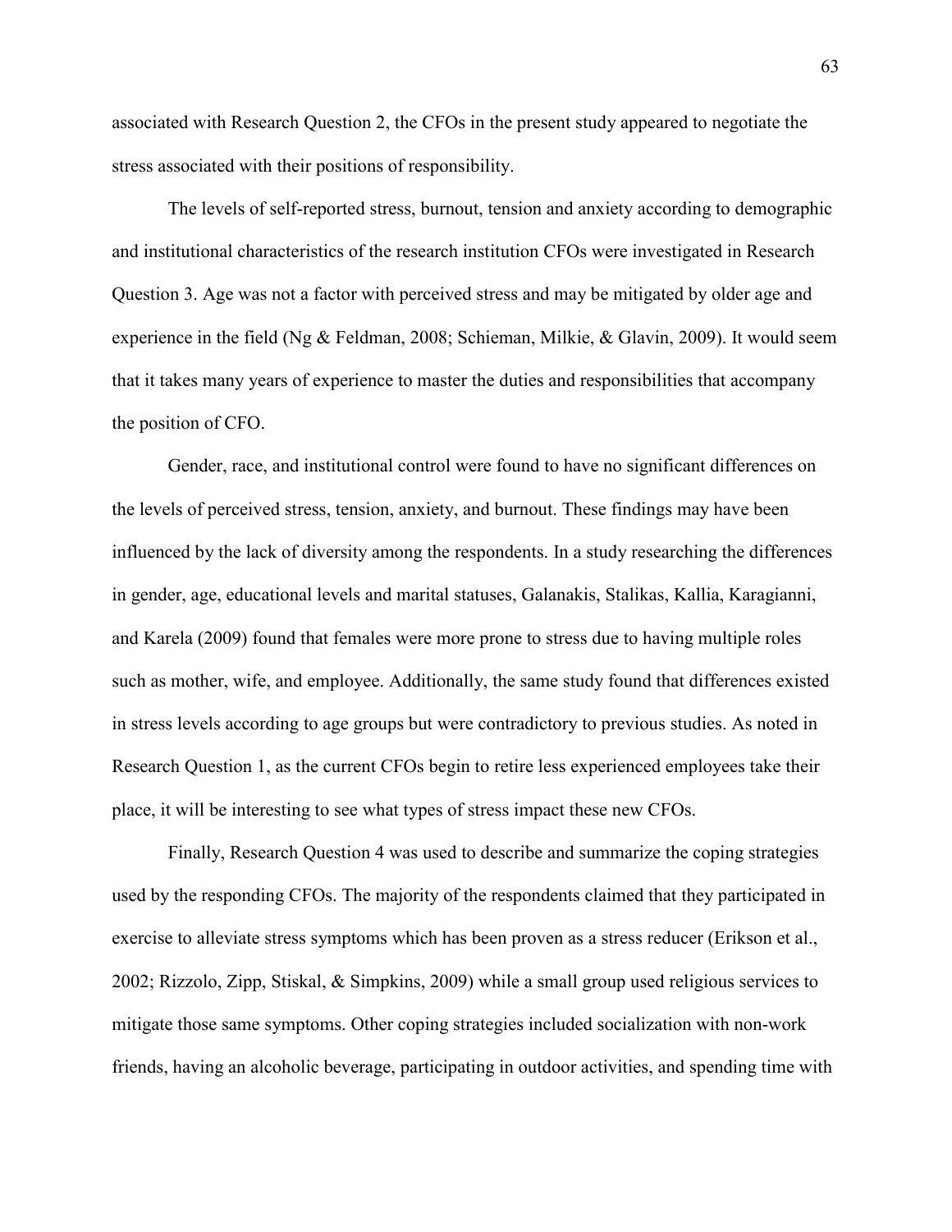associated with Research Question 2, the CFOs in the present study appeared to negotiate the stress associated with their positions of responsibility.

The levels of self-reported stress, burnout, tension and anxiety according to demographic and institutional characteristics of the research institution CFOs were investigated in Research Question 3. Age was not a factor with perceived stress and may be mitigated by older age and experience in the field (Ng & Feldman, 2008; Schieman, Milkie, & Glavin, 2009). It would seem that it takes many years of experience to master the duties and responsibilities that accompany the position of CFO.

Gender, race, and institutional control were found to have no significant differences on the levels of perceived stress, tension, anxiety, and burnout. These findings may have been influenced by the lack of diversity among the respondents. In a study researching the differences in gender, age, educational levels and marital statuses, Galanakis, Stalikas, Kallia, Karagianni, and Karela (2009) found that females were more prone to stress due to having multiple roles such as mother, wife, and employee. Additionally, the same study found that differences existed in stress levels according to age groups but were contradictory to previous studies. As noted in Research Question 1, as the current CFOs begin to retire less experienced employees take their place, it will be interesting to see what types of stress impact these new CFOs.

Finally, Research Question 4 was used to describe and summarize the coping strategies used by the responding CFOs. The majority of the respondents claimed that they participated in exercise to alleviate stress symptoms which has been proven as a stress reducer (Erikson et al., 2002; Rizzolo, Zipp, Stiskal, & Simpkins, 2009) while a small group used religious services to mitigate those same symptoms. Other coping strategies included socialization with non-work friends, having an alcoholic beverage, participating in outdoor activities, and spending time with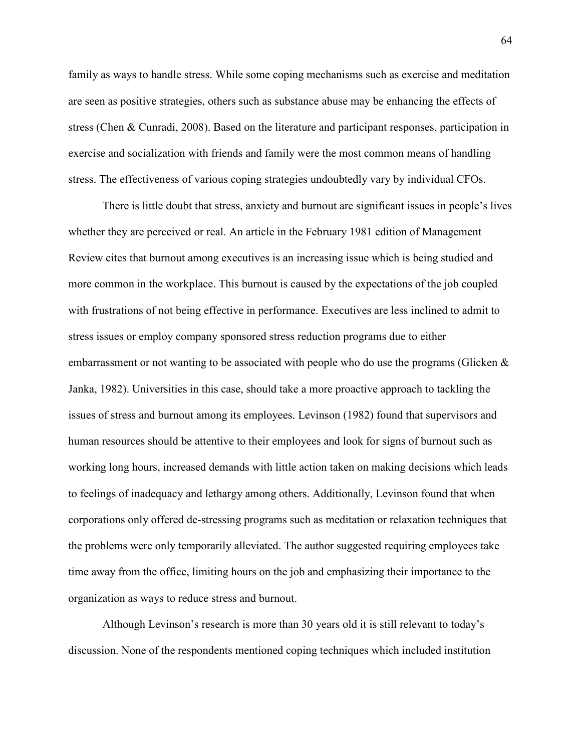family as ways to handle stress. While some coping mechanisms such as exercise and meditation are seen as positive strategies, others such as substance abuse may be enhancing the effects of stress (Chen & Cunradi, 2008). Based on the literature and participant responses, participation in exercise and socialization with friends and family were the most common means of handling stress. The effectiveness of various coping strategies undoubtedly vary by individual CFOs.

There is little doubt that stress, anxiety and burnout are significant issues in people's lives whether they are perceived or real. An article in the February 1981 edition of Management Review cites that burnout among executives is an increasing issue which is being studied and more common in the workplace. This burnout is caused by the expectations of the job coupled with frustrations of not being effective in performance. Executives are less inclined to admit to stress issues or employ company sponsored stress reduction programs due to either embarrassment or not wanting to be associated with people who do use the programs (Glicken & Janka, 1982). Universities in this case, should take a more proactive approach to tackling the issues of stress and burnout among its employees. Levinson (1982) found that supervisors and human resources should be attentive to their employees and look for signs of burnout such as working long hours, increased demands with little action taken on making decisions which leads to feelings of inadequacy and lethargy among others. Additionally, Levinson found that when corporations only offered de-stressing programs such as meditation or relaxation techniques that the problems were only temporarily alleviated. The author suggested requiring employees take time away from the office, limiting hours on the job and emphasizing their importance to the organization as ways to reduce stress and burnout.

Although Levinson's research is more than 30 years old it is still relevant to today's discussion. None of the respondents mentioned coping techniques which included institution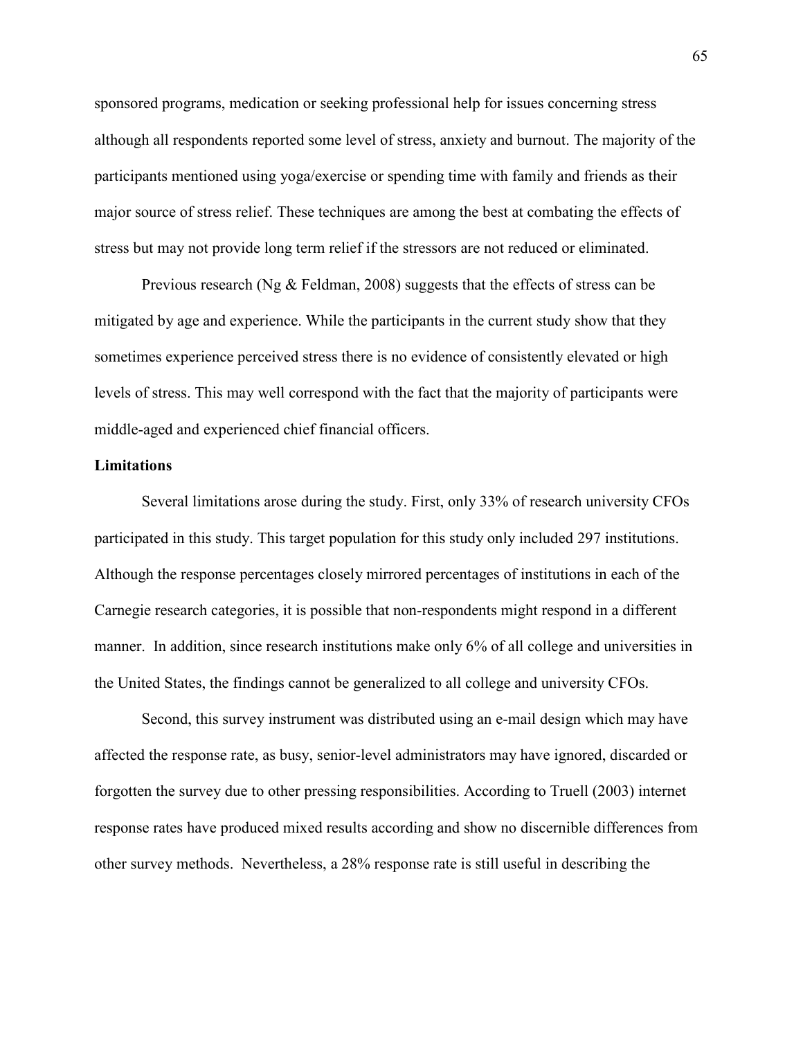sponsored programs, medication or seeking professional help for issues concerning stress although all respondents reported some level of stress, anxiety and burnout. The majority of the participants mentioned using yoga/exercise or spending time with family and friends as their major source of stress relief. These techniques are among the best at combating the effects of stress but may not provide long term relief if the stressors are not reduced or eliminated.

Previous research (Ng & Feldman, 2008) suggests that the effects of stress can be mitigated by age and experience. While the participants in the current study show that they sometimes experience perceived stress there is no evidence of consistently elevated or high levels of stress. This may well correspond with the fact that the majority of participants were middle-aged and experienced chief financial officers.

**Limitations**

Several limitations arose during the study. First, only 33% of research university CFOs participated in this study. This target population for this study only included 297 institutions. Although the response percentages closely mirrored percentages of institutions in each of the Carnegie research categories, it is possible that non-respondents might respond in a different manner. In addition, since research institutions make only 6% of all college and universities in the United States, the findings cannot be generalized to all college and university CFOs.

Second, this survey instrument was distributed using an e-mail design which may have affected the response rate, as busy, senior-level administrators may have ignored, discarded or forgotten the survey due to other pressing responsibilities. According to Truell (2003) internet response rates have produced mixed results according and show no discernible differences from other survey methods. Nevertheless, a 28% response rate is still useful in describing the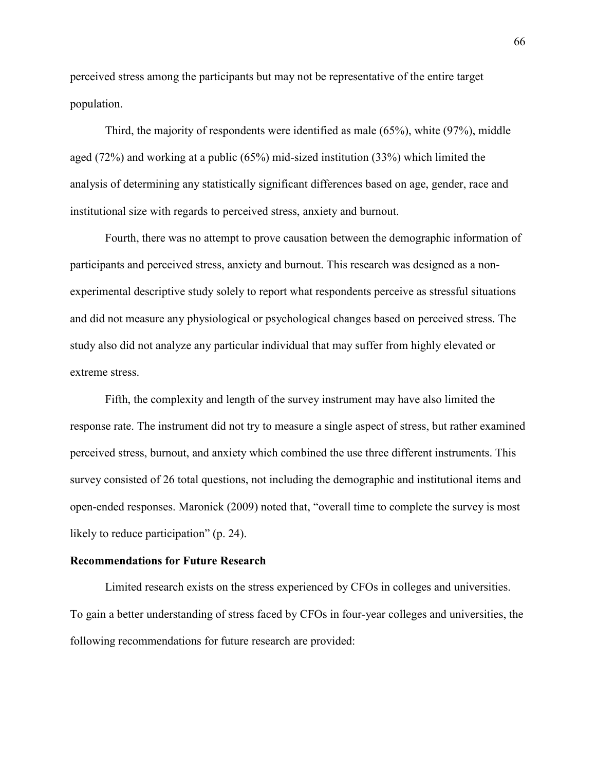perceived stress among the participants but may not be representative of the entire target population.

Third, the majority of respondents were identified as male (65%), white (97%), middle aged (72%) and working at a public (65%) mid-sized institution (33%) which limited the analysis of determining any statistically significant differences based on age, gender, race and institutional size with regards to perceived stress, anxiety and burnout.

Fourth, there was no attempt to prove causation between the demographic information of participants and perceived stress, anxiety and burnout. This research was designed as a non-experimental descriptive study solely to report what respondents perceive as stressful situations and did not measure any physiological or psychological changes based on perceived stress. The study also did not analyze any particular individual that may suffer from highly elevated or extreme stress.

Fifth, the complexity and length of the survey instrument may have also limited the response rate. The instrument did not try to measure a single aspect of stress, but rather examined perceived stress, burnout, and anxiety which combined the use three different instruments. This survey consisted of 26 total questions, not including the demographic and institutional items and open-ended responses. Maronick (2009) noted that, "overall time to complete the survey is most likely to reduce participation" (p. 24).

**Recommendations for Future Research**

Limited research exists on the stress experienced by CFOs in colleges and universities. To gain a better understanding of stress faced by CFOs in four-year colleges and universities, the following recommendations for future research are provided: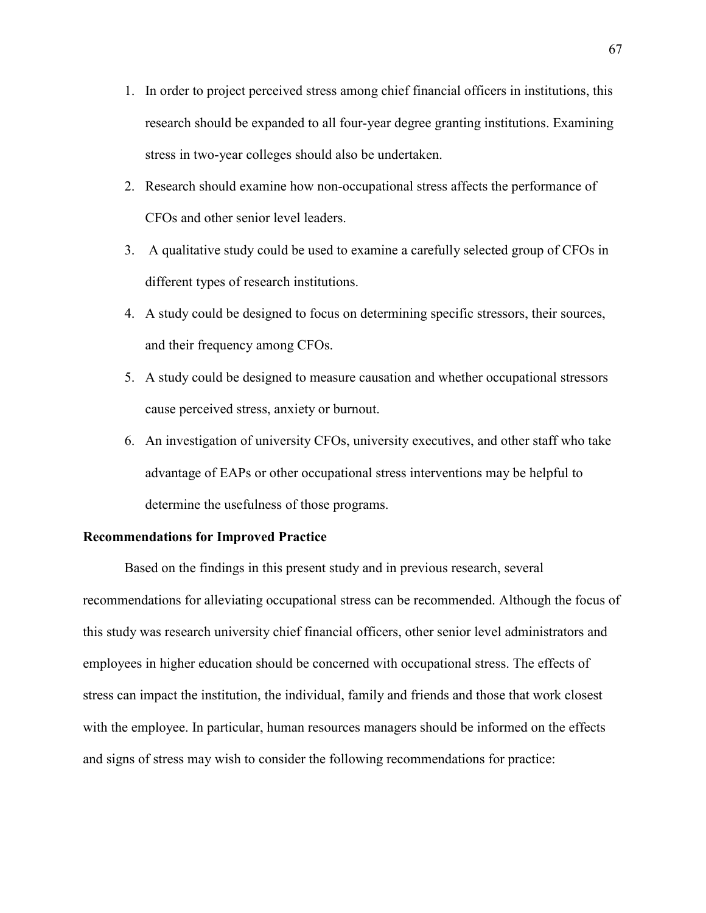1. In order to project perceived stress among chief financial officers in institutions, this research should be expanded to all four-year degree granting institutions. Examining stress in two-year colleges should also be undertaken.
2. Research should examine how non-occupational stress affects the performance of CFOs and other senior level leaders.
3. A qualitative study could be used to examine a carefully selected group of CFOs in different types of research institutions.
4. A study could be designed to focus on determining specific stressors, their sources, and their frequency among CFOs.
5. A study could be designed to measure causation and whether occupational stressors cause perceived stress, anxiety or burnout.
6. An investigation of university CFOs, university executives, and other staff who take advantage of EAPs or other occupational stress interventions may be helpful to determine the usefulness of those programs.

**Recommendations for Improved Practice**

Based on the findings in this present study and in previous research, several recommendations for alleviating occupational stress can be recommended. Although the focus of this study was research university chief financial officers, other senior level administrators and employees in higher education should be concerned with occupational stress. The effects of stress can impact the institution, the individual, family and friends and those that work closest with the employee. In particular, human resources managers should be informed on the effects and signs of stress may wish to consider the following recommendations for practice: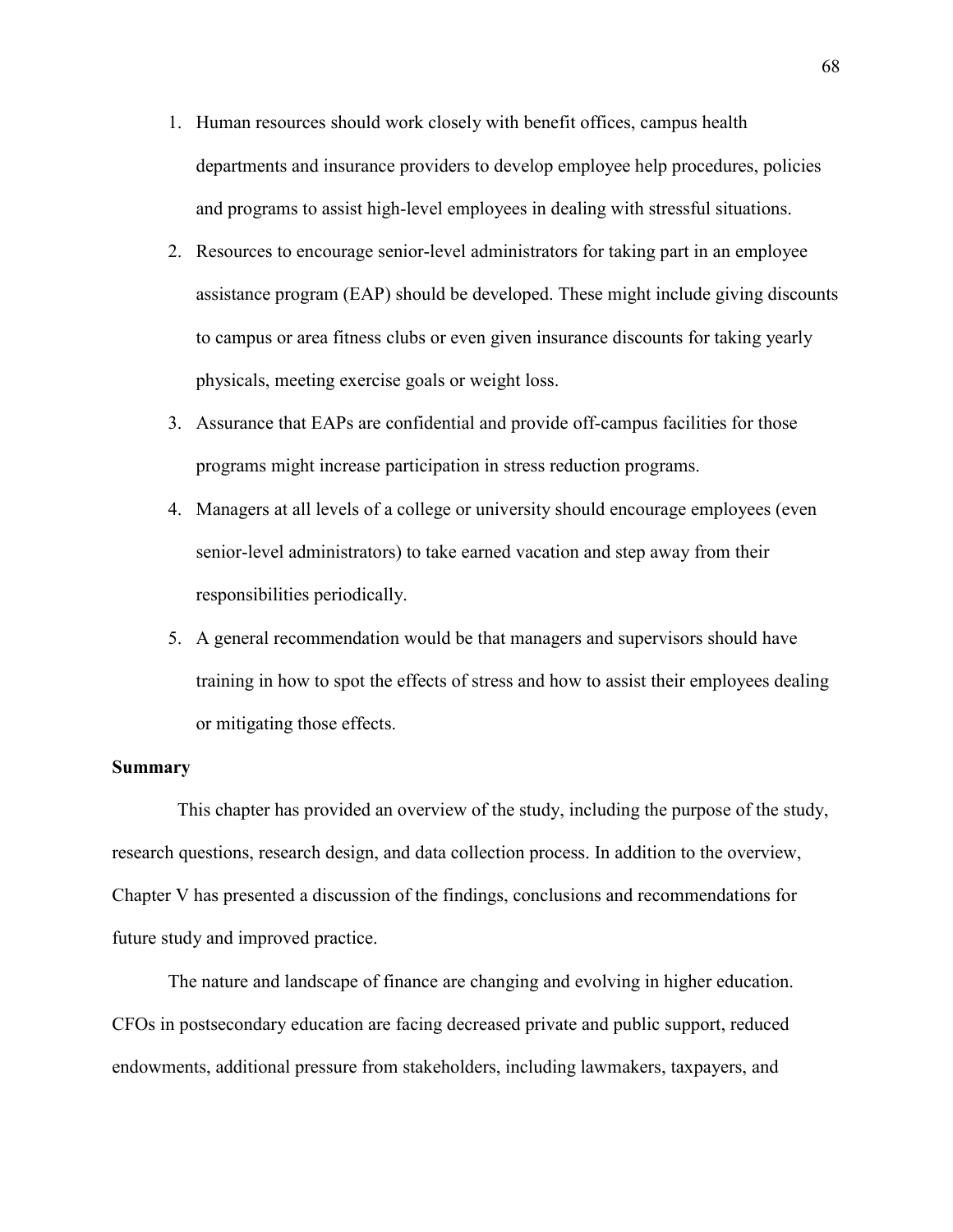1. Human resources should work closely with benefit offices, campus health departments and insurance providers to develop employee help procedures, policies and programs to assist high-level employees in dealing with stressful situations.
2. Resources to encourage senior-level administrators for taking part in an employee assistance program (EAP) should be developed. These might include giving discounts to campus or area fitness clubs or even given insurance discounts for taking yearly physicals, meeting exercise goals or weight loss.
3. Assurance that EAPs are confidential and provide off-campus facilities for those programs might increase participation in stress reduction programs.
4. Managers at all levels of a college or university should encourage employees (even senior-level administrators) to take earned vacation and step away from their responsibilities periodically.
5. A general recommendation would be that managers and supervisors should have training in how to spot the effects of stress and how to assist their employees dealing or mitigating those effects.

**Summary**

This chapter has provided an overview of the study, including the purpose of the study, research questions, research design, and data collection process. In addition to the overview, Chapter V has presented a discussion of the findings, conclusions and recommendations for future study and improved practice.

The nature and landscape of finance are changing and evolving in higher education. CFOs in postsecondary education are facing decreased private and public support, reduced endowments, additional pressure from stakeholders, including lawmakers, taxpayers, and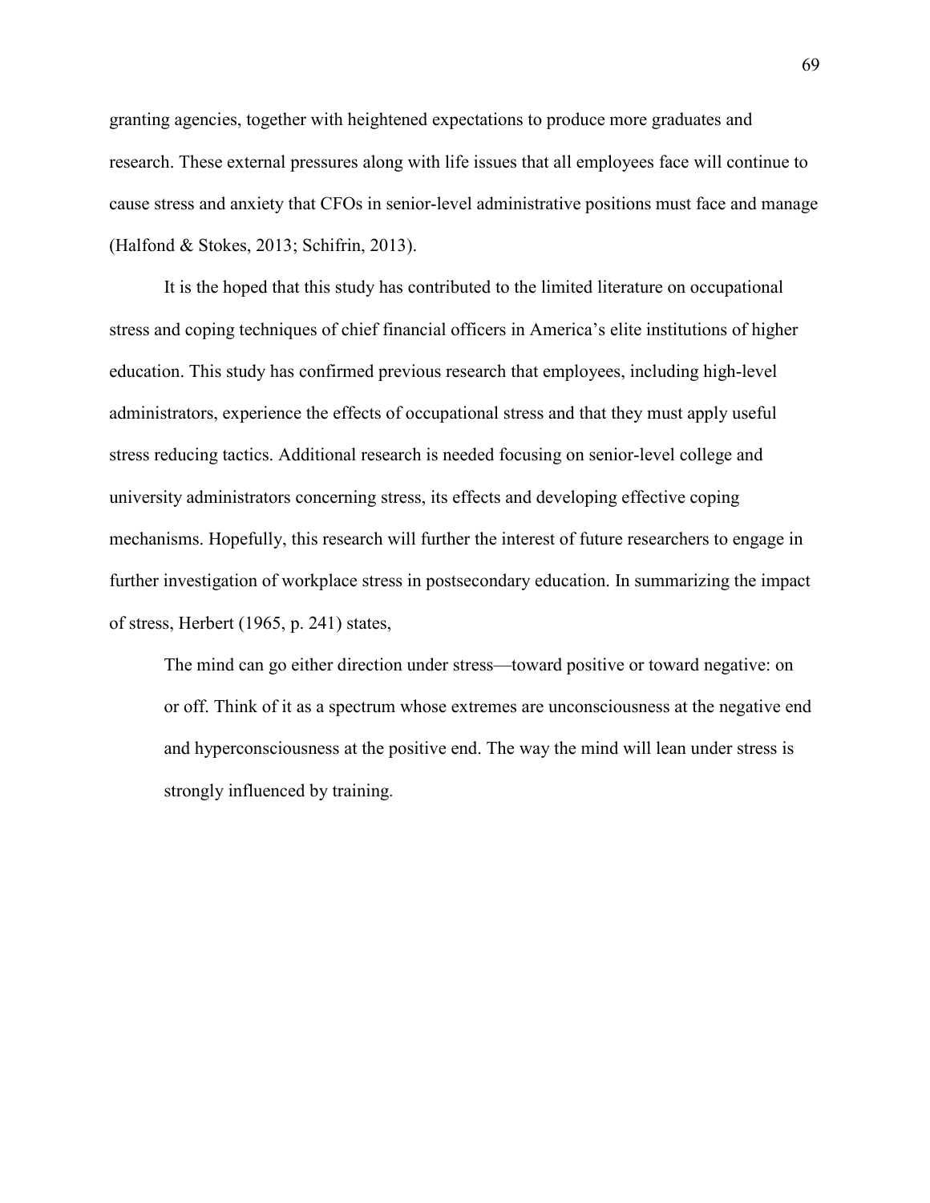granting agencies, together with heightened expectations to produce more graduates and research. These external pressures along with life issues that all employees face will continue to cause stress and anxiety that CFOs in senior-level administrative positions must face and manage (Halfond & Stokes, 2013; Schifrin, 2013).

It is the hoped that this study has contributed to the limited literature on occupational stress and coping techniques of chief financial officers in America's elite institutions of higher education. This study has confirmed previous research that employees, including high-level administrators, experience the effects of occupational stress and that they must apply useful stress reducing tactics. Additional research is needed focusing on senior-level college and university administrators concerning stress, its effects and developing effective coping mechanisms. Hopefully, this research will further the interest of future researchers to engage in further investigation of workplace stress in postsecondary education. In summarizing the impact of stress, Herbert (1965, p. 241) states,

> The mind can go either direction under stress—toward positive or toward negative: on or off. Think of it as a spectrum whose extremes are unconsciousness at the negative end and hyperconsciousness at the positive end. The way the mind will lean under stress is strongly influenced by training.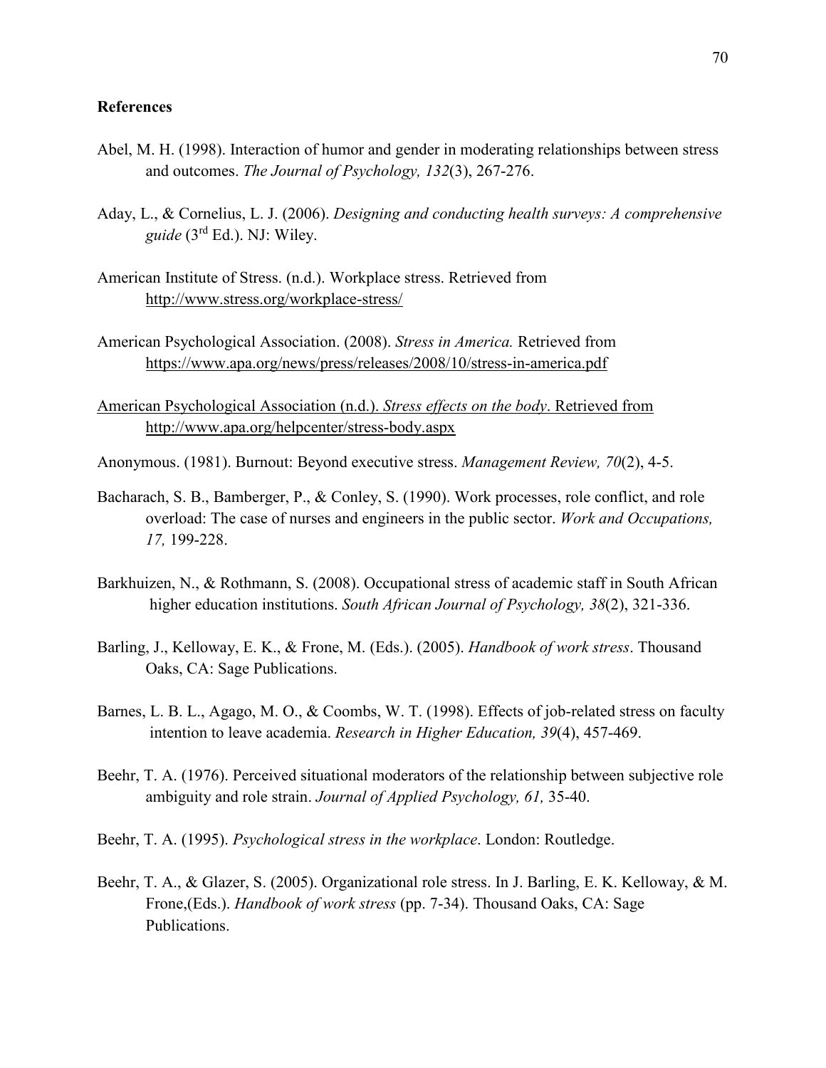**References**

Abel, M. H. (1998). Interaction of humor and gender in moderating relationships between stress and outcomes. *The Journal of Psychology, 132*(3), 267-276.

Aday, L., & Cornelius, L. J. (2006). *Designing and conducting health surveys: A comprehensive guide* (3rd Ed.). NJ: Wiley.

American Institute of Stress. (n.d.). Workplace stress. Retrieved from http://www.stress.org/workplace-stress/

American Psychological Association. (2008). *Stress in America.* Retrieved from https://www.apa.org/news/press/releases/2008/10/stress-in-america.pdf

American Psychological Association (n.d.). *Stress effects on the body*. Retrieved from http://www.apa.org/helpcenter/stress-body.aspx

Anonymous. (1981). Burnout: Beyond executive stress. *Management Review, 70*(2), 4-5.

Bacharach, S. B., Bamberger, P., & Conley, S. (1990). Work processes, role conflict, and role overload: The case of nurses and engineers in the public sector. *Work and Occupations, 17,* 199-228.

Barkhuizen, N., & Rothmann, S. (2008). Occupational stress of academic staff in South African higher education institutions. *South African Journal of Psychology, 38*(2), 321-336.

Barling, J., Kelloway, E. K., & Frone, M. (Eds.). (2005). *Handbook of work stress*. Thousand Oaks, CA: Sage Publications.

Barnes, L. B. L., Agago, M. O., & Coombs, W. T. (1998). Effects of job-related stress on faculty intention to leave academia. *Research in Higher Education, 39*(4), 457-469.

Beehr, T. A. (1976). Perceived situational moderators of the relationship between subjective role ambiguity and role strain. *Journal of Applied Psychology, 61,* 35-40.

Beehr, T. A. (1995). *Psychological stress in the workplace*. London: Routledge.

Beehr, T. A., & Glazer, S. (2005). Organizational role stress. In J. Barling, E. K. Kelloway, & M. Frone,(Eds.). *Handbook of work stress* (pp. 7-34). Thousand Oaks, CA: Sage Publications.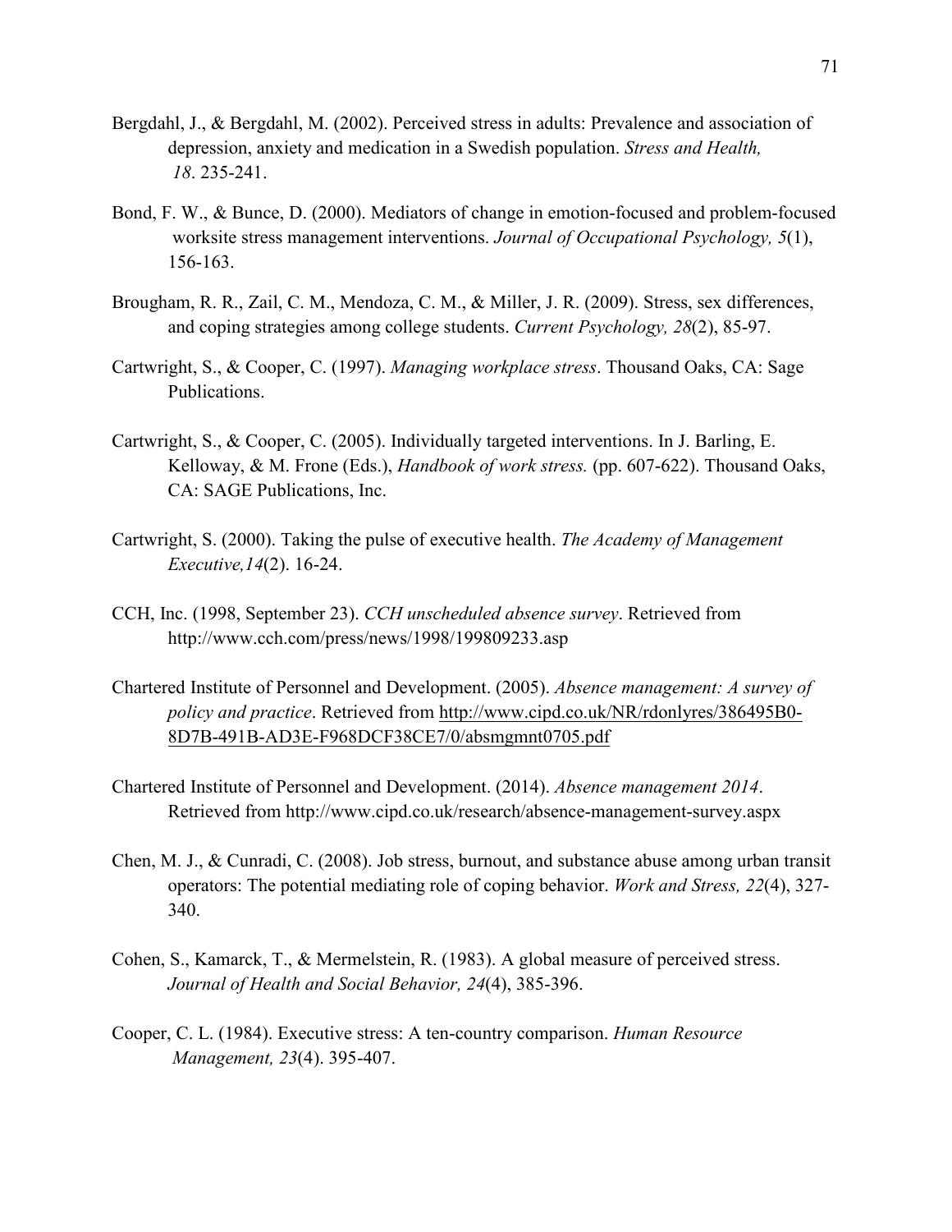Bergdahl, J., & Bergdahl, M. (2002). Perceived stress in adults: Prevalence and association of depression, anxiety and medication in a Swedish population. *Stress and Health, 18*. 235-241.

Bond, F. W., & Bunce, D. (2000). Mediators of change in emotion-focused and problem-focused worksite stress management interventions. *Journal of Occupational Psychology, 5*(1), 156-163.

Brougham, R. R., Zail, C. M., Mendoza, C. M., & Miller, J. R. (2009). Stress, sex differences, and coping strategies among college students. *Current Psychology, 28*(2), 85-97.

Cartwright, S., & Cooper, C. (1997). *Managing workplace stress*. Thousand Oaks, CA: Sage Publications.

Cartwright, S., & Cooper, C. (2005). Individually targeted interventions. In J. Barling, E. Kelloway, & M. Frone (Eds.), *Handbook of work stress.* (pp. 607-622). Thousand Oaks, CA: SAGE Publications, Inc.

Cartwright, S. (2000). Taking the pulse of executive health. *The Academy of Management Executive,14*(2). 16-24.

CCH, Inc. (1998, September 23). *CCH unscheduled absence survey*. Retrieved from http://www.cch.com/press/news/1998/199809233.asp

Chartered Institute of Personnel and Development. (2005). *Absence management: A survey of policy and practice*. Retrieved from http://www.cipd.co.uk/NR/rdonlyres/386495B0-8D7B-491B-AD3E-F968DCF38CE7/0/absmgmnt0705.pdf

Chartered Institute of Personnel and Development. (2014). *Absence management 2014*. Retrieved from http://www.cipd.co.uk/research/absence-management-survey.aspx

Chen, M. J., & Cunradi, C. (2008). Job stress, burnout, and substance abuse among urban transit operators: The potential mediating role of coping behavior. *Work and Stress, 22*(4), 327-340.

Cohen, S., Kamarck, T., & Mermelstein, R. (1983). A global measure of perceived stress. *Journal of Health and Social Behavior, 24*(4), 385-396.

Cooper, C. L. (1984). Executive stress: A ten-country comparison. *Human Resource Management, 23*(4). 395-407.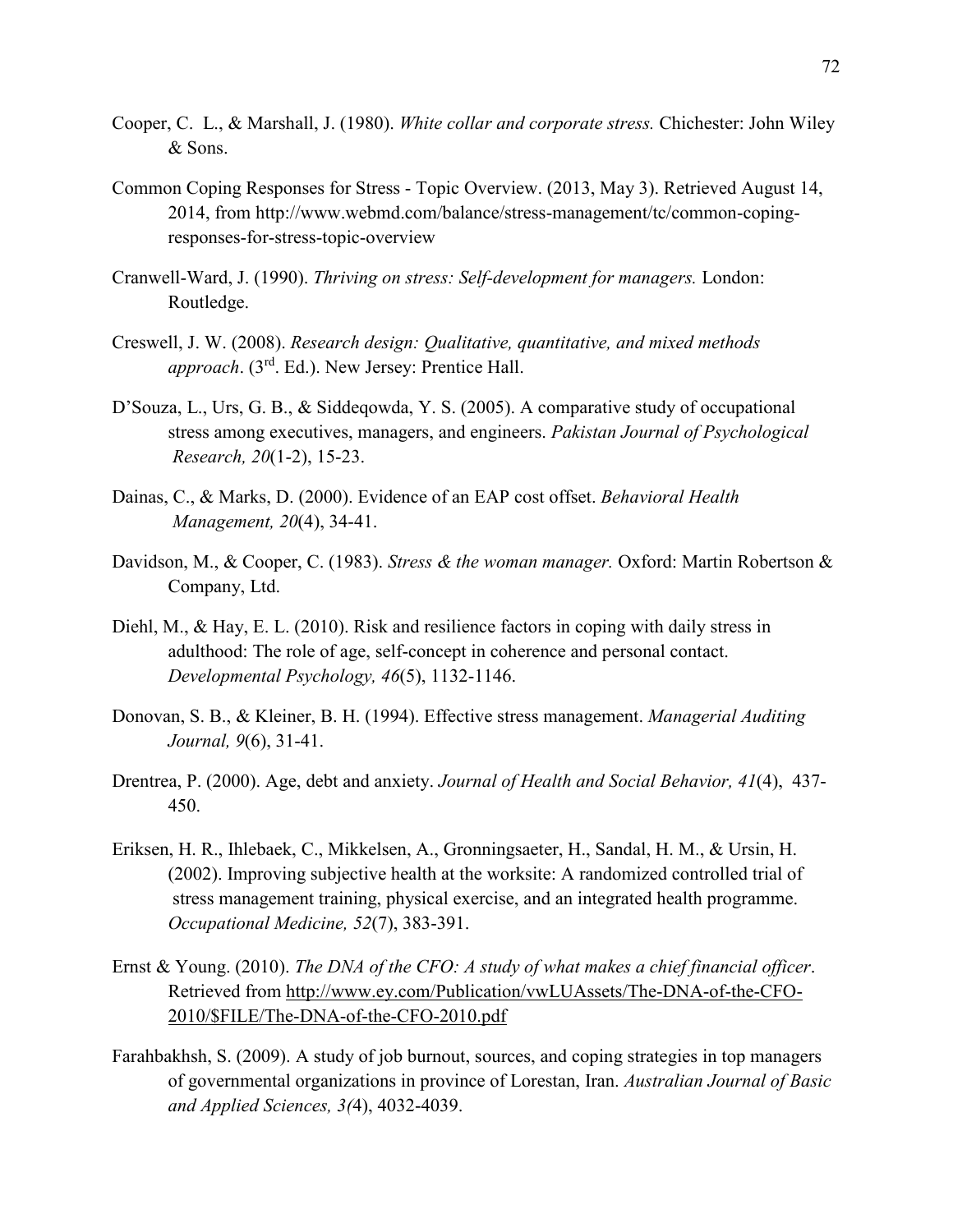Cooper, C. L., & Marshall, J. (1980). *White collar and corporate stress.* Chichester: John Wiley & Sons.

Common Coping Responses for Stress - Topic Overview. (2013, May 3). Retrieved August 14, 2014, from http://www.webmd.com/balance/stress-management/tc/common-coping-responses-for-stress-topic-overview

Cranwell-Ward, J. (1990). *Thriving on stress: Self-development for managers.* London: Routledge.

Creswell, J. W. (2008). *Research design: Qualitative, quantitative, and mixed methods approach*. (3rd. Ed.). New Jersey: Prentice Hall.

D'Souza, L., Urs, G. B., & Siddeqowda, Y. S. (2005). A comparative study of occupational stress among executives, managers, and engineers. *Pakistan Journal of Psychological Research, 20*(1-2), 15-23.

Dainas, C., & Marks, D. (2000). Evidence of an EAP cost offset. *Behavioral Health Management, 20*(4), 34-41.

Davidson, M., & Cooper, C. (1983). *Stress & the woman manager.* Oxford: Martin Robertson & Company, Ltd.

Diehl, M., & Hay, E. L. (2010). Risk and resilience factors in coping with daily stress in adulthood: The role of age, self-concept in coherence and personal contact. *Developmental Psychology, 46*(5), 1132-1146.

Donovan, S. B., & Kleiner, B. H. (1994). Effective stress management. *Managerial Auditing Journal, 9*(6), 31-41.

Drentrea, P. (2000). Age, debt and anxiety. *Journal of Health and Social Behavior, 41*(4), 437-450.

Eriksen, H. R., Ihlebaek, C., Mikkelsen, A., Gronningsaeter, H., Sandal, H. M., & Ursin, H. (2002). Improving subjective health at the worksite: A randomized controlled trial of stress management training, physical exercise, and an integrated health programme. *Occupational Medicine, 52*(7), 383-391.

Ernst & Young. (2010). *The DNA of the CFO: A study of what makes a chief financial officer*. Retrieved from http://www.ey.com/Publication/vwLUAssets/The-DNA-of-the-CFO-2010/$FILE/The-DNA-of-the-CFO-2010.pdf

Farahbakhsh, S. (2009). A study of job burnout, sources, and coping strategies in top managers of governmental organizations in province of Lorestan, Iran. *Australian Journal of Basic and Applied Sciences, 3(*4), 4032-4039.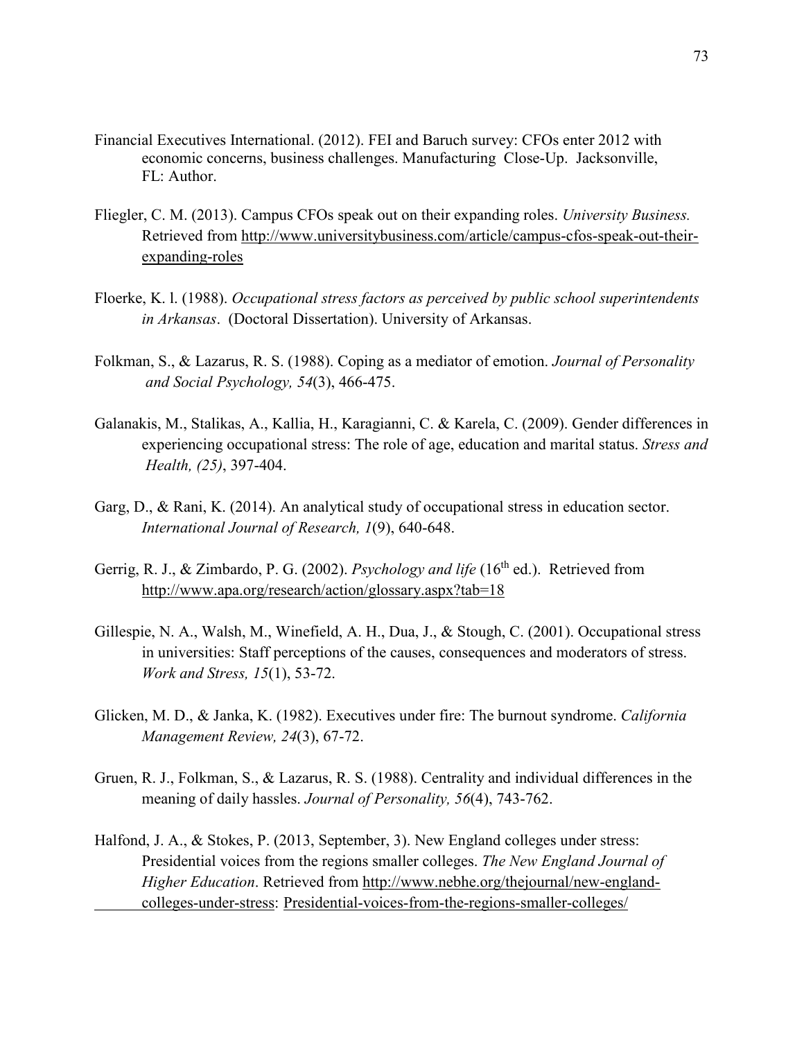Financial Executives International. (2012). FEI and Baruch survey: CFOs enter 2012 with economic concerns, business challenges. Manufacturing Close-Up. Jacksonville, FL: Author.

Fliegler, C. M. (2013). Campus CFOs speak out on their expanding roles. *University Business.* Retrieved from http://www.universitybusiness.com/article/campus-cfos-speak-out-their-expanding-roles

Floerke, K. l. (1988). *Occupational stress factors as perceived by public school superintendents in Arkansas*. (Doctoral Dissertation). University of Arkansas.

Folkman, S., & Lazarus, R. S. (1988). Coping as a mediator of emotion. *Journal of Personality and Social Psychology, 54*(3), 466-475.

Galanakis, M., Stalikas, A., Kallia, H., Karagianni, C. & Karela, C. (2009). Gender differences in experiencing occupational stress: The role of age, education and marital status. *Stress and Health, (25)*, 397-404.

Garg, D., & Rani, K. (2014). An analytical study of occupational stress in education sector. *International Journal of Research, 1*(9), 640-648.

Gerrig, R. J., & Zimbardo, P. G. (2002). *Psychology and life* (16th ed.). Retrieved from http://www.apa.org/research/action/glossary.aspx?tab=18

Gillespie, N. A., Walsh, M., Winefield, A. H., Dua, J., & Stough, C. (2001). Occupational stress in universities: Staff perceptions of the causes, consequences and moderators of stress. *Work and Stress, 15*(1), 53-72.

Glicken, M. D., & Janka, K. (1982). Executives under fire: The burnout syndrome. *California Management Review, 24*(3), 67-72.

Gruen, R. J., Folkman, S., & Lazarus, R. S. (1988). Centrality and individual differences in the meaning of daily hassles. *Journal of Personality, 56*(4), 743-762.

Halfond, J. A., & Stokes, P. (2013, September, 3). New England colleges under stress: Presidential voices from the regions smaller colleges. *The New England Journal of Higher Education*. Retrieved from http://www.nebhe.org/thejournal/new-england-colleges-under-stress: Presidential-voices-from-the-regions-smaller-colleges/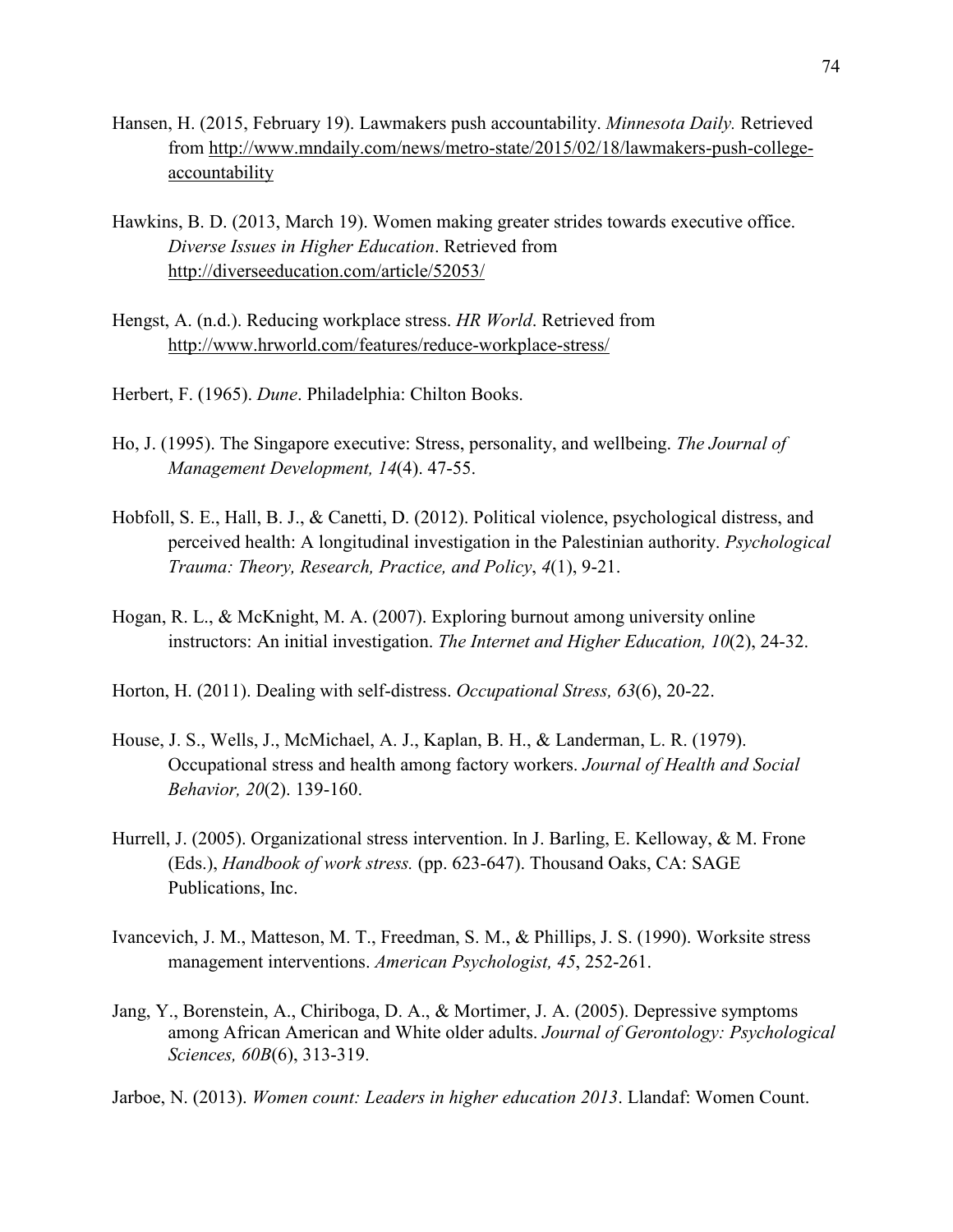Hansen, H. (2015, February 19). Lawmakers push accountability. *Minnesota Daily.* Retrieved from http://www.mndaily.com/news/metro-state/2015/02/18/lawmakers-push-college-accountability

Hawkins, B. D. (2013, March 19). Women making greater strides towards executive office. *Diverse Issues in Higher Education*. Retrieved from http://diverseeducation.com/article/52053/

Hengst, A. (n.d.). Reducing workplace stress. *HR World*. Retrieved from http://www.hrworld.com/features/reduce-workplace-stress/

Herbert, F. (1965). *Dune*. Philadelphia: Chilton Books.

Ho, J. (1995). The Singapore executive: Stress, personality, and wellbeing. *The Journal of Management Development, 14*(4). 47-55.

Hobfoll, S. E., Hall, B. J., & Canetti, D. (2012). Political violence, psychological distress, and perceived health: A longitudinal investigation in the Palestinian authority. *Psychological Trauma: Theory, Research, Practice, and Policy*, *4*(1), 9-21.

Hogan, R. L., & McKnight, M. A. (2007). Exploring burnout among university online instructors: An initial investigation. *The Internet and Higher Education, 10*(2), 24-32.

Horton, H. (2011). Dealing with self-distress. *Occupational Stress, 63*(6), 20-22.

House, J. S., Wells, J., McMichael, A. J., Kaplan, B. H., & Landerman, L. R. (1979). Occupational stress and health among factory workers. *Journal of Health and Social Behavior, 20*(2). 139-160.

Hurrell, J. (2005). Organizational stress intervention. In J. Barling, E. Kelloway, & M. Frone (Eds.), *Handbook of work stress.* (pp. 623-647). Thousand Oaks, CA: SAGE Publications, Inc.

Ivancevich, J. M., Matteson, M. T., Freedman, S. M., & Phillips, J. S. (1990). Worksite stress management interventions. *American Psychologist, 45*, 252-261.

Jang, Y., Borenstein, A., Chiriboga, D. A., & Mortimer, J. A. (2005). Depressive symptoms among African American and White older adults. *Journal of Gerontology: Psychological Sciences, 60B*(6), 313-319.

Jarboe, N. (2013). *Women count: Leaders in higher education 2013*. Llandaf: Women Count.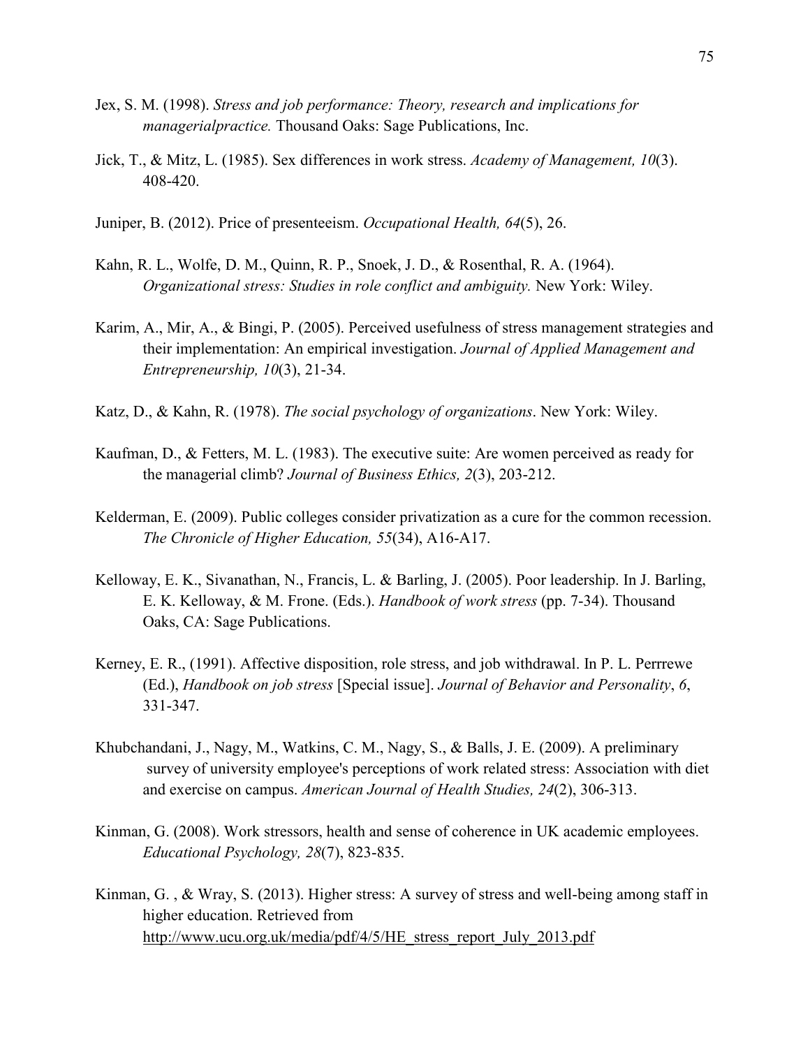Jex, S. M. (1998). *Stress and job performance: Theory, research and implications for managerialpractice.* Thousand Oaks: Sage Publications, Inc.

Jick, T., & Mitz, L. (1985). Sex differences in work stress. *Academy of Management, 10*(3). 408-420.

Juniper, B. (2012). Price of presenteeism. *Occupational Health, 64*(5), 26.

Kahn, R. L., Wolfe, D. M., Quinn, R. P., Snoek, J. D., & Rosenthal, R. A. (1964). *Organizational stress: Studies in role conflict and ambiguity.* New York: Wiley.

Karim, A., Mir, A., & Bingi, P. (2005). Perceived usefulness of stress management strategies and their implementation: An empirical investigation. *Journal of Applied Management and Entrepreneurship, 10*(3), 21-34.

Katz, D., & Kahn, R. (1978). *The social psychology of organizations*. New York: Wiley.

Kaufman, D., & Fetters, M. L. (1983). The executive suite: Are women perceived as ready for the managerial climb? *Journal of Business Ethics, 2*(3), 203-212.

Kelderman, E. (2009). Public colleges consider privatization as a cure for the common recession. *The Chronicle of Higher Education, 55*(34), A16-A17.

Kelloway, E. K., Sivanathan, N., Francis, L. & Barling, J. (2005). Poor leadership. In J. Barling, E. K. Kelloway, & M. Frone. (Eds.). *Handbook of work stress* (pp. 7-34). Thousand Oaks, CA: Sage Publications.

Kerney, E. R., (1991). Affective disposition, role stress, and job withdrawal. In P. L. Perrrewe (Ed.), *Handbook on job stress* [Special issue]. *Journal of Behavior and Personality*, *6*, 331-347.

Khubchandani, J., Nagy, M., Watkins, C. M., Nagy, S., & Balls, J. E. (2009). A preliminary survey of university employee's perceptions of work related stress: Association with diet and exercise on campus. *American Journal of Health Studies, 24*(2), 306-313.

Kinman, G. (2008). Work stressors, health and sense of coherence in UK academic employees. *Educational Psychology, 28*(7), 823-835.

Kinman, G. , & Wray, S. (2013). Higher stress: A survey of stress and well-being among staff in higher education. Retrieved from http://www.ucu.org.uk/media/pdf/4/5/HE_stress_report_July_2013.pdf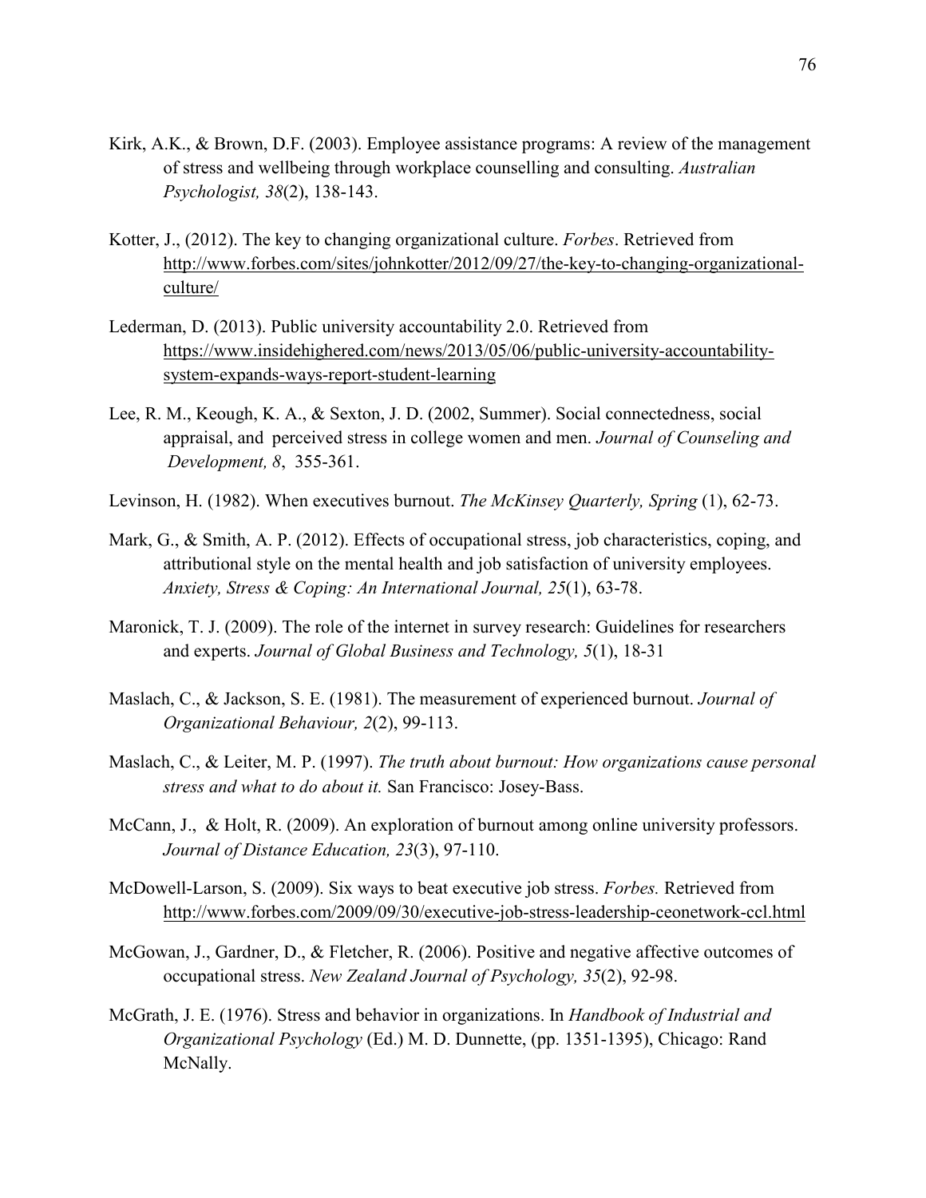Kirk, A.K., & Brown, D.F. (2003). Employee assistance programs: A review of the management of stress and wellbeing through workplace counselling and consulting. *Australian Psychologist, 38*(2), 138-143.

Kotter, J., (2012). The key to changing organizational culture. *Forbes*. Retrieved from http://www.forbes.com/sites/johnkotter/2012/09/27/the-key-to-changing-organizational-culture/

Lederman, D. (2013). Public university accountability 2.0. Retrieved from https://www.insidehighered.com/news/2013/05/06/public-university-accountability-system-expands-ways-report-student-learning

Lee, R. M., Keough, K. A., & Sexton, J. D. (2002, Summer). Social connectedness, social appraisal, and perceived stress in college women and men. *Journal of Counseling and Development, 8*, 355-361.

Levinson, H. (1982). When executives burnout. *The McKinsey Quarterly, Spring* (1), 62-73.

Mark, G., & Smith, A. P. (2012). Effects of occupational stress, job characteristics, coping, and attributional style on the mental health and job satisfaction of university employees. *Anxiety, Stress & Coping: An International Journal, 25*(1), 63-78.

Maronick, T. J. (2009). The role of the internet in survey research: Guidelines for researchers and experts. *Journal of Global Business and Technology, 5*(1), 18-31

Maslach, C., & Jackson, S. E. (1981). The measurement of experienced burnout. *Journal of Organizational Behaviour, 2*(2), 99-113.

Maslach, C., & Leiter, M. P. (1997). *The truth about burnout: How organizations cause personal stress and what to do about it.* San Francisco: Josey-Bass.

McCann, J., & Holt, R. (2009). An exploration of burnout among online university professors. *Journal of Distance Education, 23*(3), 97-110.

McDowell-Larson, S. (2009). Six ways to beat executive job stress. *Forbes.* Retrieved from http://www.forbes.com/2009/09/30/executive-job-stress-leadership-ceonetwork-ccl.html

McGowan, J., Gardner, D., & Fletcher, R. (2006). Positive and negative affective outcomes of occupational stress. *New Zealand Journal of Psychology, 35*(2), 92-98.

McGrath, J. E. (1976). Stress and behavior in organizations. In *Handbook of Industrial and Organizational Psychology* (Ed.) M. D. Dunnette, (pp. 1351-1395), Chicago: Rand McNally.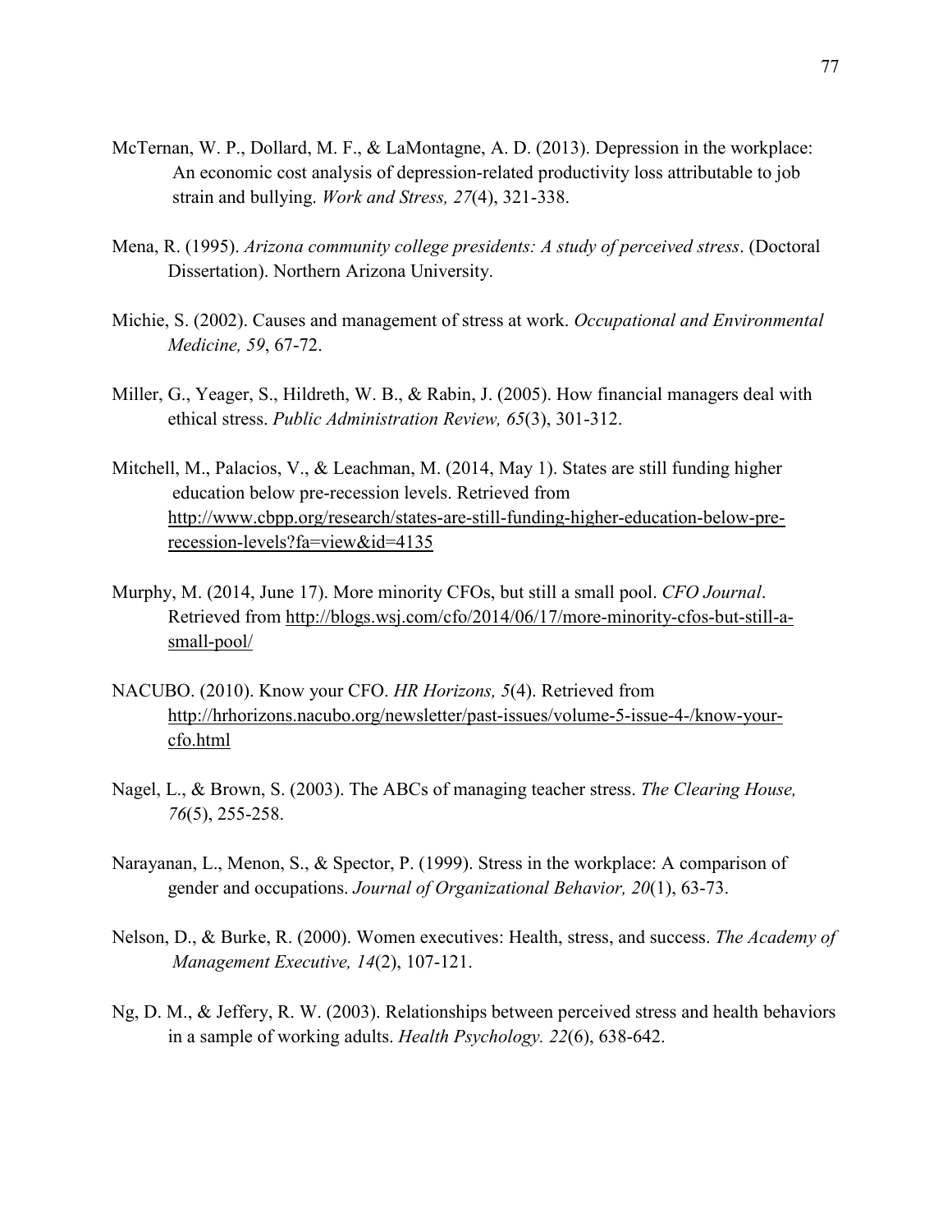McTernan, W. P., Dollard, M. F., & LaMontagne, A. D. (2013). Depression in the workplace: An economic cost analysis of depression-related productivity loss attributable to job strain and bullying. *Work and Stress, 27*(4), 321-338.

Mena, R. (1995). *Arizona community college presidents: A study of perceived stress*. (Doctoral Dissertation). Northern Arizona University.

Michie, S. (2002). Causes and management of stress at work. *Occupational and Environmental Medicine, 59*, 67-72.

Miller, G., Yeager, S., Hildreth, W. B., & Rabin, J. (2005). How financial managers deal with ethical stress. *Public Administration Review, 65*(3), 301-312.

Mitchell, M., Palacios, V., & Leachman, M. (2014, May 1). States are still funding higher education below pre-recession levels. Retrieved from http://www.cbpp.org/research/states-are-still-funding-higher-education-below-pre-recession-levels?fa=view&id=4135

Murphy, M. (2014, June 17). More minority CFOs, but still a small pool. *CFO Journal*. Retrieved from http://blogs.wsj.com/cfo/2014/06/17/more-minority-cfos-but-still-a-small-pool/

NACUBO. (2010). Know your CFO. *HR Horizons, 5*(4). Retrieved from http://hrhorizons.nacubo.org/newsletter/past-issues/volume-5-issue-4-/know-your-cfo.html

Nagel, L., & Brown, S. (2003). The ABCs of managing teacher stress. *The Clearing House, 76*(5), 255-258.

Narayanan, L., Menon, S., & Spector, P. (1999). Stress in the workplace: A comparison of gender and occupations. *Journal of Organizational Behavior, 20*(1), 63-73.

Nelson, D., & Burke, R. (2000). Women executives: Health, stress, and success. *The Academy of Management Executive, 14*(2), 107-121.

Ng, D. M., & Jeffery, R. W. (2003). Relationships between perceived stress and health behaviors in a sample of working adults. *Health Psychology. 22*(6), 638-642.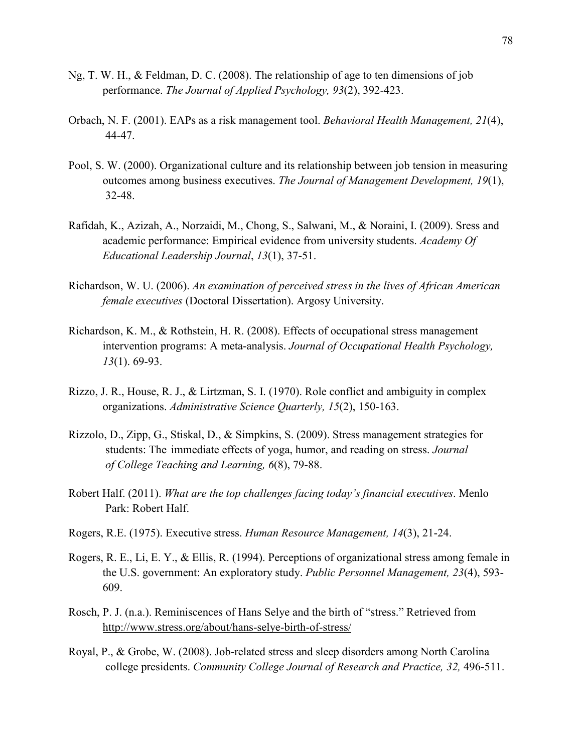Ng, T. W. H., & Feldman, D. C. (2008). The relationship of age to ten dimensions of job performance. *The Journal of Applied Psychology, 93*(2), 392-423.

Orbach, N. F. (2001). EAPs as a risk management tool. *Behavioral Health Management, 21*(4), 44-47.

Pool, S. W. (2000). Organizational culture and its relationship between job tension in measuring outcomes among business executives. *The Journal of Management Development, 19*(1), 32-48.

Rafidah, K., Azizah, A., Norzaidi, M., Chong, S., Salwani, M., & Noraini, I. (2009). Sress and academic performance: Empirical evidence from university students. *Academy Of Educational Leadership Journal*, *13*(1), 37-51.

Richardson, W. U. (2006). *An examination of perceived stress in the lives of African American female executives* (Doctoral Dissertation). Argosy University.

Richardson, K. M., & Rothstein, H. R. (2008). Effects of occupational stress management intervention programs: A meta-analysis. *Journal of Occupational Health Psychology, 13*(1). 69-93.

Rizzo, J. R., House, R. J., & Lirtzman, S. I. (1970). Role conflict and ambiguity in complex organizations. *Administrative Science Quarterly, 15*(2), 150-163.

Rizzolo, D., Zipp, G., Stiskal, D., & Simpkins, S. (2009). Stress management strategies for students: The immediate effects of yoga, humor, and reading on stress. *Journal of College Teaching and Learning, 6*(8), 79-88.

Robert Half. (2011). *What are the top challenges facing today's financial executives*. Menlo Park: Robert Half.

Rogers, R.E. (1975). Executive stress. *Human Resource Management, 14*(3), 21-24.

Rogers, R. E., Li, E. Y., & Ellis, R. (1994). Perceptions of organizational stress among female in the U.S. government: An exploratory study. *Public Personnel Management, 23*(4), 593-609.

Rosch, P. J. (n.a.). Reminiscences of Hans Selye and the birth of "stress." Retrieved from http://www.stress.org/about/hans-selye-birth-of-stress/

Royal, P., & Grobe, W. (2008). Job-related stress and sleep disorders among North Carolina college presidents. *Community College Journal of Research and Practice, 32,* 496-511.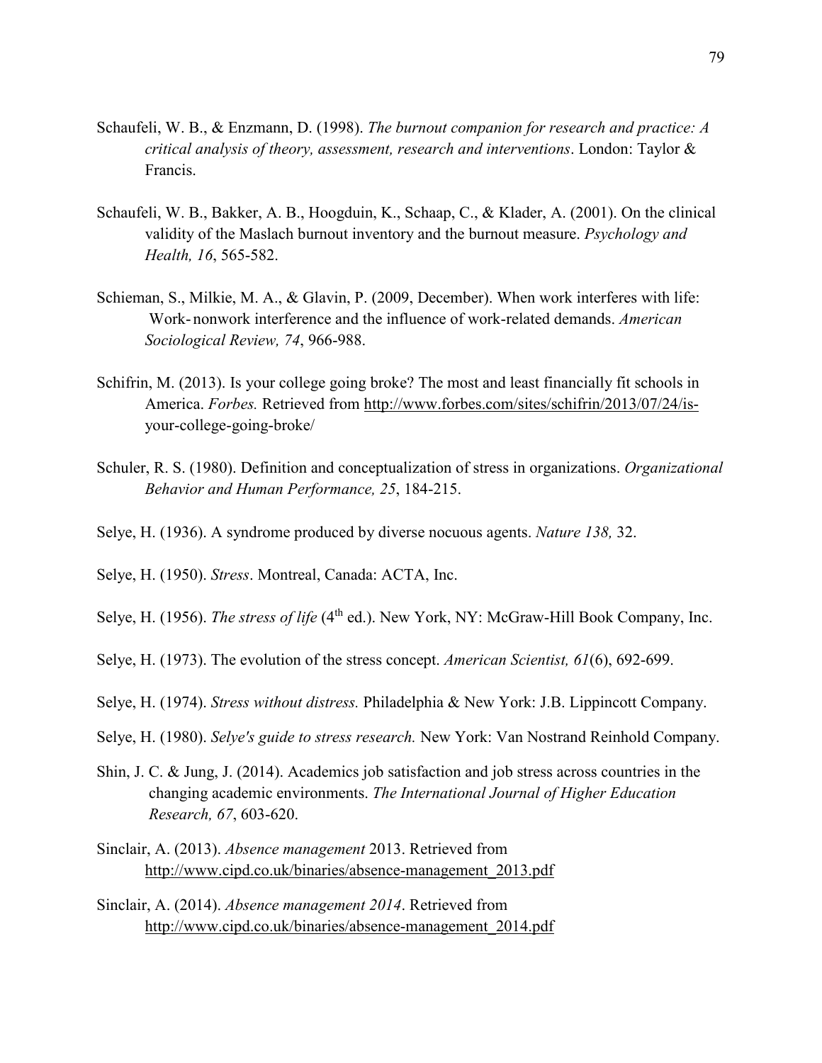Schaufeli, W. B., & Enzmann, D. (1998). *The burnout companion for research and practice: A critical analysis of theory, assessment, research and interventions*. London: Taylor & Francis.

Schaufeli, W. B., Bakker, A. B., Hoogduin, K., Schaap, C., & Klader, A. (2001). On the clinical validity of the Maslach burnout inventory and the burnout measure. *Psychology and Health, 16*, 565-582.

Schieman, S., Milkie, M. A., & Glavin, P. (2009, December). When work interferes with life: Work- nonwork interference and the influence of work-related demands. *American Sociological Review, 74*, 966-988.

Schifrin, M. (2013). Is your college going broke? The most and least financially fit schools in America. *Forbes.* Retrieved from http://www.forbes.com/sites/schifrin/2013/07/24/is-your-college-going-broke/

Schuler, R. S. (1980). Definition and conceptualization of stress in organizations. *Organizational Behavior and Human Performance, 25*, 184-215.

Selye, H. (1936). A syndrome produced by diverse nocuous agents. *Nature 138,* 32.

Selye, H. (1950). *Stress*. Montreal, Canada: ACTA, Inc.

Selye, H. (1956). *The stress of life* (4th ed.). New York, NY: McGraw-Hill Book Company, Inc.

Selye, H. (1973). The evolution of the stress concept. *American Scientist, 61*(6), 692-699.

Selye, H. (1974). *Stress without distress.* Philadelphia & New York: J.B. Lippincott Company.

Selye, H. (1980). *Selye's guide to stress research.* New York: Van Nostrand Reinhold Company.

Shin, J. C. & Jung, J. (2014). Academics job satisfaction and job stress across countries in the changing academic environments. *The International Journal of Higher Education Research, 67*, 603-620.

Sinclair, A. (2013). *Absence management* 2013. Retrieved from http://www.cipd.co.uk/binaries/absence-management_2013.pdf

Sinclair, A. (2014). *Absence management 2014*. Retrieved from http://www.cipd.co.uk/binaries/absence-management_2014.pdf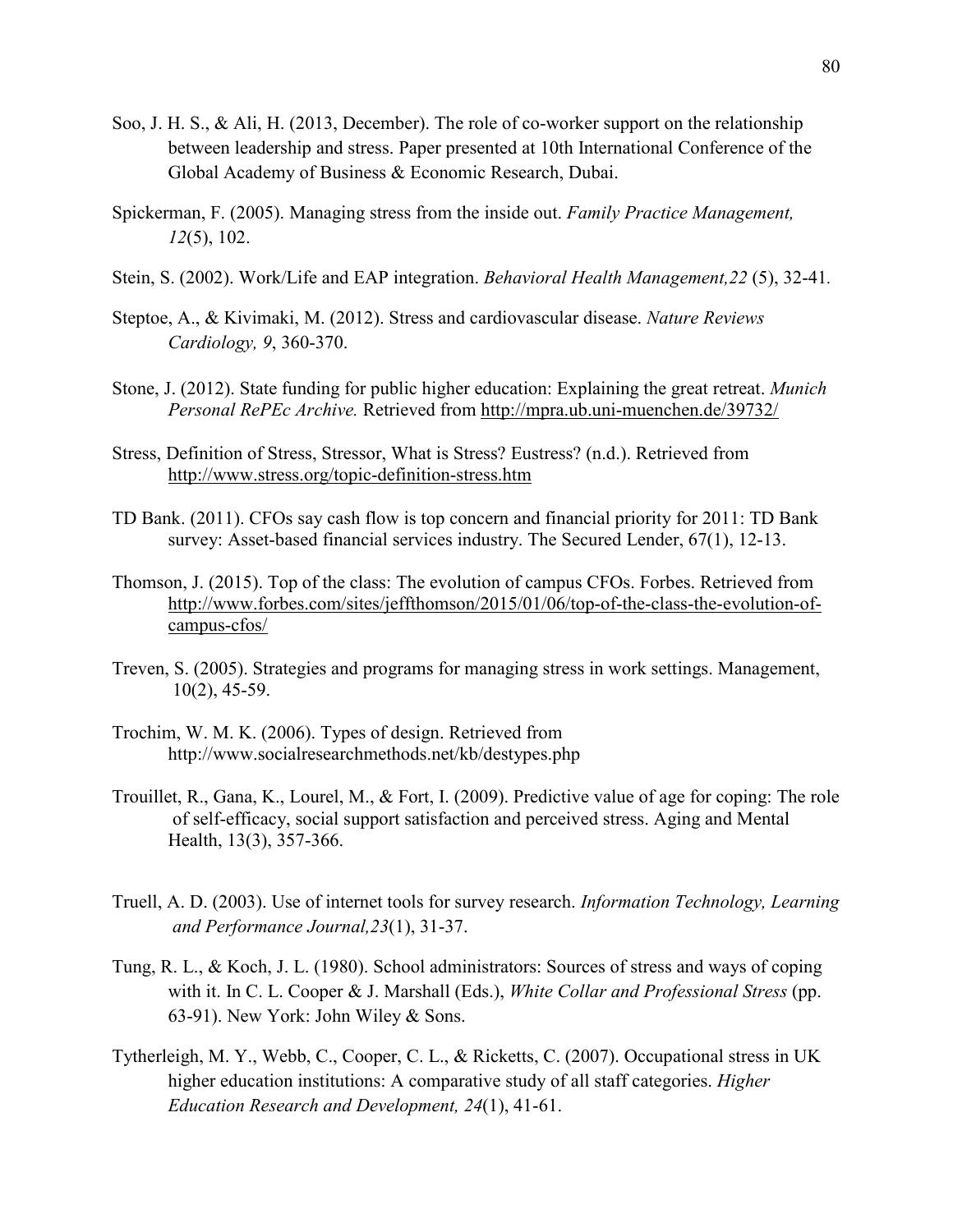Soo, J. H. S., & Ali, H. (2013, December). The role of co-worker support on the relationship between leadership and stress. Paper presented at 10th International Conference of the Global Academy of Business & Economic Research, Dubai.

Spickerman, F. (2005). Managing stress from the inside out. *Family Practice Management, 12*(5), 102.

Stein, S. (2002). Work/Life and EAP integration. *Behavioral Health Management,22* (5), 32-41.

Steptoe, A., & Kivimaki, M. (2012). Stress and cardiovascular disease. *Nature Reviews Cardiology, 9*, 360-370.

Stone, J. (2012). State funding for public higher education: Explaining the great retreat. *Munich Personal RePEc Archive.* Retrieved from http://mpra.ub.uni-muenchen.de/39732/

Stress, Definition of Stress, Stressor, What is Stress? Eustress? (n.d.). Retrieved from http://www.stress.org/topic-definition-stress.htm

TD Bank. (2011). CFOs say cash flow is top concern and financial priority for 2011: TD Bank survey: Asset-based financial services industry. The Secured Lender, 67(1), 12-13.

Thomson, J. (2015). Top of the class: The evolution of campus CFOs. Forbes. Retrieved from http://www.forbes.com/sites/jeffthomson/2015/01/06/top-of-the-class-the-evolution-of-campus-cfos/

Treven, S. (2005). Strategies and programs for managing stress in work settings. Management, 10(2), 45-59.

Trochim, W. M. K. (2006). Types of design. Retrieved from http://www.socialresearchmethods.net/kb/destypes.php

Trouillet, R., Gana, K., Lourel, M., & Fort, I. (2009). Predictive value of age for coping: The role of self-efficacy, social support satisfaction and perceived stress. Aging and Mental Health, 13(3), 357-366.

Truell, A. D. (2003). Use of internet tools for survey research. *Information Technology, Learning and Performance Journal,23*(1), 31-37.

Tung, R. L., & Koch, J. L. (1980). School administrators: Sources of stress and ways of coping with it. In C. L. Cooper & J. Marshall (Eds.), *White Collar and Professional Stress* (pp. 63-91). New York: John Wiley & Sons.

Tytherleigh, M. Y., Webb, C., Cooper, C. L., & Ricketts, C. (2007). Occupational stress in UK higher education institutions: A comparative study of all staff categories. *Higher Education Research and Development, 24*(1), 41-61.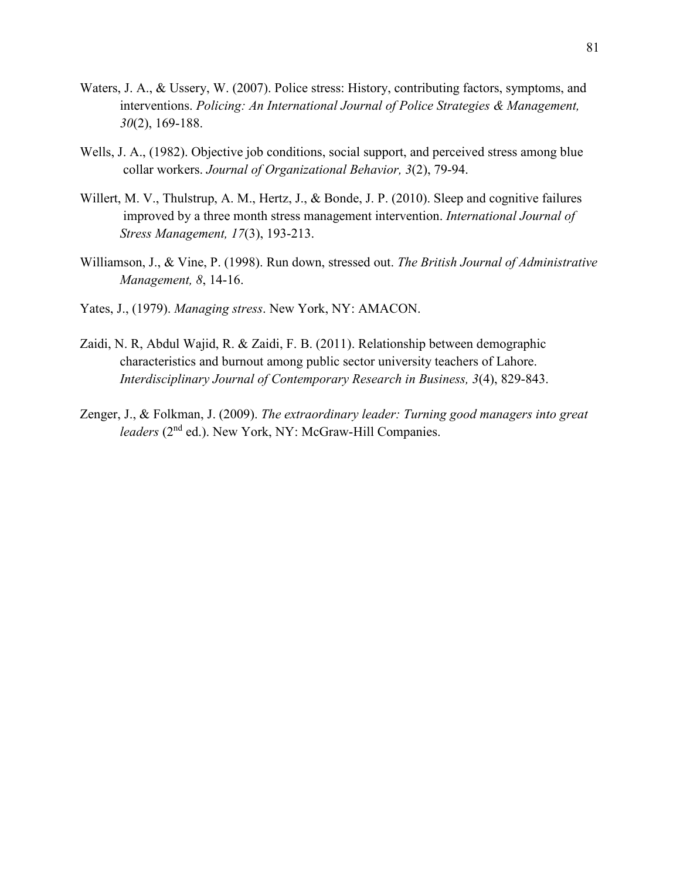Waters, J. A., & Ussery, W. (2007). Police stress: History, contributing factors, symptoms, and interventions. *Policing: An International Journal of Police Strategies & Management, 30*(2), 169-188.

Wells, J. A., (1982). Objective job conditions, social support, and perceived stress among blue collar workers. *Journal of Organizational Behavior, 3*(2), 79-94.

Willert, M. V., Thulstrup, A. M., Hertz, J., & Bonde, J. P. (2010). Sleep and cognitive failures improved by a three month stress management intervention. *International Journal of Stress Management, 17*(3), 193-213.

Williamson, J., & Vine, P. (1998). Run down, stressed out. *The British Journal of Administrative Management, 8*, 14-16.

Yates, J., (1979). *Managing stress*. New York, NY: AMACON.

Zaidi, N. R, Abdul Wajid, R. & Zaidi, F. B. (2011). Relationship between demographic characteristics and burnout among public sector university teachers of Lahore. *Interdisciplinary Journal of Contemporary Research in Business, 3*(4), 829-843.

Zenger, J., & Folkman, J. (2009). *The extraordinary leader: Turning good managers into great leaders* (2nd ed.). New York, NY: McGraw-Hill Companies.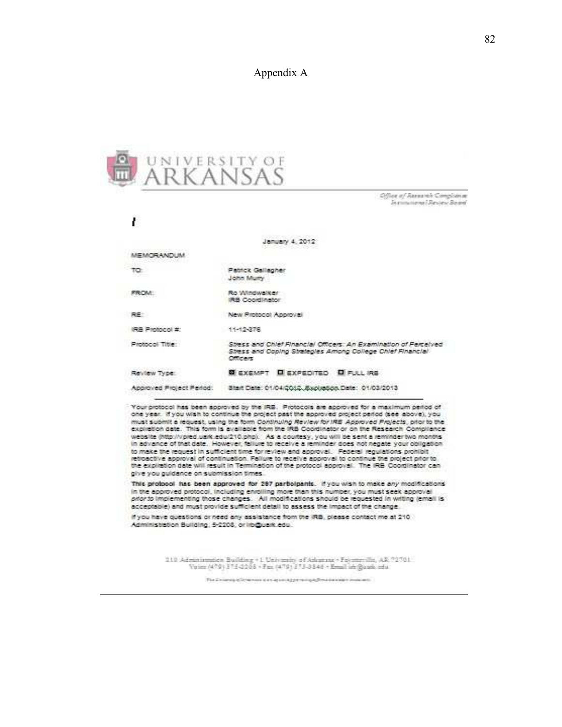# Appendix A

UNIVERSITY OF ARKANSAS

*Office of Research Compliance Institutional Review Board*

January 4, 2012

MEMORANDUM

| | |
|---|---|
| TO: | Patrick Gallagher<br>John Murry |
| FROM: | Ro Windwalker<br>IRB Coordinator |
| RE: | New Protocol Approval |
| IRB Protocol #: | 11-12-376 |
| Protocol Title: | *Stress and Chief Financial Officers: An Examination of Perceived Stress and Coping Strategies Among College Chief Financial Officers* |
| Review Type: | ☒ EXEMPT ☐ EXPEDITED ☐ FULL IRB |
| Approved Project Period: | Start Date: 01/04/2012 Expiration Date: 01/03/2013 |

Your protocol has been approved by the IRB. Protocols are approved for a maximum period of one year. If you wish to continue the project past the approved project period (see above), you must submit a request, using the form *Continuing Review for IRB Approved Projects*, prior to the expiration date. This form is available from the IRB Coordinator or on the Research Compliance website (http://vpred.uark.edu/210.php). As a courtesy, you will be sent a reminder two months in advance of that date. However, failure to receive a reminder does not negate your obligation to make the request in sufficient time for review and approval. Federal regulations prohibit retroactive approval of continuation. Failure to receive approval to continue the project prior to the expiration date will result in Termination of the protocol approval. The IRB Coordinator can give you guidance on submission times.

**This protocol has been approved for 297 participants.** If you wish to make *any* modifications in the approved protocol, including enrolling more than this number, you must seek approval *prior to* implementing those changes. All modifications should be requested in writing (email is acceptable) and must provide sufficient detail to assess the impact of the change.

If you have questions or need any assistance from the IRB, please contact me at 210 Administration Building, 5-2208, or irb@uark.edu.

210 Administration Building • 1 University of Arkansas • Fayetteville, AR 72701
Voice (479) 575-2208 • Fax (479) 575-3846 • Email irb@uark.edu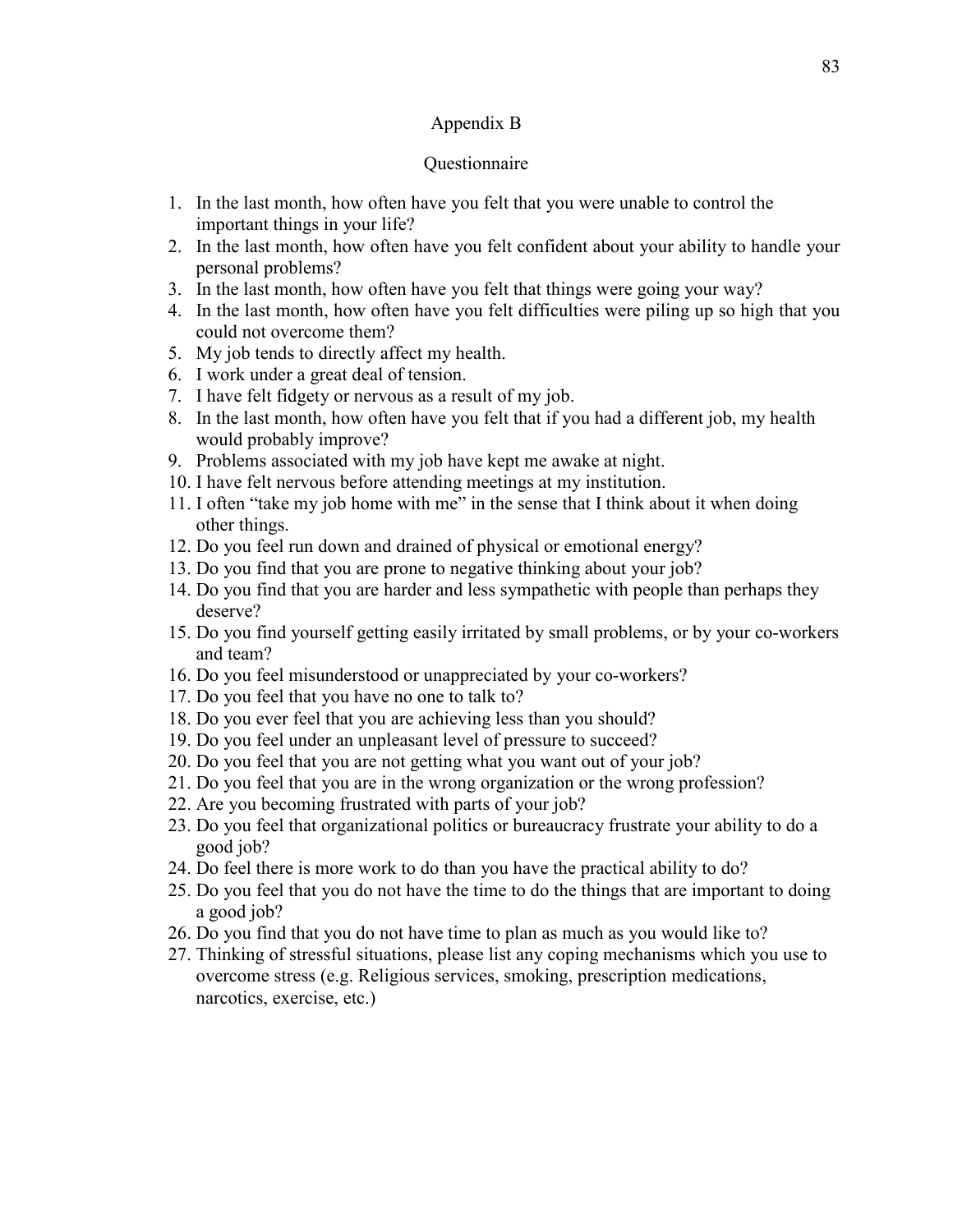# Appendix B

## Questionnaire

1. In the last month, how often have you felt that you were unable to control the important things in your life?
2. In the last month, how often have you felt confident about your ability to handle your personal problems?
3. In the last month, how often have you felt that things were going your way?
4. In the last month, how often have you felt difficulties were piling up so high that you could not overcome them?
5. My job tends to directly affect my health.
6. I work under a great deal of tension.
7. I have felt fidgety or nervous as a result of my job.
8. In the last month, how often have you felt that if you had a different job, my health would probably improve?
9. Problems associated with my job have kept me awake at night.
10. I have felt nervous before attending meetings at my institution.
11. I often "take my job home with me" in the sense that I think about it when doing other things.
12. Do you feel run down and drained of physical or emotional energy?
13. Do you find that you are prone to negative thinking about your job?
14. Do you find that you are harder and less sympathetic with people than perhaps they deserve?
15. Do you find yourself getting easily irritated by small problems, or by your co-workers and team?
16. Do you feel misunderstood or unappreciated by your co-workers?
17. Do you feel that you have no one to talk to?
18. Do you ever feel that you are achieving less than you should?
19. Do you feel under an unpleasant level of pressure to succeed?
20. Do you feel that you are not getting what you want out of your job?
21. Do you feel that you are in the wrong organization or the wrong profession?
22. Are you becoming frustrated with parts of your job?
23. Do you feel that organizational politics or bureaucracy frustrate your ability to do a good job?
24. Do feel there is more work to do than you have the practical ability to do?
25. Do you feel that you do not have the time to do the things that are important to doing a good job?
26. Do you find that you do not have time to plan as much as you would like to?
27. Thinking of stressful situations, please list any coping mechanisms which you use to overcome stress (e.g. Religious services, smoking, prescription medications, narcotics, exercise, etc.)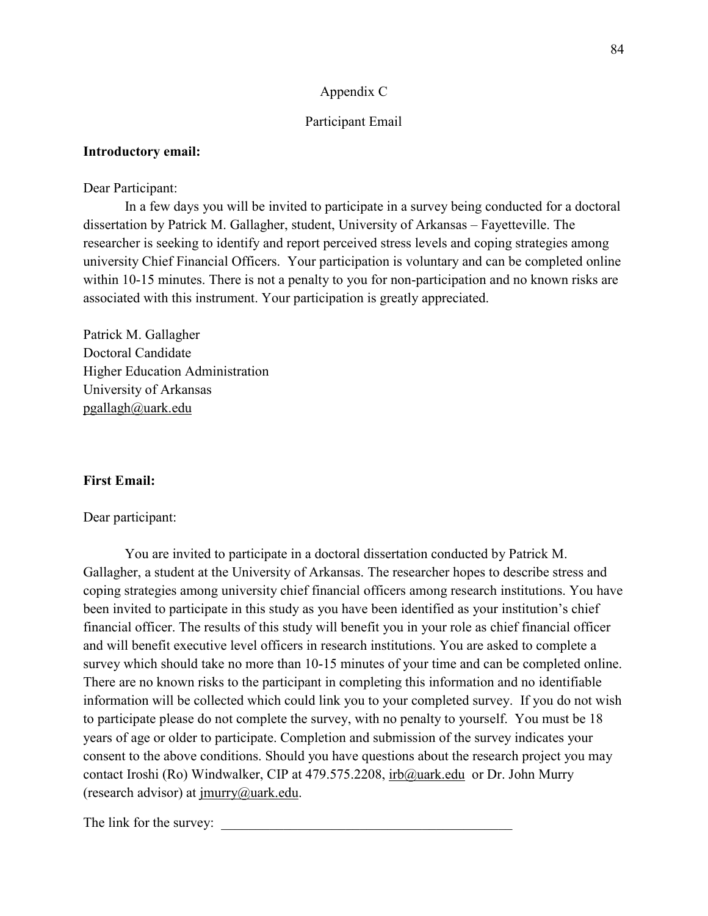# Appendix C

## Participant Email

**Introductory email:**

Dear Participant:

In a few days you will be invited to participate in a survey being conducted for a doctoral dissertation by Patrick M. Gallagher, student, University of Arkansas – Fayetteville. The researcher is seeking to identify and report perceived stress levels and coping strategies among university Chief Financial Officers. Your participation is voluntary and can be completed online within 10-15 minutes. There is not a penalty to you for non-participation and no known risks are associated with this instrument. Your participation is greatly appreciated.

Patrick M. Gallagher  
Doctoral Candidate  
Higher Education Administration  
University of Arkansas  
pgallagh@uark.edu

**First Email:**

Dear participant:

You are invited to participate in a doctoral dissertation conducted by Patrick M. Gallagher, a student at the University of Arkansas. The researcher hopes to describe stress and coping strategies among university chief financial officers among research institutions. You have been invited to participate in this study as you have been identified as your institution's chief financial officer. The results of this study will benefit you in your role as chief financial officer and will benefit executive level officers in research institutions. You are asked to complete a survey which should take no more than 10-15 minutes of your time and can be completed online. There are no known risks to the participant in completing this information and no identifiable information will be collected which could link you to your completed survey. If you do not wish to participate please do not complete the survey, with no penalty to yourself. You must be 18 years of age or older to participate. Completion and submission of the survey indicates your consent to the above conditions. Should you have questions about the research project you may contact Iroshi (Ro) Windwalker, CIP at 479.575.2208, irb@uark.edu or Dr. John Murry (research advisor) at jmurry@uark.edu.

The link for the survey: ___________________________________________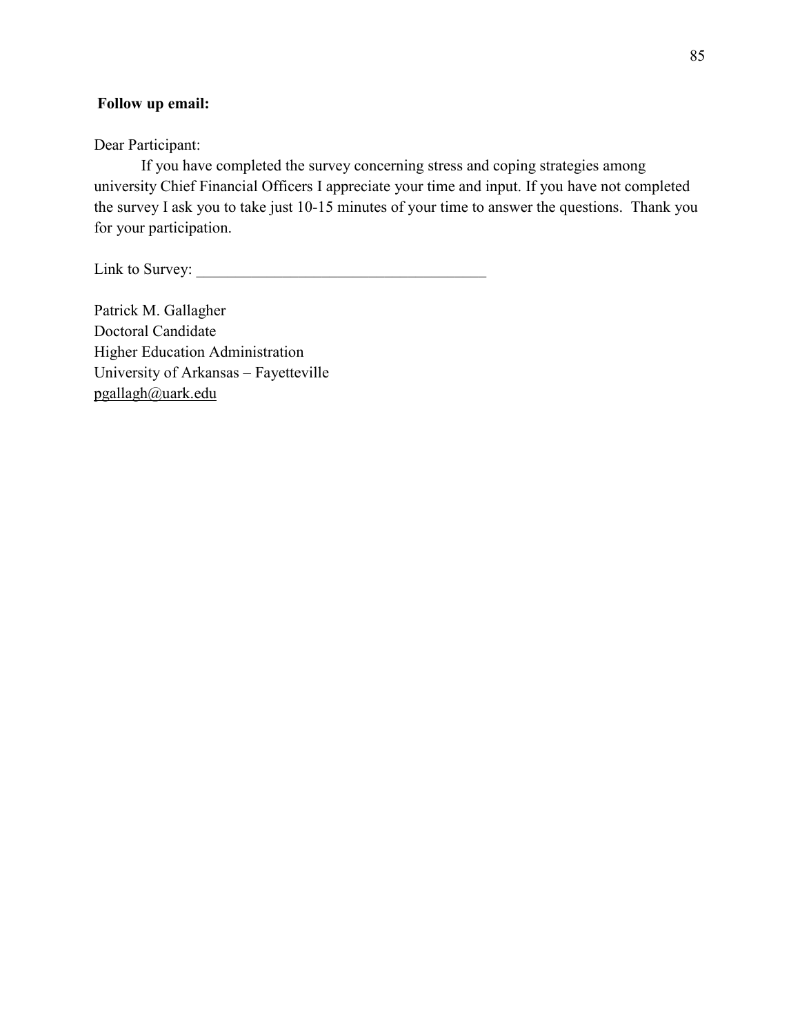**Follow up email:**

Dear Participant:

If you have completed the survey concerning stress and coping strategies among university Chief Financial Officers I appreciate your time and input. If you have not completed the survey I ask you to take just 10-15 minutes of your time to answer the questions. Thank you for your participation.

Link to Survey: ____________________________________

Patrick M. Gallagher
Doctoral Candidate
Higher Education Administration
University of Arkansas – Fayetteville
pgallagh@uark.edu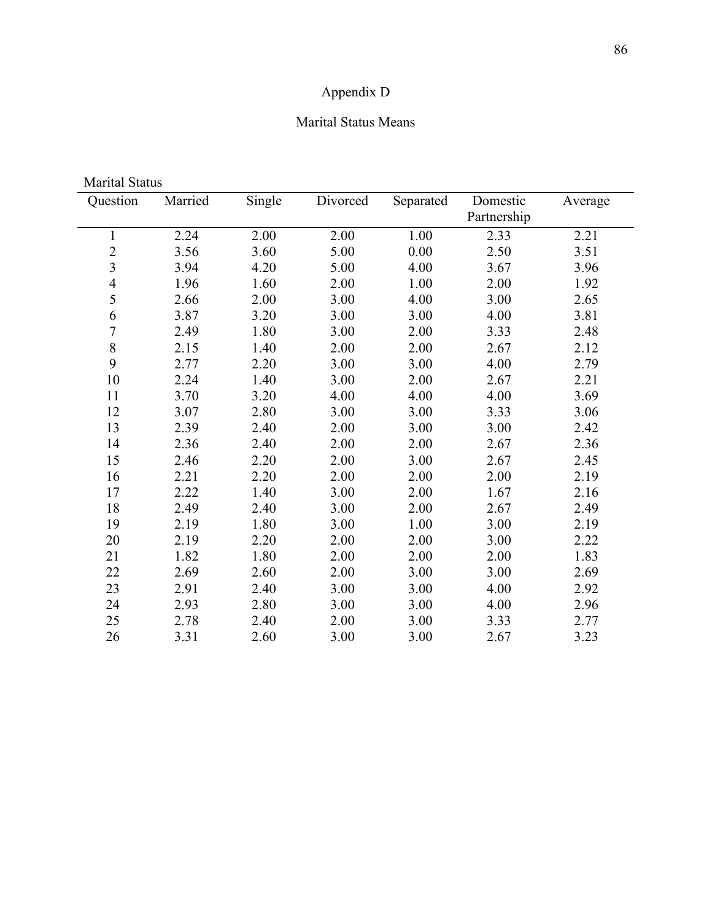# Appendix D

## Marital Status Means

Marital Status

| Question | Married | Single | Divorced | Separated | Domestic Partnership | Average |
|---|---|---|---|---|---|---|
| 1 | 2.24 | 2.00 | 2.00 | 1.00 | 2.33 | 2.21 |
| 2 | 3.56 | 3.60 | 5.00 | 0.00 | 2.50 | 3.51 |
| 3 | 3.94 | 4.20 | 5.00 | 4.00 | 3.67 | 3.96 |
| 4 | 1.96 | 1.60 | 2.00 | 1.00 | 2.00 | 1.92 |
| 5 | 2.66 | 2.00 | 3.00 | 4.00 | 3.00 | 2.65 |
| 6 | 3.87 | 3.20 | 3.00 | 3.00 | 4.00 | 3.81 |
| 7 | 2.49 | 1.80 | 3.00 | 2.00 | 3.33 | 2.48 |
| 8 | 2.15 | 1.40 | 2.00 | 2.00 | 2.67 | 2.12 |
| 9 | 2.77 | 2.20 | 3.00 | 3.00 | 4.00 | 2.79 |
| 10 | 2.24 | 1.40 | 3.00 | 2.00 | 2.67 | 2.21 |
| 11 | 3.70 | 3.20 | 4.00 | 4.00 | 4.00 | 3.69 |
| 12 | 3.07 | 2.80 | 3.00 | 3.00 | 3.33 | 3.06 |
| 13 | 2.39 | 2.40 | 2.00 | 3.00 | 3.00 | 2.42 |
| 14 | 2.36 | 2.40 | 2.00 | 2.00 | 2.67 | 2.36 |
| 15 | 2.46 | 2.20 | 2.00 | 3.00 | 2.67 | 2.45 |
| 16 | 2.21 | 2.20 | 2.00 | 2.00 | 2.00 | 2.19 |
| 17 | 2.22 | 1.40 | 3.00 | 2.00 | 1.67 | 2.16 |
| 18 | 2.49 | 2.40 | 3.00 | 2.00 | 2.67 | 2.49 |
| 19 | 2.19 | 1.80 | 3.00 | 1.00 | 3.00 | 2.19 |
| 20 | 2.19 | 2.20 | 2.00 | 2.00 | 3.00 | 2.22 |
| 21 | 1.82 | 1.80 | 2.00 | 2.00 | 2.00 | 1.83 |
| 22 | 2.69 | 2.60 | 2.00 | 3.00 | 3.00 | 2.69 |
| 23 | 2.91 | 2.40 | 3.00 | 3.00 | 4.00 | 2.92 |
| 24 | 2.93 | 2.80 | 3.00 | 3.00 | 4.00 | 2.96 |
| 25 | 2.78 | 2.40 | 2.00 | 3.00 | 3.33 | 2.77 |
| 26 | 3.31 | 2.60 | 3.00 | 3.00 | 2.67 | 3.23 |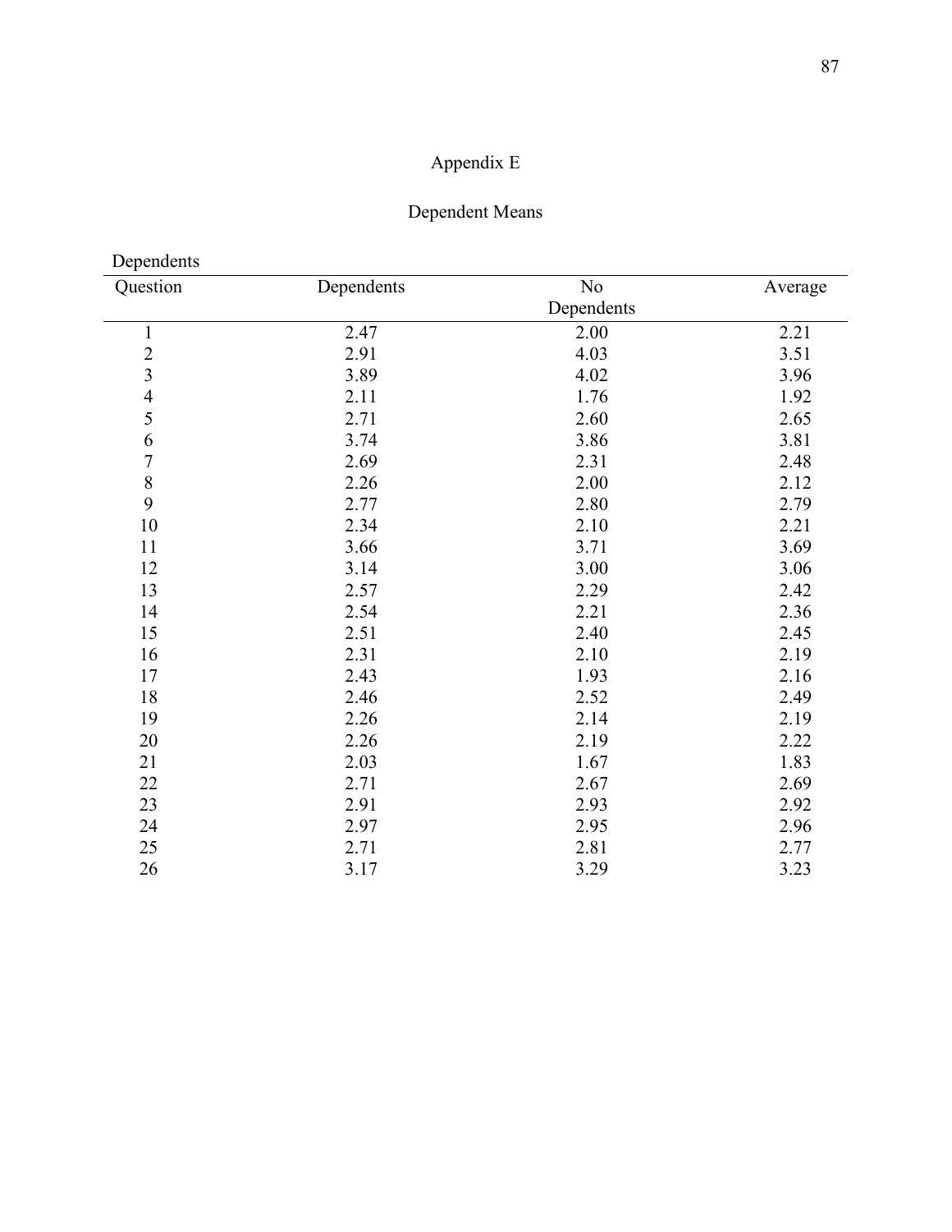# Appendix E

## Dependent Means

Dependents

| Question | Dependents | No Dependents | Average |
|---|---|---|---|
| 1 | 2.47 | 2.00 | 2.21 |
| 2 | 2.91 | 4.03 | 3.51 |
| 3 | 3.89 | 4.02 | 3.96 |
| 4 | 2.11 | 1.76 | 1.92 |
| 5 | 2.71 | 2.60 | 2.65 |
| 6 | 3.74 | 3.86 | 3.81 |
| 7 | 2.69 | 2.31 | 2.48 |
| 8 | 2.26 | 2.00 | 2.12 |
| 9 | 2.77 | 2.80 | 2.79 |
| 10 | 2.34 | 2.10 | 2.21 |
| 11 | 3.66 | 3.71 | 3.69 |
| 12 | 3.14 | 3.00 | 3.06 |
| 13 | 2.57 | 2.29 | 2.42 |
| 14 | 2.54 | 2.21 | 2.36 |
| 15 | 2.51 | 2.40 | 2.45 |
| 16 | 2.31 | 2.10 | 2.19 |
| 17 | 2.43 | 1.93 | 2.16 |
| 18 | 2.46 | 2.52 | 2.49 |
| 19 | 2.26 | 2.14 | 2.19 |
| 20 | 2.26 | 2.19 | 2.22 |
| 21 | 2.03 | 1.67 | 1.83 |
| 22 | 2.71 | 2.67 | 2.69 |
| 23 | 2.91 | 2.93 | 2.92 |
| 24 | 2.97 | 2.95 | 2.96 |
| 25 | 2.71 | 2.81 | 2.77 |
| 26 | 3.17 | 3.29 | 3.23 |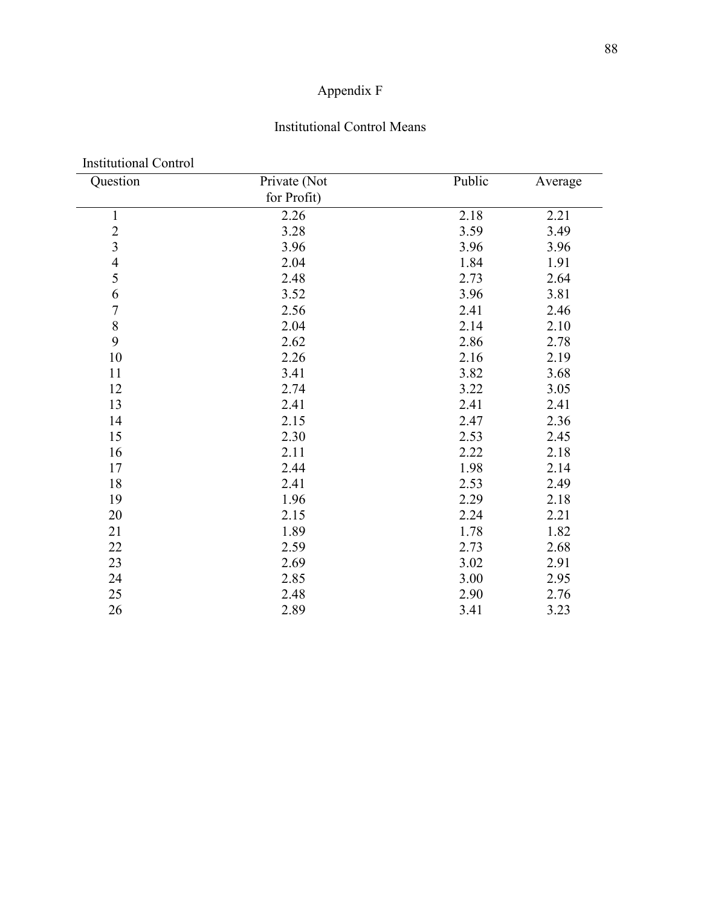# Appendix F

## Institutional Control Means

Institutional Control

| Question | Private (Not for Profit) | Public | Average |
|---|---|---|---|
| 1 | 2.26 | 2.18 | 2.21 |
| 2 | 3.28 | 3.59 | 3.49 |
| 3 | 3.96 | 3.96 | 3.96 |
| 4 | 2.04 | 1.84 | 1.91 |
| 5 | 2.48 | 2.73 | 2.64 |
| 6 | 3.52 | 3.96 | 3.81 |
| 7 | 2.56 | 2.41 | 2.46 |
| 8 | 2.04 | 2.14 | 2.10 |
| 9 | 2.62 | 2.86 | 2.78 |
| 10 | 2.26 | 2.16 | 2.19 |
| 11 | 3.41 | 3.82 | 3.68 |
| 12 | 2.74 | 3.22 | 3.05 |
| 13 | 2.41 | 2.41 | 2.41 |
| 14 | 2.15 | 2.47 | 2.36 |
| 15 | 2.30 | 2.53 | 2.45 |
| 16 | 2.11 | 2.22 | 2.18 |
| 17 | 2.44 | 1.98 | 2.14 |
| 18 | 2.41 | 2.53 | 2.49 |
| 19 | 1.96 | 2.29 | 2.18 |
| 20 | 2.15 | 2.24 | 2.21 |
| 21 | 1.89 | 1.78 | 1.82 |
| 22 | 2.59 | 2.73 | 2.68 |
| 23 | 2.69 | 3.02 | 2.91 |
| 24 | 2.85 | 3.00 | 2.95 |
| 25 | 2.48 | 2.90 | 2.76 |
| 26 | 2.89 | 3.41 | 3.23 |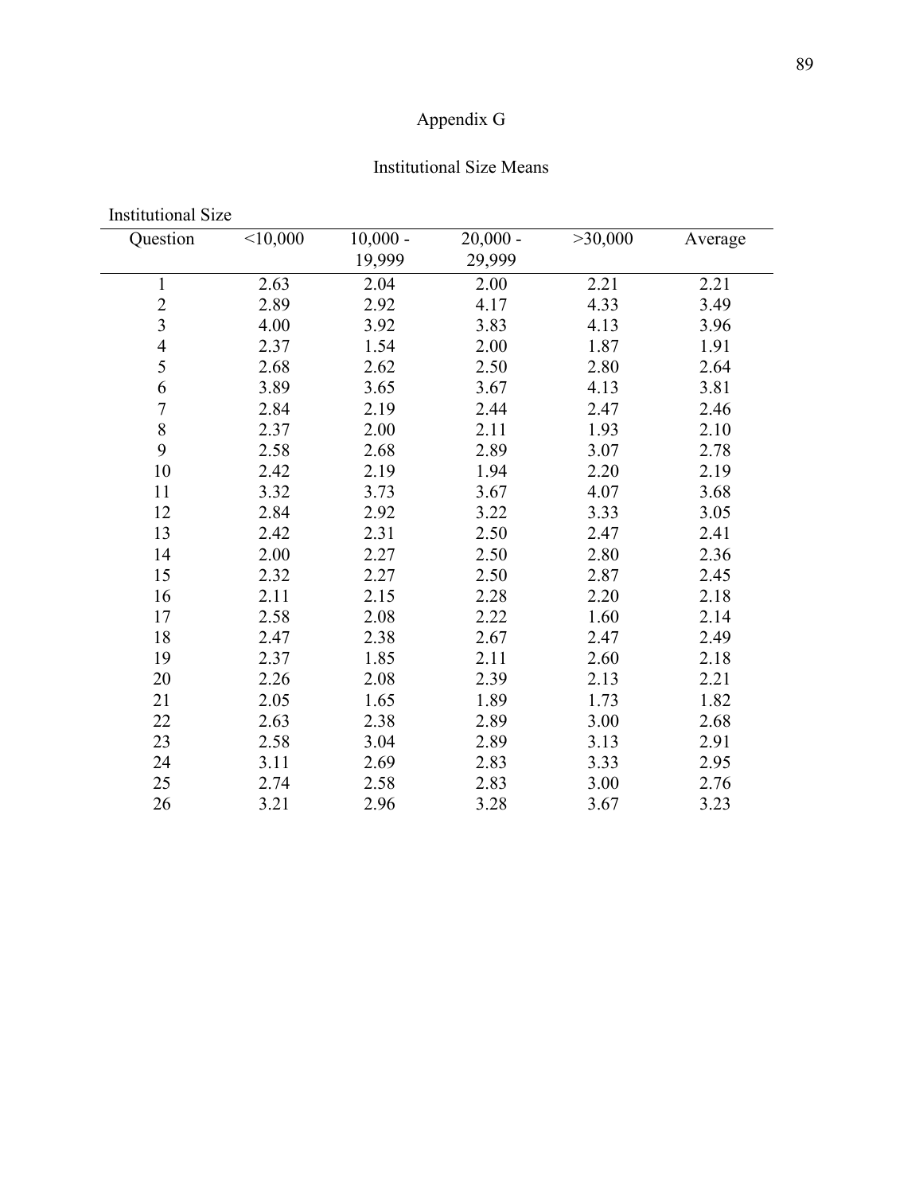# Appendix G

## Institutional Size Means

Institutional Size

| Question | <10,000 | 10,000 - 19,999 | 20,000 - 29,999 | >30,000 | Average |
|---|---|---|---|---|---|
| 1 | 2.63 | 2.04 | 2.00 | 2.21 | 2.21 |
| 2 | 2.89 | 2.92 | 4.17 | 4.33 | 3.49 |
| 3 | 4.00 | 3.92 | 3.83 | 4.13 | 3.96 |
| 4 | 2.37 | 1.54 | 2.00 | 1.87 | 1.91 |
| 5 | 2.68 | 2.62 | 2.50 | 2.80 | 2.64 |
| 6 | 3.89 | 3.65 | 3.67 | 4.13 | 3.81 |
| 7 | 2.84 | 2.19 | 2.44 | 2.47 | 2.46 |
| 8 | 2.37 | 2.00 | 2.11 | 1.93 | 2.10 |
| 9 | 2.58 | 2.68 | 2.89 | 3.07 | 2.78 |
| 10 | 2.42 | 2.19 | 1.94 | 2.20 | 2.19 |
| 11 | 3.32 | 3.73 | 3.67 | 4.07 | 3.68 |
| 12 | 2.84 | 2.92 | 3.22 | 3.33 | 3.05 |
| 13 | 2.42 | 2.31 | 2.50 | 2.47 | 2.41 |
| 14 | 2.00 | 2.27 | 2.50 | 2.80 | 2.36 |
| 15 | 2.32 | 2.27 | 2.50 | 2.87 | 2.45 |
| 16 | 2.11 | 2.15 | 2.28 | 2.20 | 2.18 |
| 17 | 2.58 | 2.08 | 2.22 | 1.60 | 2.14 |
| 18 | 2.47 | 2.38 | 2.67 | 2.47 | 2.49 |
| 19 | 2.37 | 1.85 | 2.11 | 2.60 | 2.18 |
| 20 | 2.26 | 2.08 | 2.39 | 2.13 | 2.21 |
| 21 | 2.05 | 1.65 | 1.89 | 1.73 | 1.82 |
| 22 | 2.63 | 2.38 | 2.89 | 3.00 | 2.68 |
| 23 | 2.58 | 3.04 | 2.89 | 3.13 | 2.91 |
| 24 | 3.11 | 2.69 | 2.83 | 3.33 | 2.95 |
| 25 | 2.74 | 2.58 | 2.83 | 3.00 | 2.76 |
| 26 | 3.21 | 2.96 | 3.28 | 3.67 | 3.23 |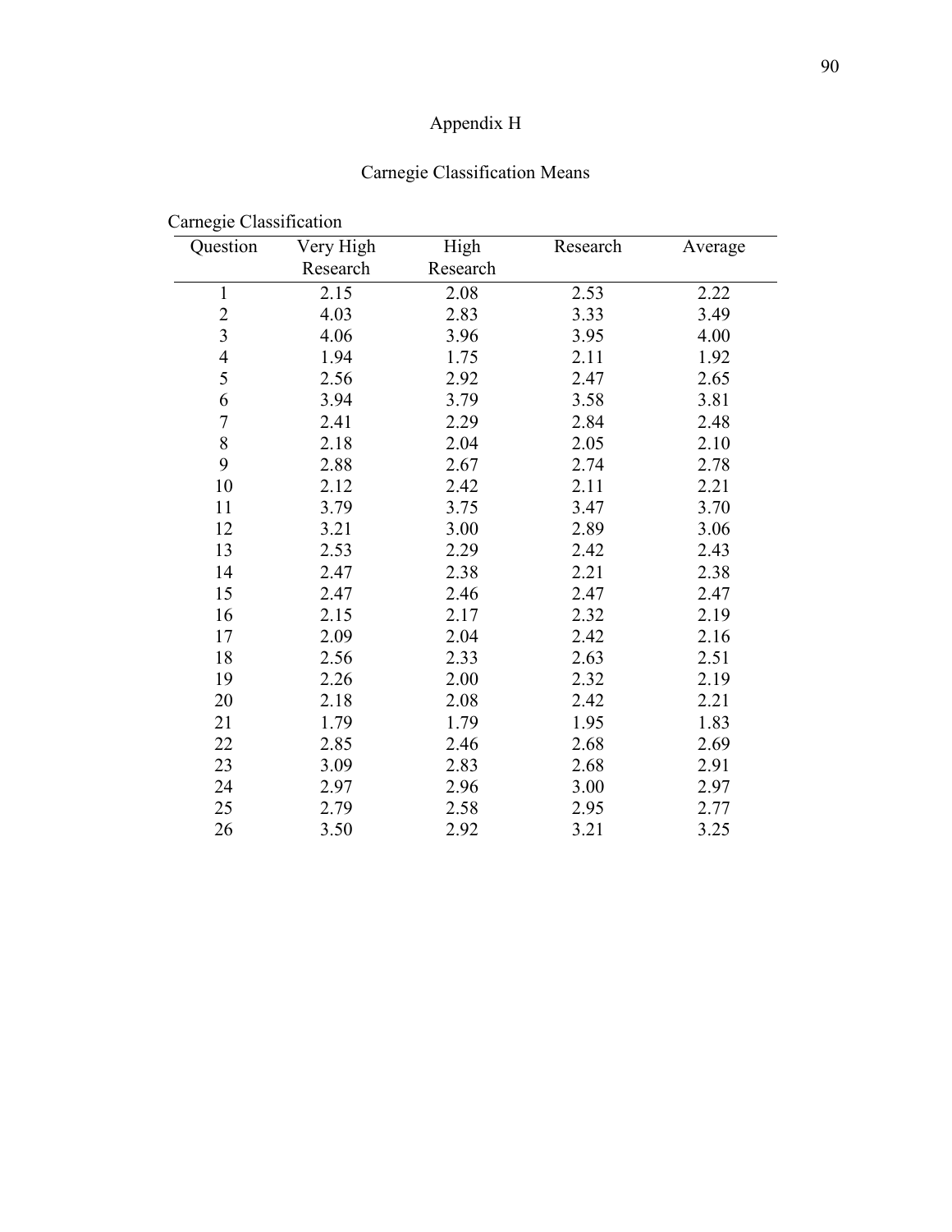# Appendix H

## Carnegie Classification Means

Carnegie Classification

| Question | Very High Research | High Research | Research | Average |
|---|---|---|---|---|
| 1 | 2.15 | 2.08 | 2.53 | 2.22 |
| 2 | 4.03 | 2.83 | 3.33 | 3.49 |
| 3 | 4.06 | 3.96 | 3.95 | 4.00 |
| 4 | 1.94 | 1.75 | 2.11 | 1.92 |
| 5 | 2.56 | 2.92 | 2.47 | 2.65 |
| 6 | 3.94 | 3.79 | 3.58 | 3.81 |
| 7 | 2.41 | 2.29 | 2.84 | 2.48 |
| 8 | 2.18 | 2.04 | 2.05 | 2.10 |
| 9 | 2.88 | 2.67 | 2.74 | 2.78 |
| 10 | 2.12 | 2.42 | 2.11 | 2.21 |
| 11 | 3.79 | 3.75 | 3.47 | 3.70 |
| 12 | 3.21 | 3.00 | 2.89 | 3.06 |
| 13 | 2.53 | 2.29 | 2.42 | 2.43 |
| 14 | 2.47 | 2.38 | 2.21 | 2.38 |
| 15 | 2.47 | 2.46 | 2.47 | 2.47 |
| 16 | 2.15 | 2.17 | 2.32 | 2.19 |
| 17 | 2.09 | 2.04 | 2.42 | 2.16 |
| 18 | 2.56 | 2.33 | 2.63 | 2.51 |
| 19 | 2.26 | 2.00 | 2.32 | 2.19 |
| 20 | 2.18 | 2.08 | 2.42 | 2.21 |
| 21 | 1.79 | 1.79 | 1.95 | 1.83 |
| 22 | 2.85 | 2.46 | 2.68 | 2.69 |
| 23 | 3.09 | 2.83 | 2.68 | 2.91 |
| 24 | 2.97 | 2.96 | 3.00 | 2.97 |
| 25 | 2.79 | 2.58 | 2.95 | 2.77 |
| 26 | 3.50 | 2.92 | 3.21 | 3.25 |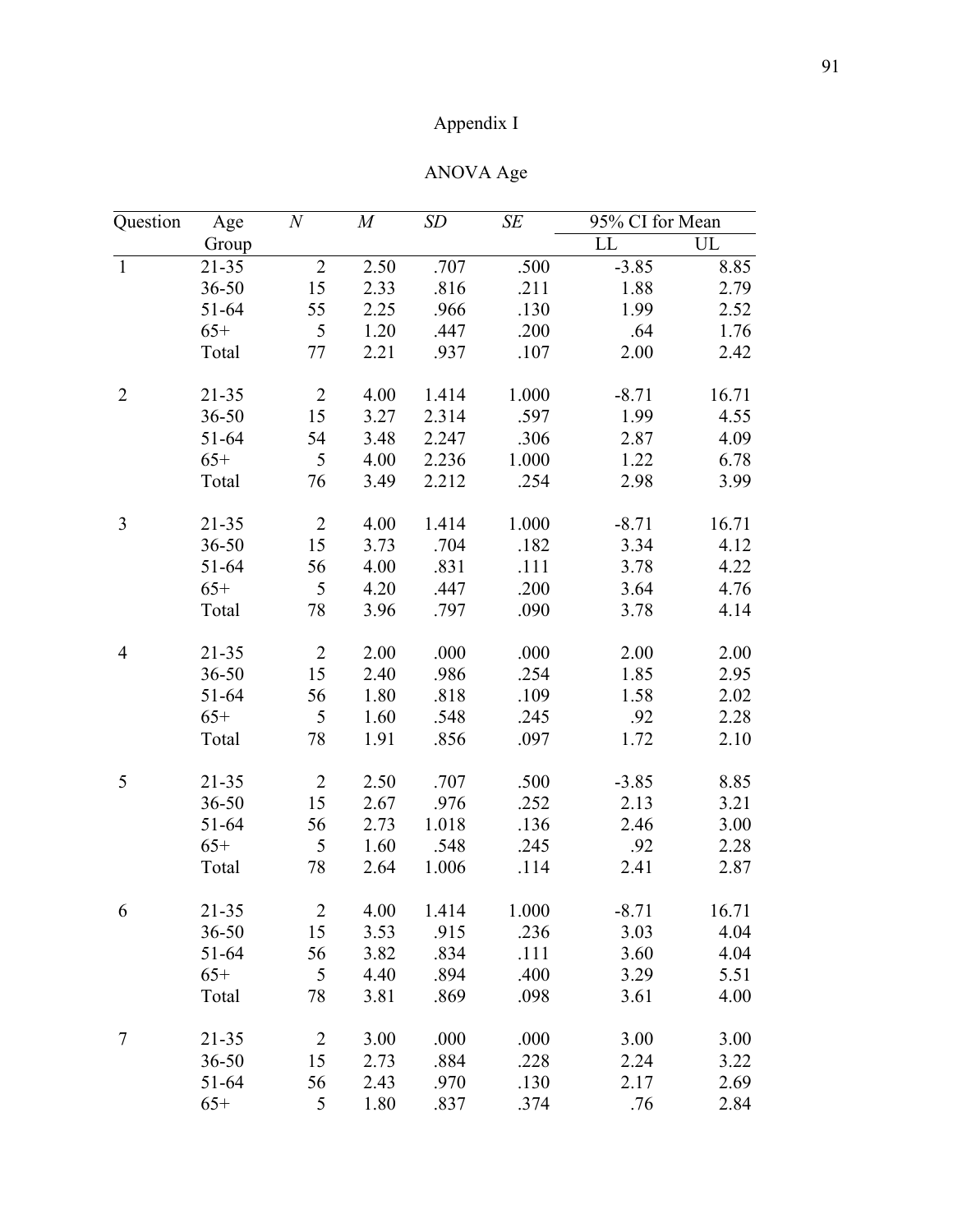# Appendix I

## ANOVA Age

| Question | Age Group | *N* | *M* | *SD* | *SE* | 95% CI for Mean | |
|---|---|---|---|---|---|---|---|
| | | | | | | LL | UL |
| 1 | 21-35 | 2 | 2.50 | .707 | .500 | -3.85 | 8.85 |
| | 36-50 | 15 | 2.33 | .816 | .211 | 1.88 | 2.79 |
| | 51-64 | 55 | 2.25 | .966 | .130 | 1.99 | 2.52 |
| | 65+ | 5 | 1.20 | .447 | .200 | .64 | 1.76 |
| | Total | 77 | 2.21 | .937 | .107 | 2.00 | 2.42 |
| 2 | 21-35 | 2 | 4.00 | 1.414 | 1.000 | -8.71 | 16.71 |
| | 36-50 | 15 | 3.27 | 2.314 | .597 | 1.99 | 4.55 |
| | 51-64 | 54 | 3.48 | 2.247 | .306 | 2.87 | 4.09 |
| | 65+ | 5 | 4.00 | 2.236 | 1.000 | 1.22 | 6.78 |
| | Total | 76 | 3.49 | 2.212 | .254 | 2.98 | 3.99 |
| 3 | 21-35 | 2 | 4.00 | 1.414 | 1.000 | -8.71 | 16.71 |
| | 36-50 | 15 | 3.73 | .704 | .182 | 3.34 | 4.12 |
| | 51-64 | 56 | 4.00 | .831 | .111 | 3.78 | 4.22 |
| | 65+ | 5 | 4.20 | .447 | .200 | 3.64 | 4.76 |
| | Total | 78 | 3.96 | .797 | .090 | 3.78 | 4.14 |
| 4 | 21-35 | 2 | 2.00 | .000 | .000 | 2.00 | 2.00 |
| | 36-50 | 15 | 2.40 | .986 | .254 | 1.85 | 2.95 |
| | 51-64 | 56 | 1.80 | .818 | .109 | 1.58 | 2.02 |
| | 65+ | 5 | 1.60 | .548 | .245 | .92 | 2.28 |
| | Total | 78 | 1.91 | .856 | .097 | 1.72 | 2.10 |
| 5 | 21-35 | 2 | 2.50 | .707 | .500 | -3.85 | 8.85 |
| | 36-50 | 15 | 2.67 | .976 | .252 | 2.13 | 3.21 |
| | 51-64 | 56 | 2.73 | 1.018 | .136 | 2.46 | 3.00 |
| | 65+ | 5 | 1.60 | .548 | .245 | .92 | 2.28 |
| | Total | 78 | 2.64 | 1.006 | .114 | 2.41 | 2.87 |
| 6 | 21-35 | 2 | 4.00 | 1.414 | 1.000 | -8.71 | 16.71 |
| | 36-50 | 15 | 3.53 | .915 | .236 | 3.03 | 4.04 |
| | 51-64 | 56 | 3.82 | .834 | .111 | 3.60 | 4.04 |
| | 65+ | 5 | 4.40 | .894 | .400 | 3.29 | 5.51 |
| | Total | 78 | 3.81 | .869 | .098 | 3.61 | 4.00 |
| 7 | 21-35 | 2 | 3.00 | .000 | .000 | 3.00 | 3.00 |
| | 36-50 | 15 | 2.73 | .884 | .228 | 2.24 | 3.22 |
| | 51-64 | 56 | 2.43 | .970 | .130 | 2.17 | 2.69 |
| | 65+ | 5 | 1.80 | .837 | .374 | .76 | 2.84 |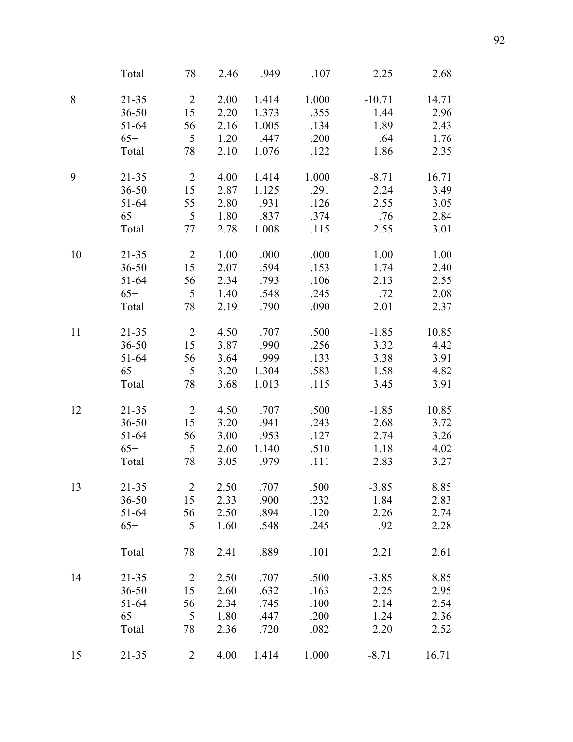| | | | | | | | |
|---|---|---|---|---|---|---|---|
| | Total | 78 | 2.46 | .949 | .107 | 2.25 | 2.68 |
| 8 | 21-35 | 2 | 2.00 | 1.414 | 1.000 | -10.71 | 14.71 |
| | 36-50 | 15 | 2.20 | 1.373 | .355 | 1.44 | 2.96 |
| | 51-64 | 56 | 2.16 | 1.005 | .134 | 1.89 | 2.43 |
| | 65+ | 5 | 1.20 | .447 | .200 | .64 | 1.76 |
| | Total | 78 | 2.10 | 1.076 | .122 | 1.86 | 2.35 |
| 9 | 21-35 | 2 | 4.00 | 1.414 | 1.000 | -8.71 | 16.71 |
| | 36-50 | 15 | 2.87 | 1.125 | .291 | 2.24 | 3.49 |
| | 51-64 | 55 | 2.80 | .931 | .126 | 2.55 | 3.05 |
| | 65+ | 5 | 1.80 | .837 | .374 | .76 | 2.84 |
| | Total | 77 | 2.78 | 1.008 | .115 | 2.55 | 3.01 |
| 10 | 21-35 | 2 | 1.00 | .000 | .000 | 1.00 | 1.00 |
| | 36-50 | 15 | 2.07 | .594 | .153 | 1.74 | 2.40 |
| | 51-64 | 56 | 2.34 | .793 | .106 | 2.13 | 2.55 |
| | 65+ | 5 | 1.40 | .548 | .245 | .72 | 2.08 |
| | Total | 78 | 2.19 | .790 | .090 | 2.01 | 2.37 |
| 11 | 21-35 | 2 | 4.50 | .707 | .500 | -1.85 | 10.85 |
| | 36-50 | 15 | 3.87 | .990 | .256 | 3.32 | 4.42 |
| | 51-64 | 56 | 3.64 | .999 | .133 | 3.38 | 3.91 |
| | 65+ | 5 | 3.20 | 1.304 | .583 | 1.58 | 4.82 |
| | Total | 78 | 3.68 | 1.013 | .115 | 3.45 | 3.91 |
| 12 | 21-35 | 2 | 4.50 | .707 | .500 | -1.85 | 10.85 |
| | 36-50 | 15 | 3.20 | .941 | .243 | 2.68 | 3.72 |
| | 51-64 | 56 | 3.00 | .953 | .127 | 2.74 | 3.26 |
| | 65+ | 5 | 2.60 | 1.140 | .510 | 1.18 | 4.02 |
| | Total | 78 | 3.05 | .979 | .111 | 2.83 | 3.27 |
| 13 | 21-35 | 2 | 2.50 | .707 | .500 | -3.85 | 8.85 |
| | 36-50 | 15 | 2.33 | .900 | .232 | 1.84 | 2.83 |
| | 51-64 | 56 | 2.50 | .894 | .120 | 2.26 | 2.74 |
| | 65+ | 5 | 1.60 | .548 | .245 | .92 | 2.28 |
| | Total | 78 | 2.41 | .889 | .101 | 2.21 | 2.61 |
| 14 | 21-35 | 2 | 2.50 | .707 | .500 | -3.85 | 8.85 |
| | 36-50 | 15 | 2.60 | .632 | .163 | 2.25 | 2.95 |
| | 51-64 | 56 | 2.34 | .745 | .100 | 2.14 | 2.54 |
| | 65+ | 5 | 1.80 | .447 | .200 | 1.24 | 2.36 |
| | Total | 78 | 2.36 | .720 | .082 | 2.20 | 2.52 |
| 15 | 21-35 | 2 | 4.00 | 1.414 | 1.000 | -8.71 | 16.71 |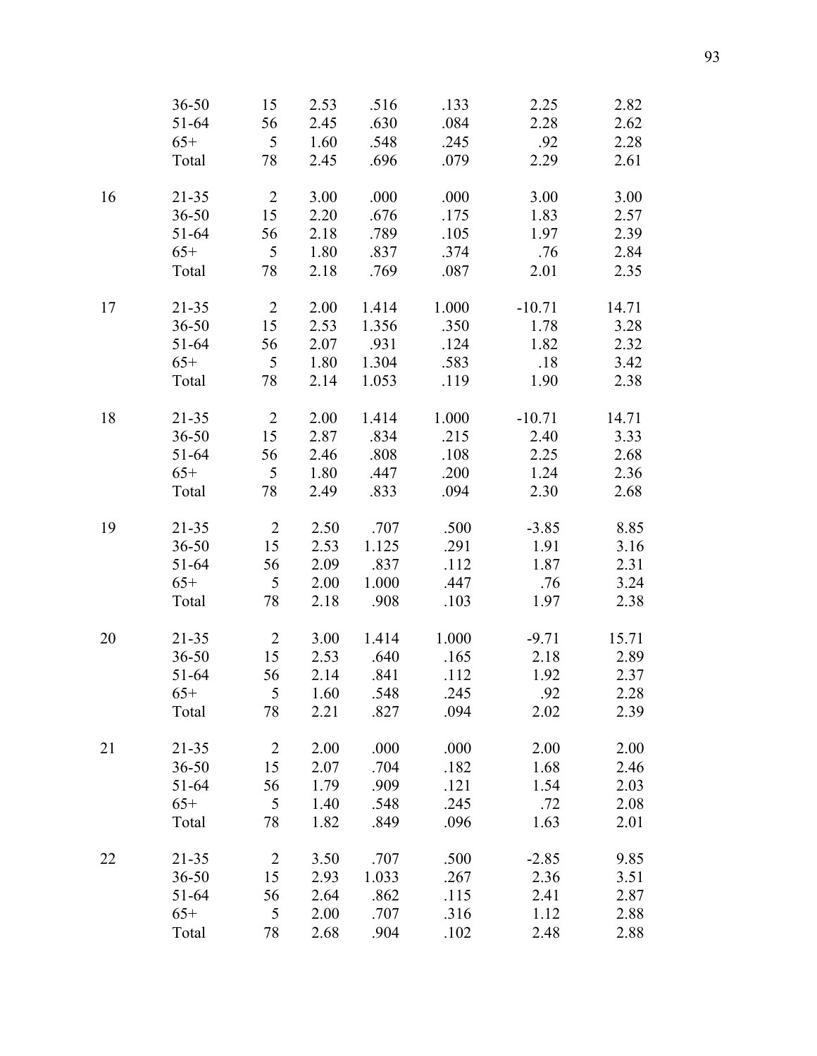| | | | | | | | |
|---|---|---|---|---|---|---|---|
| | 36-50 | 15 | 2.53 | .516 | .133 | 2.25 | 2.82 |
| | 51-64 | 56 | 2.45 | .630 | .084 | 2.28 | 2.62 |
| | 65+ | 5 | 1.60 | .548 | .245 | .92 | 2.28 |
| | Total | 78 | 2.45 | .696 | .079 | 2.29 | 2.61 |
| 16 | 21-35 | 2 | 3.00 | .000 | .000 | 3.00 | 3.00 |
| | 36-50 | 15 | 2.20 | .676 | .175 | 1.83 | 2.57 |
| | 51-64 | 56 | 2.18 | .789 | .105 | 1.97 | 2.39 |
| | 65+ | 5 | 1.80 | .837 | .374 | .76 | 2.84 |
| | Total | 78 | 2.18 | .769 | .087 | 2.01 | 2.35 |
| 17 | 21-35 | 2 | 2.00 | 1.414 | 1.000 | -10.71 | 14.71 |
| | 36-50 | 15 | 2.53 | 1.356 | .350 | 1.78 | 3.28 |
| | 51-64 | 56 | 2.07 | .931 | .124 | 1.82 | 2.32 |
| | 65+ | 5 | 1.80 | 1.304 | .583 | .18 | 3.42 |
| | Total | 78 | 2.14 | 1.053 | .119 | 1.90 | 2.38 |
| 18 | 21-35 | 2 | 2.00 | 1.414 | 1.000 | -10.71 | 14.71 |
| | 36-50 | 15 | 2.87 | .834 | .215 | 2.40 | 3.33 |
| | 51-64 | 56 | 2.46 | .808 | .108 | 2.25 | 2.68 |
| | 65+ | 5 | 1.80 | .447 | .200 | 1.24 | 2.36 |
| | Total | 78 | 2.49 | .833 | .094 | 2.30 | 2.68 |
| 19 | 21-35 | 2 | 2.50 | .707 | .500 | -3.85 | 8.85 |
| | 36-50 | 15 | 2.53 | 1.125 | .291 | 1.91 | 3.16 |
| | 51-64 | 56 | 2.09 | .837 | .112 | 1.87 | 2.31 |
| | 65+ | 5 | 2.00 | 1.000 | .447 | .76 | 3.24 |
| | Total | 78 | 2.18 | .908 | .103 | 1.97 | 2.38 |
| 20 | 21-35 | 2 | 3.00 | 1.414 | 1.000 | -9.71 | 15.71 |
| | 36-50 | 15 | 2.53 | .640 | .165 | 2.18 | 2.89 |
| | 51-64 | 56 | 2.14 | .841 | .112 | 1.92 | 2.37 |
| | 65+ | 5 | 1.60 | .548 | .245 | .92 | 2.28 |
| | Total | 78 | 2.21 | .827 | .094 | 2.02 | 2.39 |
| 21 | 21-35 | 2 | 2.00 | .000 | .000 | 2.00 | 2.00 |
| | 36-50 | 15 | 2.07 | .704 | .182 | 1.68 | 2.46 |
| | 51-64 | 56 | 1.79 | .909 | .121 | 1.54 | 2.03 |
| | 65+ | 5 | 1.40 | .548 | .245 | .72 | 2.08 |
| | Total | 78 | 1.82 | .849 | .096 | 1.63 | 2.01 |
| 22 | 21-35 | 2 | 3.50 | .707 | .500 | -2.85 | 9.85 |
| | 36-50 | 15 | 2.93 | 1.033 | .267 | 2.36 | 3.51 |
| | 51-64 | 56 | 2.64 | .862 | .115 | 2.41 | 2.87 |
| | 65+ | 5 | 2.00 | .707 | .316 | 1.12 | 2.88 |
| | Total | 78 | 2.68 | .904 | .102 | 2.48 | 2.88 |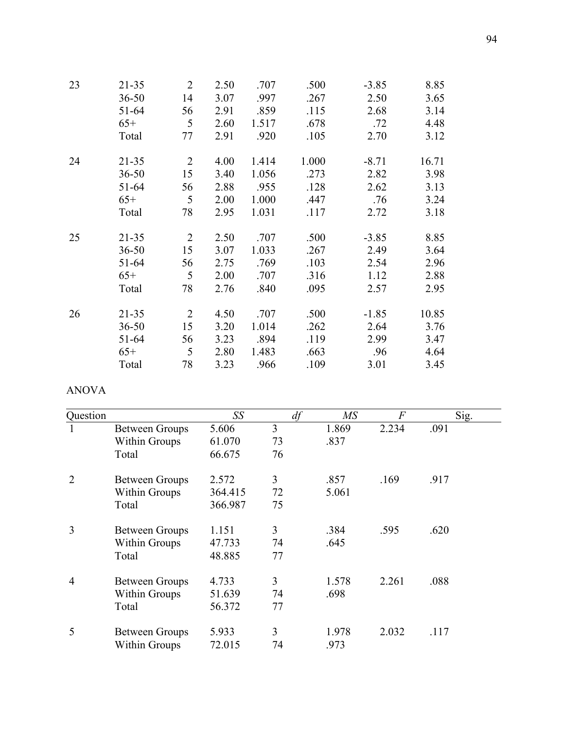| | | | | | | | |
|---|---|---|---|---|---|---|---|
| 23 | 21-35 | 2 | 2.50 | .707 | .500 | -3.85 | 8.85 |
| | 36-50 | 14 | 3.07 | .997 | .267 | 2.50 | 3.65 |
| | 51-64 | 56 | 2.91 | .859 | .115 | 2.68 | 3.14 |
| | 65+ | 5 | 2.60 | 1.517 | .678 | .72 | 4.48 |
| | Total | 77 | 2.91 | .920 | .105 | 2.70 | 3.12 |
| 24 | 21-35 | 2 | 4.00 | 1.414 | 1.000 | -8.71 | 16.71 |
| | 36-50 | 15 | 3.40 | 1.056 | .273 | 2.82 | 3.98 |
| | 51-64 | 56 | 2.88 | .955 | .128 | 2.62 | 3.13 |
| | 65+ | 5 | 2.00 | 1.000 | .447 | .76 | 3.24 |
| | Total | 78 | 2.95 | 1.031 | .117 | 2.72 | 3.18 |
| 25 | 21-35 | 2 | 2.50 | .707 | .500 | -3.85 | 8.85 |
| | 36-50 | 15 | 3.07 | 1.033 | .267 | 2.49 | 3.64 |
| | 51-64 | 56 | 2.75 | .769 | .103 | 2.54 | 2.96 |
| | 65+ | 5 | 2.00 | .707 | .316 | 1.12 | 2.88 |
| | Total | 78 | 2.76 | .840 | .095 | 2.57 | 2.95 |
| 26 | 21-35 | 2 | 4.50 | .707 | .500 | -1.85 | 10.85 |
| | 36-50 | 15 | 3.20 | 1.014 | .262 | 2.64 | 3.76 |
| | 51-64 | 56 | 3.23 | .894 | .119 | 2.99 | 3.47 |
| | 65+ | 5 | 2.80 | 1.483 | .663 | .96 | 4.64 |
| | Total | 78 | 3.23 | .966 | .109 | 3.01 | 3.45 |

ANOVA

| Question | | *SS* | *df* | *MS* | *F* | Sig. |
|---|---|---|---|---|---|---|
| 1 | Between Groups | 5.606 | 3 | 1.869 | 2.234 | .091 |
| | Within Groups | 61.070 | 73 | .837 | | |
| | Total | 66.675 | 76 | | | |
| 2 | Between Groups | 2.572 | 3 | .857 | .169 | .917 |
| | Within Groups | 364.415 | 72 | 5.061 | | |
| | Total | 366.987 | 75 | | | |
| 3 | Between Groups | 1.151 | 3 | .384 | .595 | .620 |
| | Within Groups | 47.733 | 74 | .645 | | |
| | Total | 48.885 | 77 | | | |
| 4 | Between Groups | 4.733 | 3 | 1.578 | 2.261 | .088 |
| | Within Groups | 51.639 | 74 | .698 | | |
| | Total | 56.372 | 77 | | | |
| 5 | Between Groups | 5.933 | 3 | 1.978 | 2.032 | .117 |
| | Within Groups | 72.015 | 74 | .973 | | |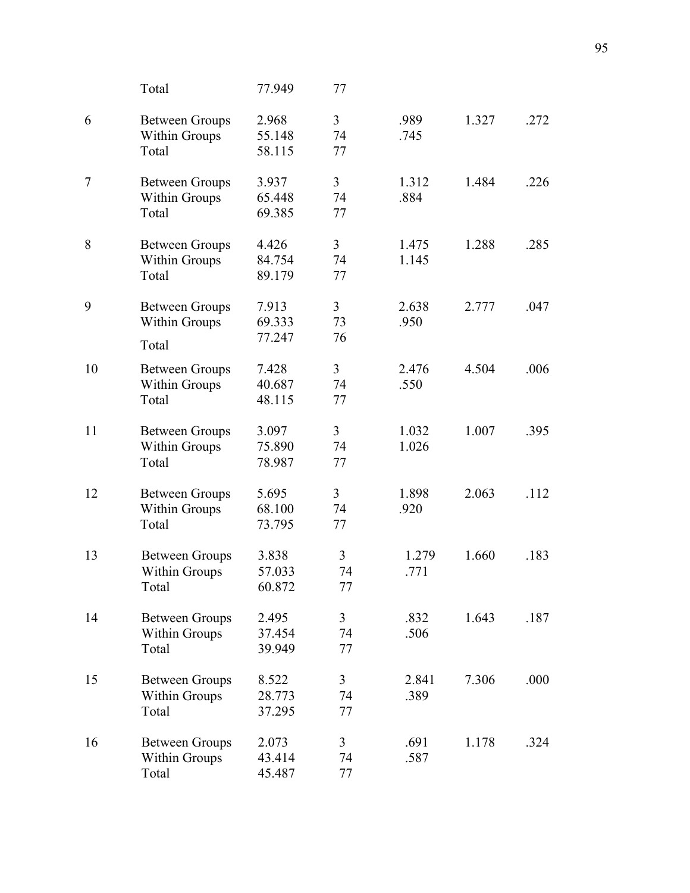| | | | | | | |
|---|---|---|---|---|---|---|
| | Total | 77.949 | 77 | | | |
| 6 | Between Groups | 2.968 | 3 | .989 | 1.327 | .272 |
| | Within Groups | 55.148 | 74 | .745 | | |
| | Total | 58.115 | 77 | | | |
| 7 | Between Groups | 3.937 | 3 | 1.312 | 1.484 | .226 |
| | Within Groups | 65.448 | 74 | .884 | | |
| | Total | 69.385 | 77 | | | |
| 8 | Between Groups | 4.426 | 3 | 1.475 | 1.288 | .285 |
| | Within Groups | 84.754 | 74 | 1.145 | | |
| | Total | 89.179 | 77 | | | |
| 9 | Between Groups | 7.913 | 3 | 2.638 | 2.777 | .047 |
| | Within Groups | 69.333 | 73 | .950 | | |
| | Total | 77.247 | 76 | | | |
| 10 | Between Groups | 7.428 | 3 | 2.476 | 4.504 | .006 |
| | Within Groups | 40.687 | 74 | .550 | | |
| | Total | 48.115 | 77 | | | |
| 11 | Between Groups | 3.097 | 3 | 1.032 | 1.007 | .395 |
| | Within Groups | 75.890 | 74 | 1.026 | | |
| | Total | 78.987 | 77 | | | |
| 12 | Between Groups | 5.695 | 3 | 1.898 | 2.063 | .112 |
| | Within Groups | 68.100 | 74 | .920 | | |
| | Total | 73.795 | 77 | | | |
| 13 | Between Groups | 3.838 | 3 | 1.279 | 1.660 | .183 |
| | Within Groups | 57.033 | 74 | .771 | | |
| | Total | 60.872 | 77 | | | |
| 14 | Between Groups | 2.495 | 3 | .832 | 1.643 | .187 |
| | Within Groups | 37.454 | 74 | .506 | | |
| | Total | 39.949 | 77 | | | |
| 15 | Between Groups | 8.522 | 3 | 2.841 | 7.306 | .000 |
| | Within Groups | 28.773 | 74 | .389 | | |
| | Total | 37.295 | 77 | | | |
| 16 | Between Groups | 2.073 | 3 | .691 | 1.178 | .324 |
| | Within Groups | 43.414 | 74 | .587 | | |
| | Total | 45.487 | 77 | | | |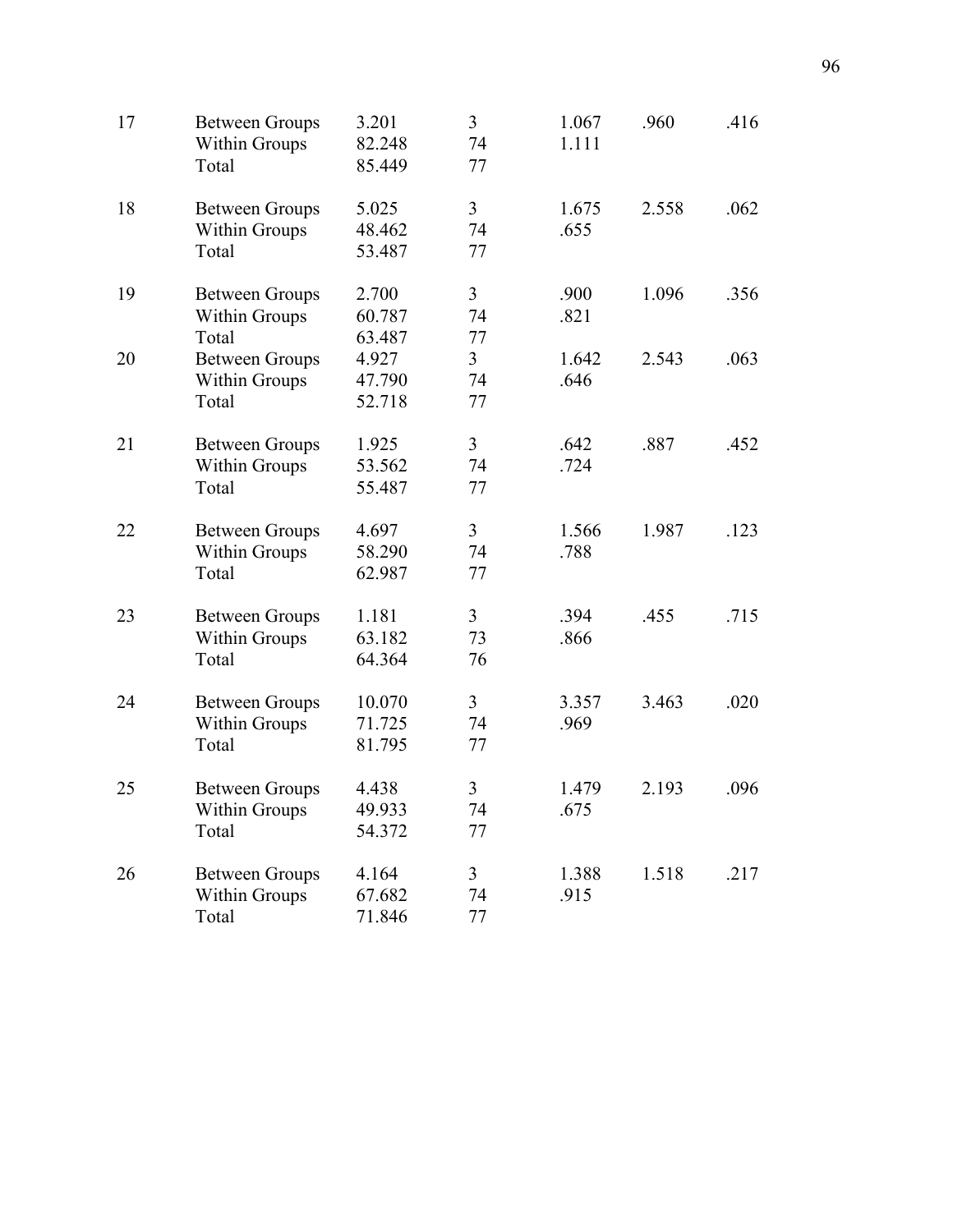| | | | | | | |
|---|---|---|---|---|---|---|
| 17 | Between Groups | 3.201 | 3 | 1.067 | .960 | .416 |
| | Within Groups | 82.248 | 74 | 1.111 | | |
| | Total | 85.449 | 77 | | | |
| 18 | Between Groups | 5.025 | 3 | 1.675 | 2.558 | .062 |
| | Within Groups | 48.462 | 74 | .655 | | |
| | Total | 53.487 | 77 | | | |
| 19 | Between Groups | 2.700 | 3 | .900 | 1.096 | .356 |
| | Within Groups | 60.787 | 74 | .821 | | |
| | Total | 63.487 | 77 | | | |
| 20 | Between Groups | 4.927 | 3 | 1.642 | 2.543 | .063 |
| | Within Groups | 47.790 | 74 | .646 | | |
| | Total | 52.718 | 77 | | | |
| 21 | Between Groups | 1.925 | 3 | .642 | .887 | .452 |
| | Within Groups | 53.562 | 74 | .724 | | |
| | Total | 55.487 | 77 | | | |
| 22 | Between Groups | 4.697 | 3 | 1.566 | 1.987 | .123 |
| | Within Groups | 58.290 | 74 | .788 | | |
| | Total | 62.987 | 77 | | | |
| 23 | Between Groups | 1.181 | 3 | .394 | .455 | .715 |
| | Within Groups | 63.182 | 73 | .866 | | |
| | Total | 64.364 | 76 | | | |
| 24 | Between Groups | 10.070 | 3 | 3.357 | 3.463 | .020 |
| | Within Groups | 71.725 | 74 | .969 | | |
| | Total | 81.795 | 77 | | | |
| 25 | Between Groups | 4.438 | 3 | 1.479 | 2.193 | .096 |
| | Within Groups | 49.933 | 74 | .675 | | |
| | Total | 54.372 | 77 | | | |
| 26 | Between Groups | 4.164 | 3 | 1.388 | 1.518 | .217 |
| | Within Groups | 67.682 | 74 | .915 | | |
| | Total | 71.846 | 77 | | | |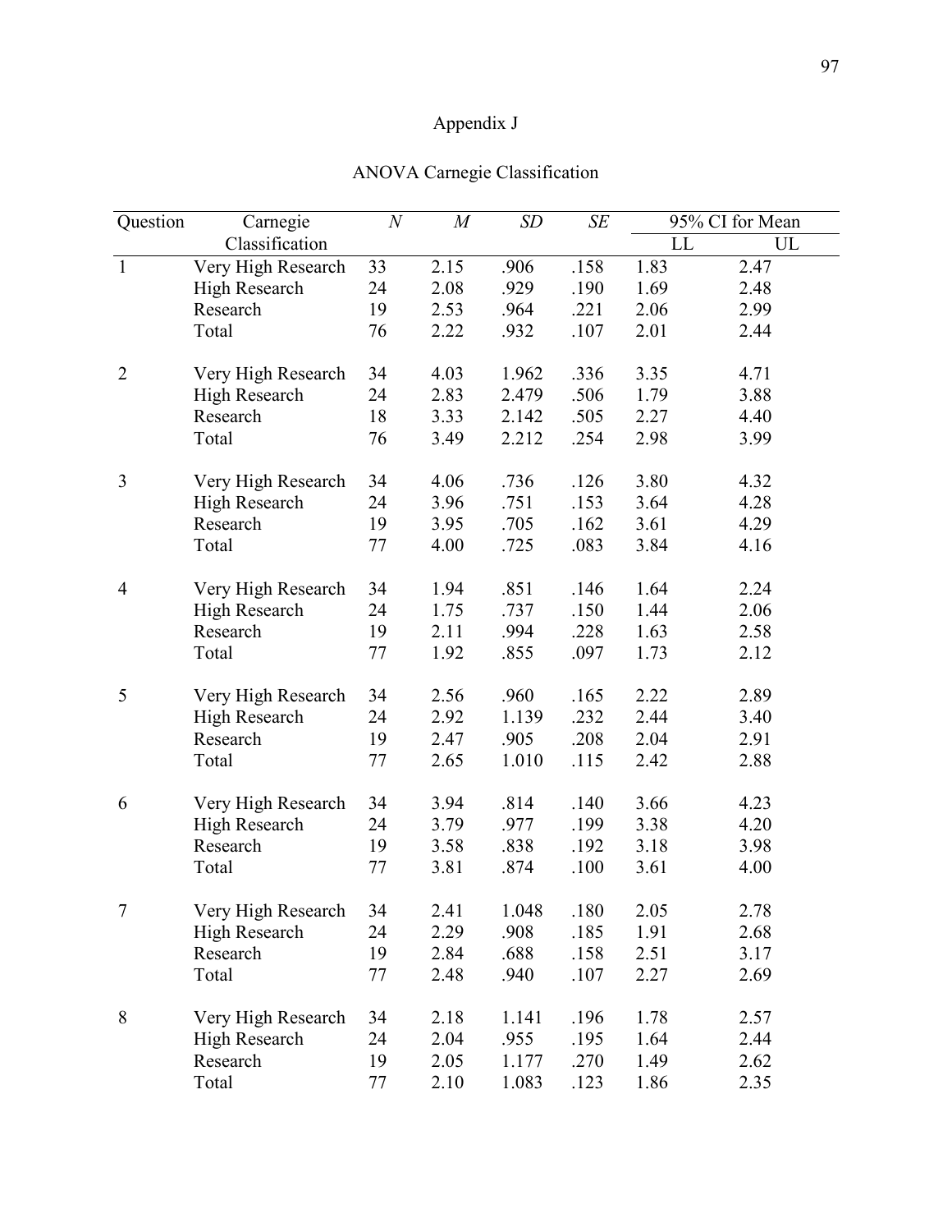# Appendix J

## ANOVA Carnegie Classification

| Question | Carnegie Classification | *N* | *M* | *SD* | *SE* | 95% CI for Mean | |
|---|---|---|---|---|---|---|---|
| | | | | | | LL | UL |
| 1 | Very High Research | 33 | 2.15 | .906 | .158 | 1.83 | 2.47 |
| | High Research | 24 | 2.08 | .929 | .190 | 1.69 | 2.48 |
| | Research | 19 | 2.53 | .964 | .221 | 2.06 | 2.99 |
| | Total | 76 | 2.22 | .932 | .107 | 2.01 | 2.44 |
| 2 | Very High Research | 34 | 4.03 | 1.962 | .336 | 3.35 | 4.71 |
| | High Research | 24 | 2.83 | 2.479 | .506 | 1.79 | 3.88 |
| | Research | 18 | 3.33 | 2.142 | .505 | 2.27 | 4.40 |
| | Total | 76 | 3.49 | 2.212 | .254 | 2.98 | 3.99 |
| 3 | Very High Research | 34 | 4.06 | .736 | .126 | 3.80 | 4.32 |
| | High Research | 24 | 3.96 | .751 | .153 | 3.64 | 4.28 |
| | Research | 19 | 3.95 | .705 | .162 | 3.61 | 4.29 |
| | Total | 77 | 4.00 | .725 | .083 | 3.84 | 4.16 |
| 4 | Very High Research | 34 | 1.94 | .851 | .146 | 1.64 | 2.24 |
| | High Research | 24 | 1.75 | .737 | .150 | 1.44 | 2.06 |
| | Research | 19 | 2.11 | .994 | .228 | 1.63 | 2.58 |
| | Total | 77 | 1.92 | .855 | .097 | 1.73 | 2.12 |
| 5 | Very High Research | 34 | 2.56 | .960 | .165 | 2.22 | 2.89 |
| | High Research | 24 | 2.92 | 1.139 | .232 | 2.44 | 3.40 |
| | Research | 19 | 2.47 | .905 | .208 | 2.04 | 2.91 |
| | Total | 77 | 2.65 | 1.010 | .115 | 2.42 | 2.88 |
| 6 | Very High Research | 34 | 3.94 | .814 | .140 | 3.66 | 4.23 |
| | High Research | 24 | 3.79 | .977 | .199 | 3.38 | 4.20 |
| | Research | 19 | 3.58 | .838 | .192 | 3.18 | 3.98 |
| | Total | 77 | 3.81 | .874 | .100 | 3.61 | 4.00 |
| 7 | Very High Research | 34 | 2.41 | 1.048 | .180 | 2.05 | 2.78 |
| | High Research | 24 | 2.29 | .908 | .185 | 1.91 | 2.68 |
| | Research | 19 | 2.84 | .688 | .158 | 2.51 | 3.17 |
| | Total | 77 | 2.48 | .940 | .107 | 2.27 | 2.69 |
| 8 | Very High Research | 34 | 2.18 | 1.141 | .196 | 1.78 | 2.57 |
| | High Research | 24 | 2.04 | .955 | .195 | 1.64 | 2.44 |
| | Research | 19 | 2.05 | 1.177 | .270 | 1.49 | 2.62 |
| | Total | 77 | 2.10 | 1.083 | .123 | 1.86 | 2.35 |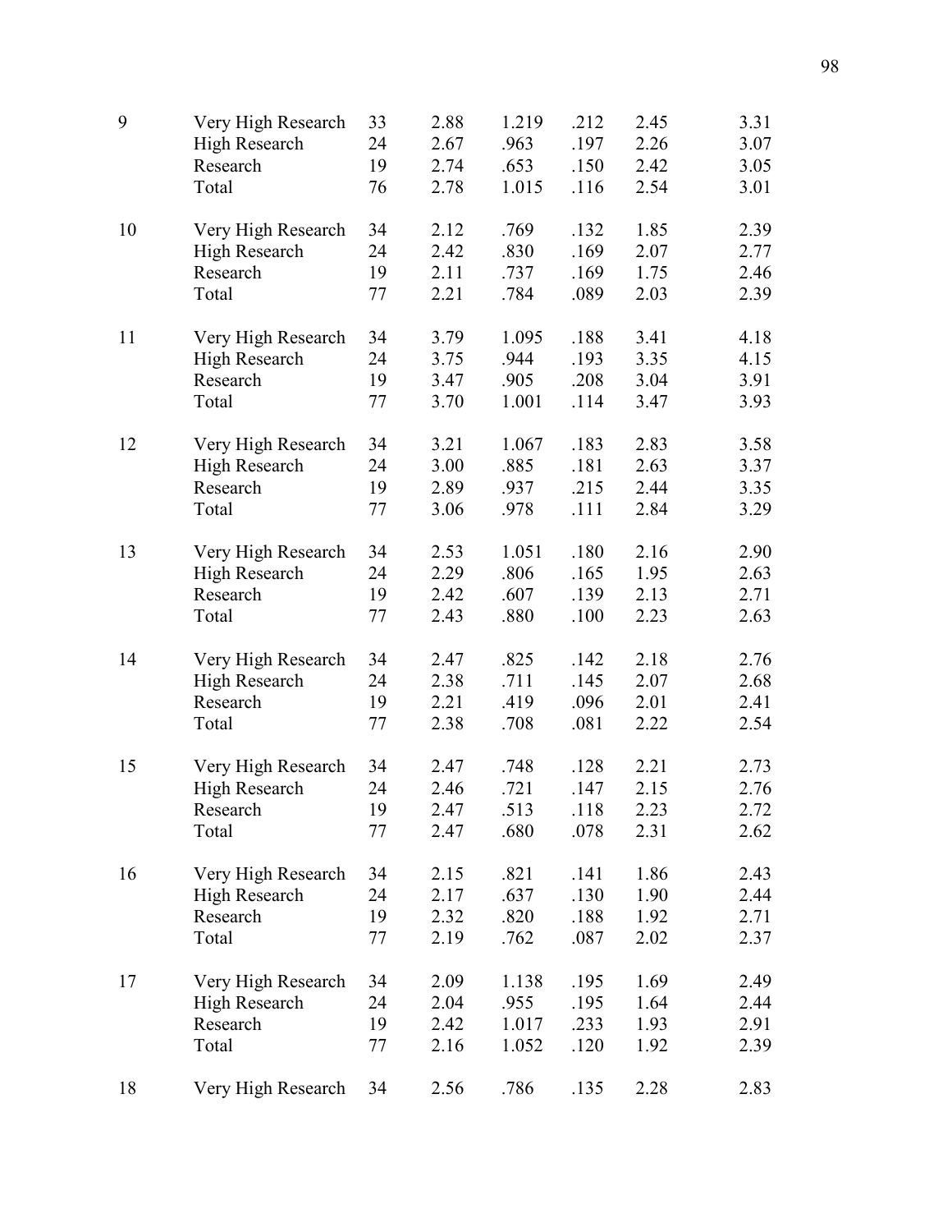| | | | | | | | |
|---|---|---|---|---|---|---|---|
| 9 | Very High Research | 33 | 2.88 | 1.219 | .212 | 2.45 | 3.31 |
| | High Research | 24 | 2.67 | .963 | .197 | 2.26 | 3.07 |
| | Research | 19 | 2.74 | .653 | .150 | 2.42 | 3.05 |
| | Total | 76 | 2.78 | 1.015 | .116 | 2.54 | 3.01 |
| 10 | Very High Research | 34 | 2.12 | .769 | .132 | 1.85 | 2.39 |
| | High Research | 24 | 2.42 | .830 | .169 | 2.07 | 2.77 |
| | Research | 19 | 2.11 | .737 | .169 | 1.75 | 2.46 |
| | Total | 77 | 2.21 | .784 | .089 | 2.03 | 2.39 |
| 11 | Very High Research | 34 | 3.79 | 1.095 | .188 | 3.41 | 4.18 |
| | High Research | 24 | 3.75 | .944 | .193 | 3.35 | 4.15 |
| | Research | 19 | 3.47 | .905 | .208 | 3.04 | 3.91 |
| | Total | 77 | 3.70 | 1.001 | .114 | 3.47 | 3.93 |
| 12 | Very High Research | 34 | 3.21 | 1.067 | .183 | 2.83 | 3.58 |
| | High Research | 24 | 3.00 | .885 | .181 | 2.63 | 3.37 |
| | Research | 19 | 2.89 | .937 | .215 | 2.44 | 3.35 |
| | Total | 77 | 3.06 | .978 | .111 | 2.84 | 3.29 |
| 13 | Very High Research | 34 | 2.53 | 1.051 | .180 | 2.16 | 2.90 |
| | High Research | 24 | 2.29 | .806 | .165 | 1.95 | 2.63 |
| | Research | 19 | 2.42 | .607 | .139 | 2.13 | 2.71 |
| | Total | 77 | 2.43 | .880 | .100 | 2.23 | 2.63 |
| 14 | Very High Research | 34 | 2.47 | .825 | .142 | 2.18 | 2.76 |
| | High Research | 24 | 2.38 | .711 | .145 | 2.07 | 2.68 |
| | Research | 19 | 2.21 | .419 | .096 | 2.01 | 2.41 |
| | Total | 77 | 2.38 | .708 | .081 | 2.22 | 2.54 |
| 15 | Very High Research | 34 | 2.47 | .748 | .128 | 2.21 | 2.73 |
| | High Research | 24 | 2.46 | .721 | .147 | 2.15 | 2.76 |
| | Research | 19 | 2.47 | .513 | .118 | 2.23 | 2.72 |
| | Total | 77 | 2.47 | .680 | .078 | 2.31 | 2.62 |
| 16 | Very High Research | 34 | 2.15 | .821 | .141 | 1.86 | 2.43 |
| | High Research | 24 | 2.17 | .637 | .130 | 1.90 | 2.44 |
| | Research | 19 | 2.32 | .820 | .188 | 1.92 | 2.71 |
| | Total | 77 | 2.19 | .762 | .087 | 2.02 | 2.37 |
| 17 | Very High Research | 34 | 2.09 | 1.138 | .195 | 1.69 | 2.49 |
| | High Research | 24 | 2.04 | .955 | .195 | 1.64 | 2.44 |
| | Research | 19 | 2.42 | 1.017 | .233 | 1.93 | 2.91 |
| | Total | 77 | 2.16 | 1.052 | .120 | 1.92 | 2.39 |
| 18 | Very High Research | 34 | 2.56 | .786 | .135 | 2.28 | 2.83 |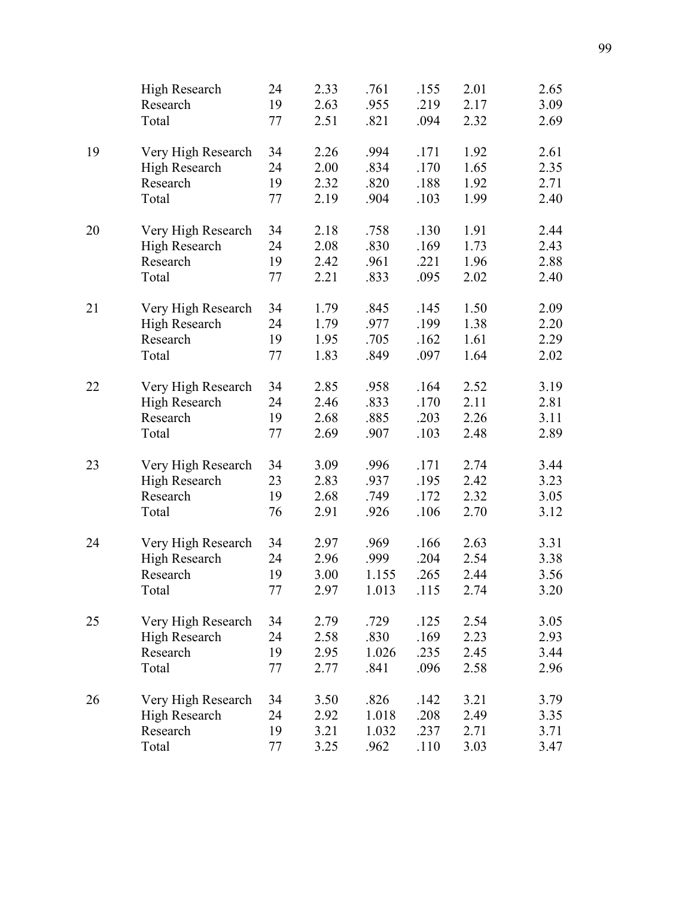| | | | | | | | |
|---|---|---|---|---|---|---|---|
| | High Research | 24 | 2.33 | .761 | .155 | 2.01 | 2.65 |
| | Research | 19 | 2.63 | .955 | .219 | 2.17 | 3.09 |
| | Total | 77 | 2.51 | .821 | .094 | 2.32 | 2.69 |
| 19 | Very High Research | 34 | 2.26 | .994 | .171 | 1.92 | 2.61 |
| | High Research | 24 | 2.00 | .834 | .170 | 1.65 | 2.35 |
| | Research | 19 | 2.32 | .820 | .188 | 1.92 | 2.71 |
| | Total | 77 | 2.19 | .904 | .103 | 1.99 | 2.40 |
| 20 | Very High Research | 34 | 2.18 | .758 | .130 | 1.91 | 2.44 |
| | High Research | 24 | 2.08 | .830 | .169 | 1.73 | 2.43 |
| | Research | 19 | 2.42 | .961 | .221 | 1.96 | 2.88 |
| | Total | 77 | 2.21 | .833 | .095 | 2.02 | 2.40 |
| 21 | Very High Research | 34 | 1.79 | .845 | .145 | 1.50 | 2.09 |
| | High Research | 24 | 1.79 | .977 | .199 | 1.38 | 2.20 |
| | Research | 19 | 1.95 | .705 | .162 | 1.61 | 2.29 |
| | Total | 77 | 1.83 | .849 | .097 | 1.64 | 2.02 |
| 22 | Very High Research | 34 | 2.85 | .958 | .164 | 2.52 | 3.19 |
| | High Research | 24 | 2.46 | .833 | .170 | 2.11 | 2.81 |
| | Research | 19 | 2.68 | .885 | .203 | 2.26 | 3.11 |
| | Total | 77 | 2.69 | .907 | .103 | 2.48 | 2.89 |
| 23 | Very High Research | 34 | 3.09 | .996 | .171 | 2.74 | 3.44 |
| | High Research | 23 | 2.83 | .937 | .195 | 2.42 | 3.23 |
| | Research | 19 | 2.68 | .749 | .172 | 2.32 | 3.05 |
| | Total | 76 | 2.91 | .926 | .106 | 2.70 | 3.12 |
| 24 | Very High Research | 34 | 2.97 | .969 | .166 | 2.63 | 3.31 |
| | High Research | 24 | 2.96 | .999 | .204 | 2.54 | 3.38 |
| | Research | 19 | 3.00 | 1.155 | .265 | 2.44 | 3.56 |
| | Total | 77 | 2.97 | 1.013 | .115 | 2.74 | 3.20 |
| 25 | Very High Research | 34 | 2.79 | .729 | .125 | 2.54 | 3.05 |
| | High Research | 24 | 2.58 | .830 | .169 | 2.23 | 2.93 |
| | Research | 19 | 2.95 | 1.026 | .235 | 2.45 | 3.44 |
| | Total | 77 | 2.77 | .841 | .096 | 2.58 | 2.96 |
| 26 | Very High Research | 34 | 3.50 | .826 | .142 | 3.21 | 3.79 |
| | High Research | 24 | 2.92 | 1.018 | .208 | 2.49 | 3.35 |
| | Research | 19 | 3.21 | 1.032 | .237 | 2.71 | 3.71 |
| | Total | 77 | 3.25 | .962 | .110 | 3.03 | 3.47 |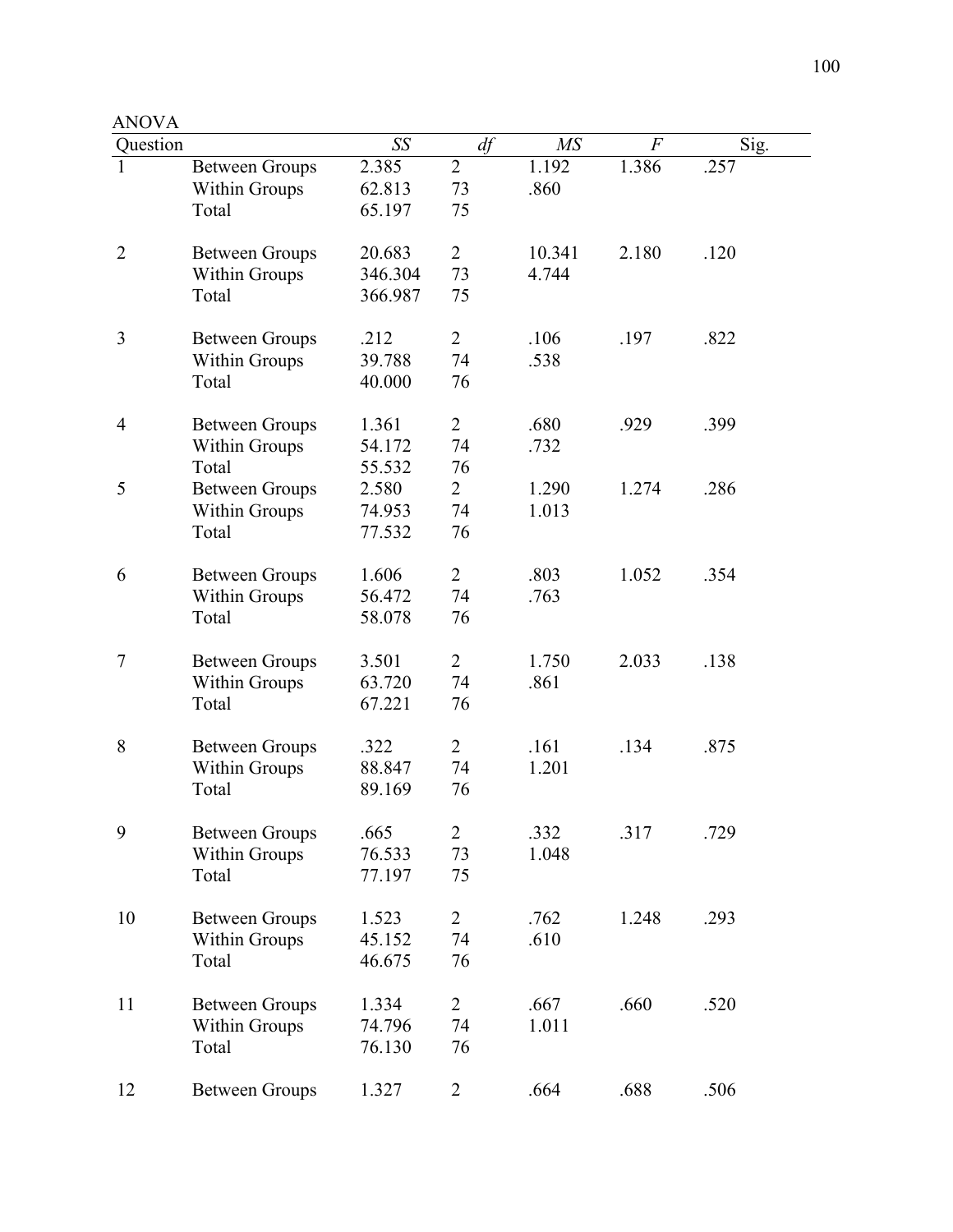ANOVA

| Question | | *SS* | *df* | *MS* | *F* | Sig. |
|---|---|---|---|---|---|---|
| 1 | Between Groups | 2.385 | 2 | 1.192 | 1.386 | .257 |
| | Within Groups | 62.813 | 73 | .860 | | |
| | Total | 65.197 | 75 | | | |
| 2 | Between Groups | 20.683 | 2 | 10.341 | 2.180 | .120 |
| | Within Groups | 346.304 | 73 | 4.744 | | |
| | Total | 366.987 | 75 | | | |
| 3 | Between Groups | .212 | 2 | .106 | .197 | .822 |
| | Within Groups | 39.788 | 74 | .538 | | |
| | Total | 40.000 | 76 | | | |
| 4 | Between Groups | 1.361 | 2 | .680 | .929 | .399 |
| | Within Groups | 54.172 | 74 | .732 | | |
| | Total | 55.532 | 76 | | | |
| 5 | Between Groups | 2.580 | 2 | 1.290 | 1.274 | .286 |
| | Within Groups | 74.953 | 74 | 1.013 | | |
| | Total | 77.532 | 76 | | | |
| 6 | Between Groups | 1.606 | 2 | .803 | 1.052 | .354 |
| | Within Groups | 56.472 | 74 | .763 | | |
| | Total | 58.078 | 76 | | | |
| 7 | Between Groups | 3.501 | 2 | 1.750 | 2.033 | .138 |
| | Within Groups | 63.720 | 74 | .861 | | |
| | Total | 67.221 | 76 | | | |
| 8 | Between Groups | .322 | 2 | .161 | .134 | .875 |
| | Within Groups | 88.847 | 74 | 1.201 | | |
| | Total | 89.169 | 76 | | | |
| 9 | Between Groups | .665 | 2 | .332 | .317 | .729 |
| | Within Groups | 76.533 | 73 | 1.048 | | |
| | Total | 77.197 | 75 | | | |
| 10 | Between Groups | 1.523 | 2 | .762 | 1.248 | .293 |
| | Within Groups | 45.152 | 74 | .610 | | |
| | Total | 46.675 | 76 | | | |
| 11 | Between Groups | 1.334 | 2 | .667 | .660 | .520 |
| | Within Groups | 74.796 | 74 | 1.011 | | |
| | Total | 76.130 | 76 | | | |
| 12 | Between Groups | 1.327 | 2 | .664 | .688 | .506 |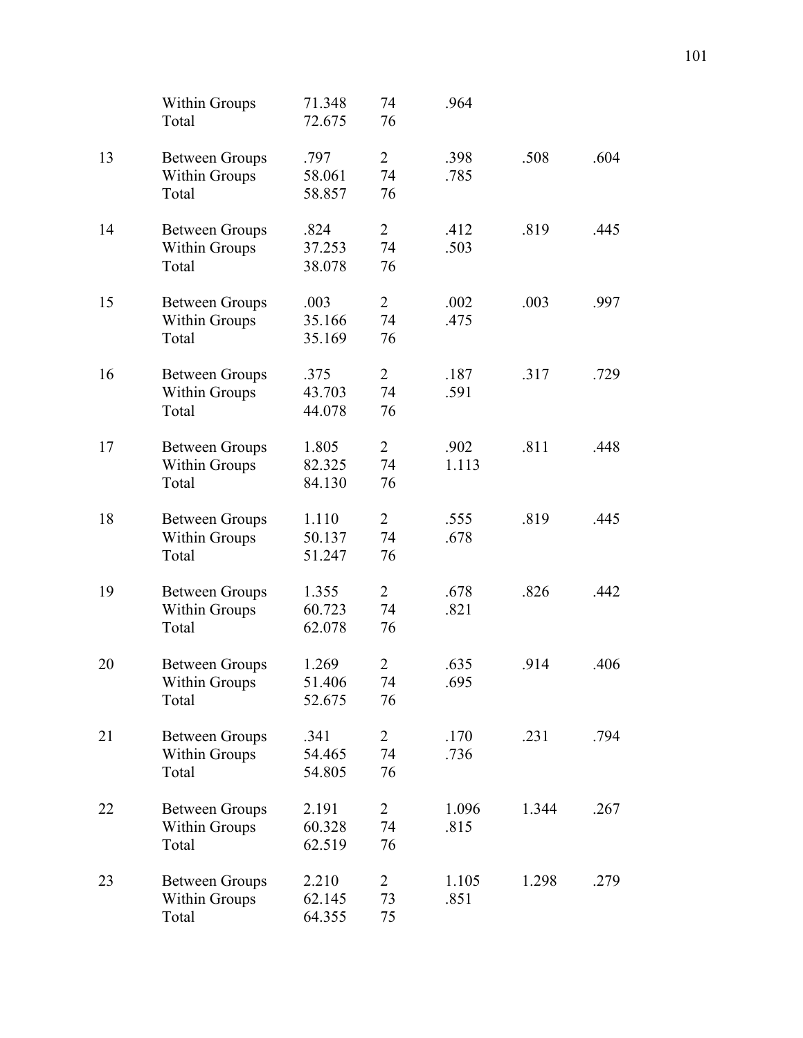| | | | | | | |
|---|---|---|---|---|---|---|
| | Within Groups | 71.348 | 74 | .964 | | |
| | Total | 72.675 | 76 | | | |
| 13 | Between Groups | .797 | 2 | .398 | .508 | .604 |
| | Within Groups | 58.061 | 74 | .785 | | |
| | Total | 58.857 | 76 | | | |
| 14 | Between Groups | .824 | 2 | .412 | .819 | .445 |
| | Within Groups | 37.253 | 74 | .503 | | |
| | Total | 38.078 | 76 | | | |
| 15 | Between Groups | .003 | 2 | .002 | .003 | .997 |
| | Within Groups | 35.166 | 74 | .475 | | |
| | Total | 35.169 | 76 | | | |
| 16 | Between Groups | .375 | 2 | .187 | .317 | .729 |
| | Within Groups | 43.703 | 74 | .591 | | |
| | Total | 44.078 | 76 | | | |
| 17 | Between Groups | 1.805 | 2 | .902 | .811 | .448 |
| | Within Groups | 82.325 | 74 | 1.113 | | |
| | Total | 84.130 | 76 | | | |
| 18 | Between Groups | 1.110 | 2 | .555 | .819 | .445 |
| | Within Groups | 50.137 | 74 | .678 | | |
| | Total | 51.247 | 76 | | | |
| 19 | Between Groups | 1.355 | 2 | .678 | .826 | .442 |
| | Within Groups | 60.723 | 74 | .821 | | |
| | Total | 62.078 | 76 | | | |
| 20 | Between Groups | 1.269 | 2 | .635 | .914 | .406 |
| | Within Groups | 51.406 | 74 | .695 | | |
| | Total | 52.675 | 76 | | | |
| 21 | Between Groups | .341 | 2 | .170 | .231 | .794 |
| | Within Groups | 54.465 | 74 | .736 | | |
| | Total | 54.805 | 76 | | | |
| 22 | Between Groups | 2.191 | 2 | 1.096 | 1.344 | .267 |
| | Within Groups | 60.328 | 74 | .815 | | |
| | Total | 62.519 | 76 | | | |
| 23 | Between Groups | 2.210 | 2 | 1.105 | 1.298 | .279 |
| | Within Groups | 62.145 | 73 | .851 | | |
| | Total | 64.355 | 75 | | | |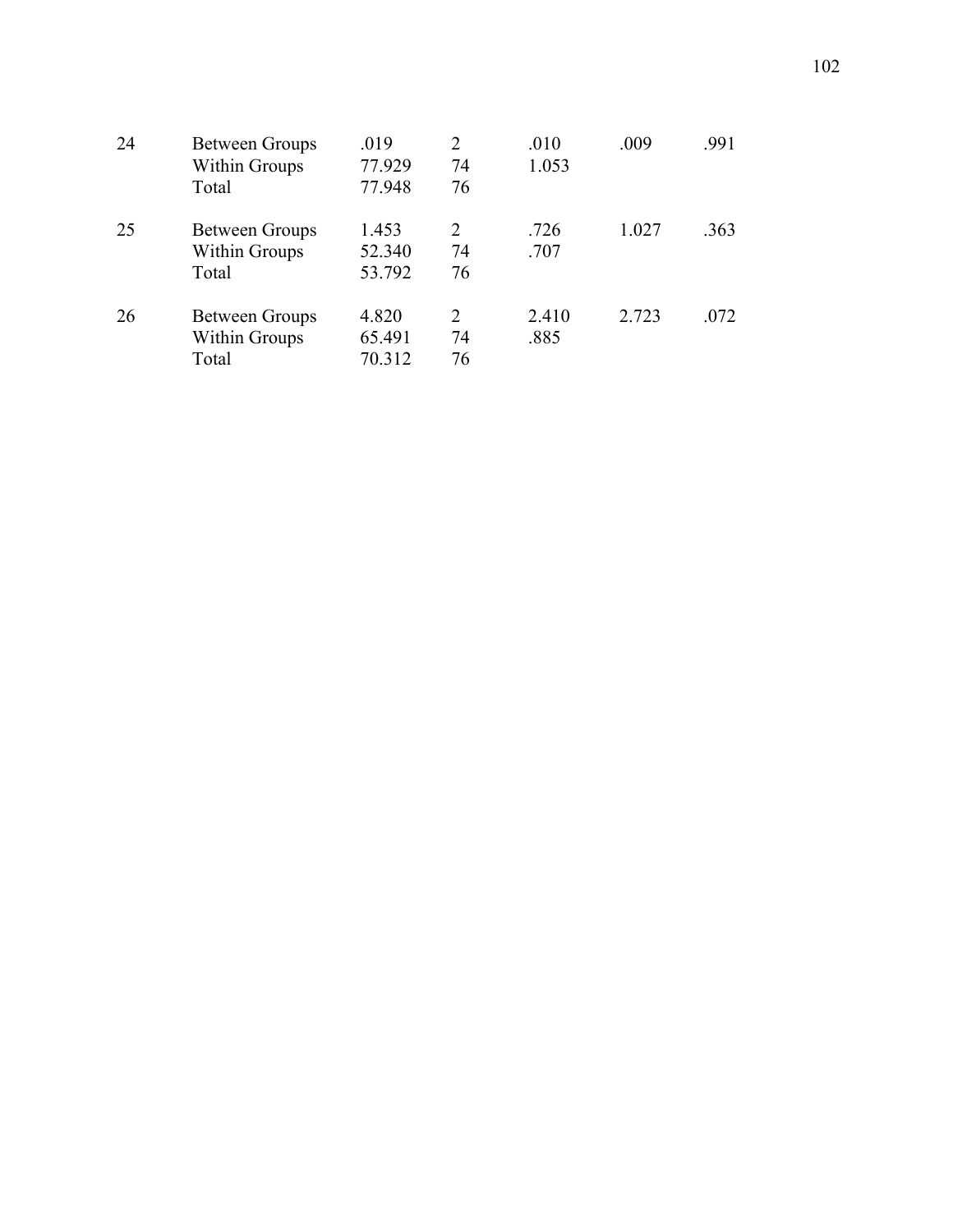| | | | | | | |
|---|---|---|---|---|---|---|
| 24 | Between Groups | .019 | 2 | .010 | .009 | .991 |
| | Within Groups | 77.929 | 74 | 1.053 | | |
| | Total | 77.948 | 76 | | | |
| 25 | Between Groups | 1.453 | 2 | .726 | 1.027 | .363 |
| | Within Groups | 52.340 | 74 | .707 | | |
| | Total | 53.792 | 76 | | | |
| 26 | Between Groups | 4.820 | 2 | 2.410 | 2.723 | .072 |
| | Within Groups | 65.491 | 74 | .885 | | |
| | Total | 70.312 | 76 | | | |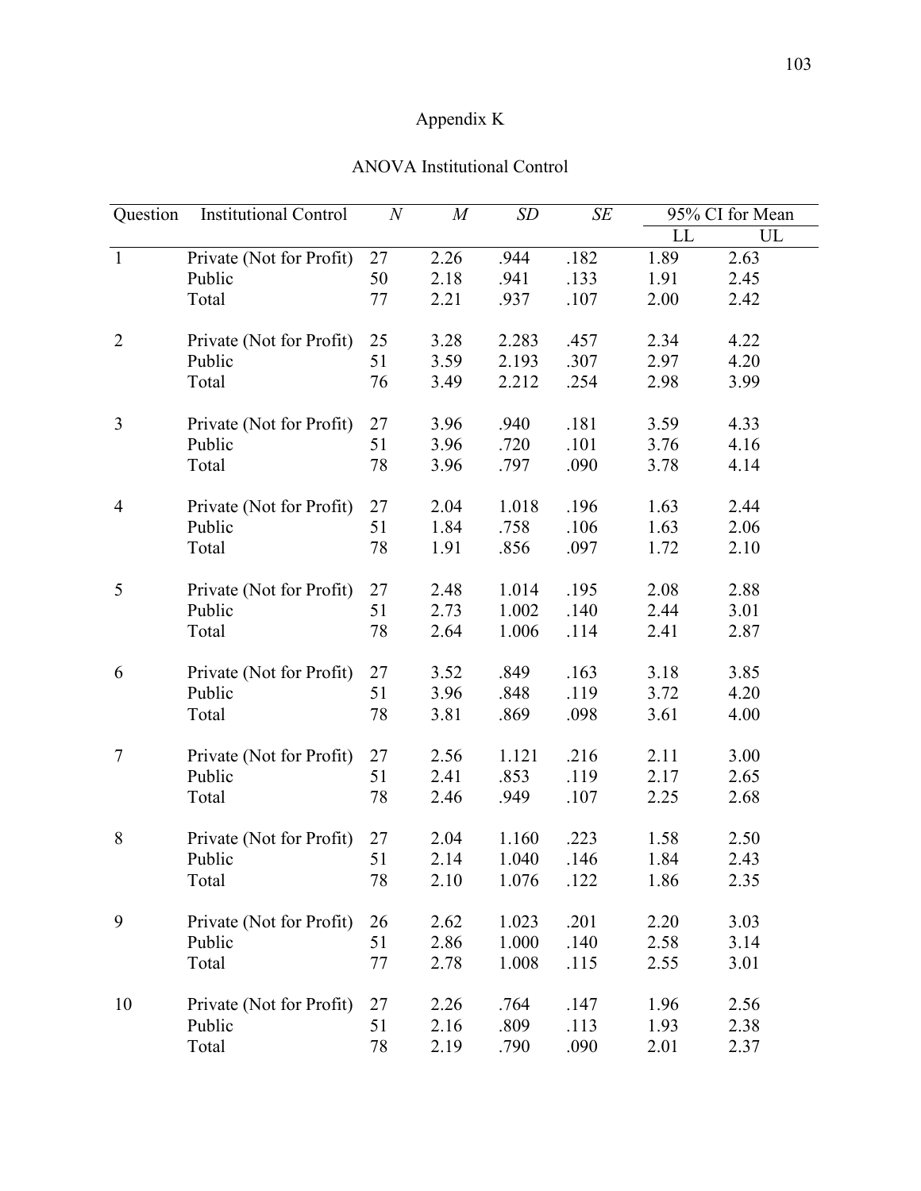# Appendix K

## ANOVA Institutional Control

| Question | Institutional Control | *N* | *M* | *SD* | *SE* | 95% CI for Mean | |
|---|---|---|---|---|---|---|---|
| | | | | | | LL | UL |
| 1 | Private (Not for Profit) | 27 | 2.26 | .944 | .182 | 1.89 | 2.63 |
| | Public | 50 | 2.18 | .941 | .133 | 1.91 | 2.45 |
| | Total | 77 | 2.21 | .937 | .107 | 2.00 | 2.42 |
| 2 | Private (Not for Profit) | 25 | 3.28 | 2.283 | .457 | 2.34 | 4.22 |
| | Public | 51 | 3.59 | 2.193 | .307 | 2.97 | 4.20 |
| | Total | 76 | 3.49 | 2.212 | .254 | 2.98 | 3.99 |
| 3 | Private (Not for Profit) | 27 | 3.96 | .940 | .181 | 3.59 | 4.33 |
| | Public | 51 | 3.96 | .720 | .101 | 3.76 | 4.16 |
| | Total | 78 | 3.96 | .797 | .090 | 3.78 | 4.14 |
| 4 | Private (Not for Profit) | 27 | 2.04 | 1.018 | .196 | 1.63 | 2.44 |
| | Public | 51 | 1.84 | .758 | .106 | 1.63 | 2.06 |
| | Total | 78 | 1.91 | .856 | .097 | 1.72 | 2.10 |
| 5 | Private (Not for Profit) | 27 | 2.48 | 1.014 | .195 | 2.08 | 2.88 |
| | Public | 51 | 2.73 | 1.002 | .140 | 2.44 | 3.01 |
| | Total | 78 | 2.64 | 1.006 | .114 | 2.41 | 2.87 |
| 6 | Private (Not for Profit) | 27 | 3.52 | .849 | .163 | 3.18 | 3.85 |
| | Public | 51 | 3.96 | .848 | .119 | 3.72 | 4.20 |
| | Total | 78 | 3.81 | .869 | .098 | 3.61 | 4.00 |
| 7 | Private (Not for Profit) | 27 | 2.56 | 1.121 | .216 | 2.11 | 3.00 |
| | Public | 51 | 2.41 | .853 | .119 | 2.17 | 2.65 |
| | Total | 78 | 2.46 | .949 | .107 | 2.25 | 2.68 |
| 8 | Private (Not for Profit) | 27 | 2.04 | 1.160 | .223 | 1.58 | 2.50 |
| | Public | 51 | 2.14 | 1.040 | .146 | 1.84 | 2.43 |
| | Total | 78 | 2.10 | 1.076 | .122 | 1.86 | 2.35 |
| 9 | Private (Not for Profit) | 26 | 2.62 | 1.023 | .201 | 2.20 | 3.03 |
| | Public | 51 | 2.86 | 1.000 | .140 | 2.58 | 3.14 |
| | Total | 77 | 2.78 | 1.008 | .115 | 2.55 | 3.01 |
| 10 | Private (Not for Profit) | 27 | 2.26 | .764 | .147 | 1.96 | 2.56 |
| | Public | 51 | 2.16 | .809 | .113 | 1.93 | 2.38 |
| | Total | 78 | 2.19 | .790 | .090 | 2.01 | 2.37 |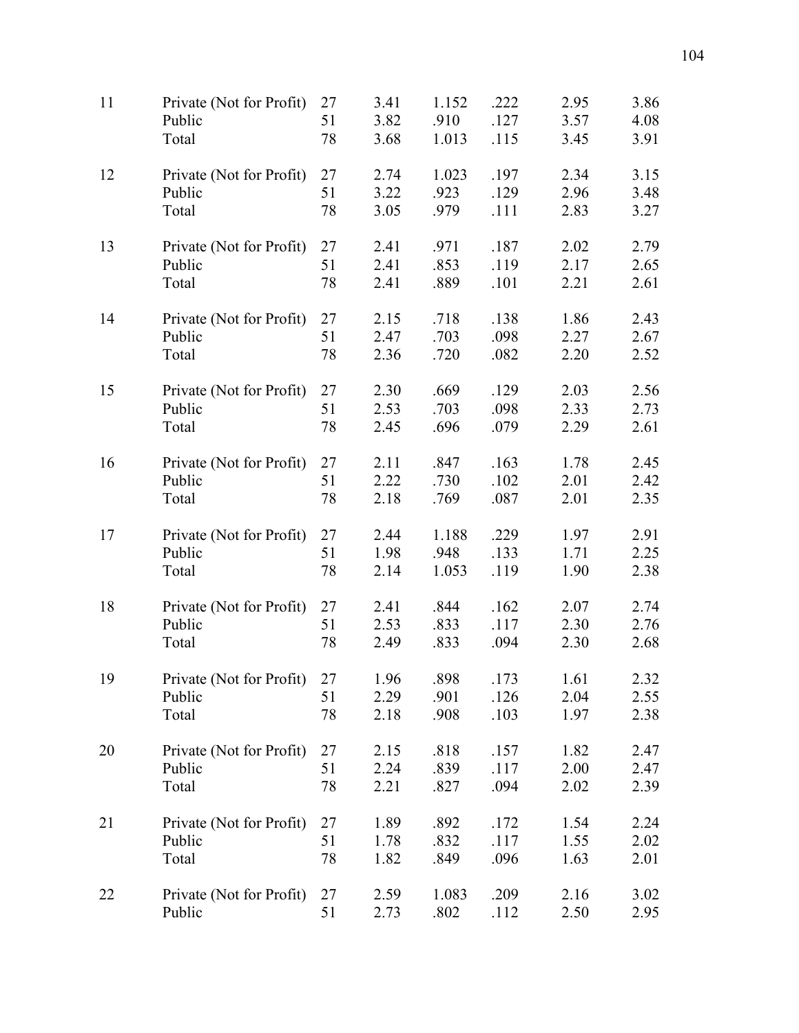| | | | | | | | |
|---|---|---|---|---|---|---|---|
| 11 | Private (Not for Profit) | 27 | 3.41 | 1.152 | .222 | 2.95 | 3.86 |
| | Public | 51 | 3.82 | .910 | .127 | 3.57 | 4.08 |
| | Total | 78 | 3.68 | 1.013 | .115 | 3.45 | 3.91 |
| 12 | Private (Not for Profit) | 27 | 2.74 | 1.023 | .197 | 2.34 | 3.15 |
| | Public | 51 | 3.22 | .923 | .129 | 2.96 | 3.48 |
| | Total | 78 | 3.05 | .979 | .111 | 2.83 | 3.27 |
| 13 | Private (Not for Profit) | 27 | 2.41 | .971 | .187 | 2.02 | 2.79 |
| | Public | 51 | 2.41 | .853 | .119 | 2.17 | 2.65 |
| | Total | 78 | 2.41 | .889 | .101 | 2.21 | 2.61 |
| 14 | Private (Not for Profit) | 27 | 2.15 | .718 | .138 | 1.86 | 2.43 |
| | Public | 51 | 2.47 | .703 | .098 | 2.27 | 2.67 |
| | Total | 78 | 2.36 | .720 | .082 | 2.20 | 2.52 |
| 15 | Private (Not for Profit) | 27 | 2.30 | .669 | .129 | 2.03 | 2.56 |
| | Public | 51 | 2.53 | .703 | .098 | 2.33 | 2.73 |
| | Total | 78 | 2.45 | .696 | .079 | 2.29 | 2.61 |
| 16 | Private (Not for Profit) | 27 | 2.11 | .847 | .163 | 1.78 | 2.45 |
| | Public | 51 | 2.22 | .730 | .102 | 2.01 | 2.42 |
| | Total | 78 | 2.18 | .769 | .087 | 2.01 | 2.35 |
| 17 | Private (Not for Profit) | 27 | 2.44 | 1.188 | .229 | 1.97 | 2.91 |
| | Public | 51 | 1.98 | .948 | .133 | 1.71 | 2.25 |
| | Total | 78 | 2.14 | 1.053 | .119 | 1.90 | 2.38 |
| 18 | Private (Not for Profit) | 27 | 2.41 | .844 | .162 | 2.07 | 2.74 |
| | Public | 51 | 2.53 | .833 | .117 | 2.30 | 2.76 |
| | Total | 78 | 2.49 | .833 | .094 | 2.30 | 2.68 |
| 19 | Private (Not for Profit) | 27 | 1.96 | .898 | .173 | 1.61 | 2.32 |
| | Public | 51 | 2.29 | .901 | .126 | 2.04 | 2.55 |
| | Total | 78 | 2.18 | .908 | .103 | 1.97 | 2.38 |
| 20 | Private (Not for Profit) | 27 | 2.15 | .818 | .157 | 1.82 | 2.47 |
| | Public | 51 | 2.24 | .839 | .117 | 2.00 | 2.47 |
| | Total | 78 | 2.21 | .827 | .094 | 2.02 | 2.39 |
| 21 | Private (Not for Profit) | 27 | 1.89 | .892 | .172 | 1.54 | 2.24 |
| | Public | 51 | 1.78 | .832 | .117 | 1.55 | 2.02 |
| | Total | 78 | 1.82 | .849 | .096 | 1.63 | 2.01 |
| 22 | Private (Not for Profit) | 27 | 2.59 | 1.083 | .209 | 2.16 | 3.02 |
| | Public | 51 | 2.73 | .802 | .112 | 2.50 | 2.95 |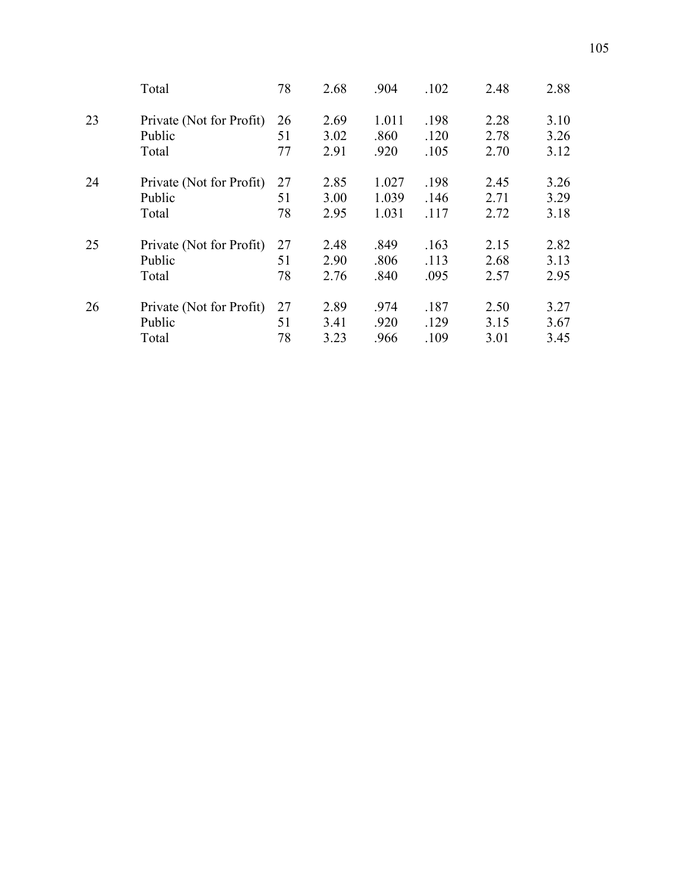|  |  |  |  |  |  |  |  |
|---|---|---|---|---|---|---|---|
|  | Total | 78 | 2.68 | .904 | .102 | 2.48 | 2.88 |
| 23 | Private (Not for Profit) | 26 | 2.69 | 1.011 | .198 | 2.28 | 3.10 |
|  | Public | 51 | 3.02 | .860 | .120 | 2.78 | 3.26 |
|  | Total | 77 | 2.91 | .920 | .105 | 2.70 | 3.12 |
| 24 | Private (Not for Profit) | 27 | 2.85 | 1.027 | .198 | 2.45 | 3.26 |
|  | Public | 51 | 3.00 | 1.039 | .146 | 2.71 | 3.29 |
|  | Total | 78 | 2.95 | 1.031 | .117 | 2.72 | 3.18 |
| 25 | Private (Not for Profit) | 27 | 2.48 | .849 | .163 | 2.15 | 2.82 |
|  | Public | 51 | 2.90 | .806 | .113 | 2.68 | 3.13 |
|  | Total | 78 | 2.76 | .840 | .095 | 2.57 | 2.95 |
| 26 | Private (Not for Profit) | 27 | 2.89 | .974 | .187 | 2.50 | 3.27 |
|  | Public | 51 | 3.41 | .920 | .129 | 3.15 | 3.67 |
|  | Total | 78 | 3.23 | .966 | .109 | 3.01 | 3.45 |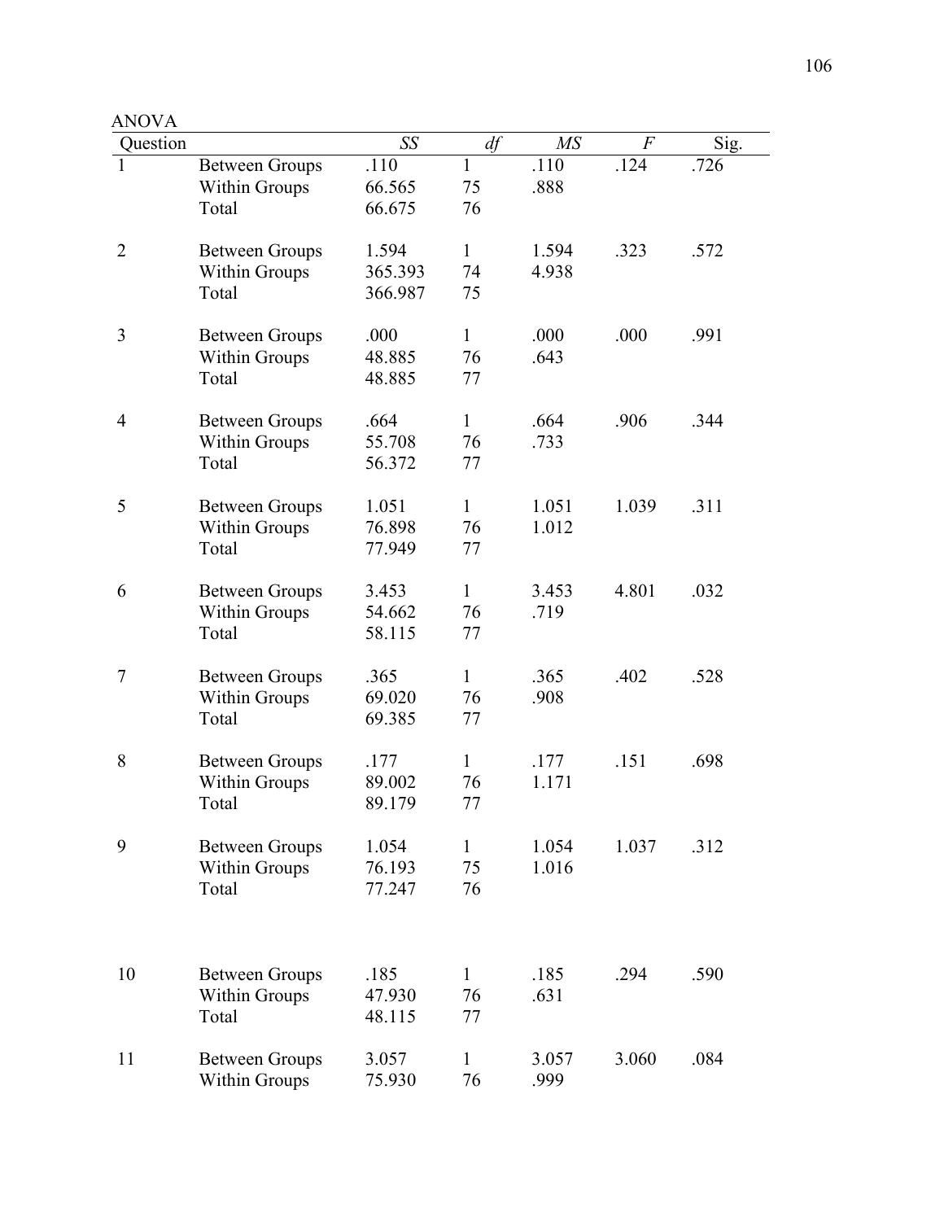ANOVA

| Question | | *SS* | *df* | *MS* | *F* | Sig. |
|---|---|---|---|---|---|---|
| 1 | Between Groups | .110 | 1 | .110 | .124 | .726 |
| | Within Groups | 66.565 | 75 | .888 | | |
| | Total | 66.675 | 76 | | | |
| 2 | Between Groups | 1.594 | 1 | 1.594 | .323 | .572 |
| | Within Groups | 365.393 | 74 | 4.938 | | |
| | Total | 366.987 | 75 | | | |
| 3 | Between Groups | .000 | 1 | .000 | .000 | .991 |
| | Within Groups | 48.885 | 76 | .643 | | |
| | Total | 48.885 | 77 | | | |
| 4 | Between Groups | .664 | 1 | .664 | .906 | .344 |
| | Within Groups | 55.708 | 76 | .733 | | |
| | Total | 56.372 | 77 | | | |
| 5 | Between Groups | 1.051 | 1 | 1.051 | 1.039 | .311 |
| | Within Groups | 76.898 | 76 | 1.012 | | |
| | Total | 77.949 | 77 | | | |
| 6 | Between Groups | 3.453 | 1 | 3.453 | 4.801 | .032 |
| | Within Groups | 54.662 | 76 | .719 | | |
| | Total | 58.115 | 77 | | | |
| 7 | Between Groups | .365 | 1 | .365 | .402 | .528 |
| | Within Groups | 69.020 | 76 | .908 | | |
| | Total | 69.385 | 77 | | | |
| 8 | Between Groups | .177 | 1 | .177 | .151 | .698 |
| | Within Groups | 89.002 | 76 | 1.171 | | |
| | Total | 89.179 | 77 | | | |
| 9 | Between Groups | 1.054 | 1 | 1.054 | 1.037 | .312 |
| | Within Groups | 76.193 | 75 | 1.016 | | |
| | Total | 77.247 | 76 | | | |
| 10 | Between Groups | .185 | 1 | .185 | .294 | .590 |
| | Within Groups | 47.930 | 76 | .631 | | |
| | Total | 48.115 | 77 | | | |
| 11 | Between Groups | 3.057 | 1 | 3.057 | 3.060 | .084 |
| | Within Groups | 75.930 | 76 | .999 | | |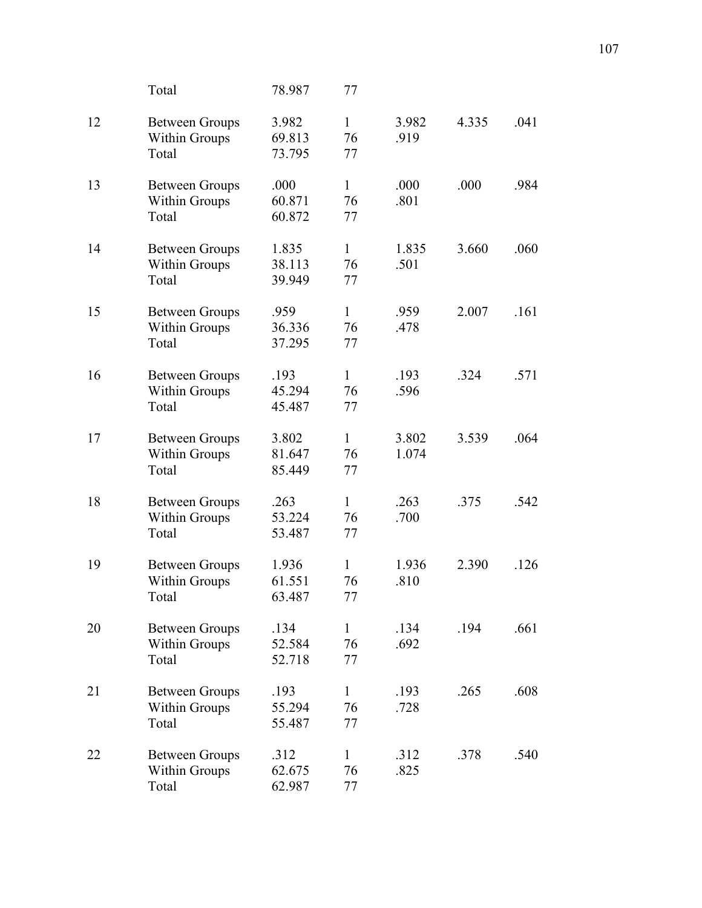| | | | | | | |
|---|---|---|---|---|---|---|
| | Total | 78.987 | 77 | | | |
| 12 | Between Groups | 3.982 | 1 | 3.982 | 4.335 | .041 |
| | Within Groups | 69.813 | 76 | .919 | | |
| | Total | 73.795 | 77 | | | |
| 13 | Between Groups | .000 | 1 | .000 | .000 | .984 |
| | Within Groups | 60.871 | 76 | .801 | | |
| | Total | 60.872 | 77 | | | |
| 14 | Between Groups | 1.835 | 1 | 1.835 | 3.660 | .060 |
| | Within Groups | 38.113 | 76 | .501 | | |
| | Total | 39.949 | 77 | | | |
| 15 | Between Groups | .959 | 1 | .959 | 2.007 | .161 |
| | Within Groups | 36.336 | 76 | .478 | | |
| | Total | 37.295 | 77 | | | |
| 16 | Between Groups | .193 | 1 | .193 | .324 | .571 |
| | Within Groups | 45.294 | 76 | .596 | | |
| | Total | 45.487 | 77 | | | |
| 17 | Between Groups | 3.802 | 1 | 3.802 | 3.539 | .064 |
| | Within Groups | 81.647 | 76 | 1.074 | | |
| | Total | 85.449 | 77 | | | |
| 18 | Between Groups | .263 | 1 | .263 | .375 | .542 |
| | Within Groups | 53.224 | 76 | .700 | | |
| | Total | 53.487 | 77 | | | |
| 19 | Between Groups | 1.936 | 1 | 1.936 | 2.390 | .126 |
| | Within Groups | 61.551 | 76 | .810 | | |
| | Total | 63.487 | 77 | | | |
| 20 | Between Groups | .134 | 1 | .134 | .194 | .661 |
| | Within Groups | 52.584 | 76 | .692 | | |
| | Total | 52.718 | 77 | | | |
| 21 | Between Groups | .193 | 1 | .193 | .265 | .608 |
| | Within Groups | 55.294 | 76 | .728 | | |
| | Total | 55.487 | 77 | | | |
| 22 | Between Groups | .312 | 1 | .312 | .378 | .540 |
| | Within Groups | 62.675 | 76 | .825 | | |
| | Total | 62.987 | 77 | | | |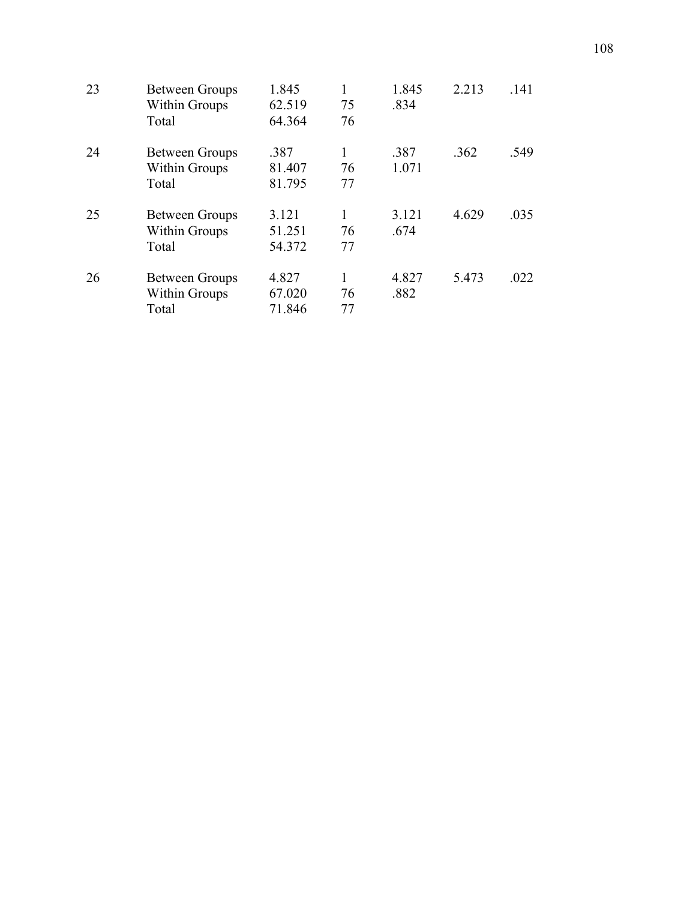| | | | | | | |
|---|---|---|---|---|---|---|
| 23 | Between Groups | 1.845 | 1 | 1.845 | 2.213 | .141 |
| | Within Groups | 62.519 | 75 | .834 | | |
| | Total | 64.364 | 76 | | | |
| 24 | Between Groups | .387 | 1 | .387 | .362 | .549 |
| | Within Groups | 81.407 | 76 | 1.071 | | |
| | Total | 81.795 | 77 | | | |
| 25 | Between Groups | 3.121 | 1 | 3.121 | 4.629 | .035 |
| | Within Groups | 51.251 | 76 | .674 | | |
| | Total | 54.372 | 77 | | | |
| 26 | Between Groups | 4.827 | 1 | 4.827 | 5.473 | .022 |
| | Within Groups | 67.020 | 76 | .882 | | |
| | Total | 71.846 | 77 | | | |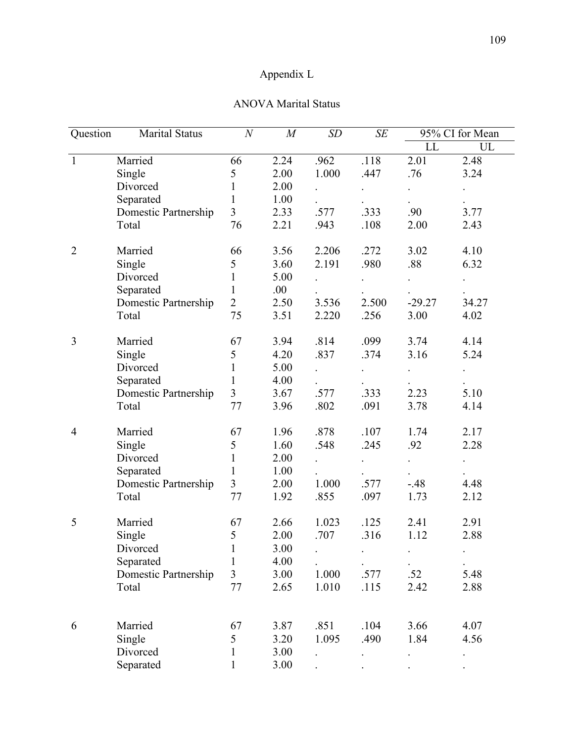# Appendix L

## ANOVA Marital Status

| Question | Marital Status | *N* | *M* | *SD* | *SE* | 95% CI for Mean | |
|---|---|---|---|---|---|---|---|
| | | | | | | LL | UL |
| 1 | Married | 66 | 2.24 | .962 | .118 | 2.01 | 2.48 |
| | Single | 5 | 2.00 | 1.000 | .447 | .76 | 3.24 |
| | Divorced | 1 | 2.00 | . | . | . | . |
| | Separated | 1 | 1.00 | . | . | . | . |
| | Domestic Partnership | 3 | 2.33 | .577 | .333 | .90 | 3.77 |
| | Total | 76 | 2.21 | .943 | .108 | 2.00 | 2.43 |
| 2 | Married | 66 | 3.56 | 2.206 | .272 | 3.02 | 4.10 |
| | Single | 5 | 3.60 | 2.191 | .980 | .88 | 6.32 |
| | Divorced | 1 | 5.00 | . | . | . | . |
| | Separated | 1 | .00 | . | . | . | . |
| | Domestic Partnership | 2 | 2.50 | 3.536 | 2.500 | -29.27 | 34.27 |
| | Total | 75 | 3.51 | 2.220 | .256 | 3.00 | 4.02 |
| 3 | Married | 67 | 3.94 | .814 | .099 | 3.74 | 4.14 |
| | Single | 5 | 4.20 | .837 | .374 | 3.16 | 5.24 |
| | Divorced | 1 | 5.00 | . | . | . | . |
| | Separated | 1 | 4.00 | . | . | . | . |
| | Domestic Partnership | 3 | 3.67 | .577 | .333 | 2.23 | 5.10 |
| | Total | 77 | 3.96 | .802 | .091 | 3.78 | 4.14 |
| 4 | Married | 67 | 1.96 | .878 | .107 | 1.74 | 2.17 |
| | Single | 5 | 1.60 | .548 | .245 | .92 | 2.28 |
| | Divorced | 1 | 2.00 | . | . | . | . |
| | Separated | 1 | 1.00 | . | . | . | . |
| | Domestic Partnership | 3 | 2.00 | 1.000 | .577 | -.48 | 4.48 |
| | Total | 77 | 1.92 | .855 | .097 | 1.73 | 2.12 |
| 5 | Married | 67 | 2.66 | 1.023 | .125 | 2.41 | 2.91 |
| | Single | 5 | 2.00 | .707 | .316 | 1.12 | 2.88 |
| | Divorced | 1 | 3.00 | . | . | . | . |
| | Separated | 1 | 4.00 | . | . | . | . |
| | Domestic Partnership | 3 | 3.00 | 1.000 | .577 | .52 | 5.48 |
| | Total | 77 | 2.65 | 1.010 | .115 | 2.42 | 2.88 |
| 6 | Married | 67 | 3.87 | .851 | .104 | 3.66 | 4.07 |
| | Single | 5 | 3.20 | 1.095 | .490 | 1.84 | 4.56 |
| | Divorced | 1 | 3.00 | . | . | . | . |
| | Separated | 1 | 3.00 | . | . | . | . |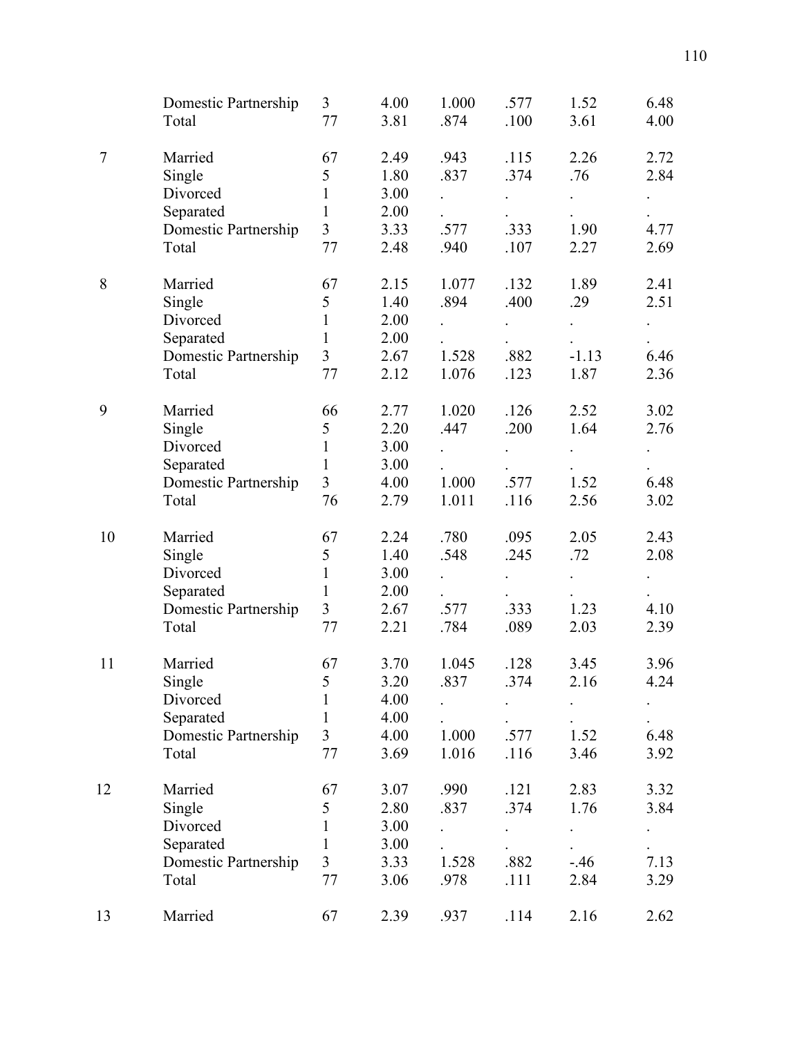| | | | | | | | |
|---|---|---|---|---|---|---|---|
| | Domestic Partnership | 3 | 4.00 | 1.000 | .577 | 1.52 | 6.48 |
| | Total | 77 | 3.81 | .874 | .100 | 3.61 | 4.00 |
| 7 | Married | 67 | 2.49 | .943 | .115 | 2.26 | 2.72 |
| | Single | 5 | 1.80 | .837 | .374 | .76 | 2.84 |
| | Divorced | 1 | 3.00 | . | . | . | . |
| | Separated | 1 | 2.00 | . | . | . | . |
| | Domestic Partnership | 3 | 3.33 | .577 | .333 | 1.90 | 4.77 |
| | Total | 77 | 2.48 | .940 | .107 | 2.27 | 2.69 |
| 8 | Married | 67 | 2.15 | 1.077 | .132 | 1.89 | 2.41 |
| | Single | 5 | 1.40 | .894 | .400 | .29 | 2.51 |
| | Divorced | 1 | 2.00 | . | . | . | . |
| | Separated | 1 | 2.00 | . | . | . | . |
| | Domestic Partnership | 3 | 2.67 | 1.528 | .882 | -1.13 | 6.46 |
| | Total | 77 | 2.12 | 1.076 | .123 | 1.87 | 2.36 |
| 9 | Married | 66 | 2.77 | 1.020 | .126 | 2.52 | 3.02 |
| | Single | 5 | 2.20 | .447 | .200 | 1.64 | 2.76 |
| | Divorced | 1 | 3.00 | . | . | . | . |
| | Separated | 1 | 3.00 | . | . | . | . |
| | Domestic Partnership | 3 | 4.00 | 1.000 | .577 | 1.52 | 6.48 |
| | Total | 76 | 2.79 | 1.011 | .116 | 2.56 | 3.02 |
| 10 | Married | 67 | 2.24 | .780 | .095 | 2.05 | 2.43 |
| | Single | 5 | 1.40 | .548 | .245 | .72 | 2.08 |
| | Divorced | 1 | 3.00 | . | . | . | . |
| | Separated | 1 | 2.00 | . | . | . | . |
| | Domestic Partnership | 3 | 2.67 | .577 | .333 | 1.23 | 4.10 |
| | Total | 77 | 2.21 | .784 | .089 | 2.03 | 2.39 |
| 11 | Married | 67 | 3.70 | 1.045 | .128 | 3.45 | 3.96 |
| | Single | 5 | 3.20 | .837 | .374 | 2.16 | 4.24 |
| | Divorced | 1 | 4.00 | . | . | . | . |
| | Separated | 1 | 4.00 | . | . | . | . |
| | Domestic Partnership | 3 | 4.00 | 1.000 | .577 | 1.52 | 6.48 |
| | Total | 77 | 3.69 | 1.016 | .116 | 3.46 | 3.92 |
| 12 | Married | 67 | 3.07 | .990 | .121 | 2.83 | 3.32 |
| | Single | 5 | 2.80 | .837 | .374 | 1.76 | 3.84 |
| | Divorced | 1 | 3.00 | . | . | . | . |
| | Separated | 1 | 3.00 | . | . | . | . |
| | Domestic Partnership | 3 | 3.33 | 1.528 | .882 | -.46 | 7.13 |
| | Total | 77 | 3.06 | .978 | .111 | 2.84 | 3.29 |
| 13 | Married | 67 | 2.39 | .937 | .114 | 2.16 | 2.62 |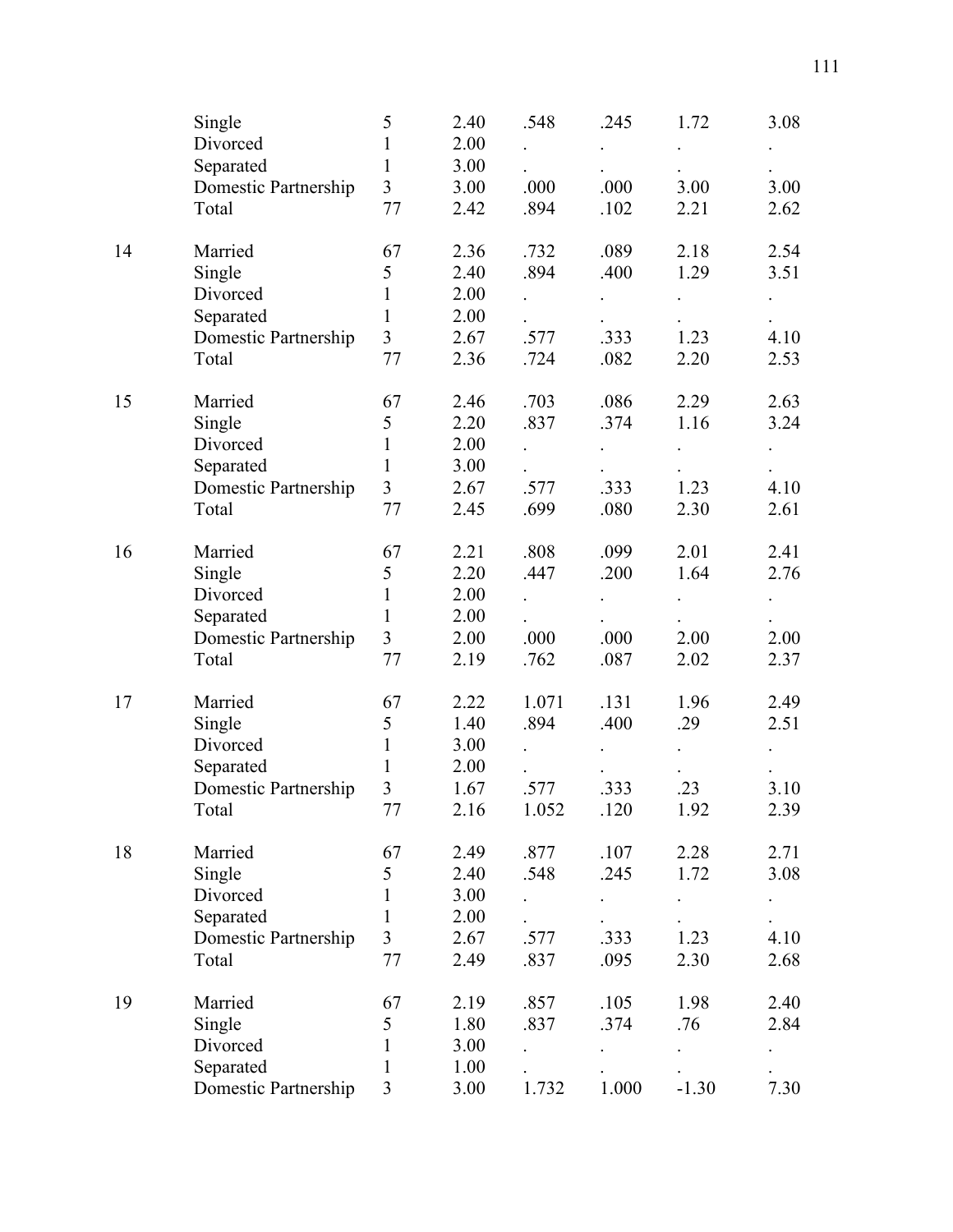| | | | | | | | |
|---|---|---|---|---|---|---|---|
| | Single | 5 | 2.40 | .548 | .245 | 1.72 | 3.08 |
| | Divorced | 1 | 2.00 | . | . | . | . |
| | Separated | 1 | 3.00 | . | . | . | . |
| | Domestic Partnership | 3 | 3.00 | .000 | .000 | 3.00 | 3.00 |
| | Total | 77 | 2.42 | .894 | .102 | 2.21 | 2.62 |
| 14 | Married | 67 | 2.36 | .732 | .089 | 2.18 | 2.54 |
| | Single | 5 | 2.40 | .894 | .400 | 1.29 | 3.51 |
| | Divorced | 1 | 2.00 | . | . | . | . |
| | Separated | 1 | 2.00 | . | . | . | . |
| | Domestic Partnership | 3 | 2.67 | .577 | .333 | 1.23 | 4.10 |
| | Total | 77 | 2.36 | .724 | .082 | 2.20 | 2.53 |
| 15 | Married | 67 | 2.46 | .703 | .086 | 2.29 | 2.63 |
| | Single | 5 | 2.20 | .837 | .374 | 1.16 | 3.24 |
| | Divorced | 1 | 2.00 | . | . | . | . |
| | Separated | 1 | 3.00 | . | . | . | . |
| | Domestic Partnership | 3 | 2.67 | .577 | .333 | 1.23 | 4.10 |
| | Total | 77 | 2.45 | .699 | .080 | 2.30 | 2.61 |
| 16 | Married | 67 | 2.21 | .808 | .099 | 2.01 | 2.41 |
| | Single | 5 | 2.20 | .447 | .200 | 1.64 | 2.76 |
| | Divorced | 1 | 2.00 | . | . | . | . |
| | Separated | 1 | 2.00 | . | . | . | . |
| | Domestic Partnership | 3 | 2.00 | .000 | .000 | 2.00 | 2.00 |
| | Total | 77 | 2.19 | .762 | .087 | 2.02 | 2.37 |
| 17 | Married | 67 | 2.22 | 1.071 | .131 | 1.96 | 2.49 |
| | Single | 5 | 1.40 | .894 | .400 | .29 | 2.51 |
| | Divorced | 1 | 3.00 | . | . | . | . |
| | Separated | 1 | 2.00 | . | . | . | . |
| | Domestic Partnership | 3 | 1.67 | .577 | .333 | .23 | 3.10 |
| | Total | 77 | 2.16 | 1.052 | .120 | 1.92 | 2.39 |
| 18 | Married | 67 | 2.49 | .877 | .107 | 2.28 | 2.71 |
| | Single | 5 | 2.40 | .548 | .245 | 1.72 | 3.08 |
| | Divorced | 1 | 3.00 | . | . | . | . |
| | Separated | 1 | 2.00 | . | . | . | . |
| | Domestic Partnership | 3 | 2.67 | .577 | .333 | 1.23 | 4.10 |
| | Total | 77 | 2.49 | .837 | .095 | 2.30 | 2.68 |
| 19 | Married | 67 | 2.19 | .857 | .105 | 1.98 | 2.40 |
| | Single | 5 | 1.80 | .837 | .374 | .76 | 2.84 |
| | Divorced | 1 | 3.00 | . | . | . | . |
| | Separated | 1 | 1.00 | . | . | . | . |
| | Domestic Partnership | 3 | 3.00 | 1.732 | 1.000 | -1.30 | 7.30 |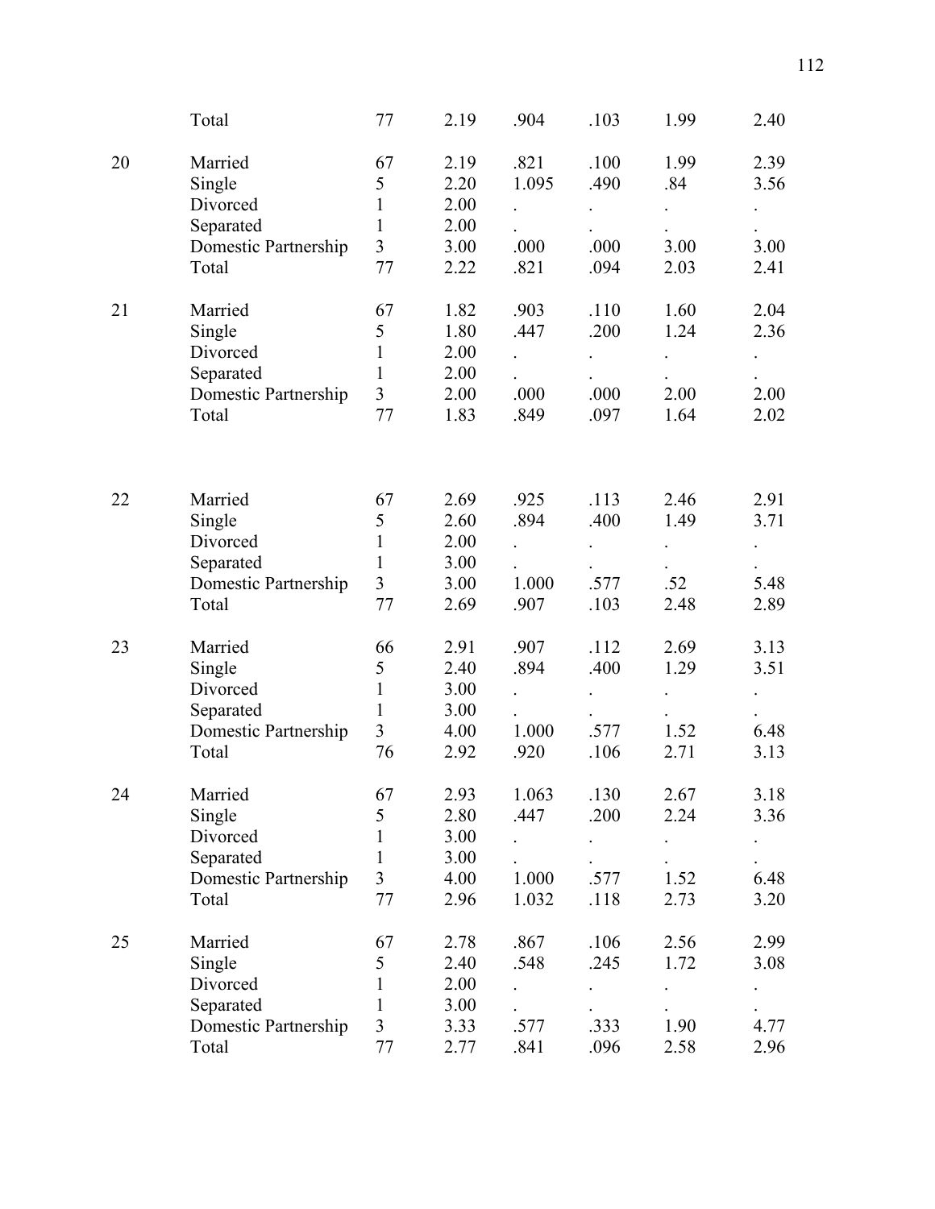| | | | | | | | |
|---|---|---|---|---|---|---|---|
| | Total | 77 | 2.19 | .904 | .103 | 1.99 | 2.40 |
| 20 | Married | 67 | 2.19 | .821 | .100 | 1.99 | 2.39 |
| | Single | 5 | 2.20 | 1.095 | .490 | .84 | 3.56 |
| | Divorced | 1 | 2.00 | . | . | . | . |
| | Separated | 1 | 2.00 | . | . | . | . |
| | Domestic Partnership | 3 | 3.00 | .000 | .000 | 3.00 | 3.00 |
| | Total | 77 | 2.22 | .821 | .094 | 2.03 | 2.41 |
| 21 | Married | 67 | 1.82 | .903 | .110 | 1.60 | 2.04 |
| | Single | 5 | 1.80 | .447 | .200 | 1.24 | 2.36 |
| | Divorced | 1 | 2.00 | . | . | . | . |
| | Separated | 1 | 2.00 | . | . | . | . |
| | Domestic Partnership | 3 | 2.00 | .000 | .000 | 2.00 | 2.00 |
| | Total | 77 | 1.83 | .849 | .097 | 1.64 | 2.02 |
| 22 | Married | 67 | 2.69 | .925 | .113 | 2.46 | 2.91 |
| | Single | 5 | 2.60 | .894 | .400 | 1.49 | 3.71 |
| | Divorced | 1 | 2.00 | . | . | . | . |
| | Separated | 1 | 3.00 | . | . | . | . |
| | Domestic Partnership | 3 | 3.00 | 1.000 | .577 | .52 | 5.48 |
| | Total | 77 | 2.69 | .907 | .103 | 2.48 | 2.89 |
| 23 | Married | 66 | 2.91 | .907 | .112 | 2.69 | 3.13 |
| | Single | 5 | 2.40 | .894 | .400 | 1.29 | 3.51 |
| | Divorced | 1 | 3.00 | . | . | . | . |
| | Separated | 1 | 3.00 | . | . | . | . |
| | Domestic Partnership | 3 | 4.00 | 1.000 | .577 | 1.52 | 6.48 |
| | Total | 76 | 2.92 | .920 | .106 | 2.71 | 3.13 |
| 24 | Married | 67 | 2.93 | 1.063 | .130 | 2.67 | 3.18 |
| | Single | 5 | 2.80 | .447 | .200 | 2.24 | 3.36 |
| | Divorced | 1 | 3.00 | . | . | . | . |
| | Separated | 1 | 3.00 | . | . | . | . |
| | Domestic Partnership | 3 | 4.00 | 1.000 | .577 | 1.52 | 6.48 |
| | Total | 77 | 2.96 | 1.032 | .118 | 2.73 | 3.20 |
| 25 | Married | 67 | 2.78 | .867 | .106 | 2.56 | 2.99 |
| | Single | 5 | 2.40 | .548 | .245 | 1.72 | 3.08 |
| | Divorced | 1 | 2.00 | . | . | . | . |
| | Separated | 1 | 3.00 | . | . | . | . |
| | Domestic Partnership | 3 | 3.33 | .577 | .333 | 1.90 | 4.77 |
| | Total | 77 | 2.77 | .841 | .096 | 2.58 | 2.96 |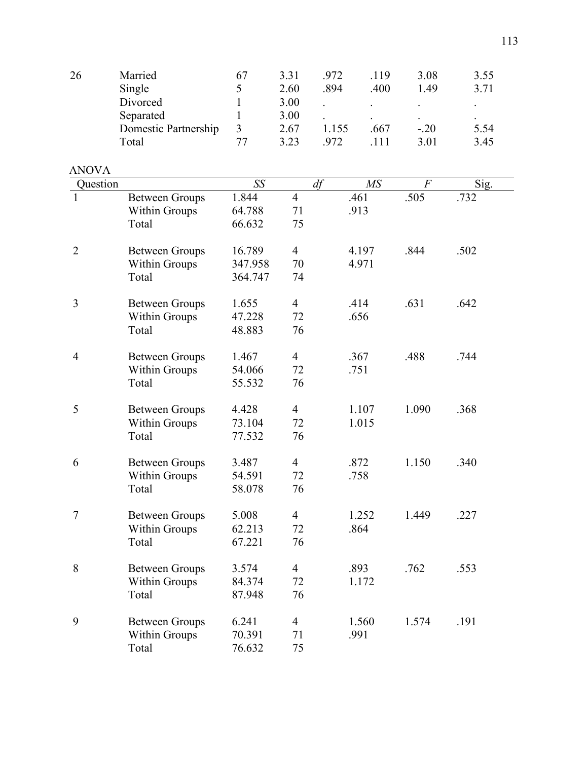| | | | | | | | |
|---|---|---|---|---|---|---|---|
| 26 | Married | 67 | 3.31 | .972 | .119 | 3.08 | 3.55 |
| | Single | 5 | 2.60 | .894 | .400 | 1.49 | 3.71 |
| | Divorced | 1 | 3.00 | . | . | . | . |
| | Separated | 1 | 3.00 | . | . | . | . |
| | Domestic Partnership | 3 | 2.67 | 1.155 | .667 | -.20 | 5.54 |
| | Total | 77 | 3.23 | .972 | .111 | 3.01 | 3.45 |

ANOVA

| Question | | *SS* | *df* | *MS* | *F* | Sig. |
|---|---|---|---|---|---|---|
| 1 | Between Groups | 1.844 | 4 | .461 | .505 | .732 |
| | Within Groups | 64.788 | 71 | .913 | | |
| | Total | 66.632 | 75 | | | |
| 2 | Between Groups | 16.789 | 4 | 4.197 | .844 | .502 |
| | Within Groups | 347.958 | 70 | 4.971 | | |
| | Total | 364.747 | 74 | | | |
| 3 | Between Groups | 1.655 | 4 | .414 | .631 | .642 |
| | Within Groups | 47.228 | 72 | .656 | | |
| | Total | 48.883 | 76 | | | |
| 4 | Between Groups | 1.467 | 4 | .367 | .488 | .744 |
| | Within Groups | 54.066 | 72 | .751 | | |
| | Total | 55.532 | 76 | | | |
| 5 | Between Groups | 4.428 | 4 | 1.107 | 1.090 | .368 |
| | Within Groups | 73.104 | 72 | 1.015 | | |
| | Total | 77.532 | 76 | | | |
| 6 | Between Groups | 3.487 | 4 | .872 | 1.150 | .340 |
| | Within Groups | 54.591 | 72 | .758 | | |
| | Total | 58.078 | 76 | | | |
| 7 | Between Groups | 5.008 | 4 | 1.252 | 1.449 | .227 |
| | Within Groups | 62.213 | 72 | .864 | | |
| | Total | 67.221 | 76 | | | |
| 8 | Between Groups | 3.574 | 4 | .893 | .762 | .553 |
| | Within Groups | 84.374 | 72 | 1.172 | | |
| | Total | 87.948 | 76 | | | |
| 9 | Between Groups | 6.241 | 4 | 1.560 | 1.574 | .191 |
| | Within Groups | 70.391 | 71 | .991 | | |
| | Total | 76.632 | 75 | | | |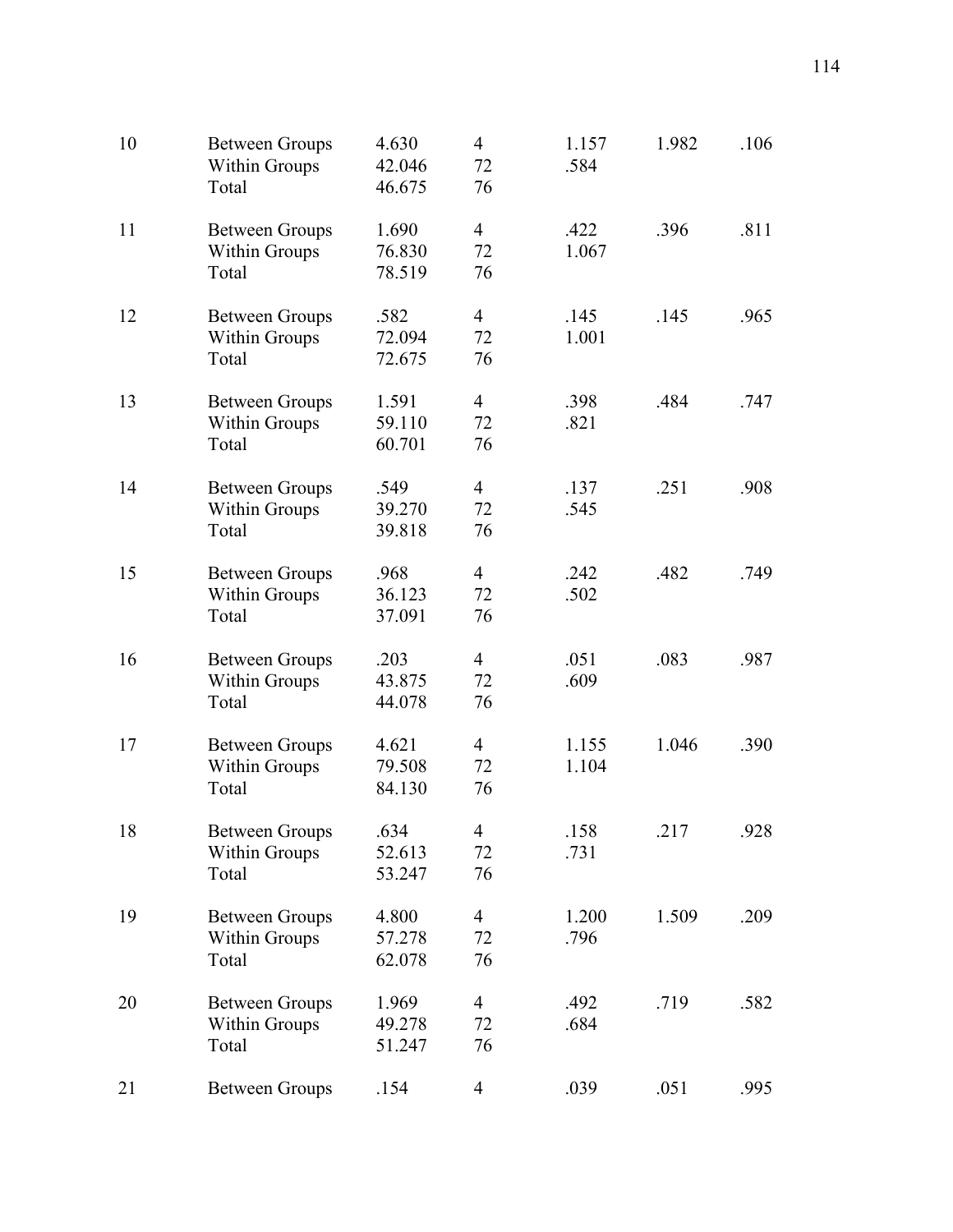| | | | | | | |
|---|---|---|---|---|---|---|
| 10 | Between Groups | 4.630 | 4 | 1.157 | 1.982 | .106 |
| | Within Groups | 42.046 | 72 | .584 | | |
| | Total | 46.675 | 76 | | | |
| 11 | Between Groups | 1.690 | 4 | .422 | .396 | .811 |
| | Within Groups | 76.830 | 72 | 1.067 | | |
| | Total | 78.519 | 76 | | | |
| 12 | Between Groups | .582 | 4 | .145 | .145 | .965 |
| | Within Groups | 72.094 | 72 | 1.001 | | |
| | Total | 72.675 | 76 | | | |
| 13 | Between Groups | 1.591 | 4 | .398 | .484 | .747 |
| | Within Groups | 59.110 | 72 | .821 | | |
| | Total | 60.701 | 76 | | | |
| 14 | Between Groups | .549 | 4 | .137 | .251 | .908 |
| | Within Groups | 39.270 | 72 | .545 | | |
| | Total | 39.818 | 76 | | | |
| 15 | Between Groups | .968 | 4 | .242 | .482 | .749 |
| | Within Groups | 36.123 | 72 | .502 | | |
| | Total | 37.091 | 76 | | | |
| 16 | Between Groups | .203 | 4 | .051 | .083 | .987 |
| | Within Groups | 43.875 | 72 | .609 | | |
| | Total | 44.078 | 76 | | | |
| 17 | Between Groups | 4.621 | 4 | 1.155 | 1.046 | .390 |
| | Within Groups | 79.508 | 72 | 1.104 | | |
| | Total | 84.130 | 76 | | | |
| 18 | Between Groups | .634 | 4 | .158 | .217 | .928 |
| | Within Groups | 52.613 | 72 | .731 | | |
| | Total | 53.247 | 76 | | | |
| 19 | Between Groups | 4.800 | 4 | 1.200 | 1.509 | .209 |
| | Within Groups | 57.278 | 72 | .796 | | |
| | Total | 62.078 | 76 | | | |
| 20 | Between Groups | 1.969 | 4 | .492 | .719 | .582 |
| | Within Groups | 49.278 | 72 | .684 | | |
| | Total | 51.247 | 76 | | | |
| 21 | Between Groups | .154 | 4 | .039 | .051 | .995 |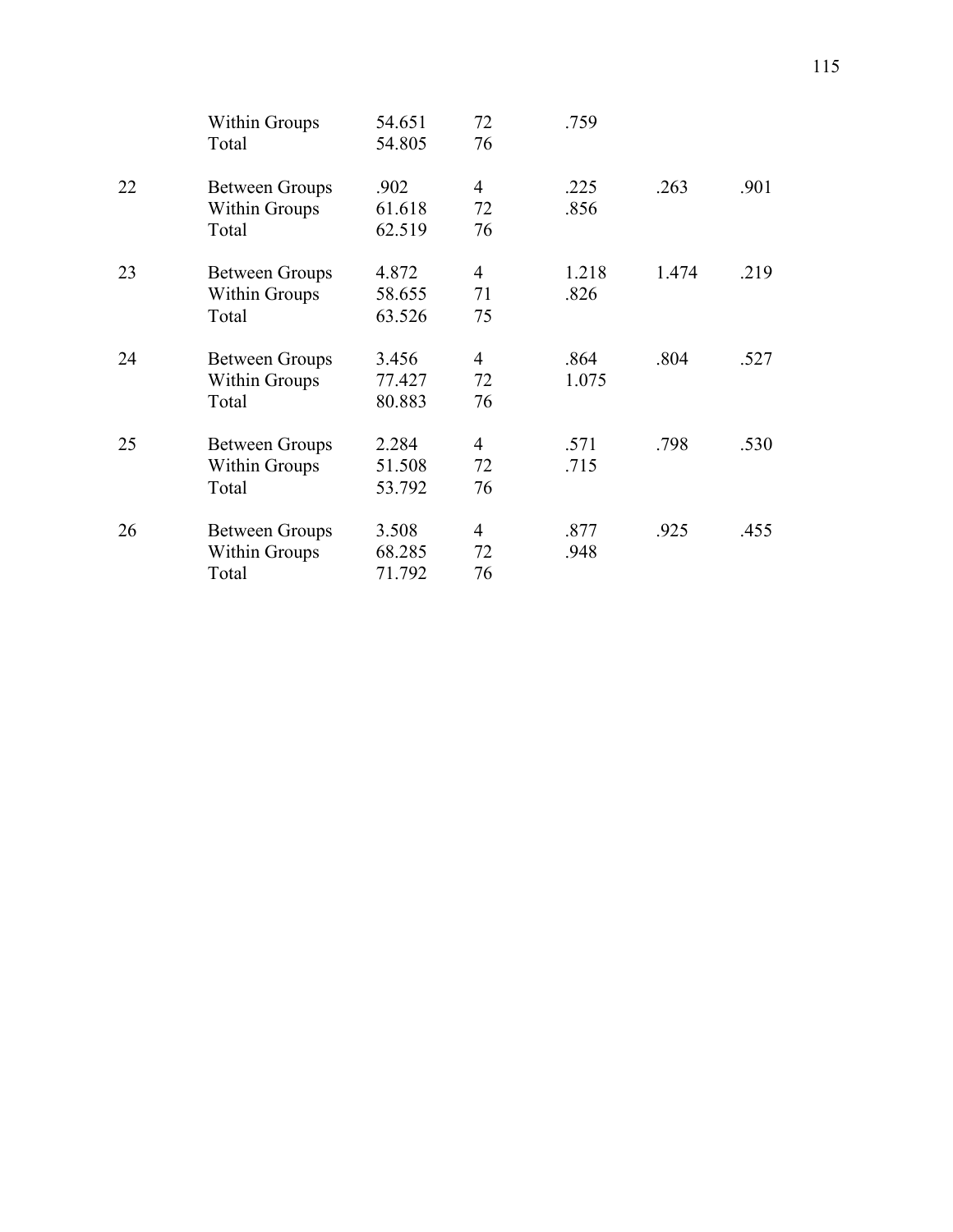| | | | | | | |
|---|---|---|---|---|---|---|
| | Within Groups | 54.651 | 72 | .759 | | |
| | Total | 54.805 | 76 | | | |
| 22 | Between Groups | .902 | 4 | .225 | .263 | .901 |
| | Within Groups | 61.618 | 72 | .856 | | |
| | Total | 62.519 | 76 | | | |
| 23 | Between Groups | 4.872 | 4 | 1.218 | 1.474 | .219 |
| | Within Groups | 58.655 | 71 | .826 | | |
| | Total | 63.526 | 75 | | | |
| 24 | Between Groups | 3.456 | 4 | .864 | .804 | .527 |
| | Within Groups | 77.427 | 72 | 1.075 | | |
| | Total | 80.883 | 76 | | | |
| 25 | Between Groups | 2.284 | 4 | .571 | .798 | .530 |
| | Within Groups | 51.508 | 72 | .715 | | |
| | Total | 53.792 | 76 | | | |
| 26 | Between Groups | 3.508 | 4 | .877 | .925 | .455 |
| | Within Groups | 68.285 | 72 | .948 | | |
| | Total | 71.792 | 76 | | | |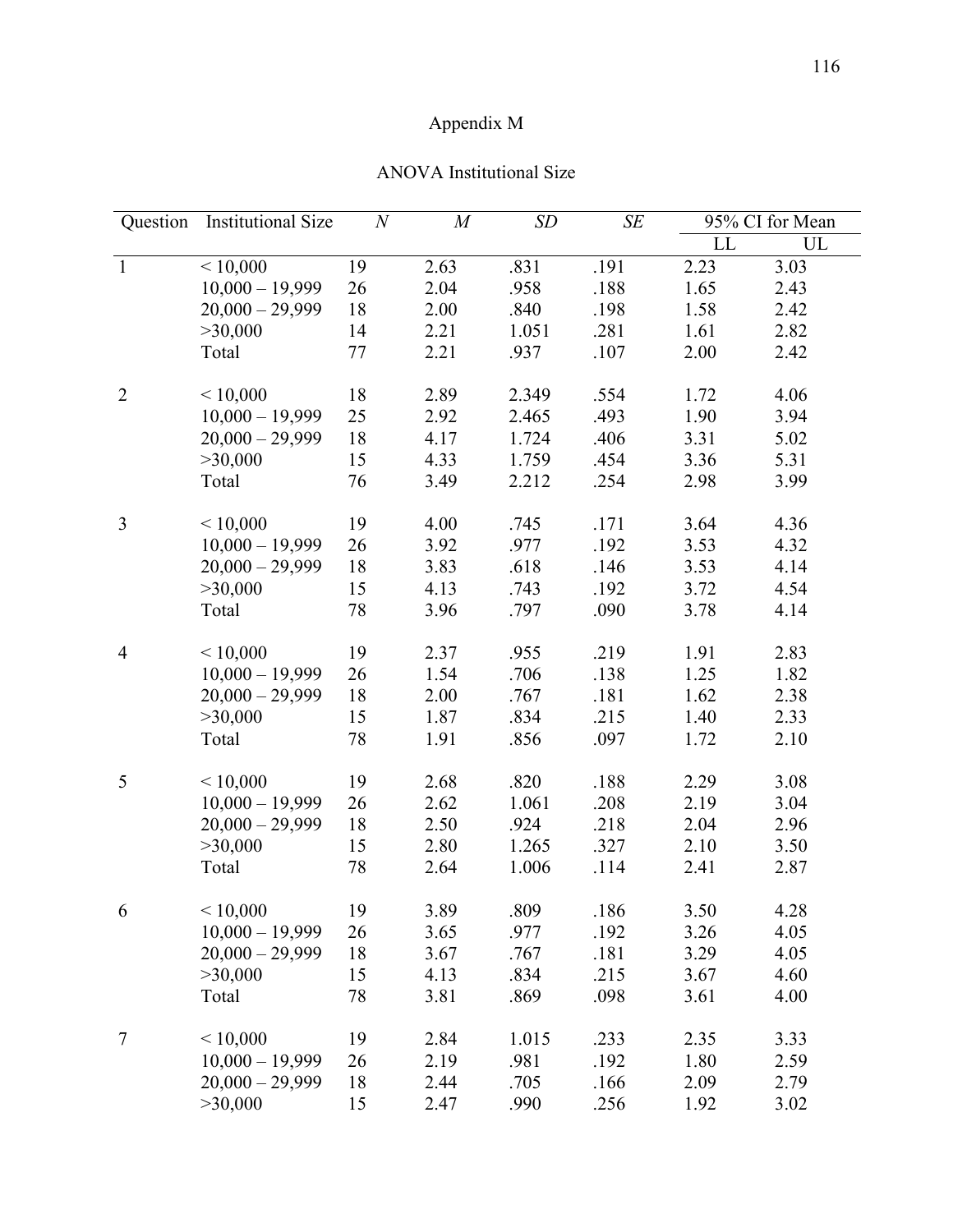# Appendix M

## ANOVA Institutional Size

| Question | Institutional Size | *N* | *M* | *SD* | *SE* | 95% CI for Mean | |
|---|---|---|---|---|---|---|---|
| | | | | | | LL | UL |
| 1 | < 10,000 | 19 | 2.63 | .831 | .191 | 2.23 | 3.03 |
| | 10,000 – 19,999 | 26 | 2.04 | .958 | .188 | 1.65 | 2.43 |
| | 20,000 – 29,999 | 18 | 2.00 | .840 | .198 | 1.58 | 2.42 |
| | >30,000 | 14 | 2.21 | 1.051 | .281 | 1.61 | 2.82 |
| | Total | 77 | 2.21 | .937 | .107 | 2.00 | 2.42 |
| 2 | < 10,000 | 18 | 2.89 | 2.349 | .554 | 1.72 | 4.06 |
| | 10,000 – 19,999 | 25 | 2.92 | 2.465 | .493 | 1.90 | 3.94 |
| | 20,000 – 29,999 | 18 | 4.17 | 1.724 | .406 | 3.31 | 5.02 |
| | >30,000 | 15 | 4.33 | 1.759 | .454 | 3.36 | 5.31 |
| | Total | 76 | 3.49 | 2.212 | .254 | 2.98 | 3.99 |
| 3 | < 10,000 | 19 | 4.00 | .745 | .171 | 3.64 | 4.36 |
| | 10,000 – 19,999 | 26 | 3.92 | .977 | .192 | 3.53 | 4.32 |
| | 20,000 – 29,999 | 18 | 3.83 | .618 | .146 | 3.53 | 4.14 |
| | >30,000 | 15 | 4.13 | .743 | .192 | 3.72 | 4.54 |
| | Total | 78 | 3.96 | .797 | .090 | 3.78 | 4.14 |
| 4 | < 10,000 | 19 | 2.37 | .955 | .219 | 1.91 | 2.83 |
| | 10,000 – 19,999 | 26 | 1.54 | .706 | .138 | 1.25 | 1.82 |
| | 20,000 – 29,999 | 18 | 2.00 | .767 | .181 | 1.62 | 2.38 |
| | >30,000 | 15 | 1.87 | .834 | .215 | 1.40 | 2.33 |
| | Total | 78 | 1.91 | .856 | .097 | 1.72 | 2.10 |
| 5 | < 10,000 | 19 | 2.68 | .820 | .188 | 2.29 | 3.08 |
| | 10,000 – 19,999 | 26 | 2.62 | 1.061 | .208 | 2.19 | 3.04 |
| | 20,000 – 29,999 | 18 | 2.50 | .924 | .218 | 2.04 | 2.96 |
| | >30,000 | 15 | 2.80 | 1.265 | .327 | 2.10 | 3.50 |
| | Total | 78 | 2.64 | 1.006 | .114 | 2.41 | 2.87 |
| 6 | < 10,000 | 19 | 3.89 | .809 | .186 | 3.50 | 4.28 |
| | 10,000 – 19,999 | 26 | 3.65 | .977 | .192 | 3.26 | 4.05 |
| | 20,000 – 29,999 | 18 | 3.67 | .767 | .181 | 3.29 | 4.05 |
| | >30,000 | 15 | 4.13 | .834 | .215 | 3.67 | 4.60 |
| | Total | 78 | 3.81 | .869 | .098 | 3.61 | 4.00 |
| 7 | < 10,000 | 19 | 2.84 | 1.015 | .233 | 2.35 | 3.33 |
| | 10,000 – 19,999 | 26 | 2.19 | .981 | .192 | 1.80 | 2.59 |
| | 20,000 – 29,999 | 18 | 2.44 | .705 | .166 | 2.09 | 2.79 |
| | >30,000 | 15 | 2.47 | .990 | .256 | 1.92 | 3.02 |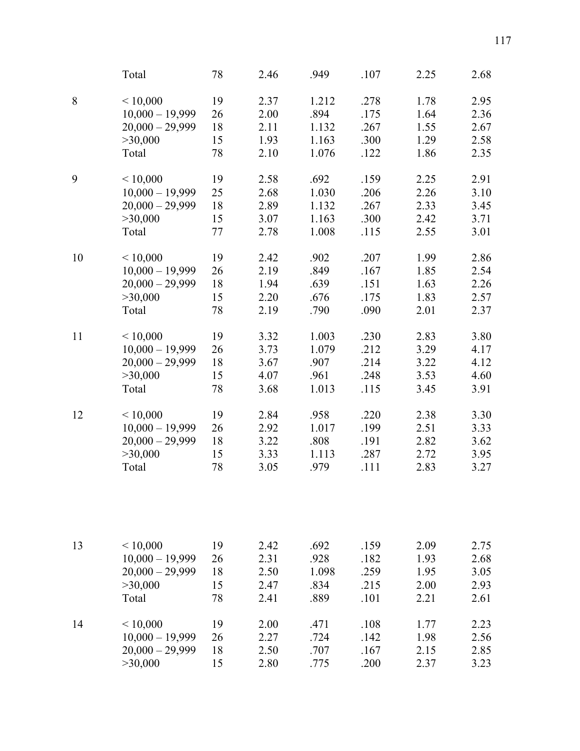| | | | | | | | |
|---|---|---|---|---|---|---|---|
| | Total | 78 | 2.46 | .949 | .107 | 2.25 | 2.68 |
| 8 | < 10,000 | 19 | 2.37 | 1.212 | .278 | 1.78 | 2.95 |
| | 10,000 – 19,999 | 26 | 2.00 | .894 | .175 | 1.64 | 2.36 |
| | 20,000 – 29,999 | 18 | 2.11 | 1.132 | .267 | 1.55 | 2.67 |
| | >30,000 | 15 | 1.93 | 1.163 | .300 | 1.29 | 2.58 |
| | Total | 78 | 2.10 | 1.076 | .122 | 1.86 | 2.35 |
| 9 | < 10,000 | 19 | 2.58 | .692 | .159 | 2.25 | 2.91 |
| | 10,000 – 19,999 | 25 | 2.68 | 1.030 | .206 | 2.26 | 3.10 |
| | 20,000 – 29,999 | 18 | 2.89 | 1.132 | .267 | 2.33 | 3.45 |
| | >30,000 | 15 | 3.07 | 1.163 | .300 | 2.42 | 3.71 |
| | Total | 77 | 2.78 | 1.008 | .115 | 2.55 | 3.01 |
| 10 | < 10,000 | 19 | 2.42 | .902 | .207 | 1.99 | 2.86 |
| | 10,000 – 19,999 | 26 | 2.19 | .849 | .167 | 1.85 | 2.54 |
| | 20,000 – 29,999 | 18 | 1.94 | .639 | .151 | 1.63 | 2.26 |
| | >30,000 | 15 | 2.20 | .676 | .175 | 1.83 | 2.57 |
| | Total | 78 | 2.19 | .790 | .090 | 2.01 | 2.37 |
| 11 | < 10,000 | 19 | 3.32 | 1.003 | .230 | 2.83 | 3.80 |
| | 10,000 – 19,999 | 26 | 3.73 | 1.079 | .212 | 3.29 | 4.17 |
| | 20,000 – 29,999 | 18 | 3.67 | .907 | .214 | 3.22 | 4.12 |
| | >30,000 | 15 | 4.07 | .961 | .248 | 3.53 | 4.60 |
| | Total | 78 | 3.68 | 1.013 | .115 | 3.45 | 3.91 |
| 12 | < 10,000 | 19 | 2.84 | .958 | .220 | 2.38 | 3.30 |
| | 10,000 – 19,999 | 26 | 2.92 | 1.017 | .199 | 2.51 | 3.33 |
| | 20,000 – 29,999 | 18 | 3.22 | .808 | .191 | 2.82 | 3.62 |
| | >30,000 | 15 | 3.33 | 1.113 | .287 | 2.72 | 3.95 |
| | Total | 78 | 3.05 | .979 | .111 | 2.83 | 3.27 |
| 13 | < 10,000 | 19 | 2.42 | .692 | .159 | 2.09 | 2.75 |
| | 10,000 – 19,999 | 26 | 2.31 | .928 | .182 | 1.93 | 2.68 |
| | 20,000 – 29,999 | 18 | 2.50 | 1.098 | .259 | 1.95 | 3.05 |
| | >30,000 | 15 | 2.47 | .834 | .215 | 2.00 | 2.93 |
| | Total | 78 | 2.41 | .889 | .101 | 2.21 | 2.61 |
| 14 | < 10,000 | 19 | 2.00 | .471 | .108 | 1.77 | 2.23 |
| | 10,000 – 19,999 | 26 | 2.27 | .724 | .142 | 1.98 | 2.56 |
| | 20,000 – 29,999 | 18 | 2.50 | .707 | .167 | 2.15 | 2.85 |
| | >30,000 | 15 | 2.80 | .775 | .200 | 2.37 | 3.23 |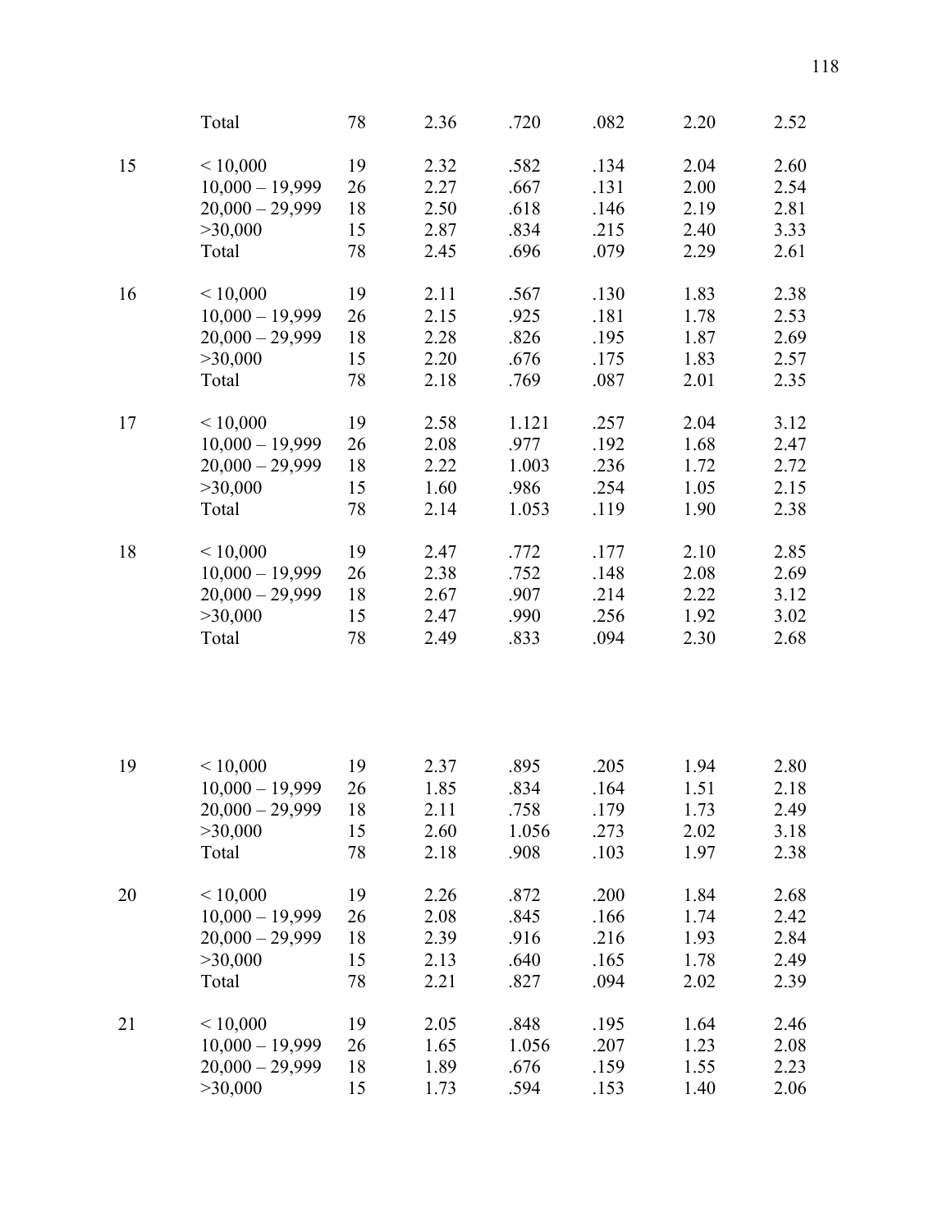| | | | | | | | |
|---|---|---|---|---|---|---|---|
| | Total | 78 | 2.36 | .720 | .082 | 2.20 | 2.52 |
| 15 | < 10,000 | 19 | 2.32 | .582 | .134 | 2.04 | 2.60 |
| | 10,000 – 19,999 | 26 | 2.27 | .667 | .131 | 2.00 | 2.54 |
| | 20,000 – 29,999 | 18 | 2.50 | .618 | .146 | 2.19 | 2.81 |
| | >30,000 | 15 | 2.87 | .834 | .215 | 2.40 | 3.33 |
| | Total | 78 | 2.45 | .696 | .079 | 2.29 | 2.61 |
| 16 | < 10,000 | 19 | 2.11 | .567 | .130 | 1.83 | 2.38 |
| | 10,000 – 19,999 | 26 | 2.15 | .925 | .181 | 1.78 | 2.53 |
| | 20,000 – 29,999 | 18 | 2.28 | .826 | .195 | 1.87 | 2.69 |
| | >30,000 | 15 | 2.20 | .676 | .175 | 1.83 | 2.57 |
| | Total | 78 | 2.18 | .769 | .087 | 2.01 | 2.35 |
| 17 | < 10,000 | 19 | 2.58 | 1.121 | .257 | 2.04 | 3.12 |
| | 10,000 – 19,999 | 26 | 2.08 | .977 | .192 | 1.68 | 2.47 |
| | 20,000 – 29,999 | 18 | 2.22 | 1.003 | .236 | 1.72 | 2.72 |
| | >30,000 | 15 | 1.60 | .986 | .254 | 1.05 | 2.15 |
| | Total | 78 | 2.14 | 1.053 | .119 | 1.90 | 2.38 |
| 18 | < 10,000 | 19 | 2.47 | .772 | .177 | 2.10 | 2.85 |
| | 10,000 – 19,999 | 26 | 2.38 | .752 | .148 | 2.08 | 2.69 |
| | 20,000 – 29,999 | 18 | 2.67 | .907 | .214 | 2.22 | 3.12 |
| | >30,000 | 15 | 2.47 | .990 | .256 | 1.92 | 3.02 |
| | Total | 78 | 2.49 | .833 | .094 | 2.30 | 2.68 |
| 19 | < 10,000 | 19 | 2.37 | .895 | .205 | 1.94 | 2.80 |
| | 10,000 – 19,999 | 26 | 1.85 | .834 | .164 | 1.51 | 2.18 |
| | 20,000 – 29,999 | 18 | 2.11 | .758 | .179 | 1.73 | 2.49 |
| | >30,000 | 15 | 2.60 | 1.056 | .273 | 2.02 | 3.18 |
| | Total | 78 | 2.18 | .908 | .103 | 1.97 | 2.38 |
| 20 | < 10,000 | 19 | 2.26 | .872 | .200 | 1.84 | 2.68 |
| | 10,000 – 19,999 | 26 | 2.08 | .845 | .166 | 1.74 | 2.42 |
| | 20,000 – 29,999 | 18 | 2.39 | .916 | .216 | 1.93 | 2.84 |
| | >30,000 | 15 | 2.13 | .640 | .165 | 1.78 | 2.49 |
| | Total | 78 | 2.21 | .827 | .094 | 2.02 | 2.39 |
| 21 | < 10,000 | 19 | 2.05 | .848 | .195 | 1.64 | 2.46 |
| | 10,000 – 19,999 | 26 | 1.65 | 1.056 | .207 | 1.23 | 2.08 |
| | 20,000 – 29,999 | 18 | 1.89 | .676 | .159 | 1.55 | 2.23 |
| | >30,000 | 15 | 1.73 | .594 | .153 | 1.40 | 2.06 |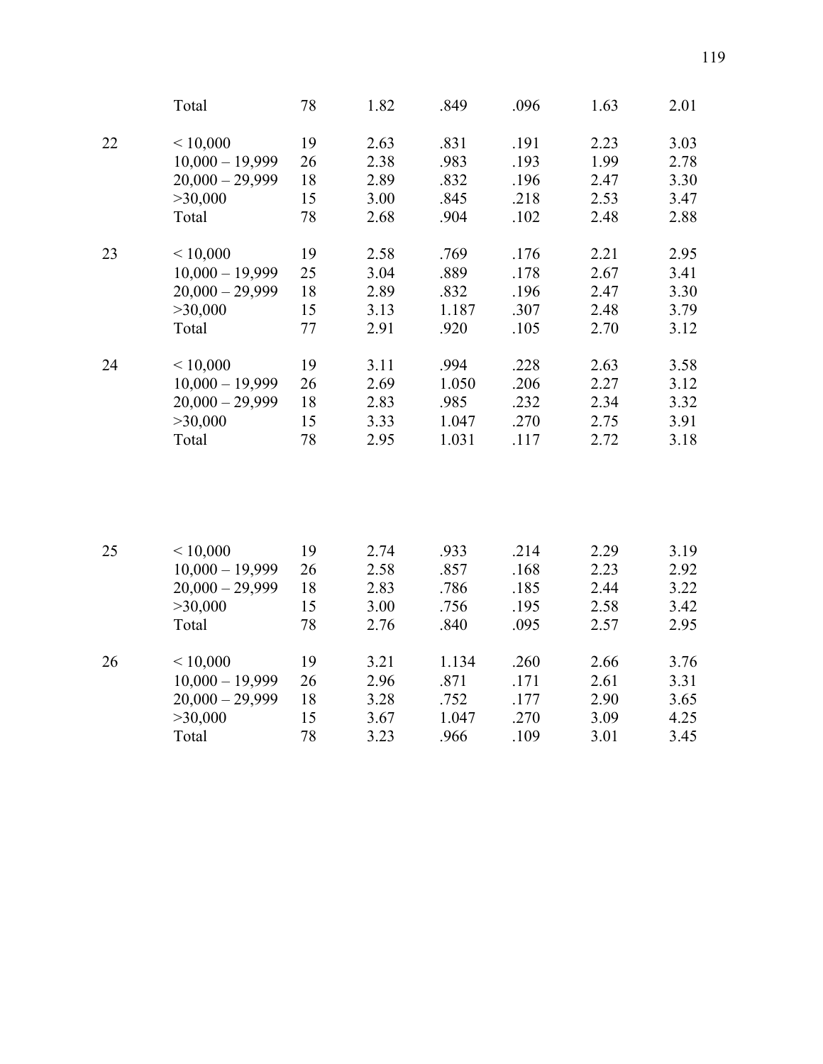| | | | | | | | |
|---|---|---|---|---|---|---|---|
| | Total | 78 | 1.82 | .849 | .096 | 1.63 | 2.01 |
| 22 | < 10,000 | 19 | 2.63 | .831 | .191 | 2.23 | 3.03 |
| | 10,000 – 19,999 | 26 | 2.38 | .983 | .193 | 1.99 | 2.78 |
| | 20,000 – 29,999 | 18 | 2.89 | .832 | .196 | 2.47 | 3.30 |
| | >30,000 | 15 | 3.00 | .845 | .218 | 2.53 | 3.47 |
| | Total | 78 | 2.68 | .904 | .102 | 2.48 | 2.88 |
| 23 | < 10,000 | 19 | 2.58 | .769 | .176 | 2.21 | 2.95 |
| | 10,000 – 19,999 | 25 | 3.04 | .889 | .178 | 2.67 | 3.41 |
| | 20,000 – 29,999 | 18 | 2.89 | .832 | .196 | 2.47 | 3.30 |
| | >30,000 | 15 | 3.13 | 1.187 | .307 | 2.48 | 3.79 |
| | Total | 77 | 2.91 | .920 | .105 | 2.70 | 3.12 |
| 24 | < 10,000 | 19 | 3.11 | .994 | .228 | 2.63 | 3.58 |
| | 10,000 – 19,999 | 26 | 2.69 | 1.050 | .206 | 2.27 | 3.12 |
| | 20,000 – 29,999 | 18 | 2.83 | .985 | .232 | 2.34 | 3.32 |
| | >30,000 | 15 | 3.33 | 1.047 | .270 | 2.75 | 3.91 |
| | Total | 78 | 2.95 | 1.031 | .117 | 2.72 | 3.18 |
| 25 | < 10,000 | 19 | 2.74 | .933 | .214 | 2.29 | 3.19 |
| | 10,000 – 19,999 | 26 | 2.58 | .857 | .168 | 2.23 | 2.92 |
| | 20,000 – 29,999 | 18 | 2.83 | .786 | .185 | 2.44 | 3.22 |
| | >30,000 | 15 | 3.00 | .756 | .195 | 2.58 | 3.42 |
| | Total | 78 | 2.76 | .840 | .095 | 2.57 | 2.95 |
| 26 | < 10,000 | 19 | 3.21 | 1.134 | .260 | 2.66 | 3.76 |
| | 10,000 – 19,999 | 26 | 2.96 | .871 | .171 | 2.61 | 3.31 |
| | 20,000 – 29,999 | 18 | 3.28 | .752 | .177 | 2.90 | 3.65 |
| | >30,000 | 15 | 3.67 | 1.047 | .270 | 3.09 | 4.25 |
| | Total | 78 | 3.23 | .966 | .109 | 3.01 | 3.45 |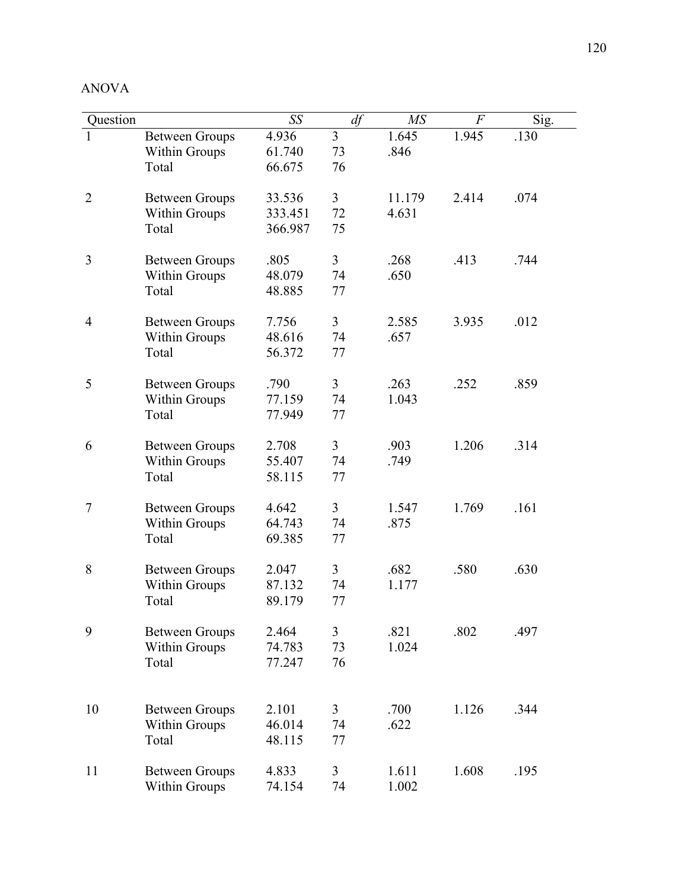ANOVA

| Question | | *SS* | *df* | *MS* | *F* | Sig. |
|---|---|---|---|---|---|---|
| 1 | Between Groups | 4.936 | 3 | 1.645 | 1.945 | .130 |
| | Within Groups | 61.740 | 73 | .846 | | |
| | Total | 66.675 | 76 | | | |
| 2 | Between Groups | 33.536 | 3 | 11.179 | 2.414 | .074 |
| | Within Groups | 333.451 | 72 | 4.631 | | |
| | Total | 366.987 | 75 | | | |
| 3 | Between Groups | .805 | 3 | .268 | .413 | .744 |
| | Within Groups | 48.079 | 74 | .650 | | |
| | Total | 48.885 | 77 | | | |
| 4 | Between Groups | 7.756 | 3 | 2.585 | 3.935 | .012 |
| | Within Groups | 48.616 | 74 | .657 | | |
| | Total | 56.372 | 77 | | | |
| 5 | Between Groups | .790 | 3 | .263 | .252 | .859 |
| | Within Groups | 77.159 | 74 | 1.043 | | |
| | Total | 77.949 | 77 | | | |
| 6 | Between Groups | 2.708 | 3 | .903 | 1.206 | .314 |
| | Within Groups | 55.407 | 74 | .749 | | |
| | Total | 58.115 | 77 | | | |
| 7 | Between Groups | 4.642 | 3 | 1.547 | 1.769 | .161 |
| | Within Groups | 64.743 | 74 | .875 | | |
| | Total | 69.385 | 77 | | | |
| 8 | Between Groups | 2.047 | 3 | .682 | .580 | .630 |
| | Within Groups | 87.132 | 74 | 1.177 | | |
| | Total | 89.179 | 77 | | | |
| 9 | Between Groups | 2.464 | 3 | .821 | .802 | .497 |
| | Within Groups | 74.783 | 73 | 1.024 | | |
| | Total | 77.247 | 76 | | | |
| 10 | Between Groups | 2.101 | 3 | .700 | 1.126 | .344 |
| | Within Groups | 46.014 | 74 | .622 | | |
| | Total | 48.115 | 77 | | | |
| 11 | Between Groups | 4.833 | 3 | 1.611 | 1.608 | .195 |
| | Within Groups | 74.154 | 74 | 1.002 | | |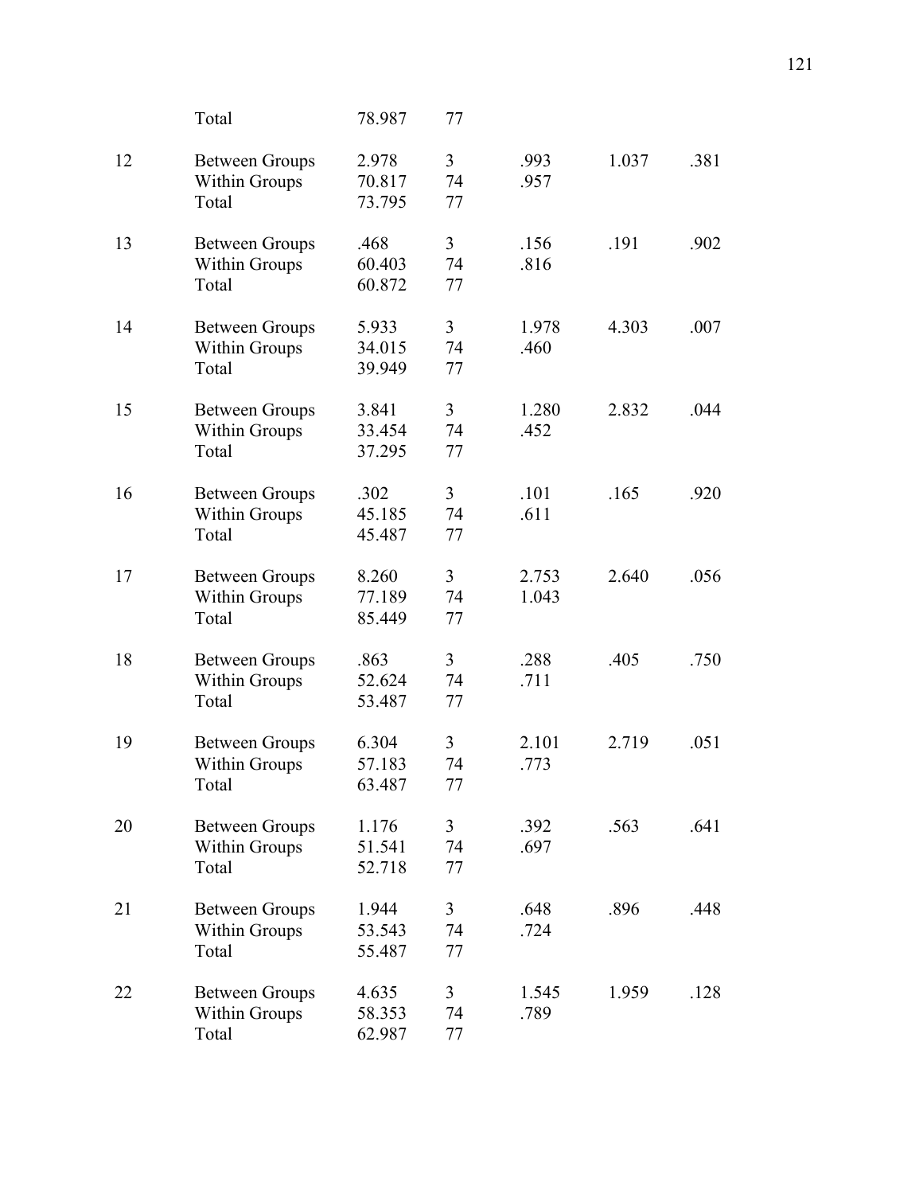| | | | | | | |
|---|---|---|---|---|---|---|
| | Total | 78.987 | 77 | | | |
| 12 | Between Groups | 2.978 | 3 | .993 | 1.037 | .381 |
| | Within Groups | 70.817 | 74 | .957 | | |
| | Total | 73.795 | 77 | | | |
| 13 | Between Groups | .468 | 3 | .156 | .191 | .902 |
| | Within Groups | 60.403 | 74 | .816 | | |
| | Total | 60.872 | 77 | | | |
| 14 | Between Groups | 5.933 | 3 | 1.978 | 4.303 | .007 |
| | Within Groups | 34.015 | 74 | .460 | | |
| | Total | 39.949 | 77 | | | |
| 15 | Between Groups | 3.841 | 3 | 1.280 | 2.832 | .044 |
| | Within Groups | 33.454 | 74 | .452 | | |
| | Total | 37.295 | 77 | | | |
| 16 | Between Groups | .302 | 3 | .101 | .165 | .920 |
| | Within Groups | 45.185 | 74 | .611 | | |
| | Total | 45.487 | 77 | | | |
| 17 | Between Groups | 8.260 | 3 | 2.753 | 2.640 | .056 |
| | Within Groups | 77.189 | 74 | 1.043 | | |
| | Total | 85.449 | 77 | | | |
| 18 | Between Groups | .863 | 3 | .288 | .405 | .750 |
| | Within Groups | 52.624 | 74 | .711 | | |
| | Total | 53.487 | 77 | | | |
| 19 | Between Groups | 6.304 | 3 | 2.101 | 2.719 | .051 |
| | Within Groups | 57.183 | 74 | .773 | | |
| | Total | 63.487 | 77 | | | |
| 20 | Between Groups | 1.176 | 3 | .392 | .563 | .641 |
| | Within Groups | 51.541 | 74 | .697 | | |
| | Total | 52.718 | 77 | | | |
| 21 | Between Groups | 1.944 | 3 | .648 | .896 | .448 |
| | Within Groups | 53.543 | 74 | .724 | | |
| | Total | 55.487 | 77 | | | |
| 22 | Between Groups | 4.635 | 3 | 1.545 | 1.959 | .128 |
| | Within Groups | 58.353 | 74 | .789 | | |
| | Total | 62.987 | 77 | | | |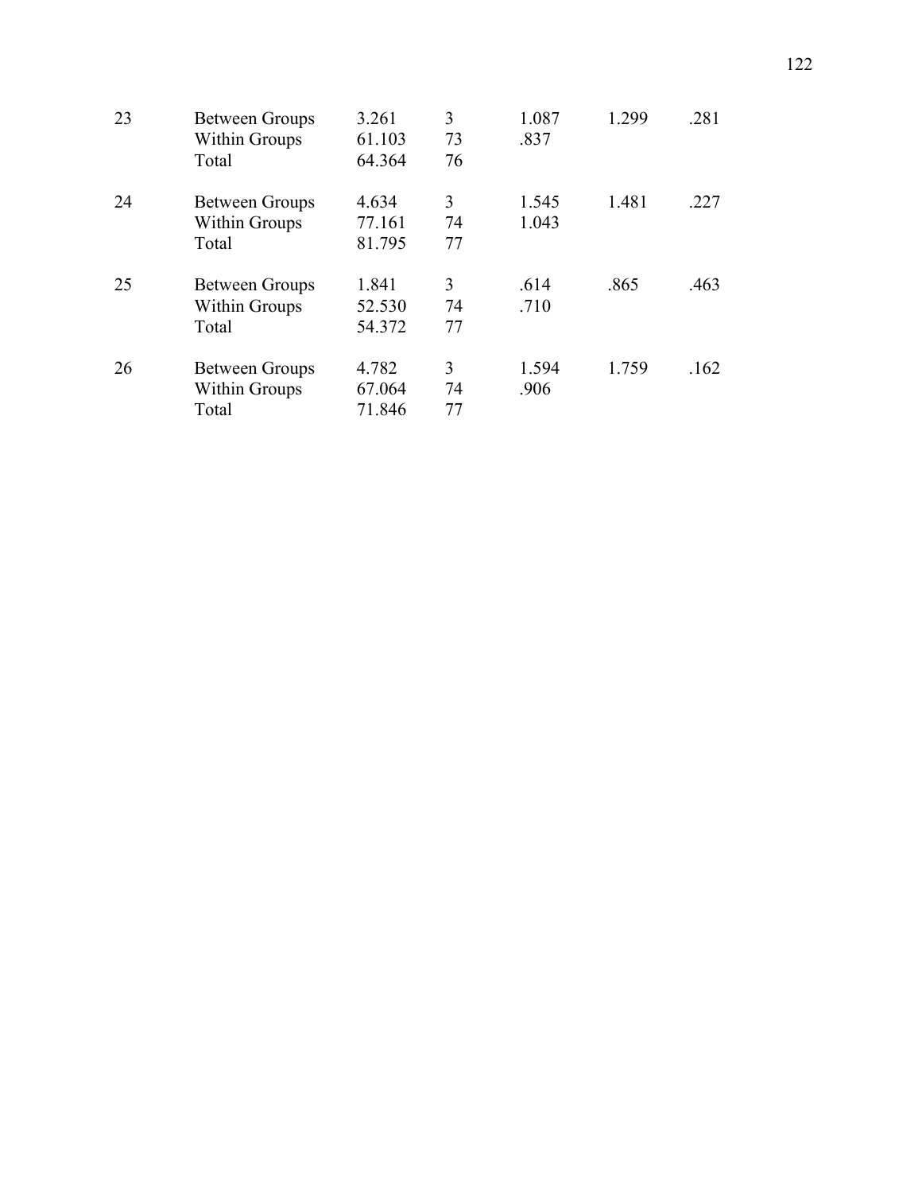| | | | | | | |
|---|---|---|---|---|---|---|
| 23 | Between Groups | 3.261 | 3 | 1.087 | 1.299 | .281 |
| | Within Groups | 61.103 | 73 | .837 | | |
| | Total | 64.364 | 76 | | | |
| 24 | Between Groups | 4.634 | 3 | 1.545 | 1.481 | .227 |
| | Within Groups | 77.161 | 74 | 1.043 | | |
| | Total | 81.795 | 77 | | | |
| 25 | Between Groups | 1.841 | 3 | .614 | .865 | .463 |
| | Within Groups | 52.530 | 74 | .710 | | |
| | Total | 54.372 | 77 | | | |
| 26 | Between Groups | 4.782 | 3 | 1.594 | 1.759 | .162 |
| | Within Groups | 67.064 | 74 | .906 | | |
| | Total | 71.846 | 77 | | | |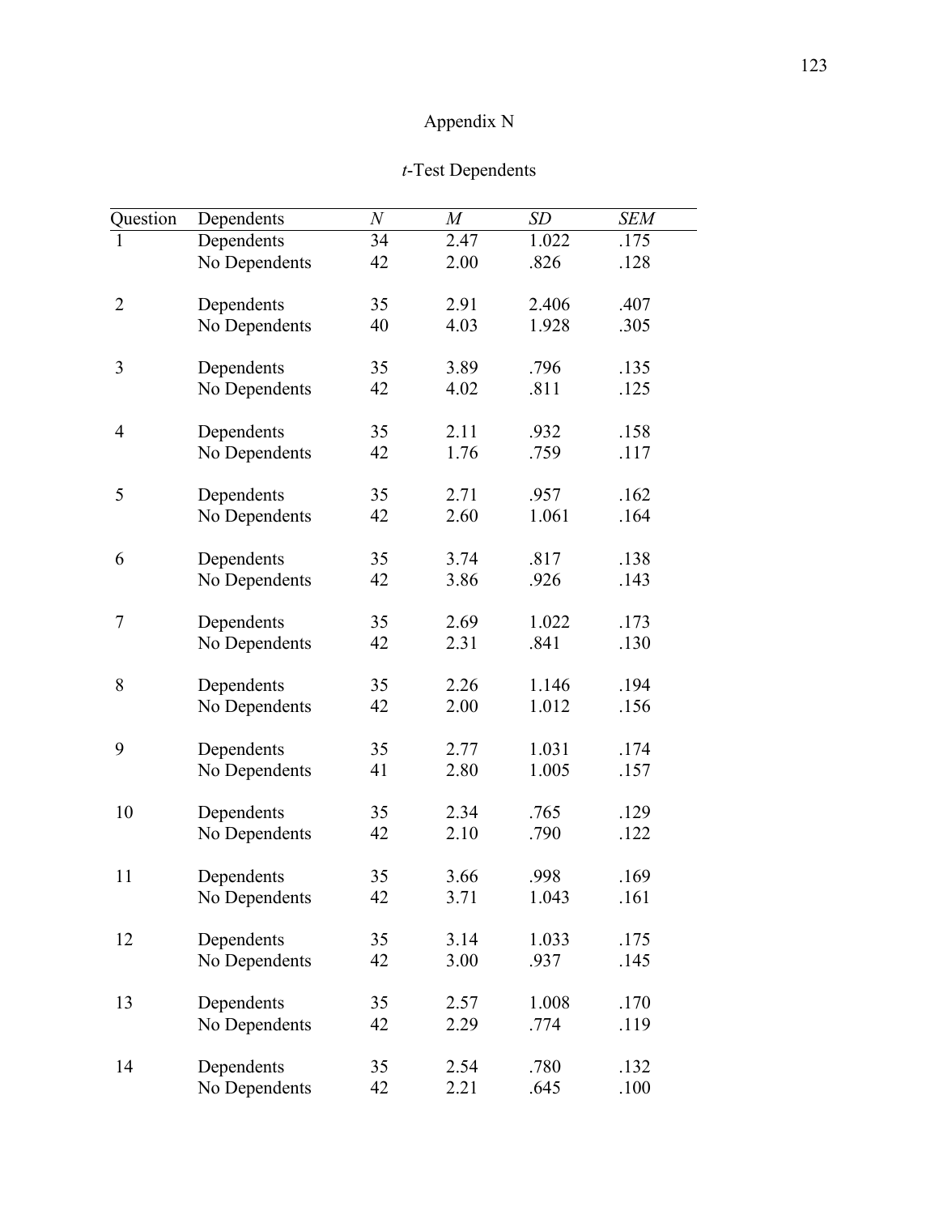# Appendix N

## *t*-Test Dependents

| Question | Dependents | *N* | *M* | *SD* | *SEM* |
|---|---|---|---|---|---|
| 1 | Dependents | 34 | 2.47 | 1.022 | .175 |
| | No Dependents | 42 | 2.00 | .826 | .128 |
| 2 | Dependents | 35 | 2.91 | 2.406 | .407 |
| | No Dependents | 40 | 4.03 | 1.928 | .305 |
| 3 | Dependents | 35 | 3.89 | .796 | .135 |
| | No Dependents | 42 | 4.02 | .811 | .125 |
| 4 | Dependents | 35 | 2.11 | .932 | .158 |
| | No Dependents | 42 | 1.76 | .759 | .117 |
| 5 | Dependents | 35 | 2.71 | .957 | .162 |
| | No Dependents | 42 | 2.60 | 1.061 | .164 |
| 6 | Dependents | 35 | 3.74 | .817 | .138 |
| | No Dependents | 42 | 3.86 | .926 | .143 |
| 7 | Dependents | 35 | 2.69 | 1.022 | .173 |
| | No Dependents | 42 | 2.31 | .841 | .130 |
| 8 | Dependents | 35 | 2.26 | 1.146 | .194 |
| | No Dependents | 42 | 2.00 | 1.012 | .156 |
| 9 | Dependents | 35 | 2.77 | 1.031 | .174 |
| | No Dependents | 41 | 2.80 | 1.005 | .157 |
| 10 | Dependents | 35 | 2.34 | .765 | .129 |
| | No Dependents | 42 | 2.10 | .790 | .122 |
| 11 | Dependents | 35 | 3.66 | .998 | .169 |
| | No Dependents | 42 | 3.71 | 1.043 | .161 |
| 12 | Dependents | 35 | 3.14 | 1.033 | .175 |
| | No Dependents | 42 | 3.00 | .937 | .145 |
| 13 | Dependents | 35 | 2.57 | 1.008 | .170 |
| | No Dependents | 42 | 2.29 | .774 | .119 |
| 14 | Dependents | 35 | 2.54 | .780 | .132 |
| | No Dependents | 42 | 2.21 | .645 | .100 |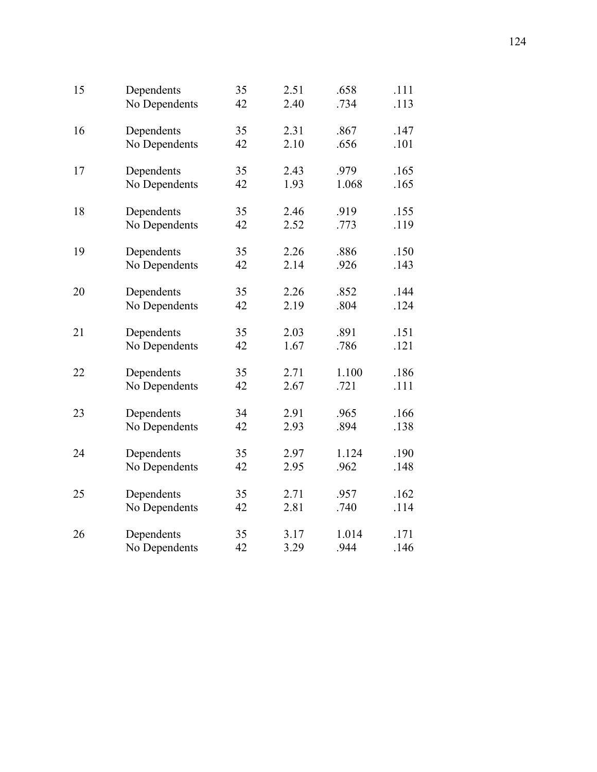| | | | | | |
|---|---|---|---|---|---|
| 15 | Dependents | 35 | 2.51 | .658 | .111 |
| | No Dependents | 42 | 2.40 | .734 | .113 |
| 16 | Dependents | 35 | 2.31 | .867 | .147 |
| | No Dependents | 42 | 2.10 | .656 | .101 |
| 17 | Dependents | 35 | 2.43 | .979 | .165 |
| | No Dependents | 42 | 1.93 | 1.068 | .165 |
| 18 | Dependents | 35 | 2.46 | .919 | .155 |
| | No Dependents | 42 | 2.52 | .773 | .119 |
| 19 | Dependents | 35 | 2.26 | .886 | .150 |
| | No Dependents | 42 | 2.14 | .926 | .143 |
| 20 | Dependents | 35 | 2.26 | .852 | .144 |
| | No Dependents | 42 | 2.19 | .804 | .124 |
| 21 | Dependents | 35 | 2.03 | .891 | .151 |
| | No Dependents | 42 | 1.67 | .786 | .121 |
| 22 | Dependents | 35 | 2.71 | 1.100 | .186 |
| | No Dependents | 42 | 2.67 | .721 | .111 |
| 23 | Dependents | 34 | 2.91 | .965 | .166 |
| | No Dependents | 42 | 2.93 | .894 | .138 |
| 24 | Dependents | 35 | 2.97 | 1.124 | .190 |
| | No Dependents | 42 | 2.95 | .962 | .148 |
| 25 | Dependents | 35 | 2.71 | .957 | .162 |
| | No Dependents | 42 | 2.81 | .740 | .114 |
| 26 | Dependents | 35 | 3.17 | 1.014 | .171 |
| | No Dependents | 42 | 3.29 | .944 | .146 |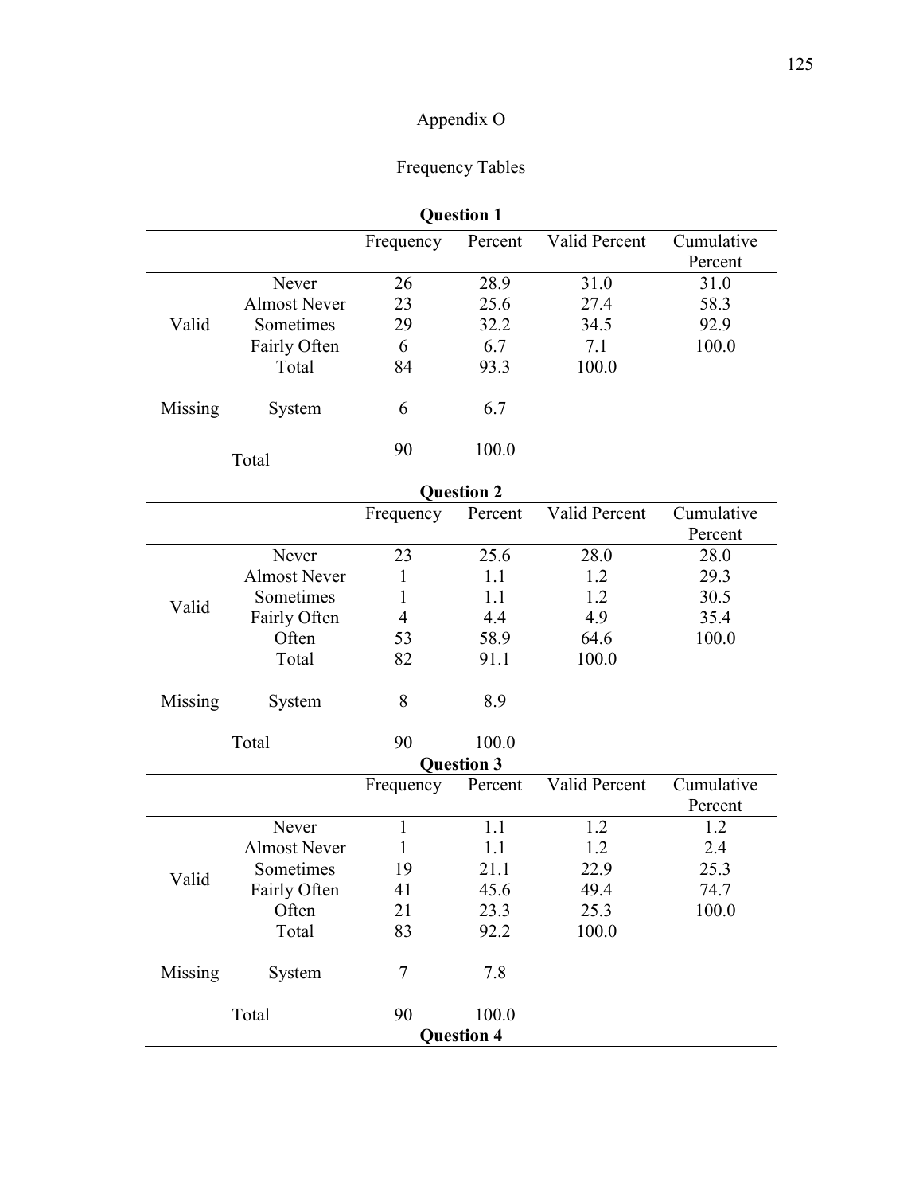# Appendix O

## Frequency Tables

**Question 1**

| | | Frequency | Percent | Valid Percent | Cumulative Percent |
|---|---|---|---|---|---|
| Valid | Never | 26 | 28.9 | 31.0 | 31.0 |
| | Almost Never | 23 | 25.6 | 27.4 | 58.3 |
| | Sometimes | 29 | 32.2 | 34.5 | 92.9 |
| | Fairly Often | 6 | 6.7 | 7.1 | 100.0 |
| | Total | 84 | 93.3 | 100.0 | |
| Missing | System | 6 | 6.7 | | |
| Total | | 90 | 100.0 | | |

**Question 2**

| | | Frequency | Percent | Valid Percent | Cumulative Percent |
|---|---|---|---|---|---|
| Valid | Never | 23 | 25.6 | 28.0 | 28.0 |
| | Almost Never | 1 | 1.1 | 1.2 | 29.3 |
| | Sometimes | 1 | 1.1 | 1.2 | 30.5 |
| | Fairly Often | 4 | 4.4 | 4.9 | 35.4 |
| | Often | 53 | 58.9 | 64.6 | 100.0 |
| | Total | 82 | 91.1 | 100.0 | |
| Missing | System | 8 | 8.9 | | |
| Total | | 90 | 100.0 | | |

**Question 3**

| | | Frequency | Percent | Valid Percent | Cumulative Percent |
|---|---|---|---|---|---|
| Valid | Never | 1 | 1.1 | 1.2 | 1.2 |
| | Almost Never | 1 | 1.1 | 1.2 | 2.4 |
| | Sometimes | 19 | 21.1 | 22.9 | 25.3 |
| | Fairly Often | 41 | 45.6 | 49.4 | 74.7 |
| | Often | 21 | 23.3 | 25.3 | 100.0 |
| | Total | 83 | 92.2 | 100.0 | |
| Missing | System | 7 | 7.8 | | |
| Total | | 90 | 100.0 | | |

**Question 4**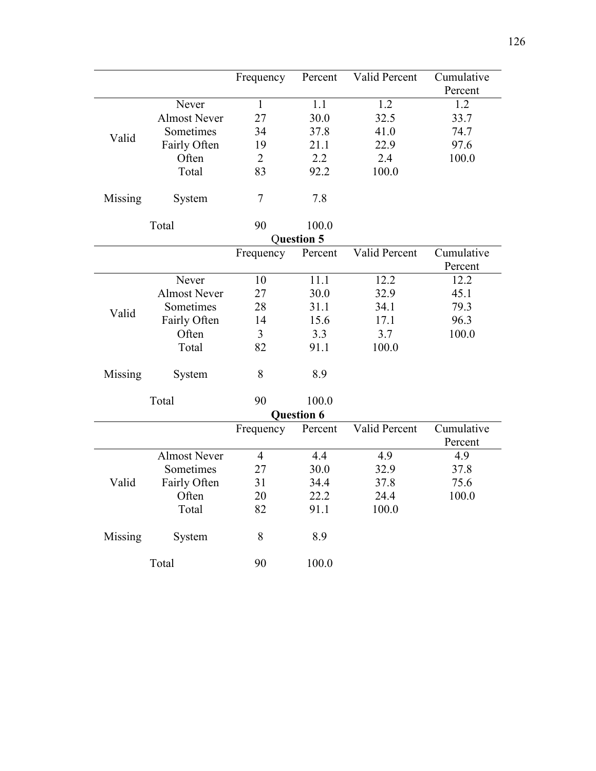| | | Frequency | Percent | Valid Percent | Cumulative Percent |
|---|---|---|---|---|---|
| Valid | Never | 1 | 1.1 | 1.2 | 1.2 |
| | Almost Never | 27 | 30.0 | 32.5 | 33.7 |
| | Sometimes | 34 | 37.8 | 41.0 | 74.7 |
| | Fairly Often | 19 | 21.1 | 22.9 | 97.6 |
| | Often | 2 | 2.2 | 2.4 | 100.0 |
| | Total | 83 | 92.2 | 100.0 | |
| Missing | System | 7 | 7.8 | | |
| Total | | 90 | 100.0 | | |

**Question 5**

| | | Frequency | Percent | Valid Percent | Cumulative Percent |
|---|---|---|---|---|---|
| Valid | Never | 10 | 11.1 | 12.2 | 12.2 |
| | Almost Never | 27 | 30.0 | 32.9 | 45.1 |
| | Sometimes | 28 | 31.1 | 34.1 | 79.3 |
| | Fairly Often | 14 | 15.6 | 17.1 | 96.3 |
| | Often | 3 | 3.3 | 3.7 | 100.0 |
| | Total | 82 | 91.1 | 100.0 | |
| Missing | System | 8 | 8.9 | | |
| Total | | 90 | 100.0 | | |

**Question 6**

| | | Frequency | Percent | Valid Percent | Cumulative Percent |
|---|---|---|---|---|---|
| Valid | Almost Never | 4 | 4.4 | 4.9 | 4.9 |
| | Sometimes | 27 | 30.0 | 32.9 | 37.8 |
| | Fairly Often | 31 | 34.4 | 37.8 | 75.6 |
| | Often | 20 | 22.2 | 24.4 | 100.0 |
| | Total | 82 | 91.1 | 100.0 | |
| Missing | System | 8 | 8.9 | | |
| Total | | 90 | 100.0 | | |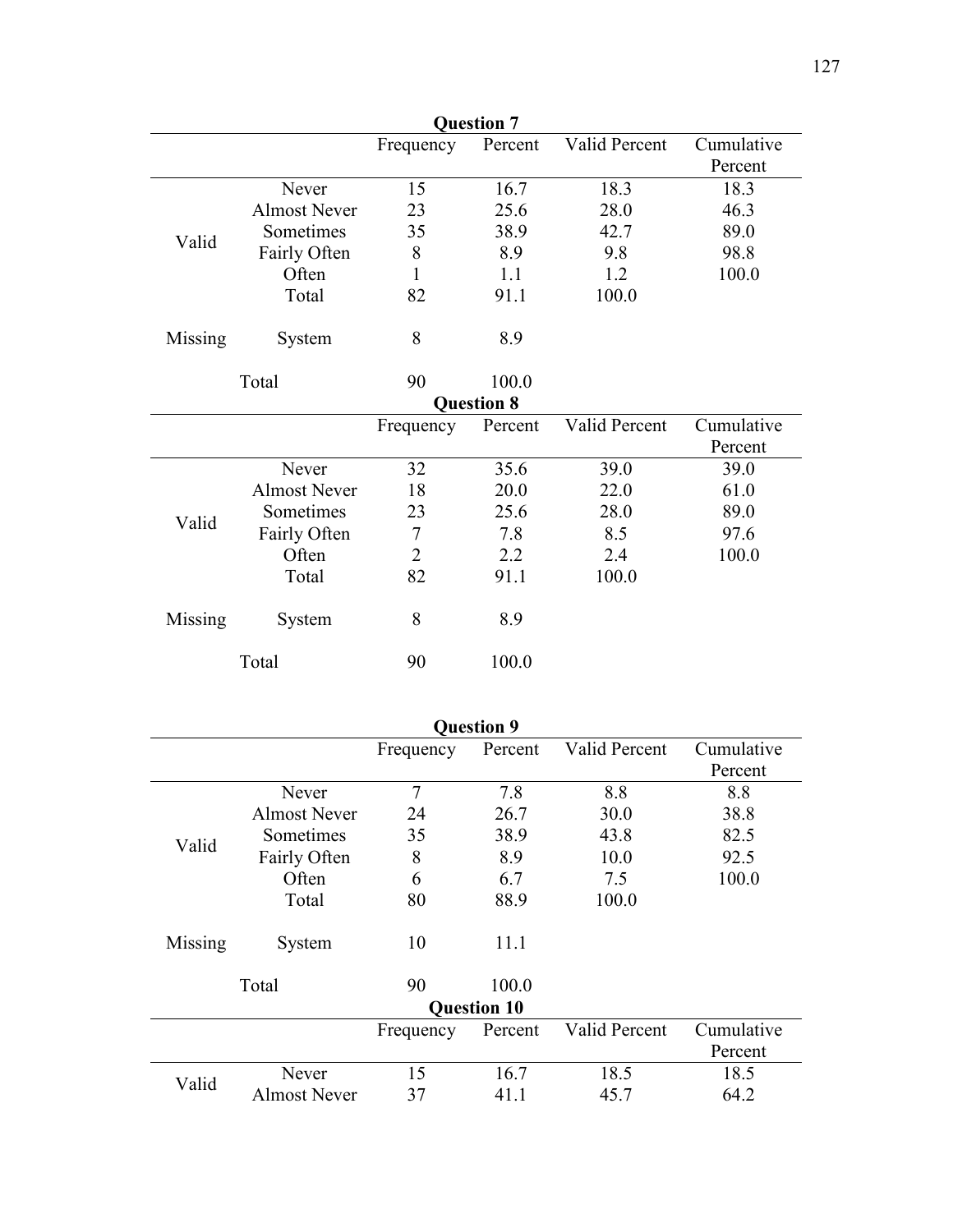**Question 7**

| | | Frequency | Percent | Valid Percent | Cumulative Percent |
|---|---|---|---|---|---|
| Valid | Never | 15 | 16.7 | 18.3 | 18.3 |
| | Almost Never | 23 | 25.6 | 28.0 | 46.3 |
| | Sometimes | 35 | 38.9 | 42.7 | 89.0 |
| | Fairly Often | 8 | 8.9 | 9.8 | 98.8 |
| | Often | 1 | 1.1 | 1.2 | 100.0 |
| | Total | 82 | 91.1 | 100.0 | |
| Missing | System | 8 | 8.9 | | |
| Total | | 90 | 100.0 | | |

**Question 8**

| | | Frequency | Percent | Valid Percent | Cumulative Percent |
|---|---|---|---|---|---|
| Valid | Never | 32 | 35.6 | 39.0 | 39.0 |
| | Almost Never | 18 | 20.0 | 22.0 | 61.0 |
| | Sometimes | 23 | 25.6 | 28.0 | 89.0 |
| | Fairly Often | 7 | 7.8 | 8.5 | 97.6 |
| | Often | 2 | 2.2 | 2.4 | 100.0 |
| | Total | 82 | 91.1 | 100.0 | |
| Missing | System | 8 | 8.9 | | |
| Total | | 90 | 100.0 | | |

**Question 9**

| | | Frequency | Percent | Valid Percent | Cumulative Percent |
|---|---|---|---|---|---|
| Valid | Never | 7 | 7.8 | 8.8 | 8.8 |
| | Almost Never | 24 | 26.7 | 30.0 | 38.8 |
| | Sometimes | 35 | 38.9 | 43.8 | 82.5 |
| | Fairly Often | 8 | 8.9 | 10.0 | 92.5 |
| | Often | 6 | 6.7 | 7.5 | 100.0 |
| | Total | 80 | 88.9 | 100.0 | |
| Missing | System | 10 | 11.1 | | |
| Total | | 90 | 100.0 | | |

**Question 10**

| | | Frequency | Percent | Valid Percent | Cumulative Percent |
|---|---|---|---|---|---|
| Valid | Never | 15 | 16.7 | 18.5 | 18.5 |
| | Almost Never | 37 | 41.1 | 45.7 | 64.2 |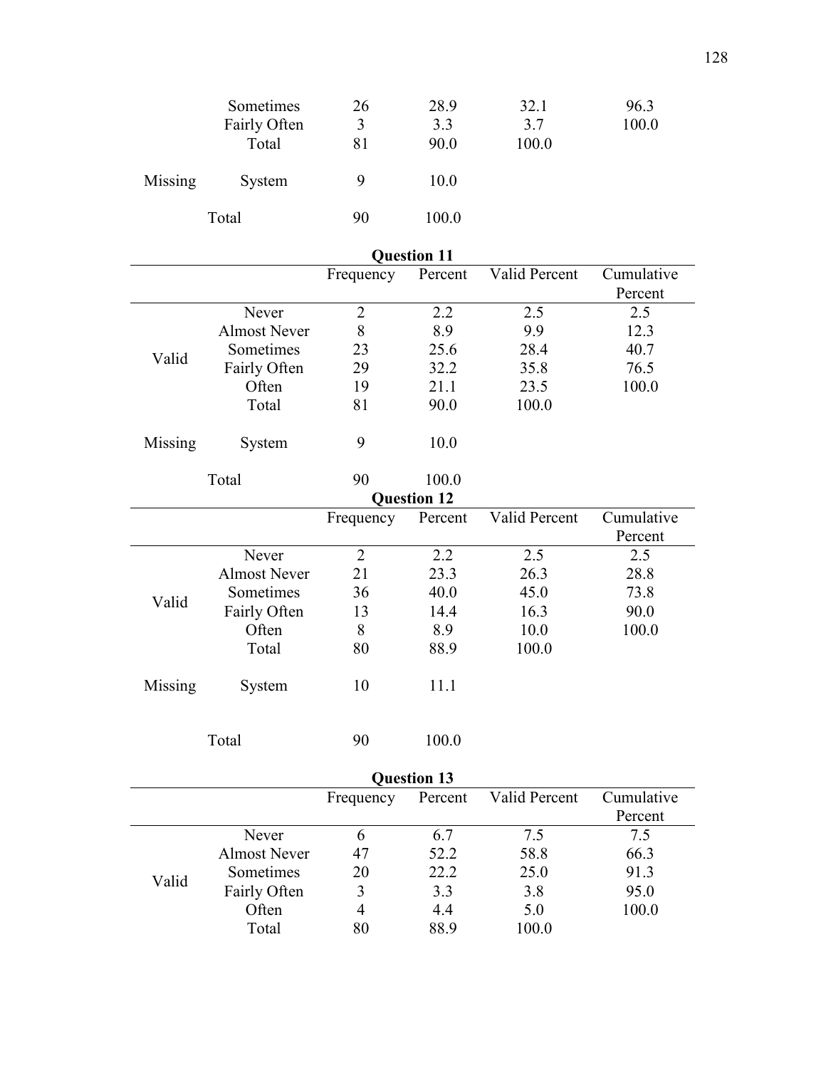| | | Frequency | Percent | Valid Percent | Cumulative Percent |
|---|---|---|---|---|---|
| | Sometimes | 26 | 28.9 | 32.1 | 96.3 |
| | Fairly Often | 3 | 3.3 | 3.7 | 100.0 |
| | Total | 81 | 90.0 | 100.0 | |
| Missing | System | 9 | 10.0 | | |
| Total | | 90 | 100.0 | | |

**Question 11**

| | | Frequency | Percent | Valid Percent | Cumulative Percent |
|---|---|---|---|---|---|
| Valid | Never | 2 | 2.2 | 2.5 | 2.5 |
| | Almost Never | 8 | 8.9 | 9.9 | 12.3 |
| | Sometimes | 23 | 25.6 | 28.4 | 40.7 |
| | Fairly Often | 29 | 32.2 | 35.8 | 76.5 |
| | Often | 19 | 21.1 | 23.5 | 100.0 |
| | Total | 81 | 90.0 | 100.0 | |
| Missing | System | 9 | 10.0 | | |
| Total | | 90 | 100.0 | | |

**Question 12**

| | | Frequency | Percent | Valid Percent | Cumulative Percent |
|---|---|---|---|---|---|
| Valid | Never | 2 | 2.2 | 2.5 | 2.5 |
| | Almost Never | 21 | 23.3 | 26.3 | 28.8 |
| | Sometimes | 36 | 40.0 | 45.0 | 73.8 |
| | Fairly Often | 13 | 14.4 | 16.3 | 90.0 |
| | Often | 8 | 8.9 | 10.0 | 100.0 |
| | Total | 80 | 88.9 | 100.0 | |
| Missing | System | 10 | 11.1 | | |
| Total | | 90 | 100.0 | | |

**Question 13**

| | | Frequency | Percent | Valid Percent | Cumulative Percent |
|---|---|---|---|---|---|
| Valid | Never | 6 | 6.7 | 7.5 | 7.5 |
| | Almost Never | 47 | 52.2 | 58.8 | 66.3 |
| | Sometimes | 20 | 22.2 | 25.0 | 91.3 |
| | Fairly Often | 3 | 3.3 | 3.8 | 95.0 |
| | Often | 4 | 4.4 | 5.0 | 100.0 |
| | Total | 80 | 88.9 | 100.0 | |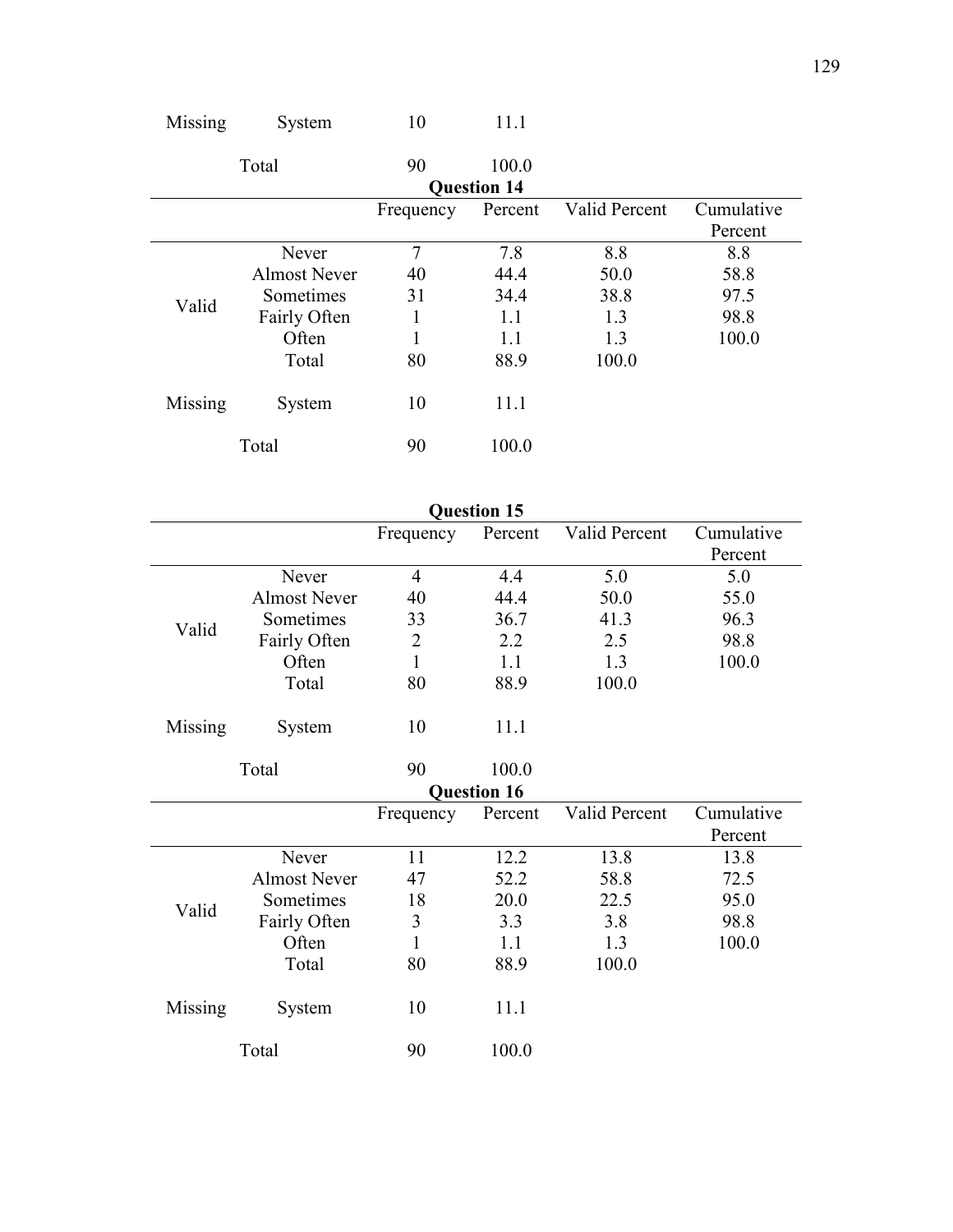|  |  | Frequency | Percent |  |  |
| --- | --- | --- | --- | --- | --- |
| Missing | System | 10 | 11.1 |  |  |
|  | Total | 90 | 100.0 |  |  |

**Question 14**

|  |  | Frequency | Percent | Valid Percent | Cumulative Percent |
| --- | --- | --- | --- | --- | --- |
| Valid | Never | 7 | 7.8 | 8.8 | 8.8 |
|  | Almost Never | 40 | 44.4 | 50.0 | 58.8 |
|  | Sometimes | 31 | 34.4 | 38.8 | 97.5 |
|  | Fairly Often | 1 | 1.1 | 1.3 | 98.8 |
|  | Often | 1 | 1.1 | 1.3 | 100.0 |
|  | Total | 80 | 88.9 | 100.0 |  |
| Missing | System | 10 | 11.1 |  |  |
|  | Total | 90 | 100.0 |  |  |

**Question 15**

|  |  | Frequency | Percent | Valid Percent | Cumulative Percent |
| --- | --- | --- | --- | --- | --- |
| Valid | Never | 4 | 4.4 | 5.0 | 5.0 |
|  | Almost Never | 40 | 44.4 | 50.0 | 55.0 |
|  | Sometimes | 33 | 36.7 | 41.3 | 96.3 |
|  | Fairly Often | 2 | 2.2 | 2.5 | 98.8 |
|  | Often | 1 | 1.1 | 1.3 | 100.0 |
|  | Total | 80 | 88.9 | 100.0 |  |
| Missing | System | 10 | 11.1 |  |  |
|  | Total | 90 | 100.0 |  |  |

**Question 16**

|  |  | Frequency | Percent | Valid Percent | Cumulative Percent |
| --- | --- | --- | --- | --- | --- |
| Valid | Never | 11 | 12.2 | 13.8 | 13.8 |
|  | Almost Never | 47 | 52.2 | 58.8 | 72.5 |
|  | Sometimes | 18 | 20.0 | 22.5 | 95.0 |
|  | Fairly Often | 3 | 3.3 | 3.8 | 98.8 |
|  | Often | 1 | 1.1 | 1.3 | 100.0 |
|  | Total | 80 | 88.9 | 100.0 |  |
| Missing | System | 10 | 11.1 |  |  |
|  | Total | 90 | 100.0 |  |  |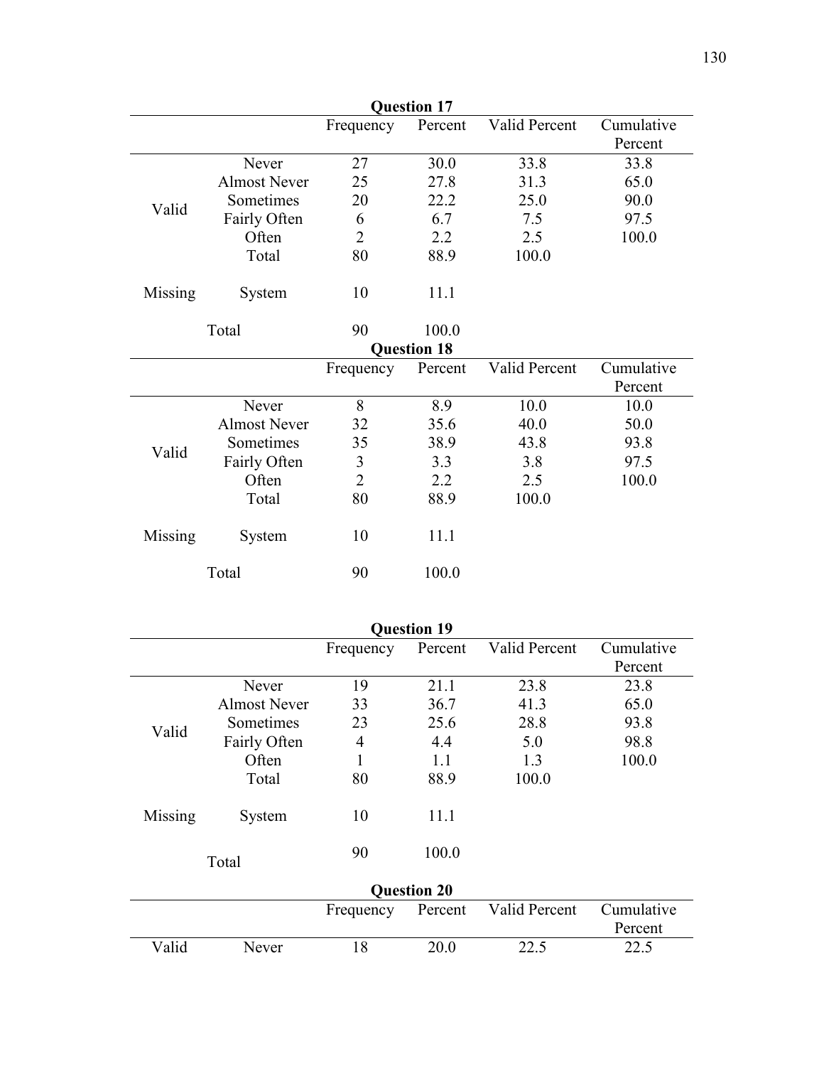**Question 17**

| | | Frequency | Percent | Valid Percent | Cumulative Percent |
|---|---|---|---|---|---|
| Valid | Never | 27 | 30.0 | 33.8 | 33.8 |
| | Almost Never | 25 | 27.8 | 31.3 | 65.0 |
| | Sometimes | 20 | 22.2 | 25.0 | 90.0 |
| | Fairly Often | 6 | 6.7 | 7.5 | 97.5 |
| | Often | 2 | 2.2 | 2.5 | 100.0 |
| | Total | 80 | 88.9 | 100.0 | |
| Missing | System | 10 | 11.1 | | |
| Total | | 90 | 100.0 | | |

**Question 18**

| | | Frequency | Percent | Valid Percent | Cumulative Percent |
|---|---|---|---|---|---|
| Valid | Never | 8 | 8.9 | 10.0 | 10.0 |
| | Almost Never | 32 | 35.6 | 40.0 | 50.0 |
| | Sometimes | 35 | 38.9 | 43.8 | 93.8 |
| | Fairly Often | 3 | 3.3 | 3.8 | 97.5 |
| | Often | 2 | 2.2 | 2.5 | 100.0 |
| | Total | 80 | 88.9 | 100.0 | |
| Missing | System | 10 | 11.1 | | |
| Total | | 90 | 100.0 | | |

**Question 19**

| | | Frequency | Percent | Valid Percent | Cumulative Percent |
|---|---|---|---|---|---|
| Valid | Never | 19 | 21.1 | 23.8 | 23.8 |
| | Almost Never | 33 | 36.7 | 41.3 | 65.0 |
| | Sometimes | 23 | 25.6 | 28.8 | 93.8 |
| | Fairly Often | 4 | 4.4 | 5.0 | 98.8 |
| | Often | 1 | 1.1 | 1.3 | 100.0 |
| | Total | 80 | 88.9 | 100.0 | |
| Missing | System | 10 | 11.1 | | |
| Total | | 90 | 100.0 | | |

**Question 20**

| | | Frequency | Percent | Valid Percent | Cumulative Percent |
|---|---|---|---|---|---|
| Valid | Never | 18 | 20.0 | 22.5 | 22.5 |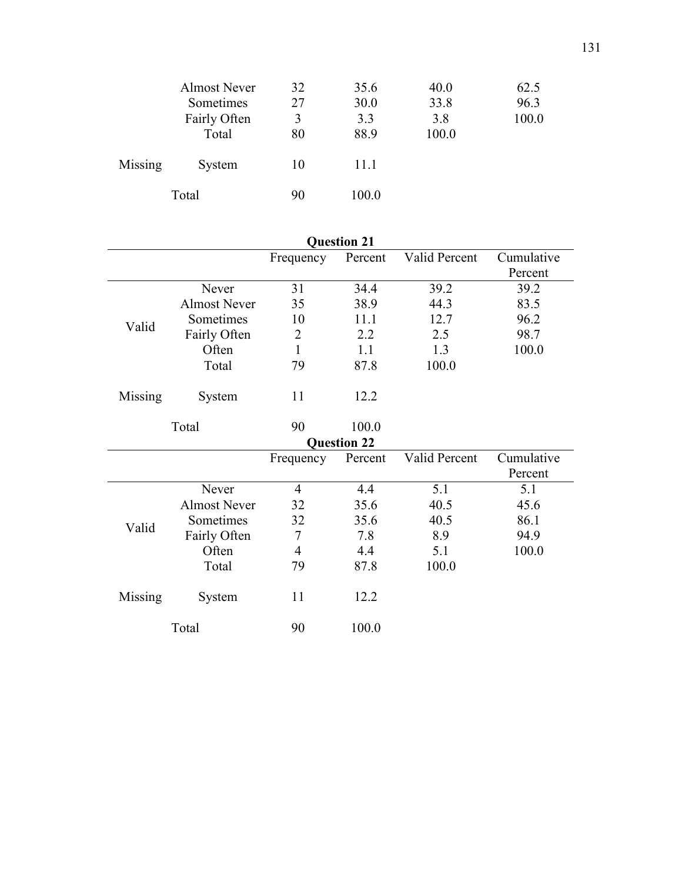| | | Frequency | Percent | Valid Percent | Cumulative Percent |
|---|---|---|---|---|---|
| | Almost Never | 32 | 35.6 | 40.0 | 62.5 |
| | Sometimes | 27 | 30.0 | 33.8 | 96.3 |
| | Fairly Often | 3 | 3.3 | 3.8 | 100.0 |
| | Total | 80 | 88.9 | 100.0 | |
| Missing | System | 10 | 11.1 | | |
| Total | | 90 | 100.0 | | |

**Question 21**

| | | Frequency | Percent | Valid Percent | Cumulative Percent |
|---|---|---|---|---|---|
| Valid | Never | 31 | 34.4 | 39.2 | 39.2 |
| | Almost Never | 35 | 38.9 | 44.3 | 83.5 |
| | Sometimes | 10 | 11.1 | 12.7 | 96.2 |
| | Fairly Often | 2 | 2.2 | 2.5 | 98.7 |
| | Often | 1 | 1.1 | 1.3 | 100.0 |
| | Total | 79 | 87.8 | 100.0 | |
| Missing | System | 11 | 12.2 | | |
| Total | | 90 | 100.0 | | |

**Question 22**

| | | Frequency | Percent | Valid Percent | Cumulative Percent |
|---|---|---|---|---|---|
| Valid | Never | 4 | 4.4 | 5.1 | 5.1 |
| | Almost Never | 32 | 35.6 | 40.5 | 45.6 |
| | Sometimes | 32 | 35.6 | 40.5 | 86.1 |
| | Fairly Often | 7 | 7.8 | 8.9 | 94.9 |
| | Often | 4 | 4.4 | 5.1 | 100.0 |
| | Total | 79 | 87.8 | 100.0 | |
| Missing | System | 11 | 12.2 | | |
| Total | | 90 | 100.0 | | |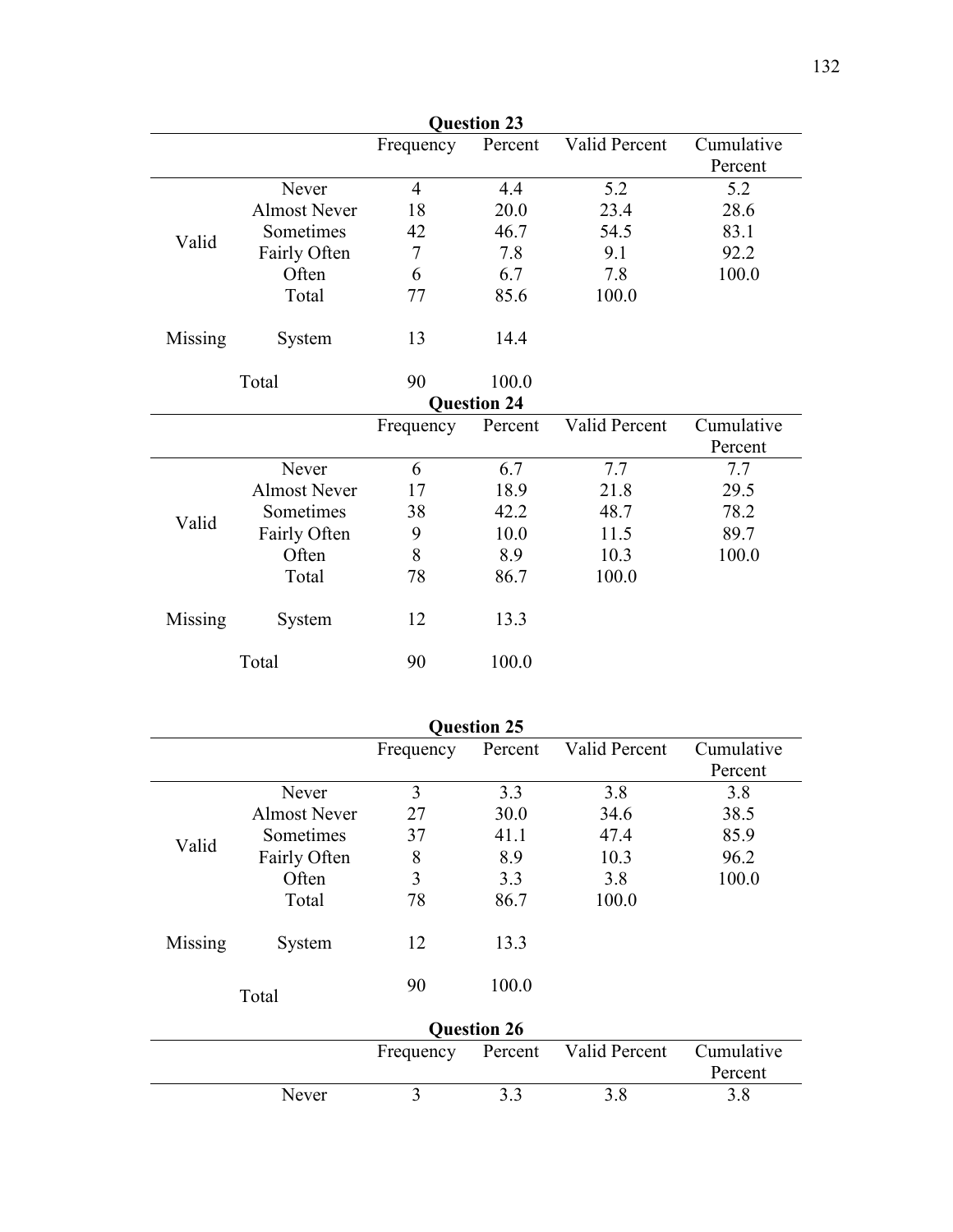**Question 23**

| | | Frequency | Percent | Valid Percent | Cumulative Percent |
|---|---|---|---|---|---|
| Valid | Never | 4 | 4.4 | 5.2 | 5.2 |
| | Almost Never | 18 | 20.0 | 23.4 | 28.6 |
| | Sometimes | 42 | 46.7 | 54.5 | 83.1 |
| | Fairly Often | 7 | 7.8 | 9.1 | 92.2 |
| | Often | 6 | 6.7 | 7.8 | 100.0 |
| | Total | 77 | 85.6 | 100.0 | |
| Missing | System | 13 | 14.4 | | |
| Total | | 90 | 100.0 | | |

**Question 24**

| | | Frequency | Percent | Valid Percent | Cumulative Percent |
|---|---|---|---|---|---|
| Valid | Never | 6 | 6.7 | 7.7 | 7.7 |
| | Almost Never | 17 | 18.9 | 21.8 | 29.5 |
| | Sometimes | 38 | 42.2 | 48.7 | 78.2 |
| | Fairly Often | 9 | 10.0 | 11.5 | 89.7 |
| | Often | 8 | 8.9 | 10.3 | 100.0 |
| | Total | 78 | 86.7 | 100.0 | |
| Missing | System | 12 | 13.3 | | |
| Total | | 90 | 100.0 | | |

**Question 25**

| | | Frequency | Percent | Valid Percent | Cumulative Percent |
|---|---|---|---|---|---|
| Valid | Never | 3 | 3.3 | 3.8 | 3.8 |
| | Almost Never | 27 | 30.0 | 34.6 | 38.5 |
| | Sometimes | 37 | 41.1 | 47.4 | 85.9 |
| | Fairly Often | 8 | 8.9 | 10.3 | 96.2 |
| | Often | 3 | 3.3 | 3.8 | 100.0 |
| | Total | 78 | 86.7 | 100.0 | |
| Missing | System | 12 | 13.3 | | |
| Total | | 90 | 100.0 | | |

**Question 26**

| | | Frequency | Percent | Valid Percent | Cumulative Percent |
|---|---|---|---|---|---|
| | Never | 3 | 3.3 | 3.8 | 3.8 |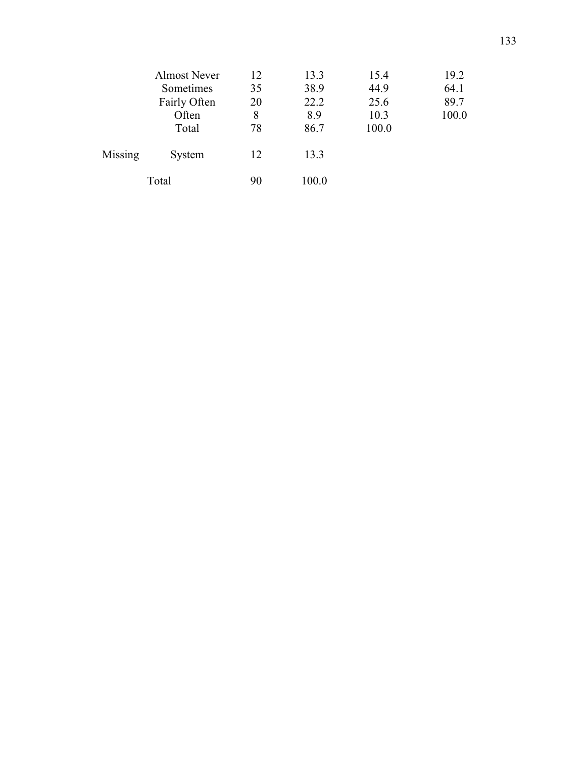| | | Frequency | Percent | Valid Percent | Cumulative Percent |
|---|---|---|---|---|---|
| | Almost Never | 12 | 13.3 | 15.4 | 19.2 |
| | Sometimes | 35 | 38.9 | 44.9 | 64.1 |
| | Fairly Often | 20 | 22.2 | 25.6 | 89.7 |
| | Often | 8 | 8.9 | 10.3 | 100.0 |
| | Total | 78 | 86.7 | 100.0 | |
| Missing | System | 12 | 13.3 | | |
| Total | | 90 | 100.0 | | |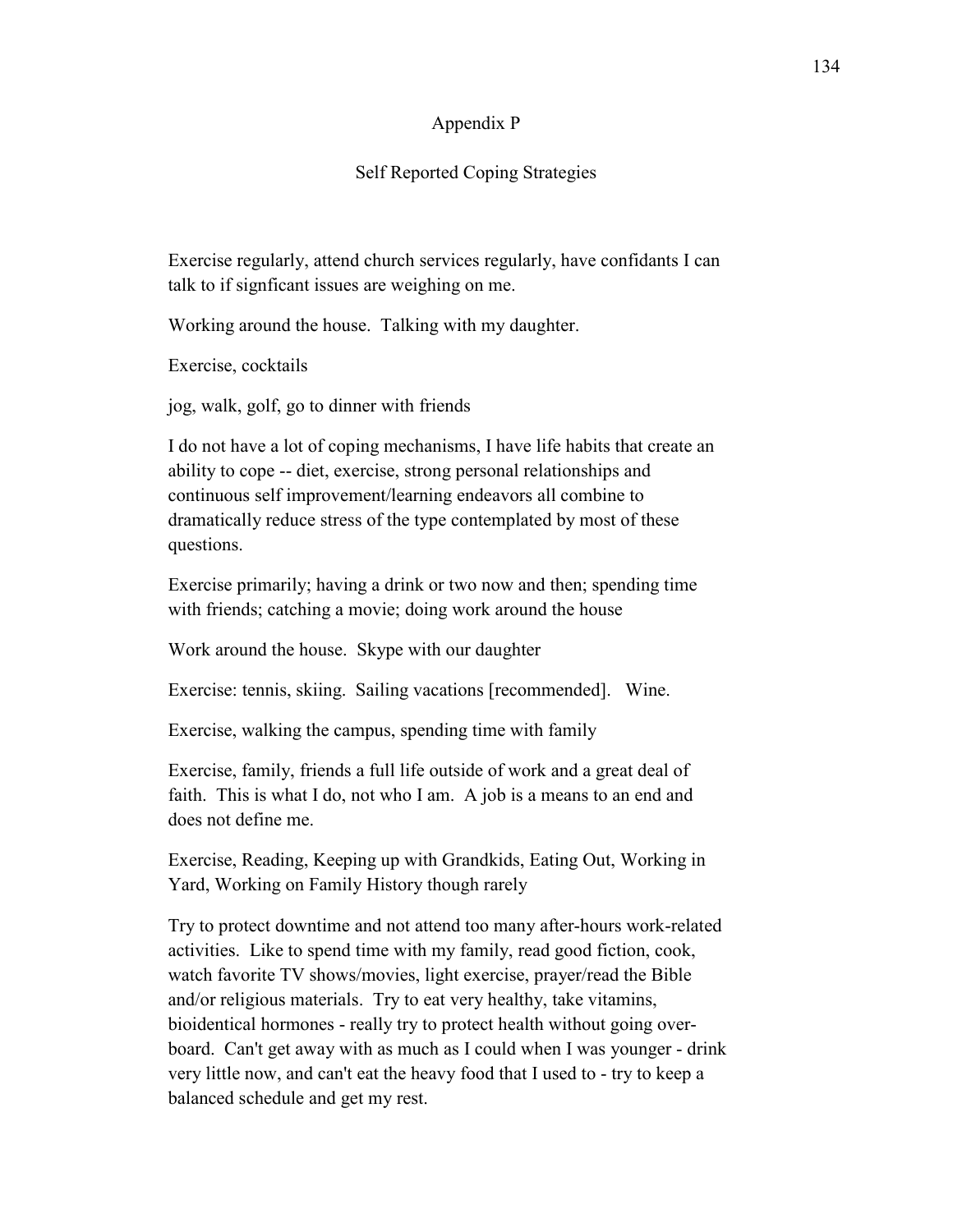# Appendix P

## Self Reported Coping Strategies

Exercise regularly, attend church services regularly, have confidants I can talk to if signficant issues are weighing on me.

Working around the house. Talking with my daughter.

Exercise, cocktails

jog, walk, golf, go to dinner with friends

I do not have a lot of coping mechanisms, I have life habits that create an ability to cope -- diet, exercise, strong personal relationships and continuous self improvement/learning endeavors all combine to dramatically reduce stress of the type contemplated by most of these questions.

Exercise primarily; having a drink or two now and then; spending time with friends; catching a movie; doing work around the house

Work around the house. Skype with our daughter

Exercise: tennis, skiing. Sailing vacations [recommended]. Wine.

Exercise, walking the campus, spending time with family

Exercise, family, friends a full life outside of work and a great deal of faith. This is what I do, not who I am. A job is a means to an end and does not define me.

Exercise, Reading, Keeping up with Grandkids, Eating Out, Working in Yard, Working on Family History though rarely

Try to protect downtime and not attend too many after-hours work-related activities. Like to spend time with my family, read good fiction, cook, watch favorite TV shows/movies, light exercise, prayer/read the Bible and/or religious materials. Try to eat very healthy, take vitamins, bioidentical hormones - really try to protect health without going over-board. Can't get away with as much as I could when I was younger - drink very little now, and can't eat the heavy food that I used to - try to keep a balanced schedule and get my rest.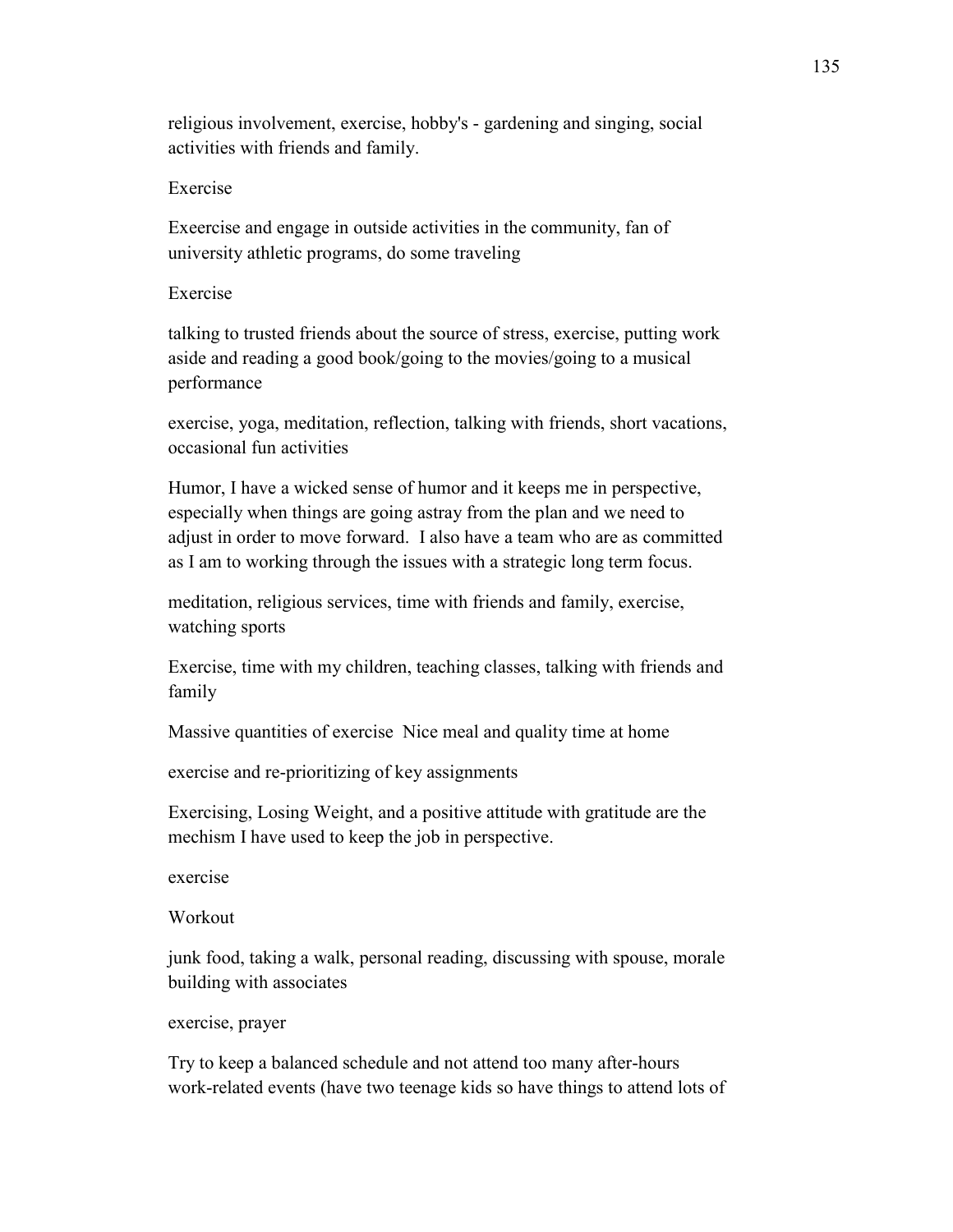religious involvement, exercise, hobby's - gardening and singing, social activities with friends and family.

Exercise

Exeercise and engage in outside activities in the community, fan of university athletic programs, do some traveling

Exercise

talking to trusted friends about the source of stress, exercise, putting work aside and reading a good book/going to the movies/going to a musical performance

exercise, yoga, meditation, reflection, talking with friends, short vacations, occasional fun activities

Humor, I have a wicked sense of humor and it keeps me in perspective, especially when things are going astray from the plan and we need to adjust in order to move forward. I also have a team who are as committed as I am to working through the issues with a strategic long term focus.

meditation, religious services, time with friends and family, exercise, watching sports

Exercise, time with my children, teaching classes, talking with friends and family

Massive quantities of exercise Nice meal and quality time at home

exercise and re-prioritizing of key assignments

Exercising, Losing Weight, and a positive attitude with gratitude are the mechism I have used to keep the job in perspective.

exercise

Workout

junk food, taking a walk, personal reading, discussing with spouse, morale building with associates

exercise, prayer

Try to keep a balanced schedule and not attend too many after-hours work-related events (have two teenage kids so have things to attend lots of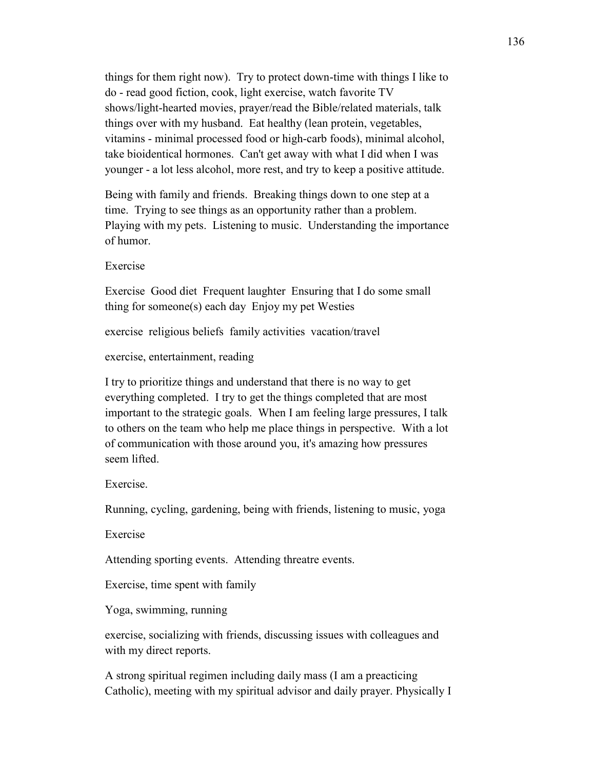things for them right now). Try to protect down-time with things I like to do - read good fiction, cook, light exercise, watch favorite TV shows/light-hearted movies, prayer/read the Bible/related materials, talk things over with my husband. Eat healthy (lean protein, vegetables, vitamins - minimal processed food or high-carb foods), minimal alcohol, take bioidentical hormones. Can't get away with what I did when I was younger - a lot less alcohol, more rest, and try to keep a positive attitude.

Being with family and friends. Breaking things down to one step at a time. Trying to see things as an opportunity rather than a problem. Playing with my pets. Listening to music. Understanding the importance of humor.

Exercise

Exercise Good diet Frequent laughter Ensuring that I do some small thing for someone(s) each day Enjoy my pet Westies

exercise religious beliefs family activities vacation/travel

exercise, entertainment, reading

I try to prioritize things and understand that there is no way to get everything completed. I try to get the things completed that are most important to the strategic goals. When I am feeling large pressures, I talk to others on the team who help me place things in perspective. With a lot of communication with those around you, it's amazing how pressures seem lifted.

Exercise.

Running, cycling, gardening, being with friends, listening to music, yoga

Exercise

Attending sporting events. Attending threatre events.

Exercise, time spent with family

Yoga, swimming, running

exercise, socializing with friends, discussing issues with colleagues and with my direct reports.

A strong spiritual regimen including daily mass (I am a preacticing Catholic), meeting with my spiritual advisor and daily prayer. Physically I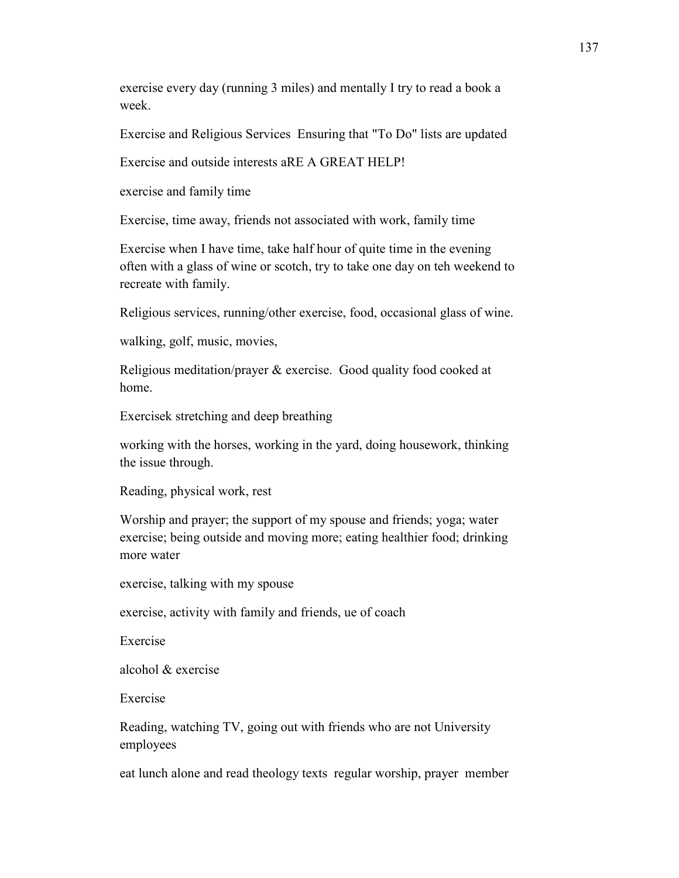exercise every day (running 3 miles) and mentally I try to read a book a week.

Exercise and Religious Services  Ensuring that "To Do" lists are updated

Exercise and outside interests aRE A GREAT HELP!

exercise and family time

Exercise, time away, friends not associated with work, family time

Exercise when I have time, take half hour of quite time in the evening often with a glass of wine or scotch, try to take one day on teh weekend to recreate with family.

Religious services, running/other exercise, food, occasional glass of wine.

walking, golf, music, movies,

Religious meditation/prayer & exercise.  Good quality food cooked at home.

Exercisek stretching and deep breathing

working with the horses, working in the yard, doing housework, thinking the issue through.

Reading, physical work, rest

Worship and prayer; the support of my spouse and friends; yoga; water exercise; being outside and moving more; eating healthier food; drinking more water

exercise, talking with my spouse

exercise, activity with family and friends, ue of coach

Exercise

alcohol & exercise

Exercise

Reading, watching TV, going out with friends who are not University employees

eat lunch alone and read theology texts  regular worship, prayer  member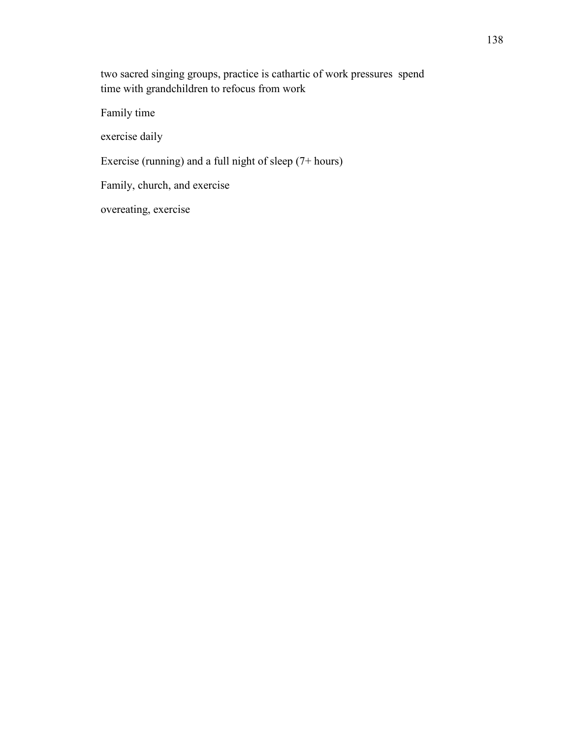two sacred singing groups, practice is cathartic of work pressures spend time with grandchildren to refocus from work

Family time

exercise daily

Exercise (running) and a full night of sleep (7+ hours)

Family, church, and exercise

overeating, exercise